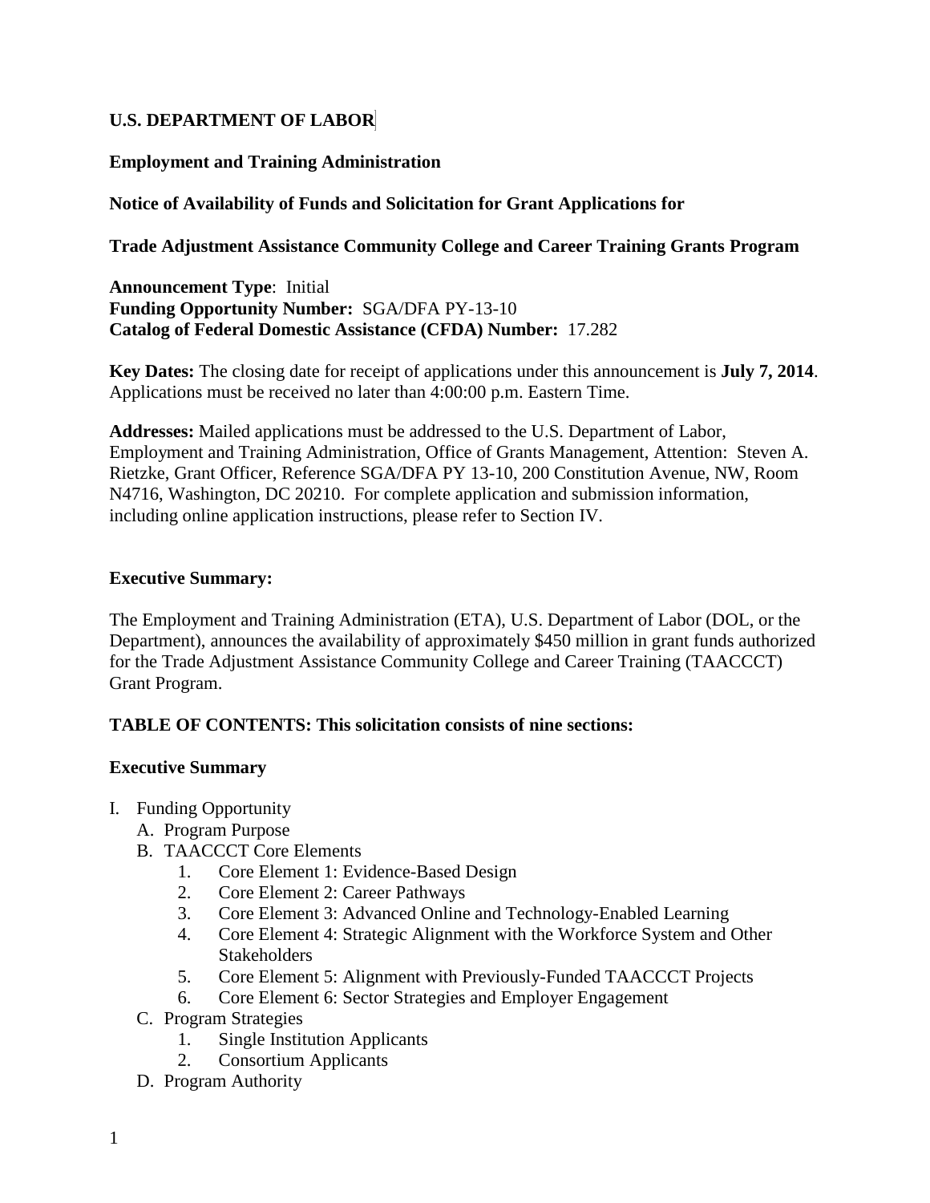**U.S. DEPARTMENT OF LABOR**

**Employment and Training Administration**

**Notice of Availability of Funds and Solicitation for Grant Applications for**

**Trade Adjustment Assistance Community College and Career Training Grants Program**

**Announcement Type**: Initial
**Funding Opportunity Number:** SGA/DFA PY-13-10
**Catalog of Federal Domestic Assistance (CFDA) Number:** 17.282

**Key Dates:** The closing date for receipt of applications under this announcement is **July 7, 2014**. Applications must be received no later than 4:00:00 p.m. Eastern Time.

**Addresses:** Mailed applications must be addressed to the U.S. Department of Labor, Employment and Training Administration, Office of Grants Management, Attention: Steven A. Rietzke, Grant Officer, Reference SGA/DFA PY 13-10, 200 Constitution Avenue, NW, Room N4716, Washington, DC 20210. For complete application and submission information, including online application instructions, please refer to Section IV.

**Executive Summary:**

The Employment and Training Administration (ETA), U.S. Department of Labor (DOL, or the Department), announces the availability of approximately $450 million in grant funds authorized for the Trade Adjustment Assistance Community College and Career Training (TAACCCT) Grant Program.

**TABLE OF CONTENTS: This solicitation consists of nine sections:**

**Executive Summary**

I. Funding Opportunity
   A. Program Purpose
   B. TAACCCT Core Elements
      1. Core Element 1: Evidence-Based Design
      2. Core Element 2: Career Pathways
      3. Core Element 3: Advanced Online and Technology-Enabled Learning
      4. Core Element 4: Strategic Alignment with the Workforce System and Other Stakeholders
      5. Core Element 5: Alignment with Previously-Funded TAACCCT Projects
      6. Core Element 6: Sector Strategies and Employer Engagement
   C. Program Strategies
      1. Single Institution Applicants
      2. Consortium Applicants
   D. Program Authority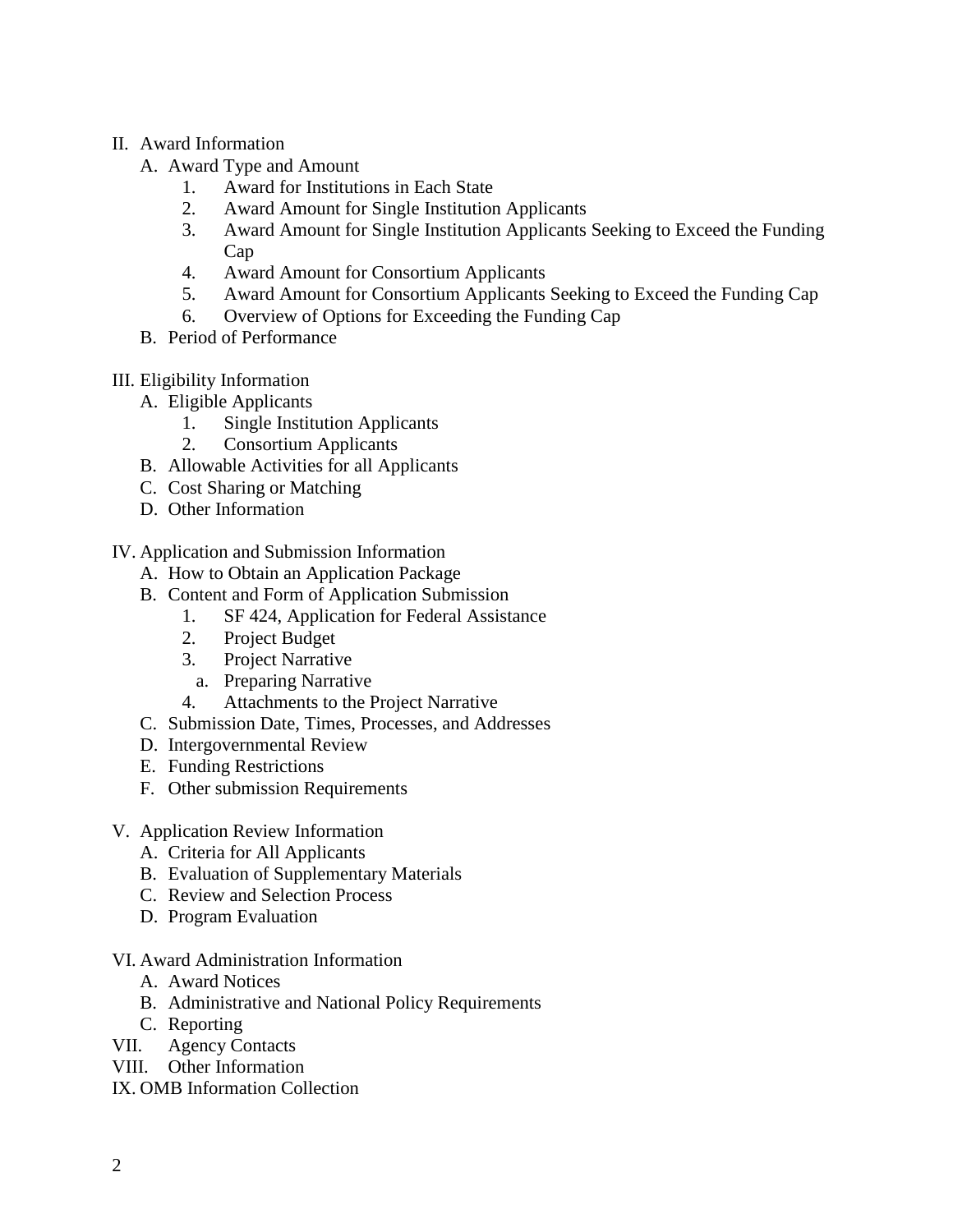- II. Award Information
  - A. Award Type and Amount
    1. Award for Institutions in Each State
    2. Award Amount for Single Institution Applicants
    3. Award Amount for Single Institution Applicants Seeking to Exceed the Funding Cap
    4. Award Amount for Consortium Applicants
    5. Award Amount for Consortium Applicants Seeking to Exceed the Funding Cap
    6. Overview of Options for Exceeding the Funding Cap
  - B. Period of Performance

- III. Eligibility Information
  - A. Eligible Applicants
    1. Single Institution Applicants
    2. Consortium Applicants
  - B. Allowable Activities for all Applicants
  - C. Cost Sharing or Matching
  - D. Other Information

- IV. Application and Submission Information
  - A. How to Obtain an Application Package
  - B. Content and Form of Application Submission
    1. SF 424, Application for Federal Assistance
    2. Project Budget
    3. Project Narrative
       - a. Preparing Narrative
    4. Attachments to the Project Narrative
  - C. Submission Date, Times, Processes, and Addresses
  - D. Intergovernmental Review
  - E. Funding Restrictions
  - F. Other submission Requirements

- V. Application Review Information
  - A. Criteria for All Applicants
  - B. Evaluation of Supplementary Materials
  - C. Review and Selection Process
  - D. Program Evaluation

- VI. Award Administration Information
  - A. Award Notices
  - B. Administrative and National Policy Requirements
  - C. Reporting
- VII. Agency Contacts
- VIII. Other Information
- IX. OMB Information Collection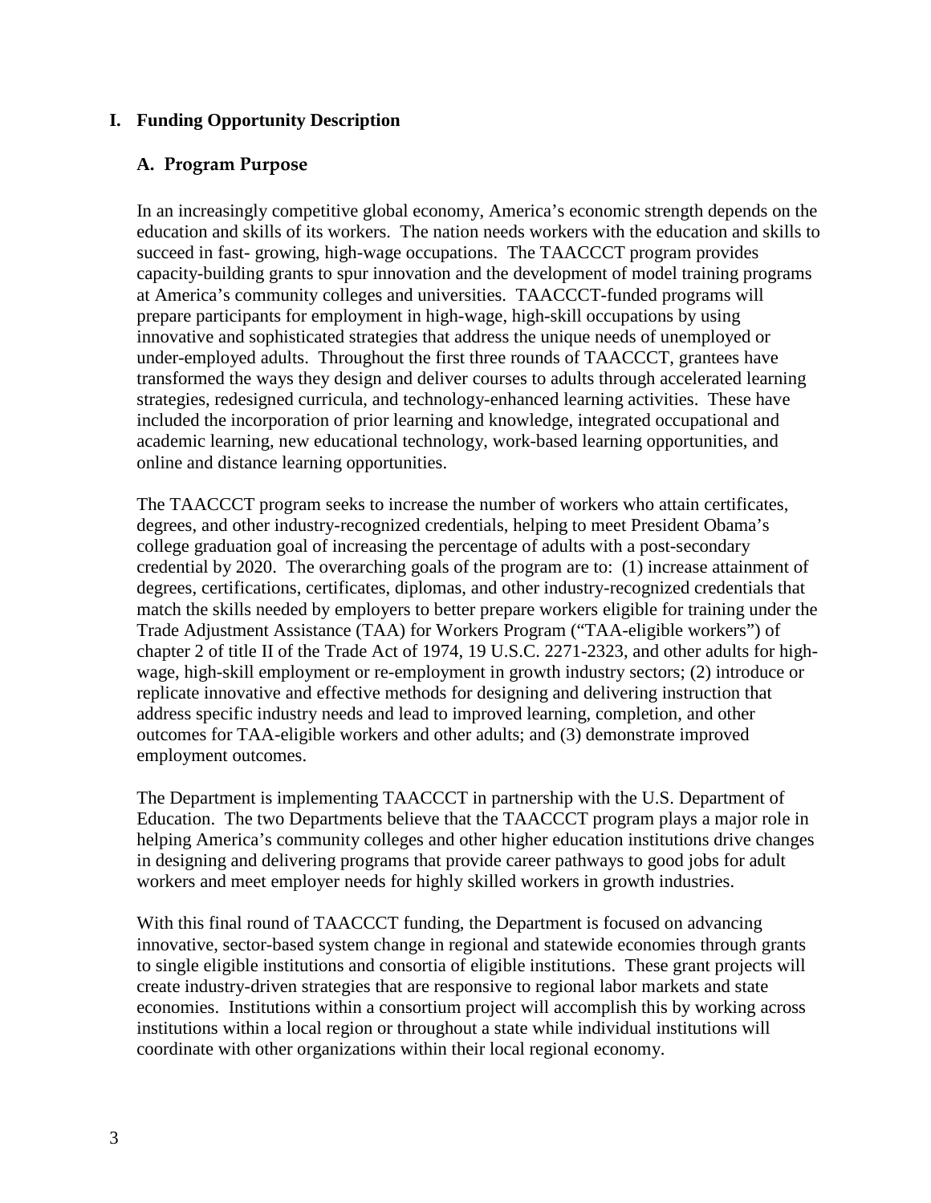# I. Funding Opportunity Description

## A. Program Purpose

In an increasingly competitive global economy, America's economic strength depends on the education and skills of its workers. The nation needs workers with the education and skills to succeed in fast- growing, high-wage occupations. The TAACCCT program provides capacity-building grants to spur innovation and the development of model training programs at America's community colleges and universities. TAACCCT-funded programs will prepare participants for employment in high-wage, high-skill occupations by using innovative and sophisticated strategies that address the unique needs of unemployed or under-employed adults. Throughout the first three rounds of TAACCCT, grantees have transformed the ways they design and deliver courses to adults through accelerated learning strategies, redesigned curricula, and technology-enhanced learning activities. These have included the incorporation of prior learning and knowledge, integrated occupational and academic learning, new educational technology, work-based learning opportunities, and online and distance learning opportunities.

The TAACCCT program seeks to increase the number of workers who attain certificates, degrees, and other industry-recognized credentials, helping to meet President Obama's college graduation goal of increasing the percentage of adults with a post-secondary credential by 2020. The overarching goals of the program are to: (1) increase attainment of degrees, certifications, certificates, diplomas, and other industry-recognized credentials that match the skills needed by employers to better prepare workers eligible for training under the Trade Adjustment Assistance (TAA) for Workers Program ("TAA-eligible workers") of chapter 2 of title II of the Trade Act of 1974, 19 U.S.C. 2271-2323, and other adults for high-wage, high-skill employment or re-employment in growth industry sectors; (2) introduce or replicate innovative and effective methods for designing and delivering instruction that address specific industry needs and lead to improved learning, completion, and other outcomes for TAA-eligible workers and other adults; and (3) demonstrate improved employment outcomes.

The Department is implementing TAACCCT in partnership with the U.S. Department of Education. The two Departments believe that the TAACCCT program plays a major role in helping America's community colleges and other higher education institutions drive changes in designing and delivering programs that provide career pathways to good jobs for adult workers and meet employer needs for highly skilled workers in growth industries.

With this final round of TAACCCT funding, the Department is focused on advancing innovative, sector-based system change in regional and statewide economies through grants to single eligible institutions and consortia of eligible institutions. These grant projects will create industry-driven strategies that are responsive to regional labor markets and state economies. Institutions within a consortium project will accomplish this by working across institutions within a local region or throughout a state while individual institutions will coordinate with other organizations within their local regional economy.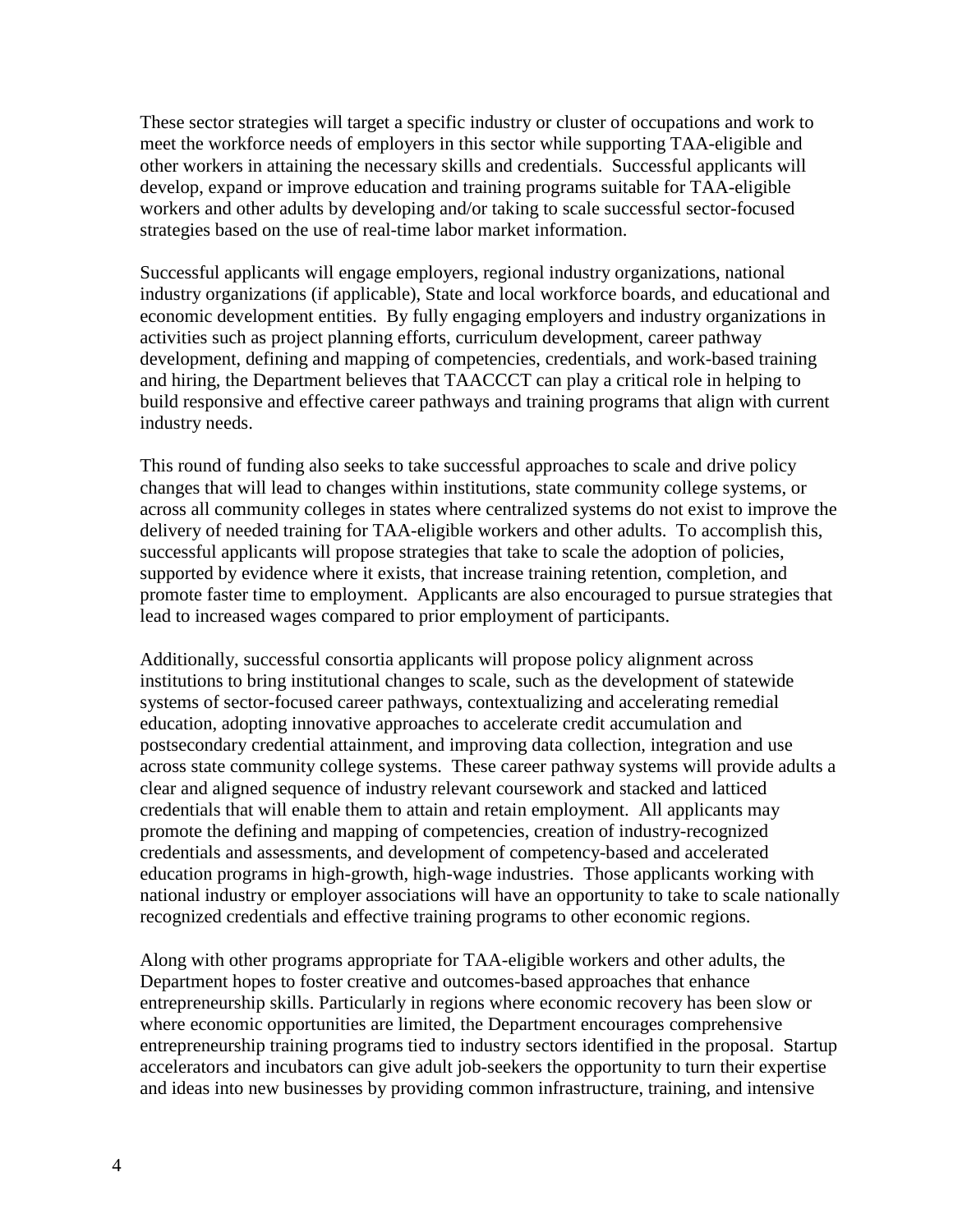These sector strategies will target a specific industry or cluster of occupations and work to meet the workforce needs of employers in this sector while supporting TAA-eligible and other workers in attaining the necessary skills and credentials. Successful applicants will develop, expand or improve education and training programs suitable for TAA-eligible workers and other adults by developing and/or taking to scale successful sector-focused strategies based on the use of real-time labor market information.

Successful applicants will engage employers, regional industry organizations, national industry organizations (if applicable), State and local workforce boards, and educational and economic development entities. By fully engaging employers and industry organizations in activities such as project planning efforts, curriculum development, career pathway development, defining and mapping of competencies, credentials, and work-based training and hiring, the Department believes that TAACCCT can play a critical role in helping to build responsive and effective career pathways and training programs that align with current industry needs.

This round of funding also seeks to take successful approaches to scale and drive policy changes that will lead to changes within institutions, state community college systems, or across all community colleges in states where centralized systems do not exist to improve the delivery of needed training for TAA-eligible workers and other adults. To accomplish this, successful applicants will propose strategies that take to scale the adoption of policies, supported by evidence where it exists, that increase training retention, completion, and promote faster time to employment. Applicants are also encouraged to pursue strategies that lead to increased wages compared to prior employment of participants.

Additionally, successful consortia applicants will propose policy alignment across institutions to bring institutional changes to scale, such as the development of statewide systems of sector-focused career pathways, contextualizing and accelerating remedial education, adopting innovative approaches to accelerate credit accumulation and postsecondary credential attainment, and improving data collection, integration and use across state community college systems. These career pathway systems will provide adults a clear and aligned sequence of industry relevant coursework and stacked and latticed credentials that will enable them to attain and retain employment. All applicants may promote the defining and mapping of competencies, creation of industry-recognized credentials and assessments, and development of competency-based and accelerated education programs in high-growth, high-wage industries. Those applicants working with national industry or employer associations will have an opportunity to take to scale nationally recognized credentials and effective training programs to other economic regions.

Along with other programs appropriate for TAA-eligible workers and other adults, the Department hopes to foster creative and outcomes-based approaches that enhance entrepreneurship skills. Particularly in regions where economic recovery has been slow or where economic opportunities are limited, the Department encourages comprehensive entrepreneurship training programs tied to industry sectors identified in the proposal. Startup accelerators and incubators can give adult job-seekers the opportunity to turn their expertise and ideas into new businesses by providing common infrastructure, training, and intensive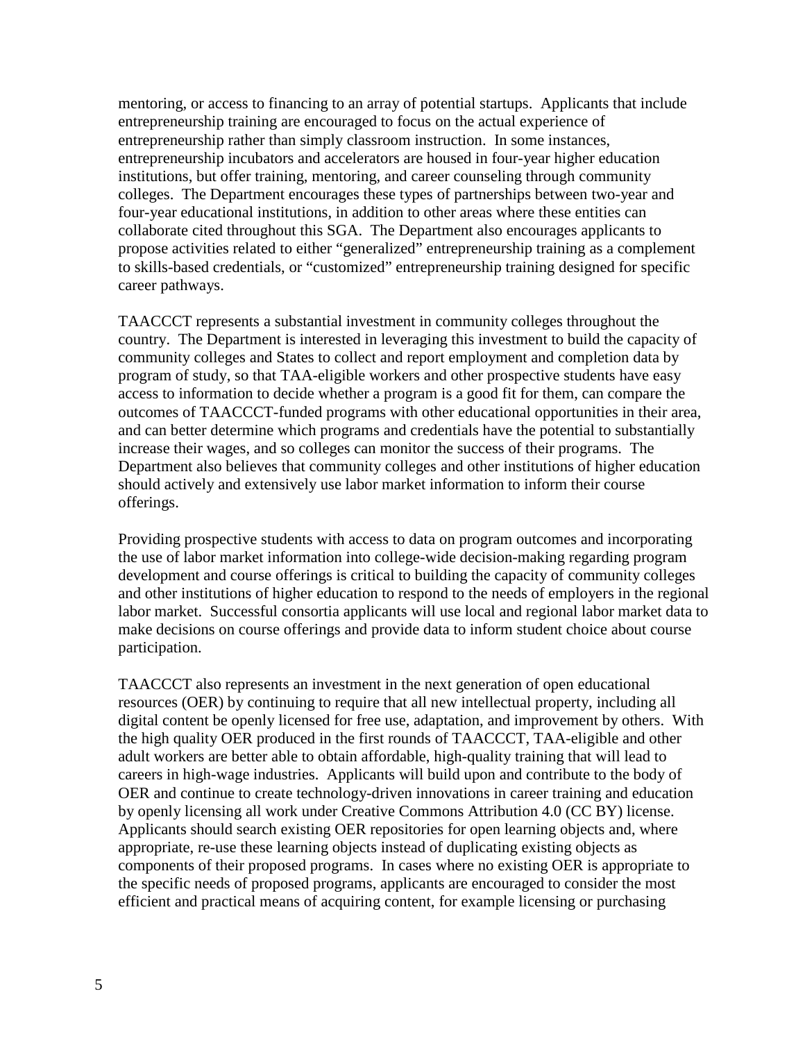mentoring, or access to financing to an array of potential startups. Applicants that include entrepreneurship training are encouraged to focus on the actual experience of entrepreneurship rather than simply classroom instruction. In some instances, entrepreneurship incubators and accelerators are housed in four-year higher education institutions, but offer training, mentoring, and career counseling through community colleges. The Department encourages these types of partnerships between two-year and four-year educational institutions, in addition to other areas where these entities can collaborate cited throughout this SGA. The Department also encourages applicants to propose activities related to either "generalized" entrepreneurship training as a complement to skills-based credentials, or "customized" entrepreneurship training designed for specific career pathways.

TAACCCT represents a substantial investment in community colleges throughout the country. The Department is interested in leveraging this investment to build the capacity of community colleges and States to collect and report employment and completion data by program of study, so that TAA-eligible workers and other prospective students have easy access to information to decide whether a program is a good fit for them, can compare the outcomes of TAACCCT-funded programs with other educational opportunities in their area, and can better determine which programs and credentials have the potential to substantially increase their wages, and so colleges can monitor the success of their programs. The Department also believes that community colleges and other institutions of higher education should actively and extensively use labor market information to inform their course offerings.

Providing prospective students with access to data on program outcomes and incorporating the use of labor market information into college-wide decision-making regarding program development and course offerings is critical to building the capacity of community colleges and other institutions of higher education to respond to the needs of employers in the regional labor market. Successful consortia applicants will use local and regional labor market data to make decisions on course offerings and provide data to inform student choice about course participation.

TAACCCT also represents an investment in the next generation of open educational resources (OER) by continuing to require that all new intellectual property, including all digital content be openly licensed for free use, adaptation, and improvement by others. With the high quality OER produced in the first rounds of TAACCCT, TAA-eligible and other adult workers are better able to obtain affordable, high-quality training that will lead to careers in high-wage industries. Applicants will build upon and contribute to the body of OER and continue to create technology-driven innovations in career training and education by openly licensing all work under Creative Commons Attribution 4.0 (CC BY) license. Applicants should search existing OER repositories for open learning objects and, where appropriate, re-use these learning objects instead of duplicating existing objects as components of their proposed programs. In cases where no existing OER is appropriate to the specific needs of proposed programs, applicants are encouraged to consider the most efficient and practical means of acquiring content, for example licensing or purchasing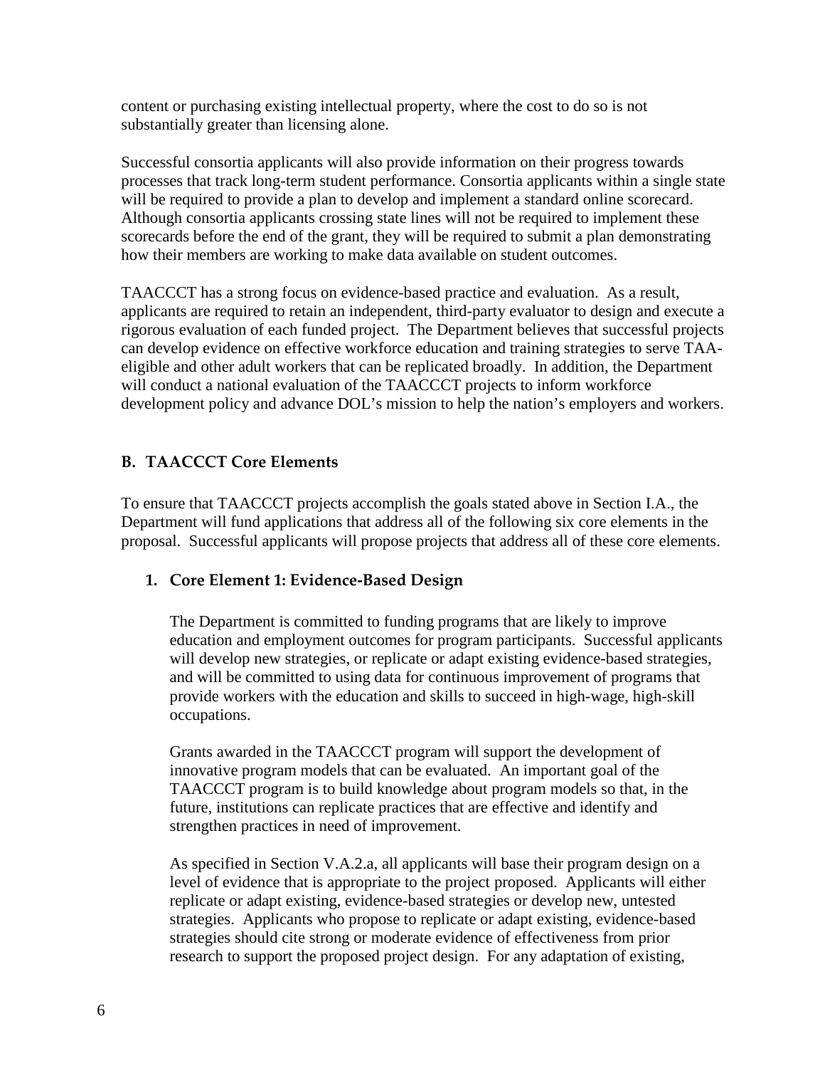content or purchasing existing intellectual property, where the cost to do so is not substantially greater than licensing alone.

Successful consortia applicants will also provide information on their progress towards processes that track long-term student performance. Consortia applicants within a single state will be required to provide a plan to develop and implement a standard online scorecard. Although consortia applicants crossing state lines will not be required to implement these scorecards before the end of the grant, they will be required to submit a plan demonstrating how their members are working to make data available on student outcomes.

TAACCCT has a strong focus on evidence-based practice and evaluation. As a result, applicants are required to retain an independent, third-party evaluator to design and execute a rigorous evaluation of each funded project. The Department believes that successful projects can develop evidence on effective workforce education and training strategies to serve TAA-eligible and other adult workers that can be replicated broadly. In addition, the Department will conduct a national evaluation of the TAACCCT projects to inform workforce development policy and advance DOL's mission to help the nation's employers and workers.

## B. TAACCCT Core Elements

To ensure that TAACCCT projects accomplish the goals stated above in Section I.A., the Department will fund applications that address all of the following six core elements in the proposal. Successful applicants will propose projects that address all of these core elements.

### 1. Core Element 1: Evidence-Based Design

The Department is committed to funding programs that are likely to improve education and employment outcomes for program participants. Successful applicants will develop new strategies, or replicate or adapt existing evidence-based strategies, and will be committed to using data for continuous improvement of programs that provide workers with the education and skills to succeed in high-wage, high-skill occupations.

Grants awarded in the TAACCCT program will support the development of innovative program models that can be evaluated. An important goal of the TAACCCT program is to build knowledge about program models so that, in the future, institutions can replicate practices that are effective and identify and strengthen practices in need of improvement.

As specified in Section V.A.2.a, all applicants will base their program design on a level of evidence that is appropriate to the project proposed. Applicants will either replicate or adapt existing, evidence-based strategies or develop new, untested strategies. Applicants who propose to replicate or adapt existing, evidence-based strategies should cite strong or moderate evidence of effectiveness from prior research to support the proposed project design. For any adaptation of existing,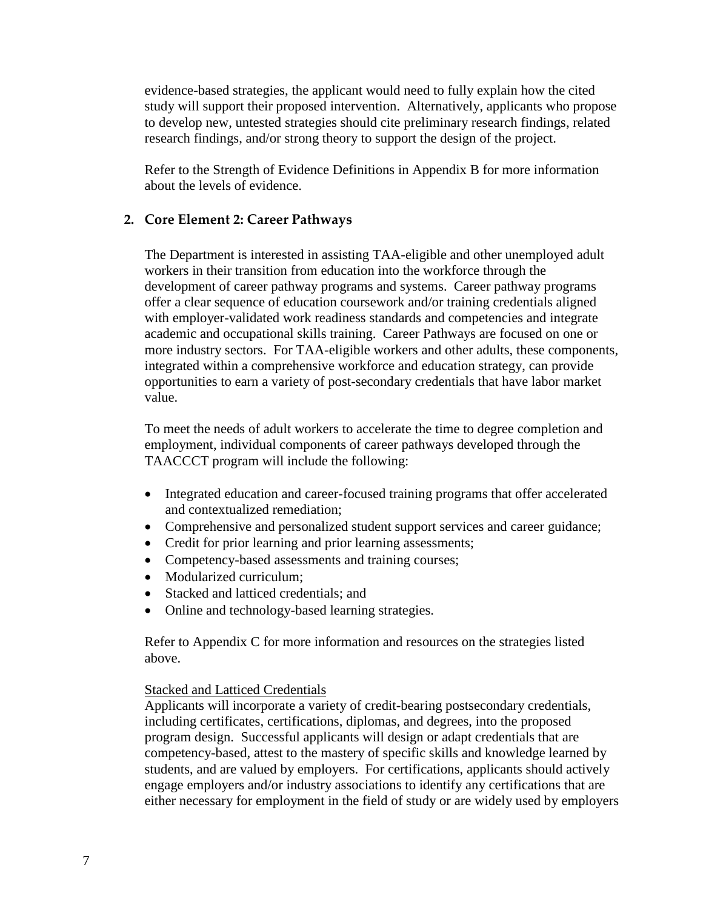evidence-based strategies, the applicant would need to fully explain how the cited study will support their proposed intervention. Alternatively, applicants who propose to develop new, untested strategies should cite preliminary research findings, related research findings, and/or strong theory to support the design of the project.

Refer to the Strength of Evidence Definitions in Appendix B for more information about the levels of evidence.

### 2. Core Element 2: Career Pathways

The Department is interested in assisting TAA-eligible and other unemployed adult workers in their transition from education into the workforce through the development of career pathway programs and systems. Career pathway programs offer a clear sequence of education coursework and/or training credentials aligned with employer-validated work readiness standards and competencies and integrate academic and occupational skills training. Career Pathways are focused on one or more industry sectors. For TAA-eligible workers and other adults, these components, integrated within a comprehensive workforce and education strategy, can provide opportunities to earn a variety of post-secondary credentials that have labor market value.

To meet the needs of adult workers to accelerate the time to degree completion and employment, individual components of career pathways developed through the TAACCCT program will include the following:

- Integrated education and career-focused training programs that offer accelerated and contextualized remediation;
- Comprehensive and personalized student support services and career guidance;
- Credit for prior learning and prior learning assessments;
- Competency-based assessments and training courses;
- Modularized curriculum;
- Stacked and latticed credentials; and
- Online and technology-based learning strategies.

Refer to Appendix C for more information and resources on the strategies listed above.

<u>Stacked and Latticed Credentials</u>

Applicants will incorporate a variety of credit-bearing postsecondary credentials, including certificates, certifications, diplomas, and degrees, into the proposed program design. Successful applicants will design or adapt credentials that are competency-based, attest to the mastery of specific skills and knowledge learned by students, and are valued by employers. For certifications, applicants should actively engage employers and/or industry associations to identify any certifications that are either necessary for employment in the field of study or are widely used by employers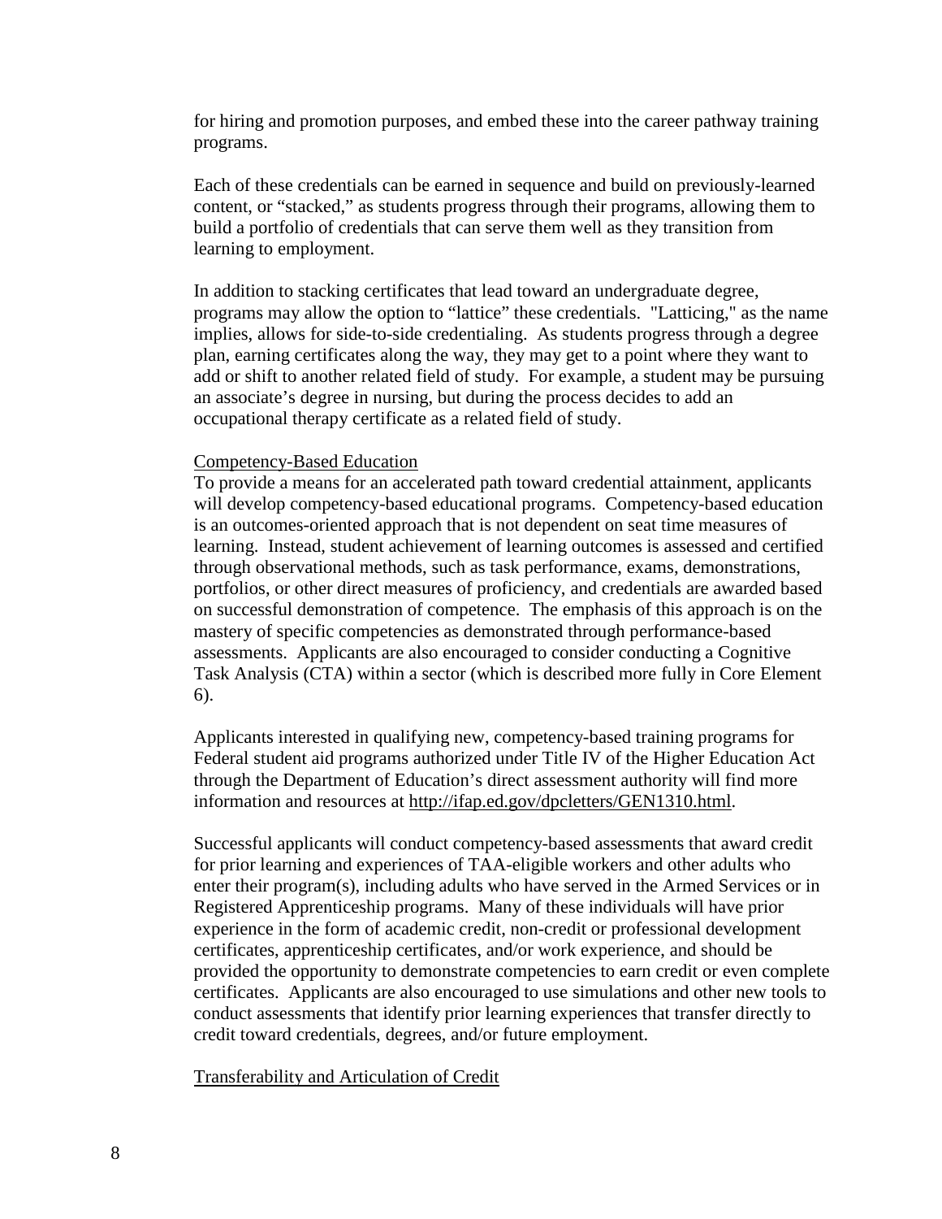for hiring and promotion purposes, and embed these into the career pathway training programs.

Each of these credentials can be earned in sequence and build on previously-learned content, or "stacked," as students progress through their programs, allowing them to build a portfolio of credentials that can serve them well as they transition from learning to employment.

In addition to stacking certificates that lead toward an undergraduate degree, programs may allow the option to "lattice" these credentials. "Latticing," as the name implies, allows for side-to-side credentialing. As students progress through a degree plan, earning certificates along the way, they may get to a point where they want to add or shift to another related field of study. For example, a student may be pursuing an associate's degree in nursing, but during the process decides to add an occupational therapy certificate as a related field of study.

Competency-Based Education

To provide a means for an accelerated path toward credential attainment, applicants will develop competency-based educational programs. Competency-based education is an outcomes-oriented approach that is not dependent on seat time measures of learning. Instead, student achievement of learning outcomes is assessed and certified through observational methods, such as task performance, exams, demonstrations, portfolios, or other direct measures of proficiency, and credentials are awarded based on successful demonstration of competence. The emphasis of this approach is on the mastery of specific competencies as demonstrated through performance-based assessments. Applicants are also encouraged to consider conducting a Cognitive Task Analysis (CTA) within a sector (which is described more fully in Core Element 6).

Applicants interested in qualifying new, competency-based training programs for Federal student aid programs authorized under Title IV of the Higher Education Act through the Department of Education's direct assessment authority will find more information and resources at http://ifap.ed.gov/dpcletters/GEN1310.html.

Successful applicants will conduct competency-based assessments that award credit for prior learning and experiences of TAA-eligible workers and other adults who enter their program(s), including adults who have served in the Armed Services or in Registered Apprenticeship programs. Many of these individuals will have prior experience in the form of academic credit, non-credit or professional development certificates, apprenticeship certificates, and/or work experience, and should be provided the opportunity to demonstrate competencies to earn credit or even complete certificates. Applicants are also encouraged to use simulations and other new tools to conduct assessments that identify prior learning experiences that transfer directly to credit toward credentials, degrees, and/or future employment.

Transferability and Articulation of Credit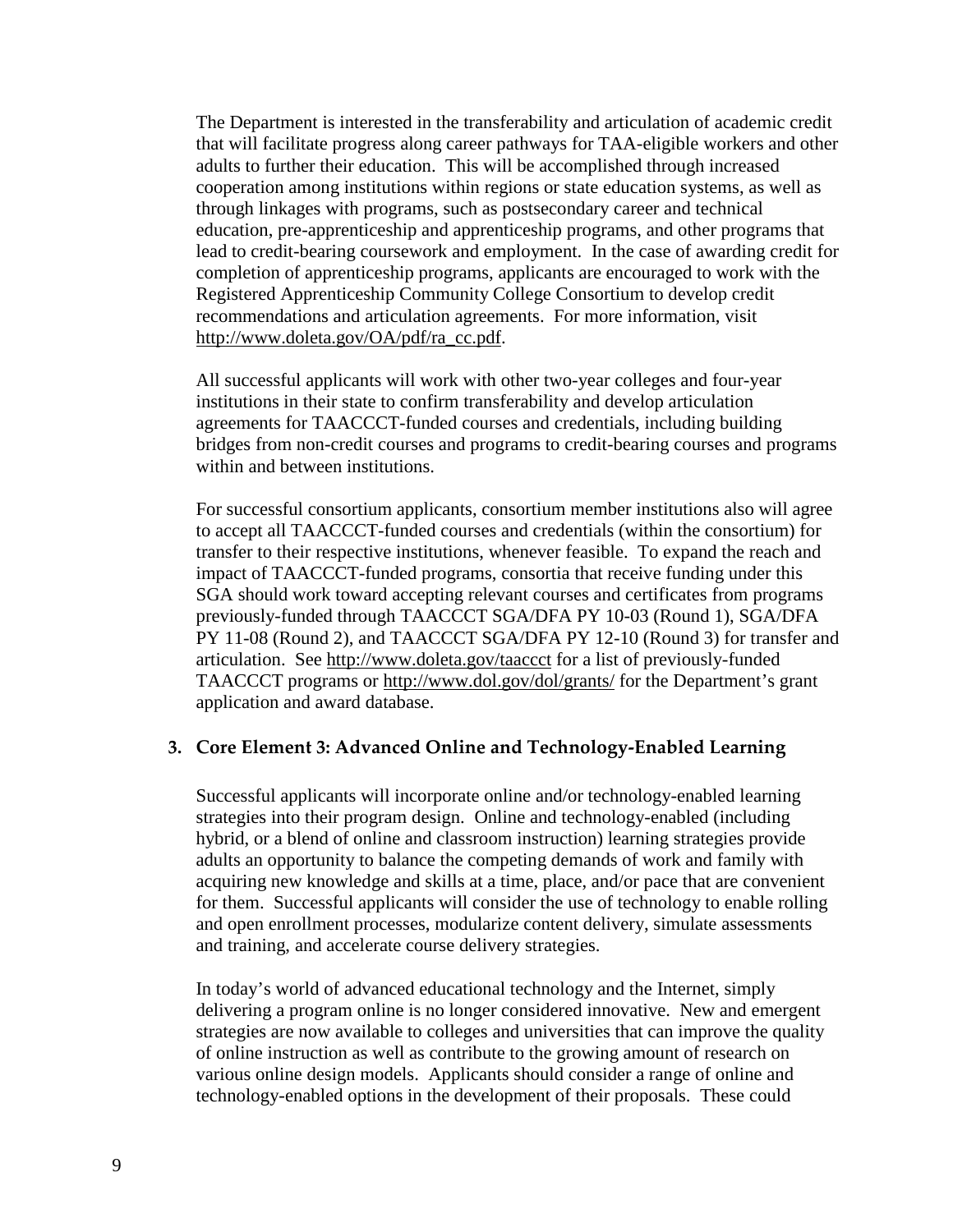The Department is interested in the transferability and articulation of academic credit that will facilitate progress along career pathways for TAA-eligible workers and other adults to further their education. This will be accomplished through increased cooperation among institutions within regions or state education systems, as well as through linkages with programs, such as postsecondary career and technical education, pre-apprenticeship and apprenticeship programs, and other programs that lead to credit-bearing coursework and employment. In the case of awarding credit for completion of apprenticeship programs, applicants are encouraged to work with the Registered Apprenticeship Community College Consortium to develop credit recommendations and articulation agreements. For more information, visit http://www.doleta.gov/OA/pdf/ra_cc.pdf.

All successful applicants will work with other two-year colleges and four-year institutions in their state to confirm transferability and develop articulation agreements for TAACCCT-funded courses and credentials, including building bridges from non-credit courses and programs to credit-bearing courses and programs within and between institutions.

For successful consortium applicants, consortium member institutions also will agree to accept all TAACCCT-funded courses and credentials (within the consortium) for transfer to their respective institutions, whenever feasible. To expand the reach and impact of TAACCCT-funded programs, consortia that receive funding under this SGA should work toward accepting relevant courses and certificates from programs previously-funded through TAACCCT SGA/DFA PY 10-03 (Round 1), SGA/DFA PY 11-08 (Round 2), and TAACCCT SGA/DFA PY 12-10 (Round 3) for transfer and articulation. See http://www.doleta.gov/taaccct for a list of previously-funded TAACCCT programs or http://www.dol.gov/dol/grants/ for the Department's grant application and award database.

### 3. Core Element 3: Advanced Online and Technology-Enabled Learning

Successful applicants will incorporate online and/or technology-enabled learning strategies into their program design. Online and technology-enabled (including hybrid, or a blend of online and classroom instruction) learning strategies provide adults an opportunity to balance the competing demands of work and family with acquiring new knowledge and skills at a time, place, and/or pace that are convenient for them. Successful applicants will consider the use of technology to enable rolling and open enrollment processes, modularize content delivery, simulate assessments and training, and accelerate course delivery strategies.

In today's world of advanced educational technology and the Internet, simply delivering a program online is no longer considered innovative. New and emergent strategies are now available to colleges and universities that can improve the quality of online instruction as well as contribute to the growing amount of research on various online design models. Applicants should consider a range of online and technology-enabled options in the development of their proposals. These could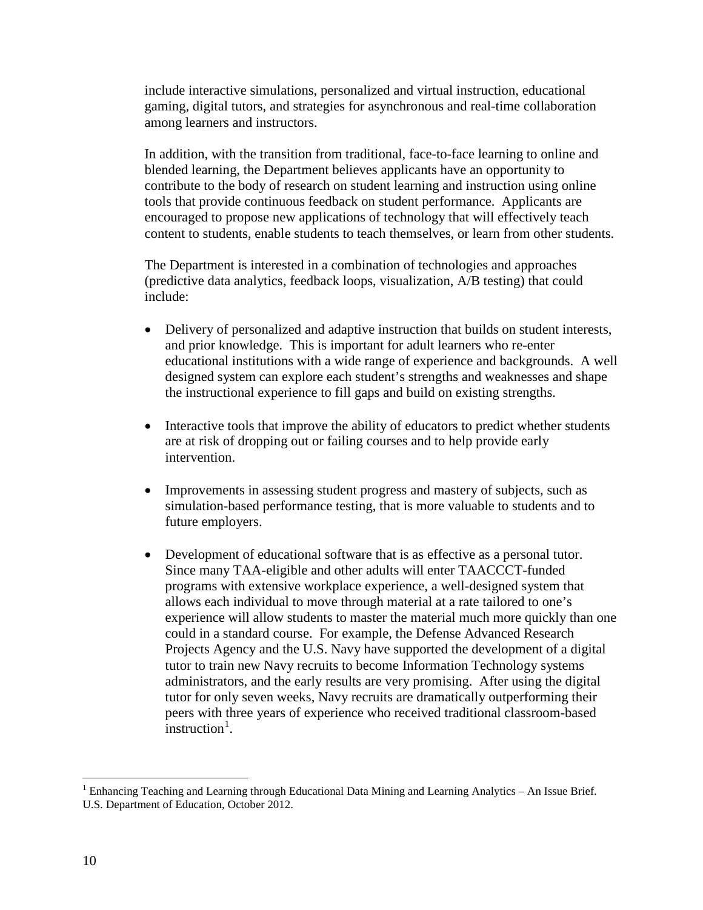include interactive simulations, personalized and virtual instruction, educational gaming, digital tutors, and strategies for asynchronous and real-time collaboration among learners and instructors.

In addition, with the transition from traditional, face-to-face learning to online and blended learning, the Department believes applicants have an opportunity to contribute to the body of research on student learning and instruction using online tools that provide continuous feedback on student performance. Applicants are encouraged to propose new applications of technology that will effectively teach content to students, enable students to teach themselves, or learn from other students.

The Department is interested in a combination of technologies and approaches (predictive data analytics, feedback loops, visualization, A/B testing) that could include:

- Delivery of personalized and adaptive instruction that builds on student interests, and prior knowledge. This is important for adult learners who re-enter educational institutions with a wide range of experience and backgrounds. A well designed system can explore each student's strengths and weaknesses and shape the instructional experience to fill gaps and build on existing strengths.

- Interactive tools that improve the ability of educators to predict whether students are at risk of dropping out or failing courses and to help provide early intervention.

- Improvements in assessing student progress and mastery of subjects, such as simulation-based performance testing, that is more valuable to students and to future employers.

- Development of educational software that is as effective as a personal tutor. Since many TAA-eligible and other adults will enter TAACCCT-funded programs with extensive workplace experience, a well-designed system that allows each individual to move through material at a rate tailored to one's experience will allow students to master the material much more quickly than one could in a standard course. For example, the Defense Advanced Research Projects Agency and the U.S. Navy have supported the development of a digital tutor to train new Navy recruits to become Information Technology systems administrators, and the early results are very promising. After using the digital tutor for only seven weeks, Navy recruits are dramatically outperforming their peers with three years of experience who received traditional classroom-based instruction[1].

---

[1] Enhancing Teaching and Learning through Educational Data Mining and Learning Analytics – An Issue Brief. U.S. Department of Education, October 2012.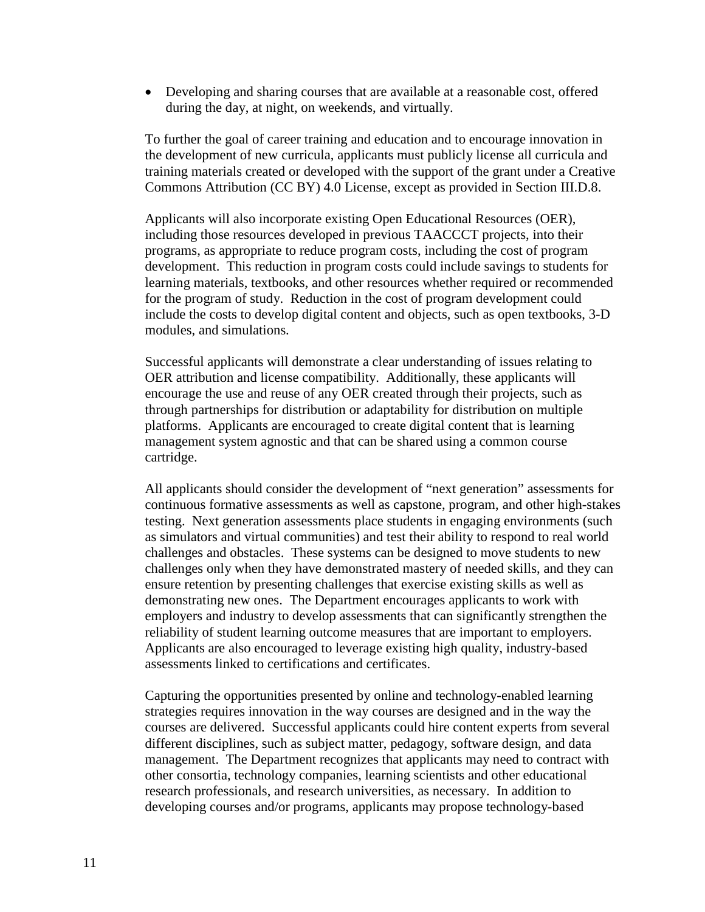- Developing and sharing courses that are available at a reasonable cost, offered during the day, at night, on weekends, and virtually.

To further the goal of career training and education and to encourage innovation in the development of new curricula, applicants must publicly license all curricula and training materials created or developed with the support of the grant under a Creative Commons Attribution (CC BY) 4.0 License, except as provided in Section III.D.8.

Applicants will also incorporate existing Open Educational Resources (OER), including those resources developed in previous TAACCCT projects, into their programs, as appropriate to reduce program costs, including the cost of program development. This reduction in program costs could include savings to students for learning materials, textbooks, and other resources whether required or recommended for the program of study. Reduction in the cost of program development could include the costs to develop digital content and objects, such as open textbooks, 3-D modules, and simulations.

Successful applicants will demonstrate a clear understanding of issues relating to OER attribution and license compatibility. Additionally, these applicants will encourage the use and reuse of any OER created through their projects, such as through partnerships for distribution or adaptability for distribution on multiple platforms. Applicants are encouraged to create digital content that is learning management system agnostic and that can be shared using a common course cartridge.

All applicants should consider the development of "next generation" assessments for continuous formative assessments as well as capstone, program, and other high-stakes testing. Next generation assessments place students in engaging environments (such as simulators and virtual communities) and test their ability to respond to real world challenges and obstacles. These systems can be designed to move students to new challenges only when they have demonstrated mastery of needed skills, and they can ensure retention by presenting challenges that exercise existing skills as well as demonstrating new ones. The Department encourages applicants to work with employers and industry to develop assessments that can significantly strengthen the reliability of student learning outcome measures that are important to employers. Applicants are also encouraged to leverage existing high quality, industry-based assessments linked to certifications and certificates.

Capturing the opportunities presented by online and technology-enabled learning strategies requires innovation in the way courses are designed and in the way the courses are delivered. Successful applicants could hire content experts from several different disciplines, such as subject matter, pedagogy, software design, and data management. The Department recognizes that applicants may need to contract with other consortia, technology companies, learning scientists and other educational research professionals, and research universities, as necessary. In addition to developing courses and/or programs, applicants may propose technology-based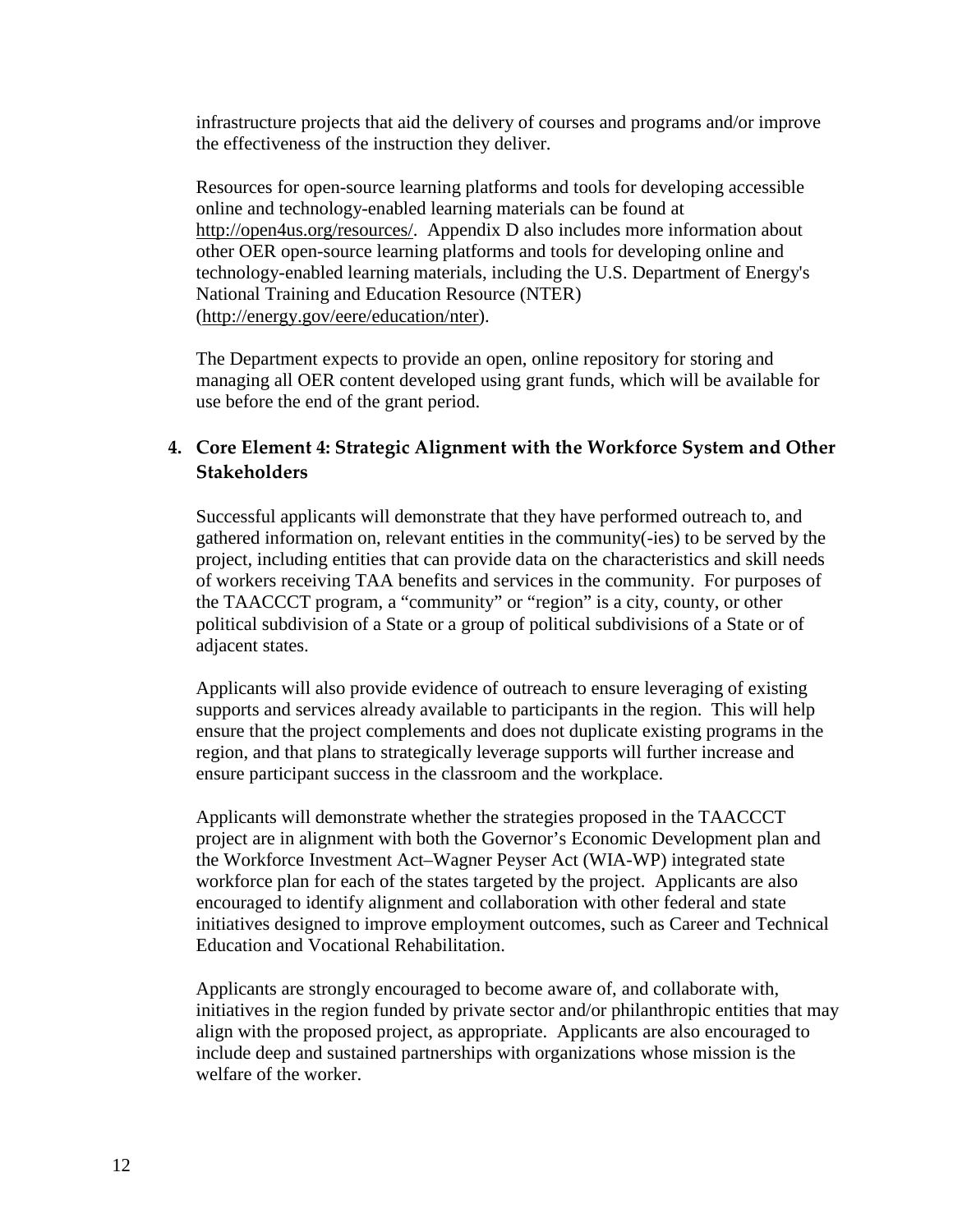infrastructure projects that aid the delivery of courses and programs and/or improve the effectiveness of the instruction they deliver.

Resources for open-source learning platforms and tools for developing accessible online and technology-enabled learning materials can be found at http://open4us.org/resources/. Appendix D also includes more information about other OER open-source learning platforms and tools for developing online and technology-enabled learning materials, including the U.S. Department of Energy's National Training and Education Resource (NTER) (http://energy.gov/eere/education/nter).

The Department expects to provide an open, online repository for storing and managing all OER content developed using grant funds, which will be available for use before the end of the grant period.

### 4. Core Element 4: Strategic Alignment with the Workforce System and Other Stakeholders

Successful applicants will demonstrate that they have performed outreach to, and gathered information on, relevant entities in the community(-ies) to be served by the project, including entities that can provide data on the characteristics and skill needs of workers receiving TAA benefits and services in the community. For purposes of the TAACCCT program, a "community" or "region" is a city, county, or other political subdivision of a State or a group of political subdivisions of a State or of adjacent states.

Applicants will also provide evidence of outreach to ensure leveraging of existing supports and services already available to participants in the region. This will help ensure that the project complements and does not duplicate existing programs in the region, and that plans to strategically leverage supports will further increase and ensure participant success in the classroom and the workplace.

Applicants will demonstrate whether the strategies proposed in the TAACCCT project are in alignment with both the Governor's Economic Development plan and the Workforce Investment Act–Wagner Peyser Act (WIA-WP) integrated state workforce plan for each of the states targeted by the project. Applicants are also encouraged to identify alignment and collaboration with other federal and state initiatives designed to improve employment outcomes, such as Career and Technical Education and Vocational Rehabilitation.

Applicants are strongly encouraged to become aware of, and collaborate with, initiatives in the region funded by private sector and/or philanthropic entities that may align with the proposed project, as appropriate. Applicants are also encouraged to include deep and sustained partnerships with organizations whose mission is the welfare of the worker.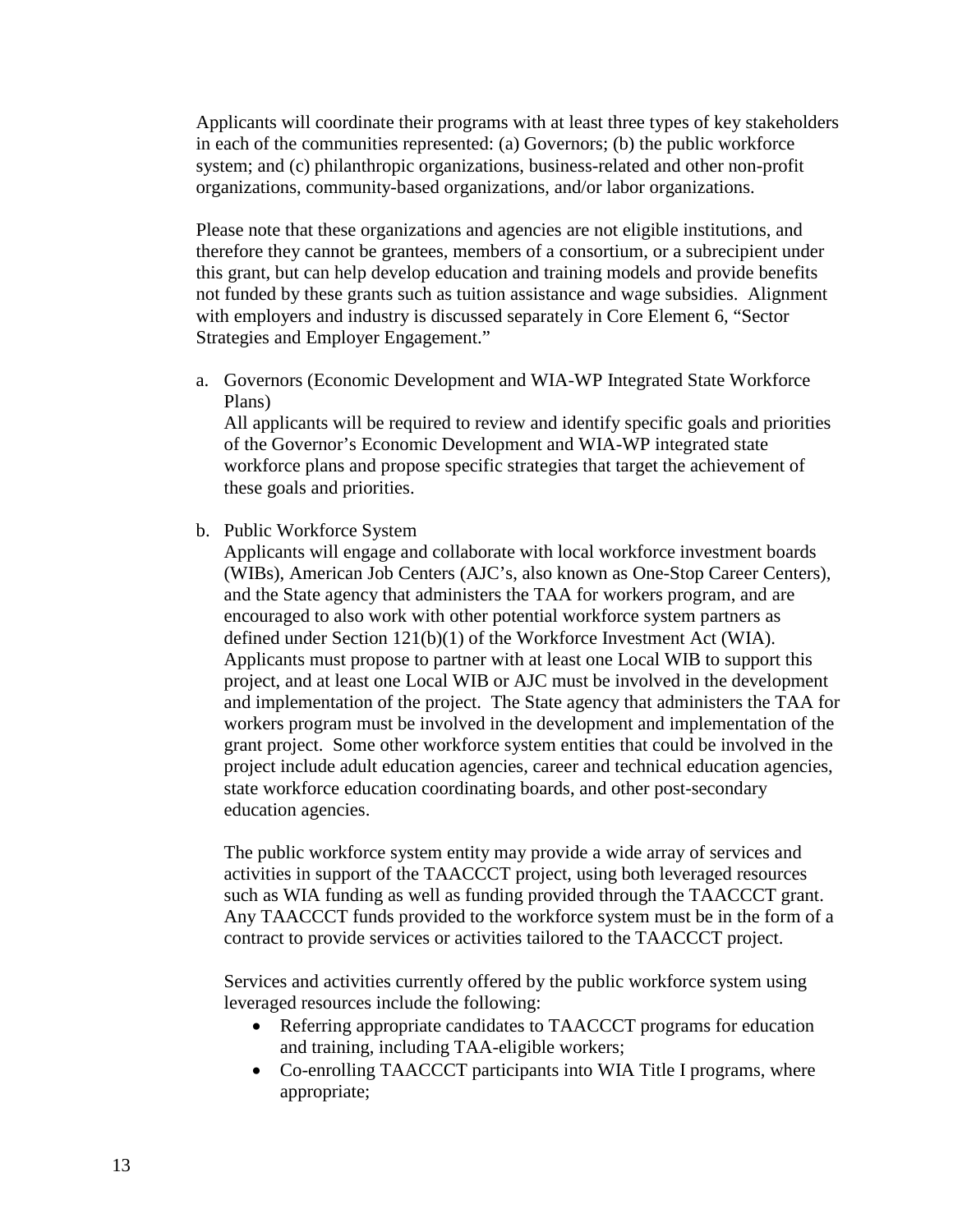Applicants will coordinate their programs with at least three types of key stakeholders in each of the communities represented: (a) Governors; (b) the public workforce system; and (c) philanthropic organizations, business-related and other non-profit organizations, community-based organizations, and/or labor organizations.

Please note that these organizations and agencies are not eligible institutions, and therefore they cannot be grantees, members of a consortium, or a subrecipient under this grant, but can help develop education and training models and provide benefits not funded by these grants such as tuition assistance and wage subsidies. Alignment with employers and industry is discussed separately in Core Element 6, "Sector Strategies and Employer Engagement."

a. Governors (Economic Development and WIA-WP Integrated State Workforce Plans)
   All applicants will be required to review and identify specific goals and priorities of the Governor's Economic Development and WIA-WP integrated state workforce plans and propose specific strategies that target the achievement of these goals and priorities.

b. Public Workforce System
   Applicants will engage and collaborate with local workforce investment boards (WIBs), American Job Centers (AJC's, also known as One-Stop Career Centers), and the State agency that administers the TAA for workers program, and are encouraged to also work with other potential workforce system partners as defined under Section 121(b)(1) of the Workforce Investment Act (WIA). Applicants must propose to partner with at least one Local WIB to support this project, and at least one Local WIB or AJC must be involved in the development and implementation of the project. The State agency that administers the TAA for workers program must be involved in the development and implementation of the grant project. Some other workforce system entities that could be involved in the project include adult education agencies, career and technical education agencies, state workforce education coordinating boards, and other post-secondary education agencies.

   The public workforce system entity may provide a wide array of services and activities in support of the TAACCCT project, using both leveraged resources such as WIA funding as well as funding provided through the TAACCCT grant. Any TAACCCT funds provided to the workforce system must be in the form of a contract to provide services or activities tailored to the TAACCCT project.

   Services and activities currently offered by the public workforce system using leveraged resources include the following:

   - Referring appropriate candidates to TAACCCT programs for education and training, including TAA-eligible workers;
   - Co-enrolling TAACCCT participants into WIA Title I programs, where appropriate;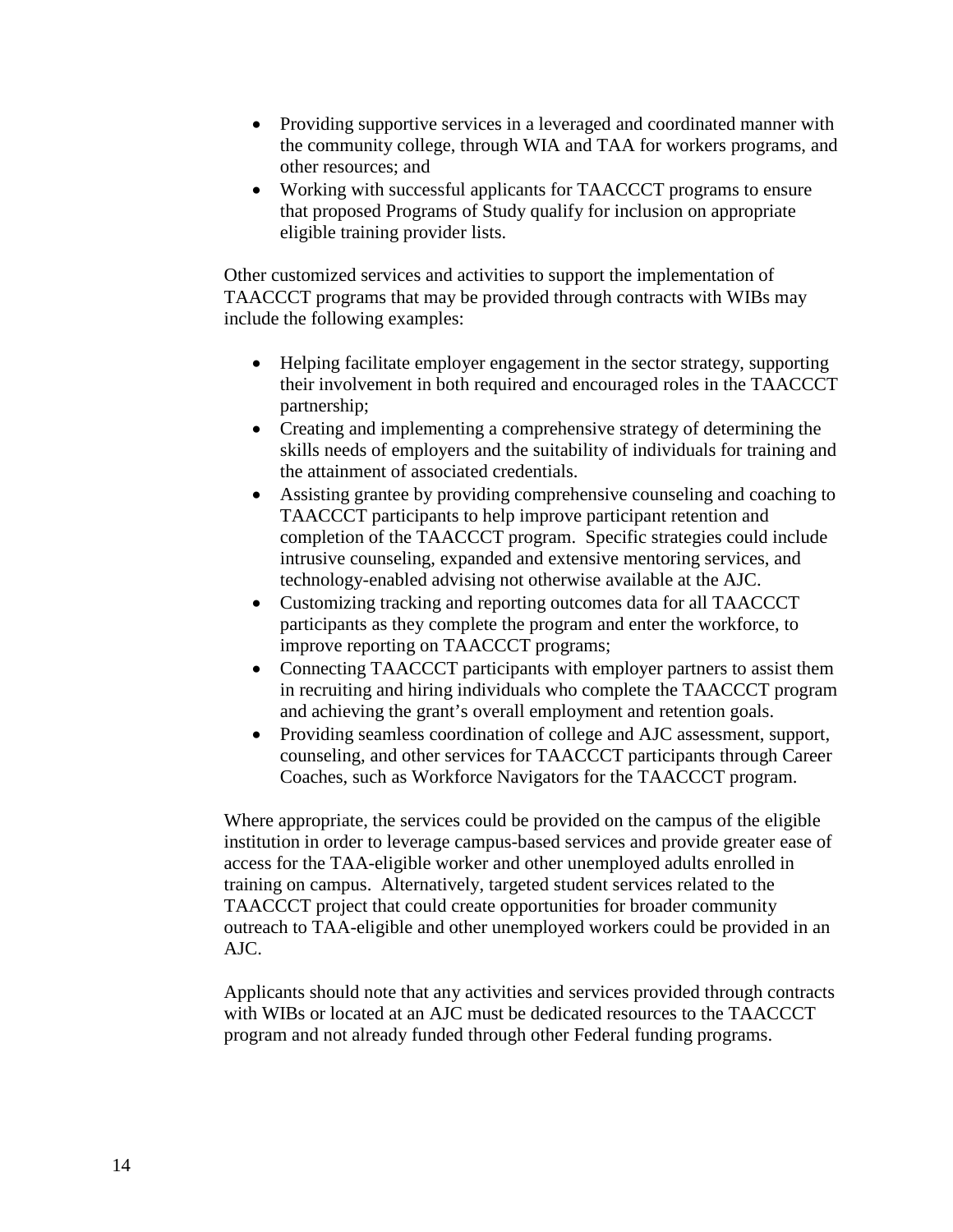- Providing supportive services in a leveraged and coordinated manner with the community college, through WIA and TAA for workers programs, and other resources; and
- Working with successful applicants for TAACCCT programs to ensure that proposed Programs of Study qualify for inclusion on appropriate eligible training provider lists.

Other customized services and activities to support the implementation of TAACCCT programs that may be provided through contracts with WIBs may include the following examples:

- Helping facilitate employer engagement in the sector strategy, supporting their involvement in both required and encouraged roles in the TAACCCT partnership;
- Creating and implementing a comprehensive strategy of determining the skills needs of employers and the suitability of individuals for training and the attainment of associated credentials.
- Assisting grantee by providing comprehensive counseling and coaching to TAACCCT participants to help improve participant retention and completion of the TAACCCT program. Specific strategies could include intrusive counseling, expanded and extensive mentoring services, and technology-enabled advising not otherwise available at the AJC.
- Customizing tracking and reporting outcomes data for all TAACCCT participants as they complete the program and enter the workforce, to improve reporting on TAACCCT programs;
- Connecting TAACCCT participants with employer partners to assist them in recruiting and hiring individuals who complete the TAACCCT program and achieving the grant's overall employment and retention goals.
- Providing seamless coordination of college and AJC assessment, support, counseling, and other services for TAACCCT participants through Career Coaches, such as Workforce Navigators for the TAACCCT program.

Where appropriate, the services could be provided on the campus of the eligible institution in order to leverage campus-based services and provide greater ease of access for the TAA-eligible worker and other unemployed adults enrolled in training on campus. Alternatively, targeted student services related to the TAACCCT project that could create opportunities for broader community outreach to TAA-eligible and other unemployed workers could be provided in an AJC.

Applicants should note that any activities and services provided through contracts with WIBs or located at an AJC must be dedicated resources to the TAACCCT program and not already funded through other Federal funding programs.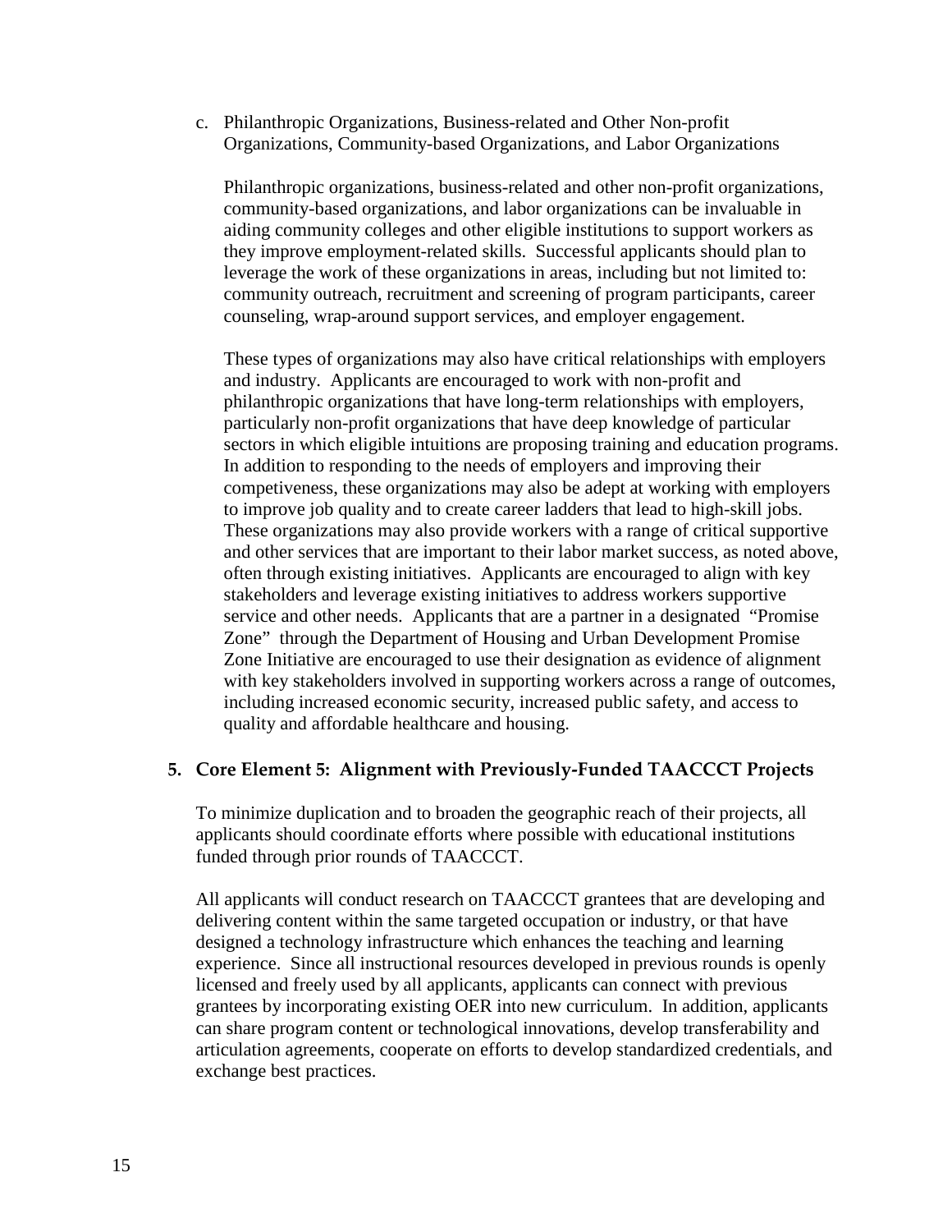c. Philanthropic Organizations, Business-related and Other Non-profit Organizations, Community-based Organizations, and Labor Organizations

Philanthropic organizations, business-related and other non-profit organizations, community-based organizations, and labor organizations can be invaluable in aiding community colleges and other eligible institutions to support workers as they improve employment-related skills. Successful applicants should plan to leverage the work of these organizations in areas, including but not limited to: community outreach, recruitment and screening of program participants, career counseling, wrap-around support services, and employer engagement.

These types of organizations may also have critical relationships with employers and industry. Applicants are encouraged to work with non-profit and philanthropic organizations that have long-term relationships with employers, particularly non-profit organizations that have deep knowledge of particular sectors in which eligible intuitions are proposing training and education programs. In addition to responding to the needs of employers and improving their competiveness, these organizations may also be adept at working with employers to improve job quality and to create career ladders that lead to high-skill jobs. These organizations may also provide workers with a range of critical supportive and other services that are important to their labor market success, as noted above, often through existing initiatives. Applicants are encouraged to align with key stakeholders and leverage existing initiatives to address workers supportive service and other needs. Applicants that are a partner in a designated "Promise Zone" through the Department of Housing and Urban Development Promise Zone Initiative are encouraged to use their designation as evidence of alignment with key stakeholders involved in supporting workers across a range of outcomes, including increased economic security, increased public safety, and access to quality and affordable healthcare and housing.

### 5. Core Element 5: Alignment with Previously-Funded TAACCCT Projects

To minimize duplication and to broaden the geographic reach of their projects, all applicants should coordinate efforts where possible with educational institutions funded through prior rounds of TAACCCT.

All applicants will conduct research on TAACCCT grantees that are developing and delivering content within the same targeted occupation or industry, or that have designed a technology infrastructure which enhances the teaching and learning experience. Since all instructional resources developed in previous rounds is openly licensed and freely used by all applicants, applicants can connect with previous grantees by incorporating existing OER into new curriculum. In addition, applicants can share program content or technological innovations, develop transferability and articulation agreements, cooperate on efforts to develop standardized credentials, and exchange best practices.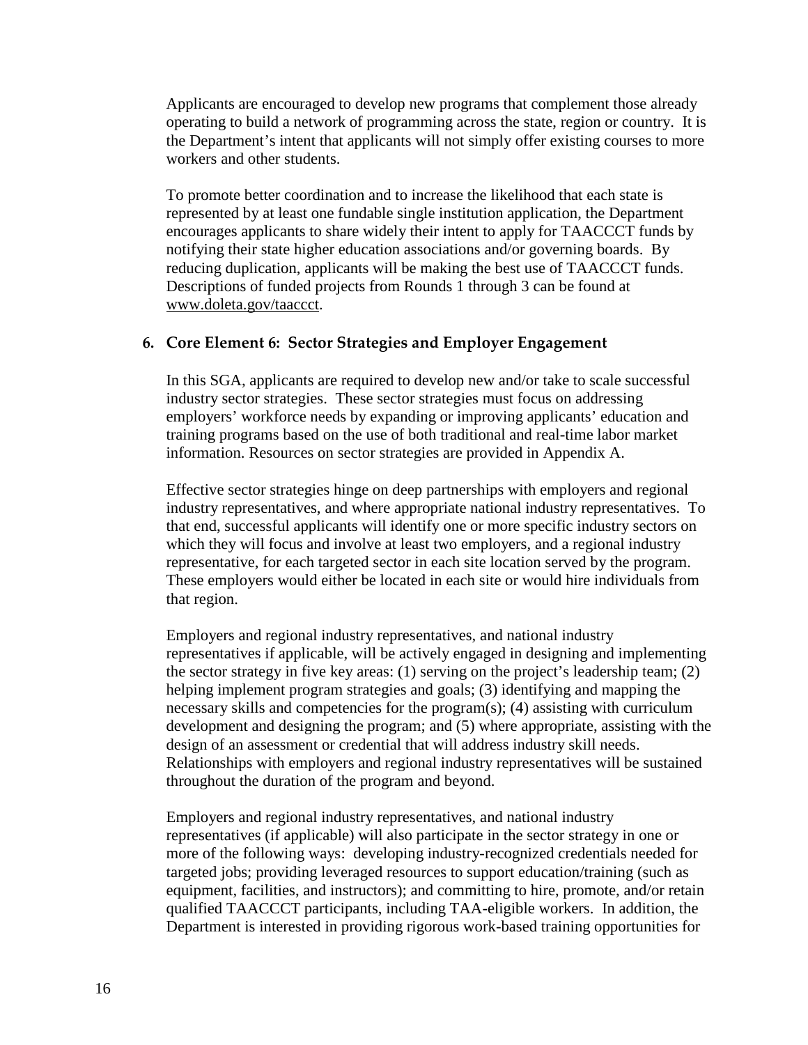Applicants are encouraged to develop new programs that complement those already operating to build a network of programming across the state, region or country. It is the Department's intent that applicants will not simply offer existing courses to more workers and other students.

To promote better coordination and to increase the likelihood that each state is represented by at least one fundable single institution application, the Department encourages applicants to share widely their intent to apply for TAACCCT funds by notifying their state higher education associations and/or governing boards. By reducing duplication, applicants will be making the best use of TAACCCT funds. Descriptions of funded projects from Rounds 1 through 3 can be found at www.doleta.gov/taaccct.

### 6. Core Element 6: Sector Strategies and Employer Engagement

In this SGA, applicants are required to develop new and/or take to scale successful industry sector strategies. These sector strategies must focus on addressing employers' workforce needs by expanding or improving applicants' education and training programs based on the use of both traditional and real-time labor market information. Resources on sector strategies are provided in Appendix A.

Effective sector strategies hinge on deep partnerships with employers and regional industry representatives, and where appropriate national industry representatives. To that end, successful applicants will identify one or more specific industry sectors on which they will focus and involve at least two employers, and a regional industry representative, for each targeted sector in each site location served by the program. These employers would either be located in each site or would hire individuals from that region.

Employers and regional industry representatives, and national industry representatives if applicable, will be actively engaged in designing and implementing the sector strategy in five key areas: (1) serving on the project's leadership team; (2) helping implement program strategies and goals; (3) identifying and mapping the necessary skills and competencies for the program(s); (4) assisting with curriculum development and designing the program; and (5) where appropriate, assisting with the design of an assessment or credential that will address industry skill needs. Relationships with employers and regional industry representatives will be sustained throughout the duration of the program and beyond.

Employers and regional industry representatives, and national industry representatives (if applicable) will also participate in the sector strategy in one or more of the following ways: developing industry-recognized credentials needed for targeted jobs; providing leveraged resources to support education/training (such as equipment, facilities, and instructors); and committing to hire, promote, and/or retain qualified TAACCCT participants, including TAA-eligible workers. In addition, the Department is interested in providing rigorous work-based training opportunities for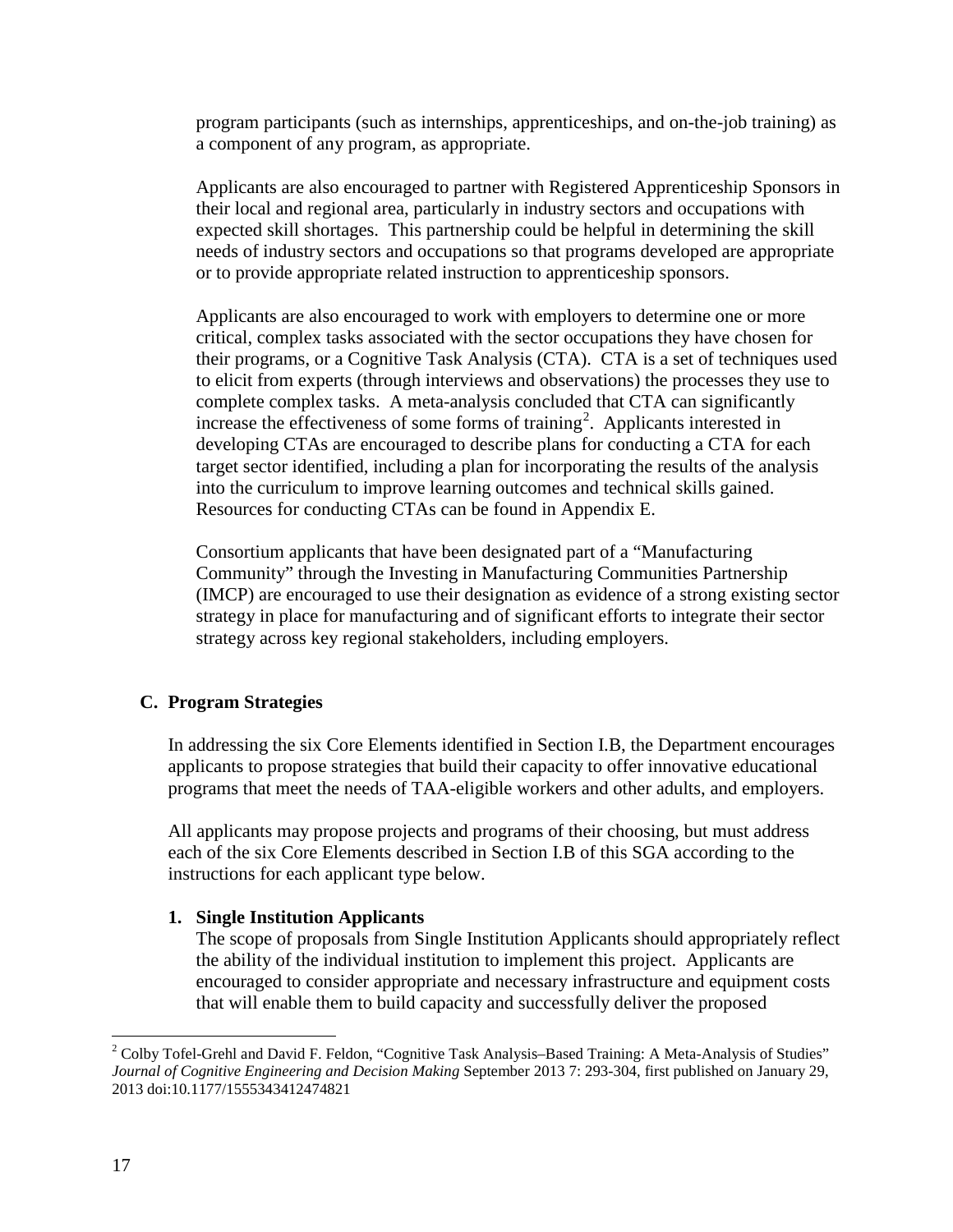program participants (such as internships, apprenticeships, and on-the-job training) as a component of any program, as appropriate.

Applicants are also encouraged to partner with Registered Apprenticeship Sponsors in their local and regional area, particularly in industry sectors and occupations with expected skill shortages. This partnership could be helpful in determining the skill needs of industry sectors and occupations so that programs developed are appropriate or to provide appropriate related instruction to apprenticeship sponsors.

Applicants are also encouraged to work with employers to determine one or more critical, complex tasks associated with the sector occupations they have chosen for their programs, or a Cognitive Task Analysis (CTA). CTA is a set of techniques used to elicit from experts (through interviews and observations) the processes they use to complete complex tasks. A meta-analysis concluded that CTA can significantly increase the effectiveness of some forms of training[2]. Applicants interested in developing CTAs are encouraged to describe plans for conducting a CTA for each target sector identified, including a plan for incorporating the results of the analysis into the curriculum to improve learning outcomes and technical skills gained. Resources for conducting CTAs can be found in Appendix E.

Consortium applicants that have been designated part of a "Manufacturing Community" through the Investing in Manufacturing Communities Partnership (IMCP) are encouraged to use their designation as evidence of a strong existing sector strategy in place for manufacturing and of significant efforts to integrate their sector strategy across key regional stakeholders, including employers.

## C. Program Strategies

In addressing the six Core Elements identified in Section I.B, the Department encourages applicants to propose strategies that build their capacity to offer innovative educational programs that meet the needs of TAA-eligible workers and other adults, and employers.

All applicants may propose projects and programs of their choosing, but must address each of the six Core Elements described in Section I.B of this SGA according to the instructions for each applicant type below.

### 1. Single Institution Applicants

The scope of proposals from Single Institution Applicants should appropriately reflect the ability of the individual institution to implement this project. Applicants are encouraged to consider appropriate and necessary infrastructure and equipment costs that will enable them to build capacity and successfully deliver the proposed

---

[2] Colby Tofel-Grehl and David F. Feldon, "Cognitive Task Analysis–Based Training: A Meta-Analysis of Studies" *Journal of Cognitive Engineering and Decision Making* September 2013 7: 293-304, first published on January 29, 2013 doi:10.1177/1555343412474821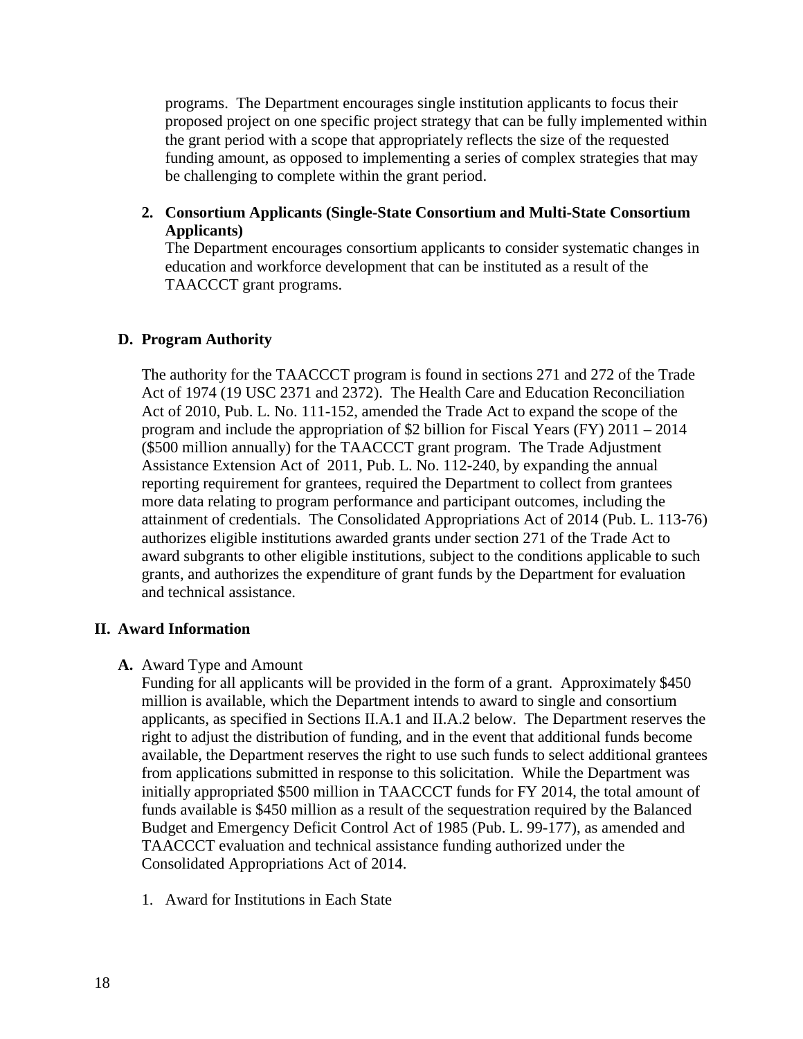programs. The Department encourages single institution applicants to focus their proposed project on one specific project strategy that can be fully implemented within the grant period with a scope that appropriately reflects the size of the requested funding amount, as opposed to implementing a series of complex strategies that may be challenging to complete within the grant period.

**2. Consortium Applicants (Single-State Consortium and Multi-State Consortium Applicants)**

The Department encourages consortium applicants to consider systematic changes in education and workforce development that can be instituted as a result of the TAACCCT grant programs.

### D. Program Authority

The authority for the TAACCCT program is found in sections 271 and 272 of the Trade Act of 1974 (19 USC 2371 and 2372). The Health Care and Education Reconciliation Act of 2010, Pub. L. No. 111-152, amended the Trade Act to expand the scope of the program and include the appropriation of $2 billion for Fiscal Years (FY) 2011 – 2014 ($500 million annually) for the TAACCCT grant program. The Trade Adjustment Assistance Extension Act of 2011, Pub. L. No. 112-240, by expanding the annual reporting requirement for grantees, required the Department to collect from grantees more data relating to program performance and participant outcomes, including the attainment of credentials. The Consolidated Appropriations Act of 2014 (Pub. L. 113-76) authorizes eligible institutions awarded grants under section 271 of the Trade Act to award subgrants to other eligible institutions, subject to the conditions applicable to such grants, and authorizes the expenditure of grant funds by the Department for evaluation and technical assistance.

## II. Award Information

**A.** Award Type and Amount

Funding for all applicants will be provided in the form of a grant. Approximately $450 million is available, which the Department intends to award to single and consortium applicants, as specified in Sections II.A.1 and II.A.2 below. The Department reserves the right to adjust the distribution of funding, and in the event that additional funds become available, the Department reserves the right to use such funds to select additional grantees from applications submitted in response to this solicitation. While the Department was initially appropriated $500 million in TAACCCT funds for FY 2014, the total amount of funds available is $450 million as a result of the sequestration required by the Balanced Budget and Emergency Deficit Control Act of 1985 (Pub. L. 99-177), as amended and TAACCCT evaluation and technical assistance funding authorized under the Consolidated Appropriations Act of 2014.

1. Award for Institutions in Each State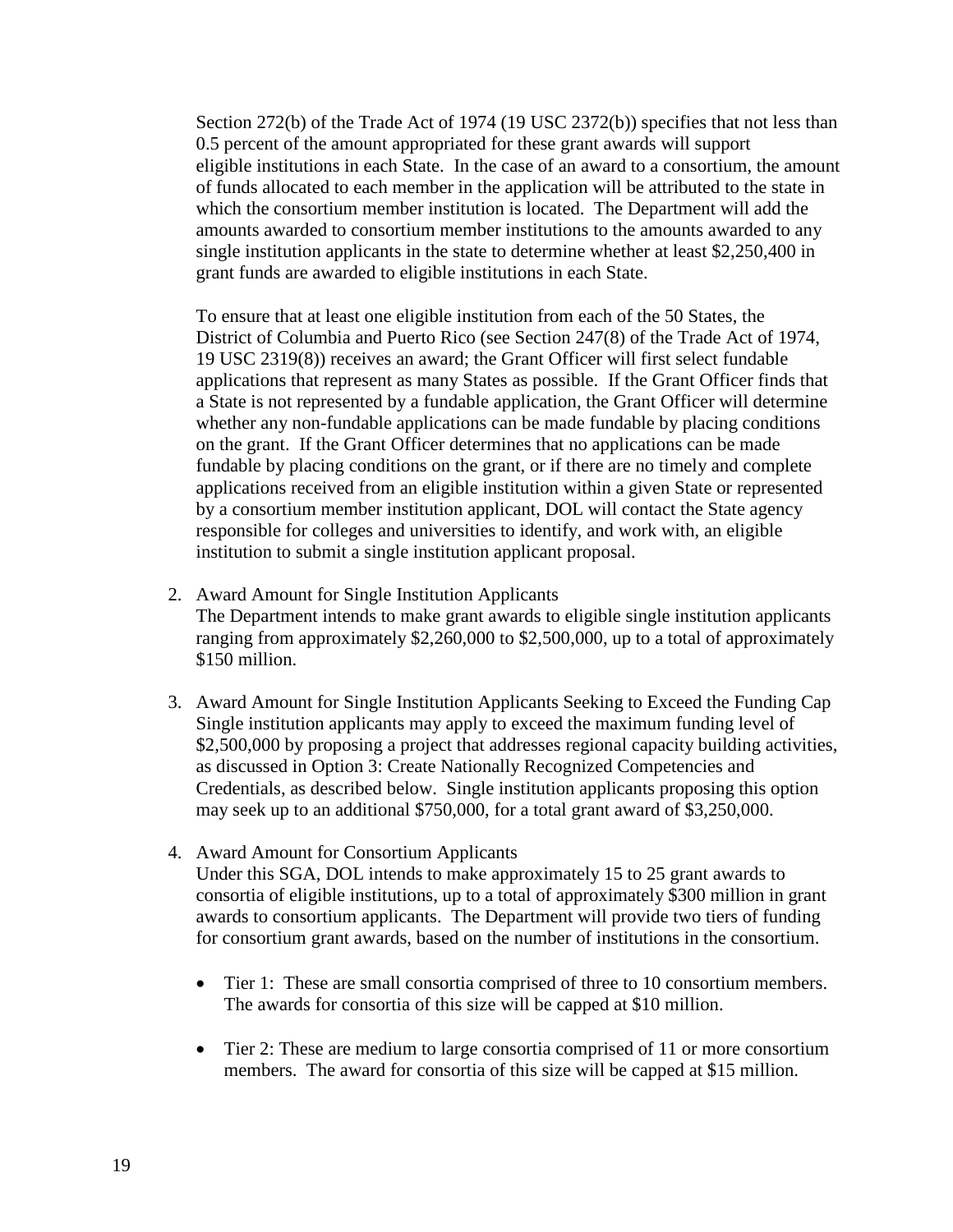Section 272(b) of the Trade Act of 1974 (19 USC 2372(b)) specifies that not less than 0.5 percent of the amount appropriated for these grant awards will support eligible institutions in each State. In the case of an award to a consortium, the amount of funds allocated to each member in the application will be attributed to the state in which the consortium member institution is located. The Department will add the amounts awarded to consortium member institutions to the amounts awarded to any single institution applicants in the state to determine whether at least $2,250,400 in grant funds are awarded to eligible institutions in each State.

To ensure that at least one eligible institution from each of the 50 States, the District of Columbia and Puerto Rico (see Section 247(8) of the Trade Act of 1974, 19 USC 2319(8)) receives an award; the Grant Officer will first select fundable applications that represent as many States as possible. If the Grant Officer finds that a State is not represented by a fundable application, the Grant Officer will determine whether any non-fundable applications can be made fundable by placing conditions on the grant. If the Grant Officer determines that no applications can be made fundable by placing conditions on the grant, or if there are no timely and complete applications received from an eligible institution within a given State or represented by a consortium member institution applicant, DOL will contact the State agency responsible for colleges and universities to identify, and work with, an eligible institution to submit a single institution applicant proposal.

2. Award Amount for Single Institution Applicants
   The Department intends to make grant awards to eligible single institution applicants ranging from approximately $2,260,000 to $2,500,000, up to a total of approximately $150 million.

3. Award Amount for Single Institution Applicants Seeking to Exceed the Funding Cap
   Single institution applicants may apply to exceed the maximum funding level of $2,500,000 by proposing a project that addresses regional capacity building activities, as discussed in Option 3: Create Nationally Recognized Competencies and Credentials, as described below. Single institution applicants proposing this option may seek up to an additional $750,000, for a total grant award of $3,250,000.

4. Award Amount for Consortium Applicants
   Under this SGA, DOL intends to make approximately 15 to 25 grant awards to consortia of eligible institutions, up to a total of approximately $300 million in grant awards to consortium applicants. The Department will provide two tiers of funding for consortium grant awards, based on the number of institutions in the consortium.

   - Tier 1: These are small consortia comprised of three to 10 consortium members. The awards for consortia of this size will be capped at $10 million.

   - Tier 2: These are medium to large consortia comprised of 11 or more consortium members. The award for consortia of this size will be capped at $15 million.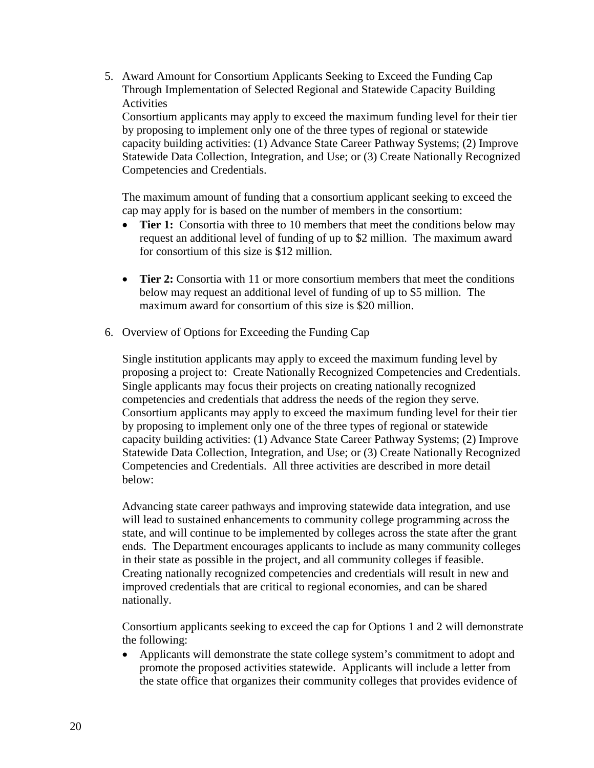5. Award Amount for Consortium Applicants Seeking to Exceed the Funding Cap Through Implementation of Selected Regional and Statewide Capacity Building Activities

   Consortium applicants may apply to exceed the maximum funding level for their tier by proposing to implement only one of the three types of regional or statewide capacity building activities: (1) Advance State Career Pathway Systems; (2) Improve Statewide Data Collection, Integration, and Use; or (3) Create Nationally Recognized Competencies and Credentials.

   The maximum amount of funding that a consortium applicant seeking to exceed the cap may apply for is based on the number of members in the consortium:

   - **Tier 1:** Consortia with three to 10 members that meet the conditions below may request an additional level of funding of up to $2 million. The maximum award for consortium of this size is $12 million.

   - **Tier 2:** Consortia with 11 or more consortium members that meet the conditions below may request an additional level of funding of up to $5 million. The maximum award for consortium of this size is $20 million.

6. Overview of Options for Exceeding the Funding Cap

   Single institution applicants may apply to exceed the maximum funding level by proposing a project to: Create Nationally Recognized Competencies and Credentials. Single applicants may focus their projects on creating nationally recognized competencies and credentials that address the needs of the region they serve. Consortium applicants may apply to exceed the maximum funding level for their tier by proposing to implement only one of the three types of regional or statewide capacity building activities: (1) Advance State Career Pathway Systems; (2) Improve Statewide Data Collection, Integration, and Use; or (3) Create Nationally Recognized Competencies and Credentials. All three activities are described in more detail below:

   Advancing state career pathways and improving statewide data integration, and use will lead to sustained enhancements to community college programming across the state, and will continue to be implemented by colleges across the state after the grant ends. The Department encourages applicants to include as many community colleges in their state as possible in the project, and all community colleges if feasible. Creating nationally recognized competencies and credentials will result in new and improved credentials that are critical to regional economies, and can be shared nationally.

   Consortium applicants seeking to exceed the cap for Options 1 and 2 will demonstrate the following:

   - Applicants will demonstrate the state college system's commitment to adopt and promote the proposed activities statewide. Applicants will include a letter from the state office that organizes their community colleges that provides evidence of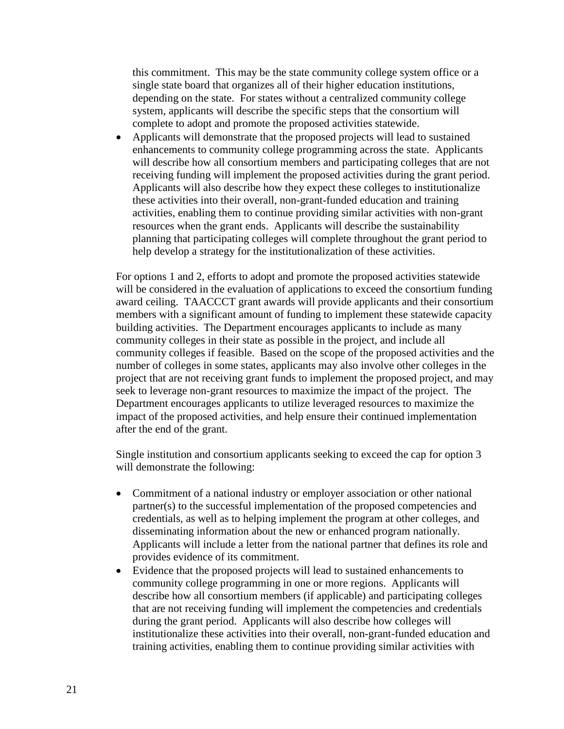this commitment. This may be the state community college system office or a single state board that organizes all of their higher education institutions, depending on the state. For states without a centralized community college system, applicants will describe the specific steps that the consortium will complete to adopt and promote the proposed activities statewide.

- Applicants will demonstrate that the proposed projects will lead to sustained enhancements to community college programming across the state. Applicants will describe how all consortium members and participating colleges that are not receiving funding will implement the proposed activities during the grant period. Applicants will also describe how they expect these colleges to institutionalize these activities into their overall, non-grant-funded education and training activities, enabling them to continue providing similar activities with non-grant resources when the grant ends. Applicants will describe the sustainability planning that participating colleges will complete throughout the grant period to help develop a strategy for the institutionalization of these activities.

For options 1 and 2, efforts to adopt and promote the proposed activities statewide will be considered in the evaluation of applications to exceed the consortium funding award ceiling. TAACCCT grant awards will provide applicants and their consortium members with a significant amount of funding to implement these statewide capacity building activities. The Department encourages applicants to include as many community colleges in their state as possible in the project, and include all community colleges if feasible. Based on the scope of the proposed activities and the number of colleges in some states, applicants may also involve other colleges in the project that are not receiving grant funds to implement the proposed project, and may seek to leverage non-grant resources to maximize the impact of the project. The Department encourages applicants to utilize leveraged resources to maximize the impact of the proposed activities, and help ensure their continued implementation after the end of the grant.

Single institution and consortium applicants seeking to exceed the cap for option 3 will demonstrate the following:

- Commitment of a national industry or employer association or other national partner(s) to the successful implementation of the proposed competencies and credentials, as well as to helping implement the program at other colleges, and disseminating information about the new or enhanced program nationally. Applicants will include a letter from the national partner that defines its role and provides evidence of its commitment.
- Evidence that the proposed projects will lead to sustained enhancements to community college programming in one or more regions. Applicants will describe how all consortium members (if applicable) and participating colleges that are not receiving funding will implement the competencies and credentials during the grant period. Applicants will also describe how colleges will institutionalize these activities into their overall, non-grant-funded education and training activities, enabling them to continue providing similar activities with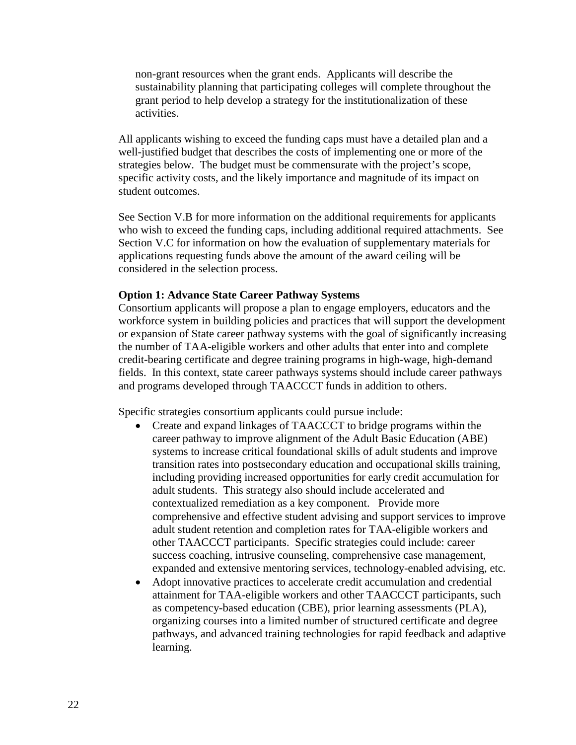non-grant resources when the grant ends. Applicants will describe the sustainability planning that participating colleges will complete throughout the grant period to help develop a strategy for the institutionalization of these activities.

All applicants wishing to exceed the funding caps must have a detailed plan and a well-justified budget that describes the costs of implementing one or more of the strategies below. The budget must be commensurate with the project's scope, specific activity costs, and the likely importance and magnitude of its impact on student outcomes.

See Section V.B for more information on the additional requirements for applicants who wish to exceed the funding caps, including additional required attachments. See Section V.C for information on how the evaluation of supplementary materials for applications requesting funds above the amount of the award ceiling will be considered in the selection process.

**Option 1: Advance State Career Pathway Systems**
Consortium applicants will propose a plan to engage employers, educators and the workforce system in building policies and practices that will support the development or expansion of State career pathway systems with the goal of significantly increasing the number of TAA-eligible workers and other adults that enter into and complete credit-bearing certificate and degree training programs in high-wage, high-demand fields. In this context, state career pathways systems should include career pathways and programs developed through TAACCCT funds in addition to others.

Specific strategies consortium applicants could pursue include:

- Create and expand linkages of TAACCCT to bridge programs within the career pathway to improve alignment of the Adult Basic Education (ABE) systems to increase critical foundational skills of adult students and improve transition rates into postsecondary education and occupational skills training, including providing increased opportunities for early credit accumulation for adult students. This strategy also should include accelerated and contextualized remediation as a key component. Provide more comprehensive and effective student advising and support services to improve adult student retention and completion rates for TAA-eligible workers and other TAACCCT participants. Specific strategies could include: career success coaching, intrusive counseling, comprehensive case management, expanded and extensive mentoring services, technology-enabled advising, etc.
- Adopt innovative practices to accelerate credit accumulation and credential attainment for TAA-eligible workers and other TAACCCT participants, such as competency-based education (CBE), prior learning assessments (PLA), organizing courses into a limited number of structured certificate and degree pathways, and advanced training technologies for rapid feedback and adaptive learning.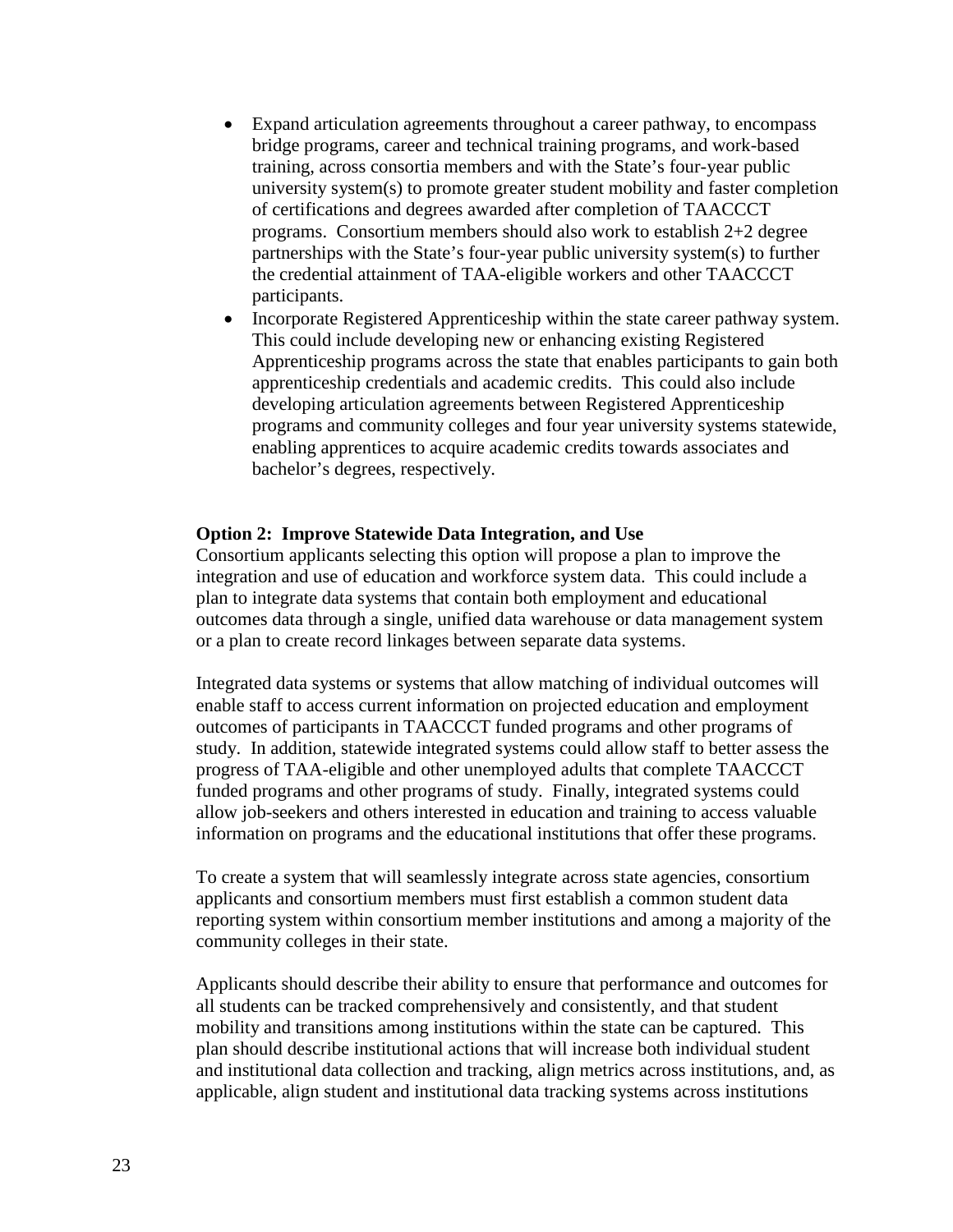- Expand articulation agreements throughout a career pathway, to encompass bridge programs, career and technical training programs, and work-based training, across consortia members and with the State's four-year public university system(s) to promote greater student mobility and faster completion of certifications and degrees awarded after completion of TAACCCT programs. Consortium members should also work to establish 2+2 degree partnerships with the State's four-year public university system(s) to further the credential attainment of TAA-eligible workers and other TAACCCT participants.
- Incorporate Registered Apprenticeship within the state career pathway system. This could include developing new or enhancing existing Registered Apprenticeship programs across the state that enables participants to gain both apprenticeship credentials and academic credits. This could also include developing articulation agreements between Registered Apprenticeship programs and community colleges and four year university systems statewide, enabling apprentices to acquire academic credits towards associates and bachelor's degrees, respectively.

**Option 2: Improve Statewide Data Integration, and Use**

Consortium applicants selecting this option will propose a plan to improve the integration and use of education and workforce system data. This could include a plan to integrate data systems that contain both employment and educational outcomes data through a single, unified data warehouse or data management system or a plan to create record linkages between separate data systems.

Integrated data systems or systems that allow matching of individual outcomes will enable staff to access current information on projected education and employment outcomes of participants in TAACCCT funded programs and other programs of study. In addition, statewide integrated systems could allow staff to better assess the progress of TAA-eligible and other unemployed adults that complete TAACCCT funded programs and other programs of study. Finally, integrated systems could allow job-seekers and others interested in education and training to access valuable information on programs and the educational institutions that offer these programs.

To create a system that will seamlessly integrate across state agencies, consortium applicants and consortium members must first establish a common student data reporting system within consortium member institutions and among a majority of the community colleges in their state.

Applicants should describe their ability to ensure that performance and outcomes for all students can be tracked comprehensively and consistently, and that student mobility and transitions among institutions within the state can be captured. This plan should describe institutional actions that will increase both individual student and institutional data collection and tracking, align metrics across institutions, and, as applicable, align student and institutional data tracking systems across institutions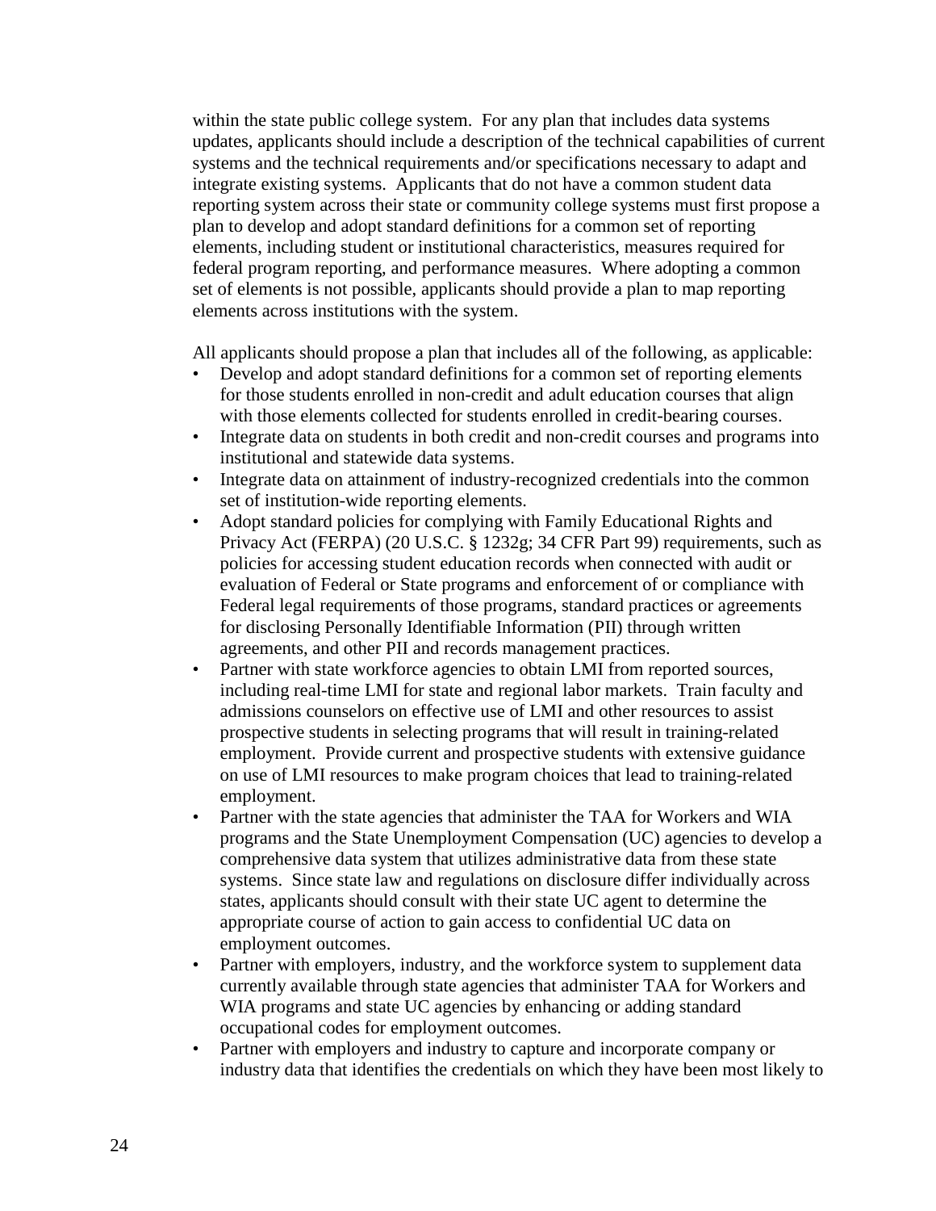within the state public college system. For any plan that includes data systems updates, applicants should include a description of the technical capabilities of current systems and the technical requirements and/or specifications necessary to adapt and integrate existing systems. Applicants that do not have a common student data reporting system across their state or community college systems must first propose a plan to develop and adopt standard definitions for a common set of reporting elements, including student or institutional characteristics, measures required for federal program reporting, and performance measures. Where adopting a common set of elements is not possible, applicants should provide a plan to map reporting elements across institutions with the system.

All applicants should propose a plan that includes all of the following, as applicable:

- Develop and adopt standard definitions for a common set of reporting elements for those students enrolled in non-credit and adult education courses that align with those elements collected for students enrolled in credit-bearing courses.
- Integrate data on students in both credit and non-credit courses and programs into institutional and statewide data systems.
- Integrate data on attainment of industry-recognized credentials into the common set of institution-wide reporting elements.
- Adopt standard policies for complying with Family Educational Rights and Privacy Act (FERPA) (20 U.S.C. § 1232g; 34 CFR Part 99) requirements, such as policies for accessing student education records when connected with audit or evaluation of Federal or State programs and enforcement of or compliance with Federal legal requirements of those programs, standard practices or agreements for disclosing Personally Identifiable Information (PII) through written agreements, and other PII and records management practices.
- Partner with state workforce agencies to obtain LMI from reported sources, including real-time LMI for state and regional labor markets. Train faculty and admissions counselors on effective use of LMI and other resources to assist prospective students in selecting programs that will result in training-related employment. Provide current and prospective students with extensive guidance on use of LMI resources to make program choices that lead to training-related employment.
- Partner with the state agencies that administer the TAA for Workers and WIA programs and the State Unemployment Compensation (UC) agencies to develop a comprehensive data system that utilizes administrative data from these state systems. Since state law and regulations on disclosure differ individually across states, applicants should consult with their state UC agent to determine the appropriate course of action to gain access to confidential UC data on employment outcomes.
- Partner with employers, industry, and the workforce system to supplement data currently available through state agencies that administer TAA for Workers and WIA programs and state UC agencies by enhancing or adding standard occupational codes for employment outcomes.
- Partner with employers and industry to capture and incorporate company or industry data that identifies the credentials on which they have been most likely to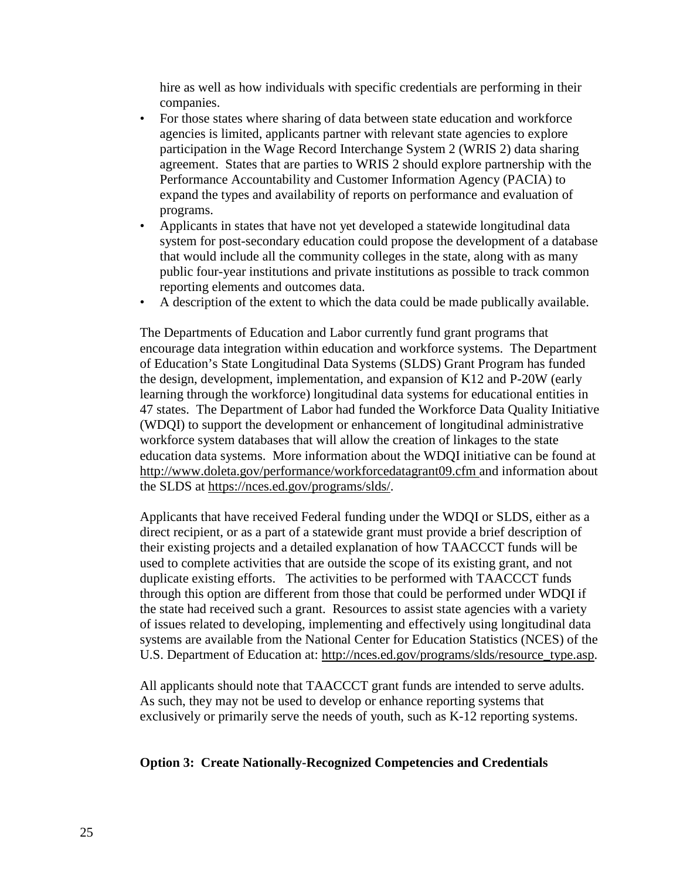hire as well as how individuals with specific credentials are performing in their companies.

- For those states where sharing of data between state education and workforce agencies is limited, applicants partner with relevant state agencies to explore participation in the Wage Record Interchange System 2 (WRIS 2) data sharing agreement. States that are parties to WRIS 2 should explore partnership with the Performance Accountability and Customer Information Agency (PACIA) to expand the types and availability of reports on performance and evaluation of programs.
- Applicants in states that have not yet developed a statewide longitudinal data system for post-secondary education could propose the development of a database that would include all the community colleges in the state, along with as many public four-year institutions and private institutions as possible to track common reporting elements and outcomes data.
- A description of the extent to which the data could be made publically available.

The Departments of Education and Labor currently fund grant programs that encourage data integration within education and workforce systems. The Department of Education's State Longitudinal Data Systems (SLDS) Grant Program has funded the design, development, implementation, and expansion of K12 and P-20W (early learning through the workforce) longitudinal data systems for educational entities in 47 states. The Department of Labor had funded the Workforce Data Quality Initiative (WDQI) to support the development or enhancement of longitudinal administrative workforce system databases that will allow the creation of linkages to the state education data systems. More information about the WDQI initiative can be found at http://www.doleta.gov/performance/workforcedatagrant09.cfm and information about the SLDS at https://nces.ed.gov/programs/slds/.

Applicants that have received Federal funding under the WDQI or SLDS, either as a direct recipient, or as a part of a statewide grant must provide a brief description of their existing projects and a detailed explanation of how TAACCCT funds will be used to complete activities that are outside the scope of its existing grant, and not duplicate existing efforts. The activities to be performed with TAACCCT funds through this option are different from those that could be performed under WDQI if the state had received such a grant. Resources to assist state agencies with a variety of issues related to developing, implementing and effectively using longitudinal data systems are available from the National Center for Education Statistics (NCES) of the U.S. Department of Education at: http://nces.ed.gov/programs/slds/resource_type.asp.

All applicants should note that TAACCCT grant funds are intended to serve adults. As such, they may not be used to develop or enhance reporting systems that exclusively or primarily serve the needs of youth, such as K-12 reporting systems.

**Option 3: Create Nationally-Recognized Competencies and Credentials**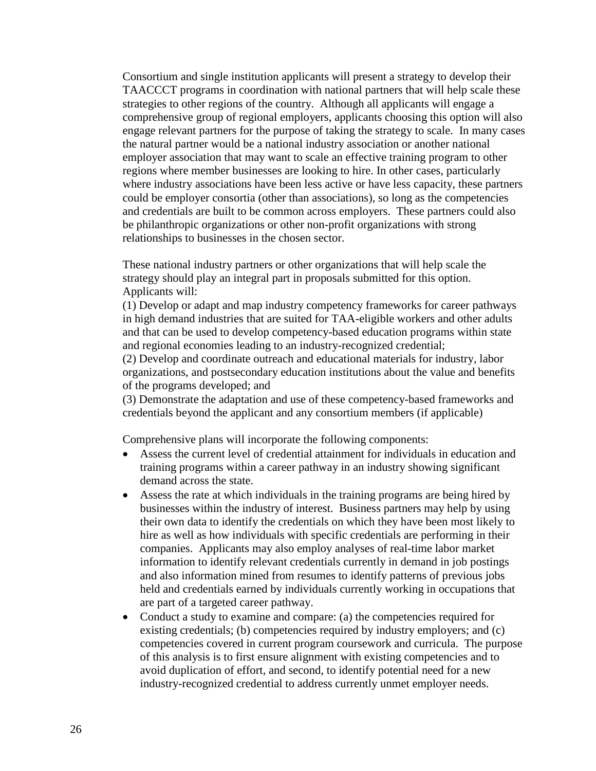Consortium and single institution applicants will present a strategy to develop their TAACCCT programs in coordination with national partners that will help scale these strategies to other regions of the country. Although all applicants will engage a comprehensive group of regional employers, applicants choosing this option will also engage relevant partners for the purpose of taking the strategy to scale. In many cases the natural partner would be a national industry association or another national employer association that may want to scale an effective training program to other regions where member businesses are looking to hire. In other cases, particularly where industry associations have been less active or have less capacity, these partners could be employer consortia (other than associations), so long as the competencies and credentials are built to be common across employers. These partners could also be philanthropic organizations or other non-profit organizations with strong relationships to businesses in the chosen sector.

These national industry partners or other organizations that will help scale the strategy should play an integral part in proposals submitted for this option. Applicants will:
(1) Develop or adapt and map industry competency frameworks for career pathways in high demand industries that are suited for TAA-eligible workers and other adults and that can be used to develop competency-based education programs within state and regional economies leading to an industry-recognized credential;
(2) Develop and coordinate outreach and educational materials for industry, labor organizations, and postsecondary education institutions about the value and benefits of the programs developed; and
(3) Demonstrate the adaptation and use of these competency-based frameworks and credentials beyond the applicant and any consortium members (if applicable)

Comprehensive plans will incorporate the following components:

- Assess the current level of credential attainment for individuals in education and training programs within a career pathway in an industry showing significant demand across the state.
- Assess the rate at which individuals in the training programs are being hired by businesses within the industry of interest. Business partners may help by using their own data to identify the credentials on which they have been most likely to hire as well as how individuals with specific credentials are performing in their companies. Applicants may also employ analyses of real-time labor market information to identify relevant credentials currently in demand in job postings and also information mined from resumes to identify patterns of previous jobs held and credentials earned by individuals currently working in occupations that are part of a targeted career pathway.
- Conduct a study to examine and compare: (a) the competencies required for existing credentials; (b) competencies required by industry employers; and (c) competencies covered in current program coursework and curricula. The purpose of this analysis is to first ensure alignment with existing competencies and to avoid duplication of effort, and second, to identify potential need for a new industry-recognized credential to address currently unmet employer needs.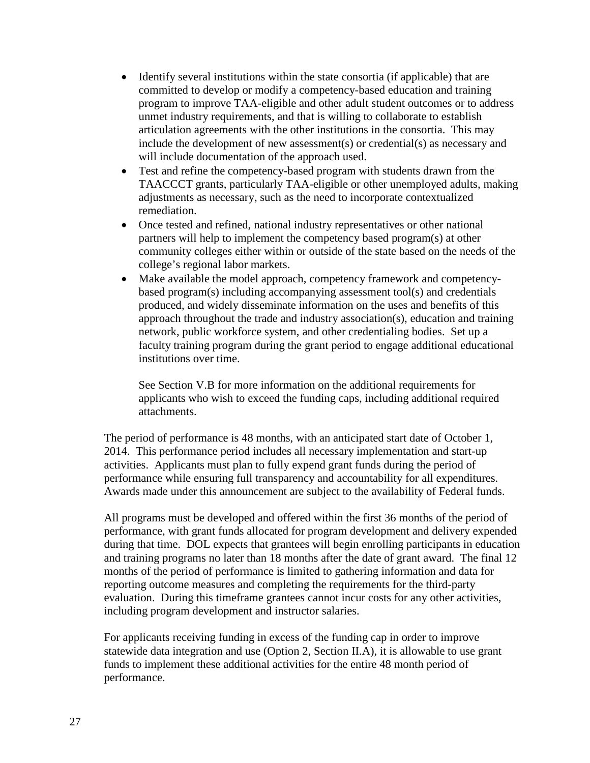- Identify several institutions within the state consortia (if applicable) that are committed to develop or modify a competency-based education and training program to improve TAA-eligible and other adult student outcomes or to address unmet industry requirements, and that is willing to collaborate to establish articulation agreements with the other institutions in the consortia. This may include the development of new assessment(s) or credential(s) as necessary and will include documentation of the approach used.
- Test and refine the competency-based program with students drawn from the TAACCCT grants, particularly TAA-eligible or other unemployed adults, making adjustments as necessary, such as the need to incorporate contextualized remediation.
- Once tested and refined, national industry representatives or other national partners will help to implement the competency based program(s) at other community colleges either within or outside of the state based on the needs of the college's regional labor markets.
- Make available the model approach, competency framework and competency-based program(s) including accompanying assessment tool(s) and credentials produced, and widely disseminate information on the uses and benefits of this approach throughout the trade and industry association(s), education and training network, public workforce system, and other credentialing bodies. Set up a faculty training program during the grant period to engage additional educational institutions over time.

  See Section V.B for more information on the additional requirements for applicants who wish to exceed the funding caps, including additional required attachments.

The period of performance is 48 months, with an anticipated start date of October 1, 2014. This performance period includes all necessary implementation and start-up activities. Applicants must plan to fully expend grant funds during the period of performance while ensuring full transparency and accountability for all expenditures. Awards made under this announcement are subject to the availability of Federal funds.

All programs must be developed and offered within the first 36 months of the period of performance, with grant funds allocated for program development and delivery expended during that time. DOL expects that grantees will begin enrolling participants in education and training programs no later than 18 months after the date of grant award. The final 12 months of the period of performance is limited to gathering information and data for reporting outcome measures and completing the requirements for the third-party evaluation. During this timeframe grantees cannot incur costs for any other activities, including program development and instructor salaries.

For applicants receiving funding in excess of the funding cap in order to improve statewide data integration and use (Option 2, Section II.A), it is allowable to use grant funds to implement these additional activities for the entire 48 month period of performance.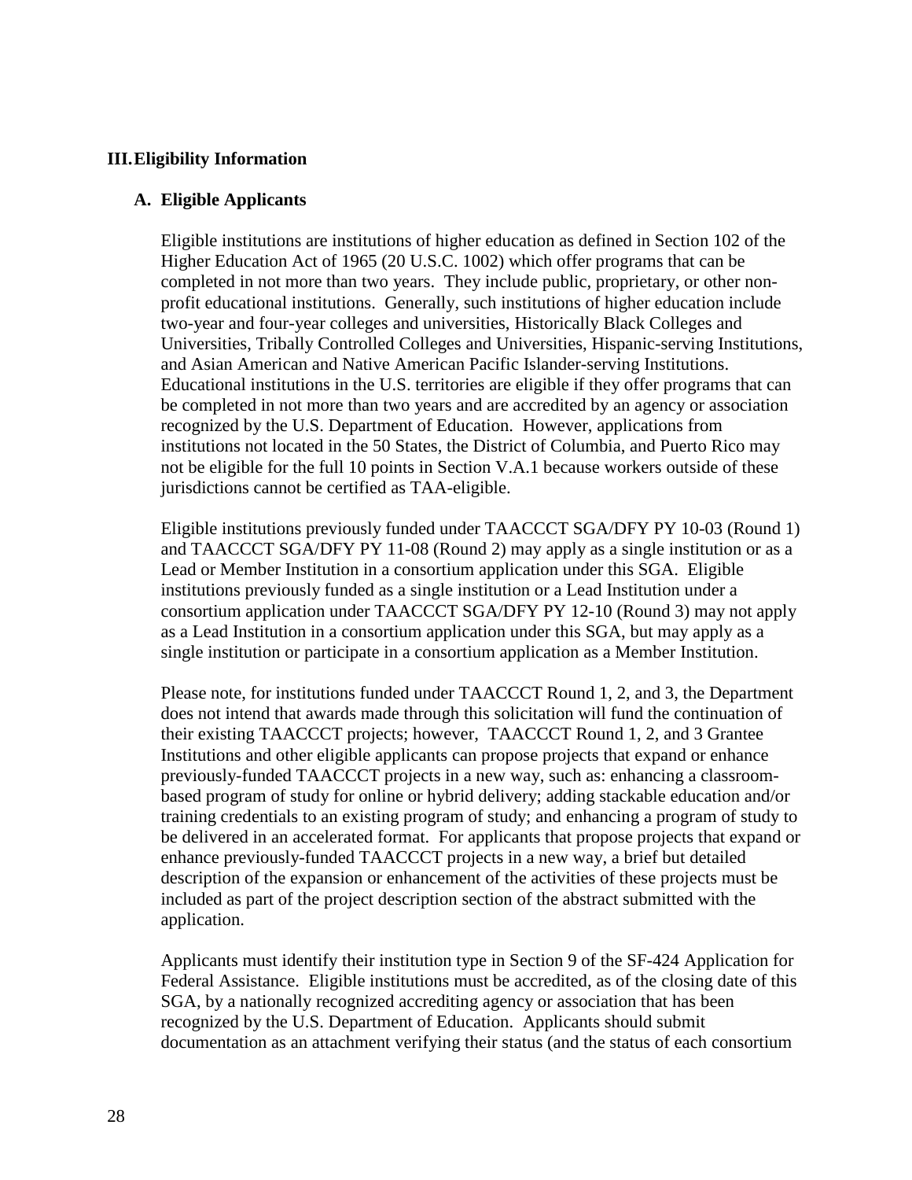# III. Eligibility Information

## A. Eligible Applicants

Eligible institutions are institutions of higher education as defined in Section 102 of the Higher Education Act of 1965 (20 U.S.C. 1002) which offer programs that can be completed in not more than two years. They include public, proprietary, or other non-profit educational institutions. Generally, such institutions of higher education include two-year and four-year colleges and universities, Historically Black Colleges and Universities, Tribally Controlled Colleges and Universities, Hispanic-serving Institutions, and Asian American and Native American Pacific Islander-serving Institutions. Educational institutions in the U.S. territories are eligible if they offer programs that can be completed in not more than two years and are accredited by an agency or association recognized by the U.S. Department of Education. However, applications from institutions not located in the 50 States, the District of Columbia, and Puerto Rico may not be eligible for the full 10 points in Section V.A.1 because workers outside of these jurisdictions cannot be certified as TAA-eligible.

Eligible institutions previously funded under TAACCCT SGA/DFY PY 10-03 (Round 1) and TAACCCT SGA/DFY PY 11-08 (Round 2) may apply as a single institution or as a Lead or Member Institution in a consortium application under this SGA. Eligible institutions previously funded as a single institution or a Lead Institution under a consortium application under TAACCCT SGA/DFY PY 12-10 (Round 3) may not apply as a Lead Institution in a consortium application under this SGA, but may apply as a single institution or participate in a consortium application as a Member Institution.

Please note, for institutions funded under TAACCCT Round 1, 2, and 3, the Department does not intend that awards made through this solicitation will fund the continuation of their existing TAACCCT projects; however, TAACCCT Round 1, 2, and 3 Grantee Institutions and other eligible applicants can propose projects that expand or enhance previously-funded TAACCCT projects in a new way, such as: enhancing a classroom-based program of study for online or hybrid delivery; adding stackable education and/or training credentials to an existing program of study; and enhancing a program of study to be delivered in an accelerated format. For applicants that propose projects that expand or enhance previously-funded TAACCCT projects in a new way, a brief but detailed description of the expansion or enhancement of the activities of these projects must be included as part of the project description section of the abstract submitted with the application.

Applicants must identify their institution type in Section 9 of the SF-424 Application for Federal Assistance. Eligible institutions must be accredited, as of the closing date of this SGA, by a nationally recognized accrediting agency or association that has been recognized by the U.S. Department of Education. Applicants should submit documentation as an attachment verifying their status (and the status of each consortium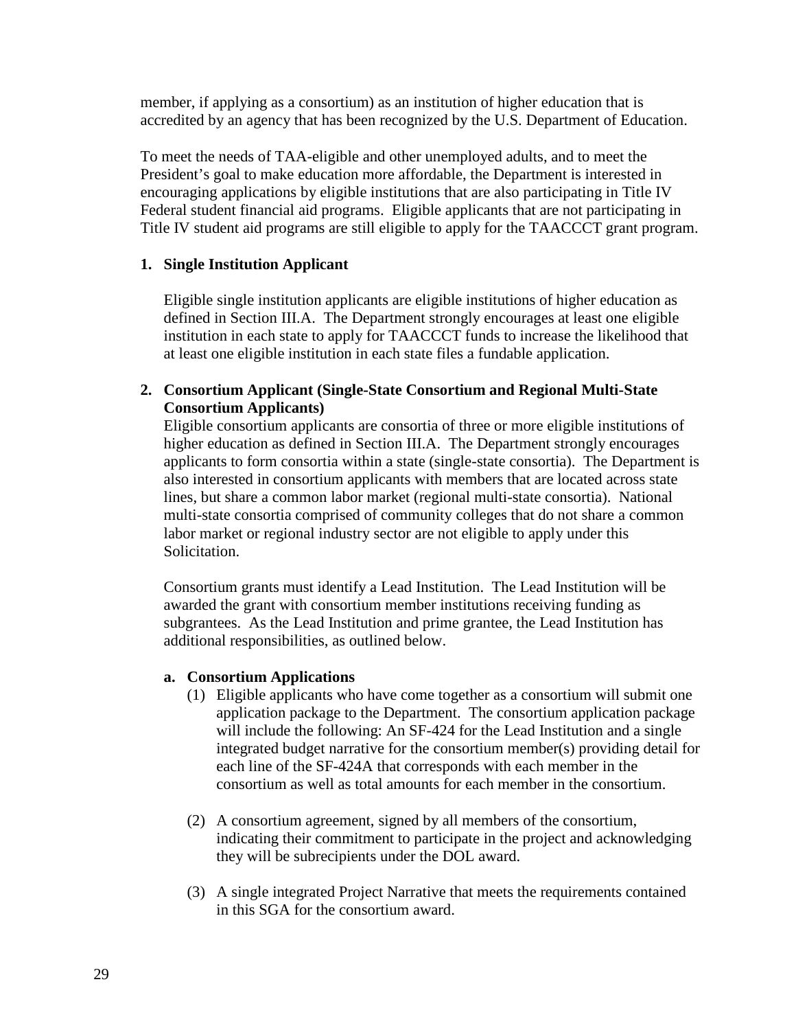member, if applying as a consortium) as an institution of higher education that is accredited by an agency that has been recognized by the U.S. Department of Education.

To meet the needs of TAA-eligible and other unemployed adults, and to meet the President's goal to make education more affordable, the Department is interested in encouraging applications by eligible institutions that are also participating in Title IV Federal student financial aid programs. Eligible applicants that are not participating in Title IV student aid programs are still eligible to apply for the TAACCCT grant program.

**1. Single Institution Applicant**

Eligible single institution applicants are eligible institutions of higher education as defined in Section III.A. The Department strongly encourages at least one eligible institution in each state to apply for TAACCCT funds to increase the likelihood that at least one eligible institution in each state files a fundable application.

**2. Consortium Applicant (Single-State Consortium and Regional Multi-State Consortium Applicants)**

Eligible consortium applicants are consortia of three or more eligible institutions of higher education as defined in Section III.A. The Department strongly encourages applicants to form consortia within a state (single-state consortia). The Department is also interested in consortium applicants with members that are located across state lines, but share a common labor market (regional multi-state consortia). National multi-state consortia comprised of community colleges that do not share a common labor market or regional industry sector are not eligible to apply under this Solicitation.

Consortium grants must identify a Lead Institution. The Lead Institution will be awarded the grant with consortium member institutions receiving funding as subgrantees. As the Lead Institution and prime grantee, the Lead Institution has additional responsibilities, as outlined below.

**a. Consortium Applications**

(1) Eligible applicants who have come together as a consortium will submit one application package to the Department. The consortium application package will include the following: An SF-424 for the Lead Institution and a single integrated budget narrative for the consortium member(s) providing detail for each line of the SF-424A that corresponds with each member in the consortium as well as total amounts for each member in the consortium.

(2) A consortium agreement, signed by all members of the consortium, indicating their commitment to participate in the project and acknowledging they will be subrecipients under the DOL award.

(3) A single integrated Project Narrative that meets the requirements contained in this SGA for the consortium award.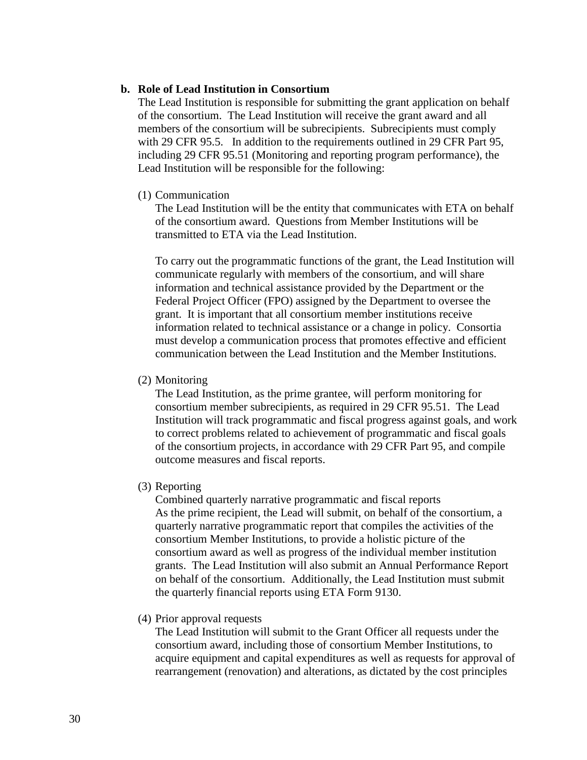**b. Role of Lead Institution in Consortium**

The Lead Institution is responsible for submitting the grant application on behalf of the consortium. The Lead Institution will receive the grant award and all members of the consortium will be subrecipients. Subrecipients must comply with 29 CFR 95.5. In addition to the requirements outlined in 29 CFR Part 95, including 29 CFR 95.51 (Monitoring and reporting program performance), the Lead Institution will be responsible for the following:

(1) Communication

The Lead Institution will be the entity that communicates with ETA on behalf of the consortium award. Questions from Member Institutions will be transmitted to ETA via the Lead Institution.

To carry out the programmatic functions of the grant, the Lead Institution will communicate regularly with members of the consortium, and will share information and technical assistance provided by the Department or the Federal Project Officer (FPO) assigned by the Department to oversee the grant. It is important that all consortium member institutions receive information related to technical assistance or a change in policy. Consortia must develop a communication process that promotes effective and efficient communication between the Lead Institution and the Member Institutions.

(2) Monitoring

The Lead Institution, as the prime grantee, will perform monitoring for consortium member subrecipients, as required in 29 CFR 95.51. The Lead Institution will track programmatic and fiscal progress against goals, and work to correct problems related to achievement of programmatic and fiscal goals of the consortium projects, in accordance with 29 CFR Part 95, and compile outcome measures and fiscal reports.

(3) Reporting

Combined quarterly narrative programmatic and fiscal reports

As the prime recipient, the Lead will submit, on behalf of the consortium, a quarterly narrative programmatic report that compiles the activities of the consortium Member Institutions, to provide a holistic picture of the consortium award as well as progress of the individual member institution grants. The Lead Institution will also submit an Annual Performance Report on behalf of the consortium. Additionally, the Lead Institution must submit the quarterly financial reports using ETA Form 9130.

(4) Prior approval requests

The Lead Institution will submit to the Grant Officer all requests under the consortium award, including those of consortium Member Institutions, to acquire equipment and capital expenditures as well as requests for approval of rearrangement (renovation) and alterations, as dictated by the cost principles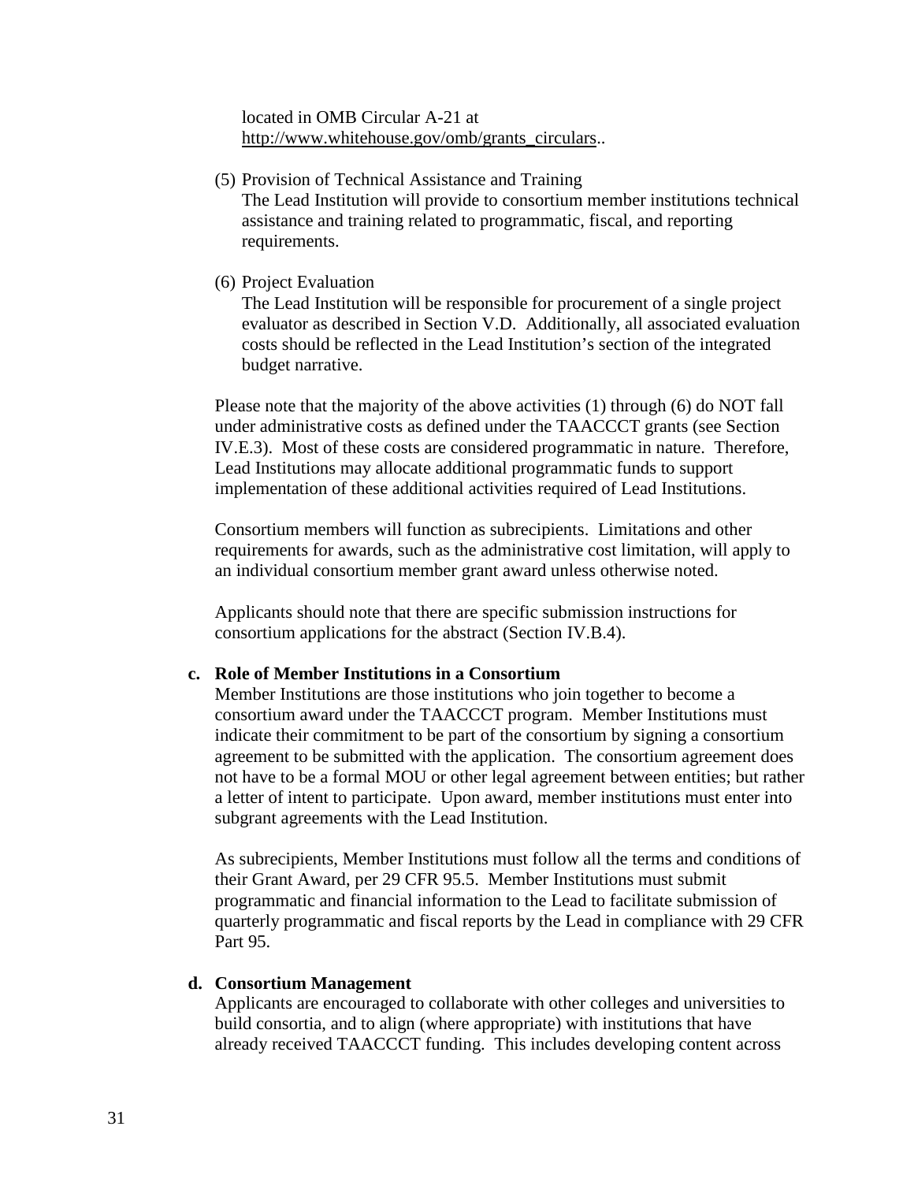located in OMB Circular A-21 at http://www.whitehouse.gov/omb/grants_circulars..

(5) Provision of Technical Assistance and Training
The Lead Institution will provide to consortium member institutions technical assistance and training related to programmatic, fiscal, and reporting requirements.

(6) Project Evaluation
The Lead Institution will be responsible for procurement of a single project evaluator as described in Section V.D. Additionally, all associated evaluation costs should be reflected in the Lead Institution's section of the integrated budget narrative.

Please note that the majority of the above activities (1) through (6) do NOT fall under administrative costs as defined under the TAACCCT grants (see Section IV.E.3). Most of these costs are considered programmatic in nature. Therefore, Lead Institutions may allocate additional programmatic funds to support implementation of these additional activities required of Lead Institutions.

Consortium members will function as subrecipients. Limitations and other requirements for awards, such as the administrative cost limitation, will apply to an individual consortium member grant award unless otherwise noted.

Applicants should note that there are specific submission instructions for consortium applications for the abstract (Section IV.B.4).

**c. Role of Member Institutions in a Consortium**

Member Institutions are those institutions who join together to become a consortium award under the TAACCCT program. Member Institutions must indicate their commitment to be part of the consortium by signing a consortium agreement to be submitted with the application. The consortium agreement does not have to be a formal MOU or other legal agreement between entities; but rather a letter of intent to participate. Upon award, member institutions must enter into subgrant agreements with the Lead Institution.

As subrecipients, Member Institutions must follow all the terms and conditions of their Grant Award, per 29 CFR 95.5. Member Institutions must submit programmatic and financial information to the Lead to facilitate submission of quarterly programmatic and fiscal reports by the Lead in compliance with 29 CFR Part 95.

**d. Consortium Management**

Applicants are encouraged to collaborate with other colleges and universities to build consortia, and to align (where appropriate) with institutions that have already received TAACCCT funding. This includes developing content across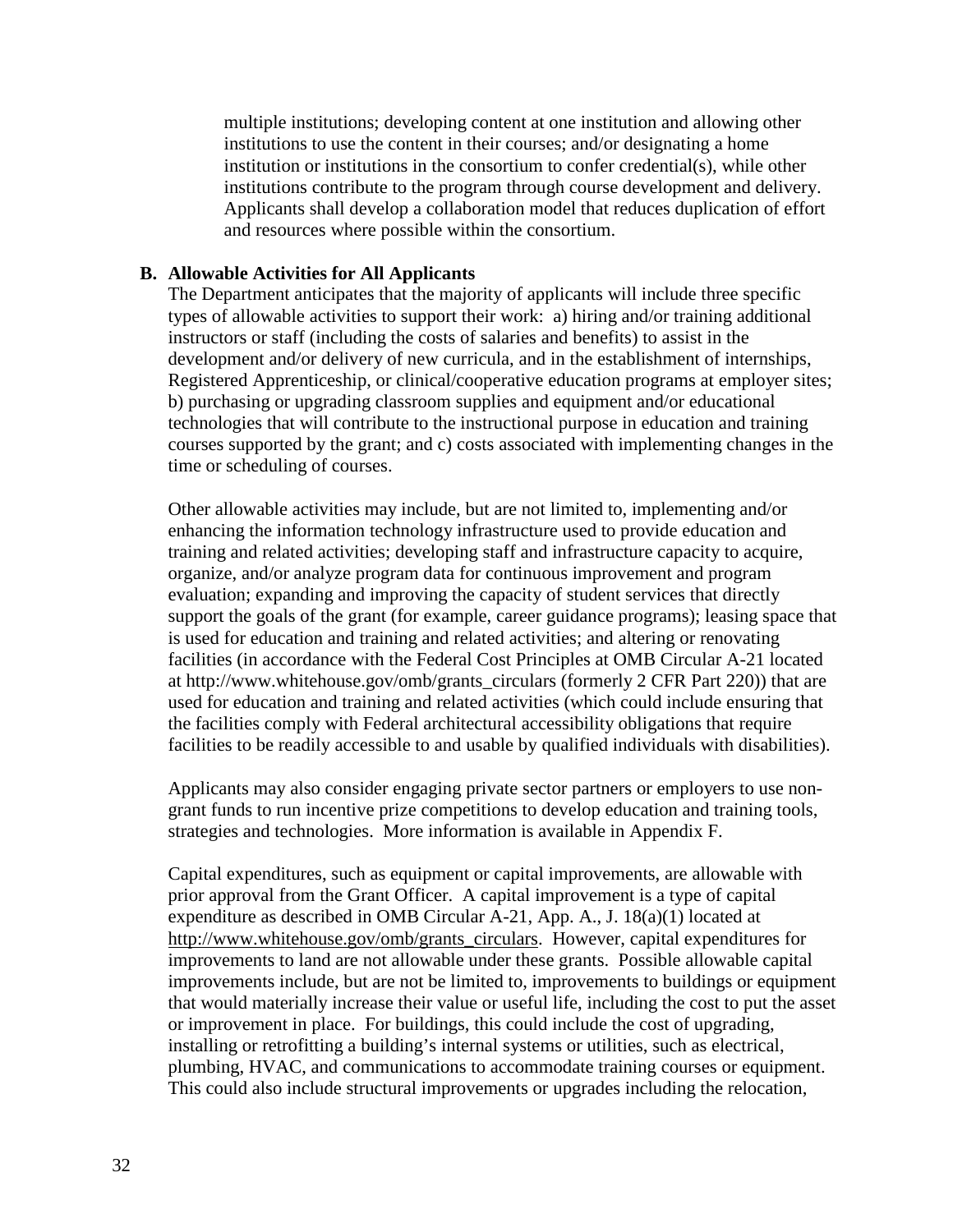multiple institutions; developing content at one institution and allowing other institutions to use the content in their courses; and/or designating a home institution or institutions in the consortium to confer credential(s), while other institutions contribute to the program through course development and delivery. Applicants shall develop a collaboration model that reduces duplication of effort and resources where possible within the consortium.

**B. Allowable Activities for All Applicants**

The Department anticipates that the majority of applicants will include three specific types of allowable activities to support their work: a) hiring and/or training additional instructors or staff (including the costs of salaries and benefits) to assist in the development and/or delivery of new curricula, and in the establishment of internships, Registered Apprenticeship, or clinical/cooperative education programs at employer sites; b) purchasing or upgrading classroom supplies and equipment and/or educational technologies that will contribute to the instructional purpose in education and training courses supported by the grant; and c) costs associated with implementing changes in the time or scheduling of courses.

Other allowable activities may include, but are not limited to, implementing and/or enhancing the information technology infrastructure used to provide education and training and related activities; developing staff and infrastructure capacity to acquire, organize, and/or analyze program data for continuous improvement and program evaluation; expanding and improving the capacity of student services that directly support the goals of the grant (for example, career guidance programs); leasing space that is used for education and training and related activities; and altering or renovating facilities (in accordance with the Federal Cost Principles at OMB Circular A-21 located at http://www.whitehouse.gov/omb/grants_circulars (formerly 2 CFR Part 220)) that are used for education and training and related activities (which could include ensuring that the facilities comply with Federal architectural accessibility obligations that require facilities to be readily accessible to and usable by qualified individuals with disabilities).

Applicants may also consider engaging private sector partners or employers to use non-grant funds to run incentive prize competitions to develop education and training tools, strategies and technologies. More information is available in Appendix F.

Capital expenditures, such as equipment or capital improvements, are allowable with prior approval from the Grant Officer. A capital improvement is a type of capital expenditure as described in OMB Circular A-21, App. A., J. 18(a)(1) located at http://www.whitehouse.gov/omb/grants_circulars. However, capital expenditures for improvements to land are not allowable under these grants. Possible allowable capital improvements include, but are not be limited to, improvements to buildings or equipment that would materially increase their value or useful life, including the cost to put the asset or improvement in place. For buildings, this could include the cost of upgrading, installing or retrofitting a building's internal systems or utilities, such as electrical, plumbing, HVAC, and communications to accommodate training courses or equipment. This could also include structural improvements or upgrades including the relocation,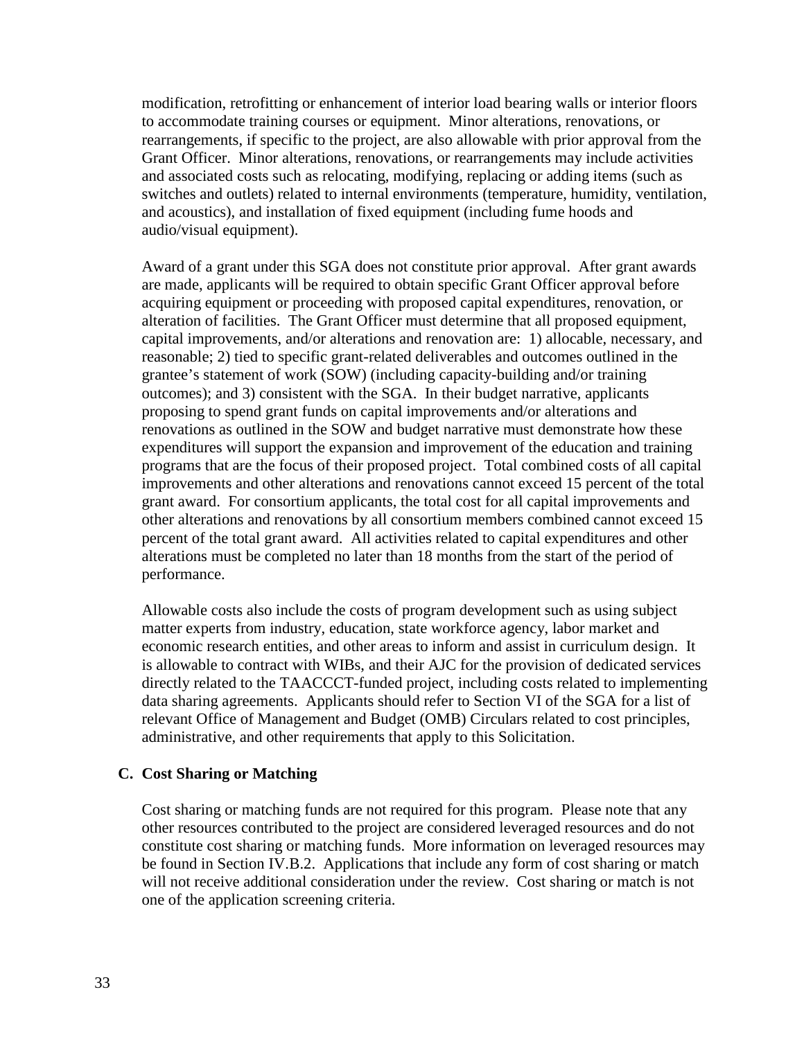modification, retrofitting or enhancement of interior load bearing walls or interior floors to accommodate training courses or equipment. Minor alterations, renovations, or rearrangements, if specific to the project, are also allowable with prior approval from the Grant Officer. Minor alterations, renovations, or rearrangements may include activities and associated costs such as relocating, modifying, replacing or adding items (such as switches and outlets) related to internal environments (temperature, humidity, ventilation, and acoustics), and installation of fixed equipment (including fume hoods and audio/visual equipment).

Award of a grant under this SGA does not constitute prior approval. After grant awards are made, applicants will be required to obtain specific Grant Officer approval before acquiring equipment or proceeding with proposed capital expenditures, renovation, or alteration of facilities. The Grant Officer must determine that all proposed equipment, capital improvements, and/or alterations and renovation are: 1) allocable, necessary, and reasonable; 2) tied to specific grant-related deliverables and outcomes outlined in the grantee's statement of work (SOW) (including capacity-building and/or training outcomes); and 3) consistent with the SGA. In their budget narrative, applicants proposing to spend grant funds on capital improvements and/or alterations and renovations as outlined in the SOW and budget narrative must demonstrate how these expenditures will support the expansion and improvement of the education and training programs that are the focus of their proposed project. Total combined costs of all capital improvements and other alterations and renovations cannot exceed 15 percent of the total grant award. For consortium applicants, the total cost for all capital improvements and other alterations and renovations by all consortium members combined cannot exceed 15 percent of the total grant award. All activities related to capital expenditures and other alterations must be completed no later than 18 months from the start of the period of performance.

Allowable costs also include the costs of program development such as using subject matter experts from industry, education, state workforce agency, labor market and economic research entities, and other areas to inform and assist in curriculum design. It is allowable to contract with WIBs, and their AJC for the provision of dedicated services directly related to the TAACCCT-funded project, including costs related to implementing data sharing agreements. Applicants should refer to Section VI of the SGA for a list of relevant Office of Management and Budget (OMB) Circulars related to cost principles, administrative, and other requirements that apply to this Solicitation.

### C. Cost Sharing or Matching

Cost sharing or matching funds are not required for this program. Please note that any other resources contributed to the project are considered leveraged resources and do not constitute cost sharing or matching funds. More information on leveraged resources may be found in Section IV.B.2. Applications that include any form of cost sharing or match will not receive additional consideration under the review. Cost sharing or match is not one of the application screening criteria.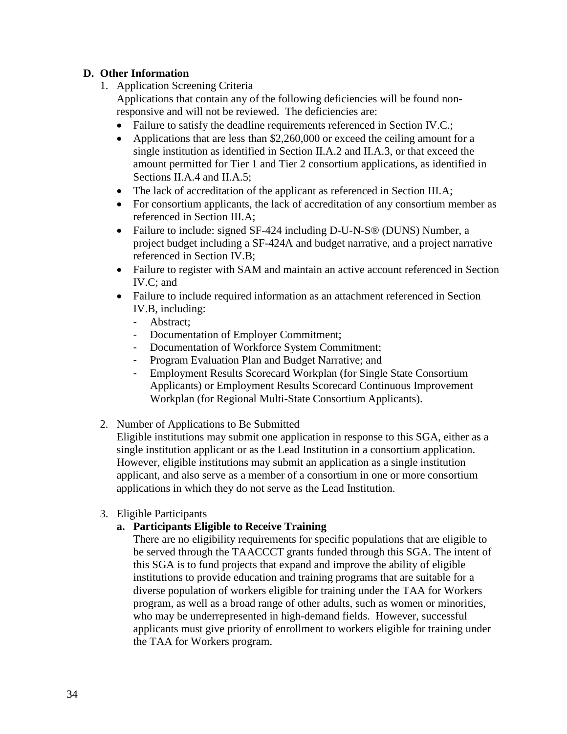## D. Other Information

1. Application Screening Criteria

   Applications that contain any of the following deficiencies will be found non-responsive and will not be reviewed. The deficiencies are:

   - Failure to satisfy the deadline requirements referenced in Section IV.C.;
   - Applications that are less than $2,260,000 or exceed the ceiling amount for a single institution as identified in Section II.A.2 and II.A.3, or that exceed the amount permitted for Tier 1 and Tier 2 consortium applications, as identified in Sections II.A.4 and II.A.5;
   - The lack of accreditation of the applicant as referenced in Section III.A;
   - For consortium applicants, the lack of accreditation of any consortium member as referenced in Section III.A;
   - Failure to include: signed SF-424 including D-U-N-S® (DUNS) Number, a project budget including a SF-424A and budget narrative, and a project narrative referenced in Section IV.B;
   - Failure to register with SAM and maintain an active account referenced in Section IV.C; and
   - Failure to include required information as an attachment referenced in Section IV.B, including:
     - Abstract;
     - Documentation of Employer Commitment;
     - Documentation of Workforce System Commitment;
     - Program Evaluation Plan and Budget Narrative; and
     - Employment Results Scorecard Workplan (for Single State Consortium Applicants) or Employment Results Scorecard Continuous Improvement Workplan (for Regional Multi-State Consortium Applicants).

2. Number of Applications to Be Submitted

   Eligible institutions may submit one application in response to this SGA, either as a single institution applicant or as the Lead Institution in a consortium application. However, eligible institutions may submit an application as a single institution applicant, and also serve as a member of a consortium in one or more consortium applications in which they do not serve as the Lead Institution.

3. Eligible Participants

   **a. Participants Eligible to Receive Training**

   There are no eligibility requirements for specific populations that are eligible to be served through the TAACCCT grants funded through this SGA. The intent of this SGA is to fund projects that expand and improve the ability of eligible institutions to provide education and training programs that are suitable for a diverse population of workers eligible for training under the TAA for Workers program, as well as a broad range of other adults, such as women or minorities, who may be underrepresented in high-demand fields. However, successful applicants must give priority of enrollment to workers eligible for training under the TAA for Workers program.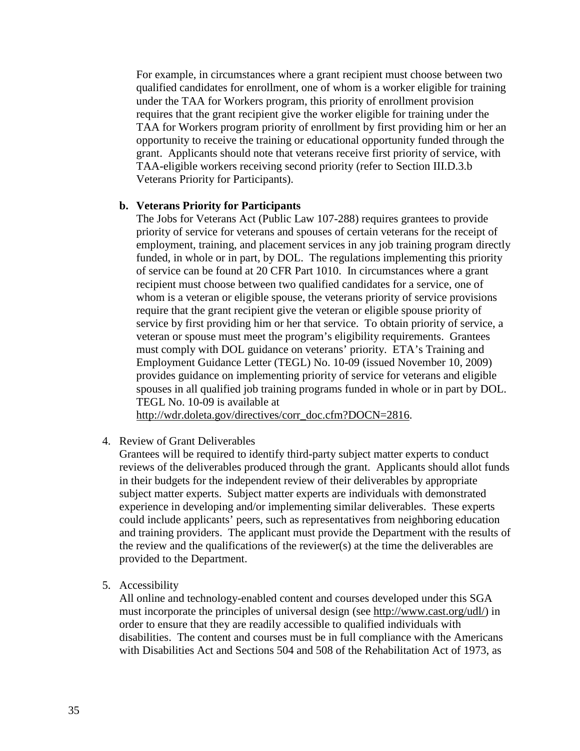For example, in circumstances where a grant recipient must choose between two qualified candidates for enrollment, one of whom is a worker eligible for training under the TAA for Workers program, this priority of enrollment provision requires that the grant recipient give the worker eligible for training under the TAA for Workers program priority of enrollment by first providing him or her an opportunity to receive the training or educational opportunity funded through the grant. Applicants should note that veterans receive first priority of service, with TAA-eligible workers receiving second priority (refer to Section III.D.3.b Veterans Priority for Participants).

**b. Veterans Priority for Participants**

The Jobs for Veterans Act (Public Law 107-288) requires grantees to provide priority of service for veterans and spouses of certain veterans for the receipt of employment, training, and placement services in any job training program directly funded, in whole or in part, by DOL. The regulations implementing this priority of service can be found at 20 CFR Part 1010. In circumstances where a grant recipient must choose between two qualified candidates for a service, one of whom is a veteran or eligible spouse, the veterans priority of service provisions require that the grant recipient give the veteran or eligible spouse priority of service by first providing him or her that service. To obtain priority of service, a veteran or spouse must meet the program's eligibility requirements. Grantees must comply with DOL guidance on veterans' priority. ETA's Training and Employment Guidance Letter (TEGL) No. 10-09 (issued November 10, 2009) provides guidance on implementing priority of service for veterans and eligible spouses in all qualified job training programs funded in whole or in part by DOL. TEGL No. 10-09 is available at http://wdr.doleta.gov/directives/corr_doc.cfm?DOCN=2816.

4. Review of Grant Deliverables

Grantees will be required to identify third-party subject matter experts to conduct reviews of the deliverables produced through the grant. Applicants should allot funds in their budgets for the independent review of their deliverables by appropriate subject matter experts. Subject matter experts are individuals with demonstrated experience in developing and/or implementing similar deliverables. These experts could include applicants' peers, such as representatives from neighboring education and training providers. The applicant must provide the Department with the results of the review and the qualifications of the reviewer(s) at the time the deliverables are provided to the Department.

5. Accessibility

All online and technology-enabled content and courses developed under this SGA must incorporate the principles of universal design (see http://www.cast.org/udl/) in order to ensure that they are readily accessible to qualified individuals with disabilities. The content and courses must be in full compliance with the Americans with Disabilities Act and Sections 504 and 508 of the Rehabilitation Act of 1973, as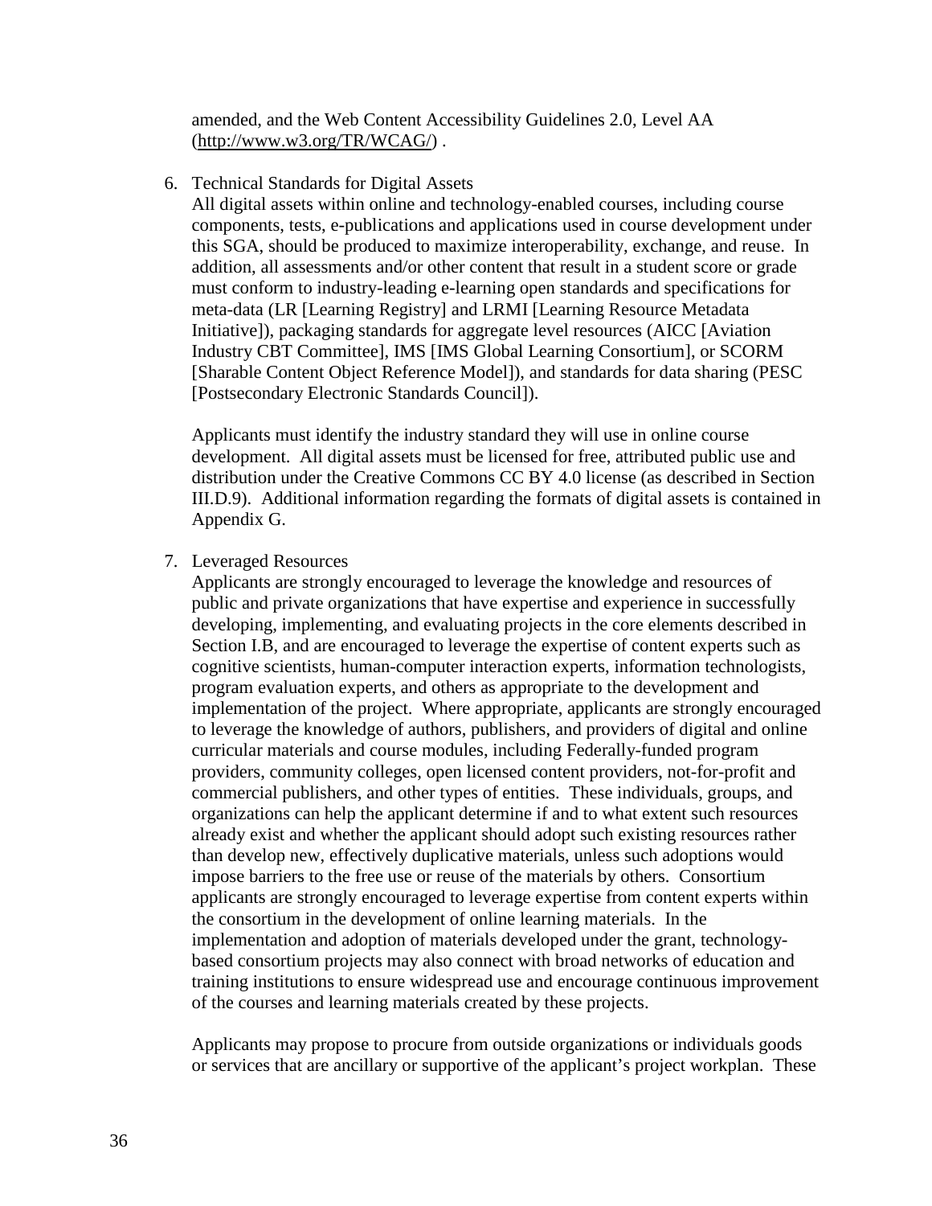amended, and the Web Content Accessibility Guidelines 2.0, Level AA (http://www.w3.org/TR/WCAG/) .

6. Technical Standards for Digital Assets

   All digital assets within online and technology-enabled courses, including course components, tests, e-publications and applications used in course development under this SGA, should be produced to maximize interoperability, exchange, and reuse. In addition, all assessments and/or other content that result in a student score or grade must conform to industry-leading e-learning open standards and specifications for meta-data (LR [Learning Registry] and LRMI [Learning Resource Metadata Initiative]), packaging standards for aggregate level resources (AICC [Aviation Industry CBT Committee], IMS [IMS Global Learning Consortium], or SCORM [Sharable Content Object Reference Model]), and standards for data sharing (PESC [Postsecondary Electronic Standards Council]).

   Applicants must identify the industry standard they will use in online course development. All digital assets must be licensed for free, attributed public use and distribution under the Creative Commons CC BY 4.0 license (as described in Section III.D.9). Additional information regarding the formats of digital assets is contained in Appendix G.

7. Leveraged Resources

   Applicants are strongly encouraged to leverage the knowledge and resources of public and private organizations that have expertise and experience in successfully developing, implementing, and evaluating projects in the core elements described in Section I.B, and are encouraged to leverage the expertise of content experts such as cognitive scientists, human-computer interaction experts, information technologists, program evaluation experts, and others as appropriate to the development and implementation of the project. Where appropriate, applicants are strongly encouraged to leverage the knowledge of authors, publishers, and providers of digital and online curricular materials and course modules, including Federally-funded program providers, community colleges, open licensed content providers, not-for-profit and commercial publishers, and other types of entities. These individuals, groups, and organizations can help the applicant determine if and to what extent such resources already exist and whether the applicant should adopt such existing resources rather than develop new, effectively duplicative materials, unless such adoptions would impose barriers to the free use or reuse of the materials by others. Consortium applicants are strongly encouraged to leverage expertise from content experts within the consortium in the development of online learning materials. In the implementation and adoption of materials developed under the grant, technology-based consortium projects may also connect with broad networks of education and training institutions to ensure widespread use and encourage continuous improvement of the courses and learning materials created by these projects.

   Applicants may propose to procure from outside organizations or individuals goods or services that are ancillary or supportive of the applicant's project workplan. These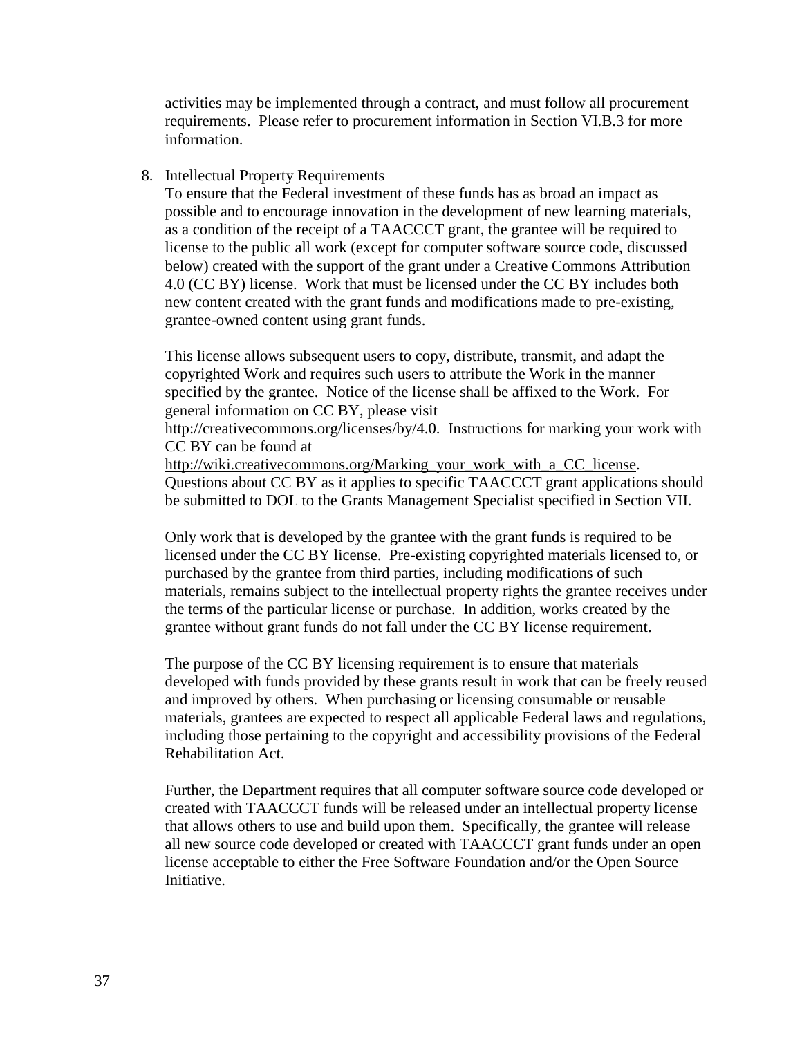activities may be implemented through a contract, and must follow all procurement requirements. Please refer to procurement information in Section VI.B.3 for more information.

8. Intellectual Property Requirements

   To ensure that the Federal investment of these funds has as broad an impact as possible and to encourage innovation in the development of new learning materials, as a condition of the receipt of a TAACCCT grant, the grantee will be required to license to the public all work (except for computer software source code, discussed below) created with the support of the grant under a Creative Commons Attribution 4.0 (CC BY) license. Work that must be licensed under the CC BY includes both new content created with the grant funds and modifications made to pre-existing, grantee-owned content using grant funds.

   This license allows subsequent users to copy, distribute, transmit, and adapt the copyrighted Work and requires such users to attribute the Work in the manner specified by the grantee. Notice of the license shall be affixed to the Work. For general information on CC BY, please visit http://creativecommons.org/licenses/by/4.0. Instructions for marking your work with CC BY can be found at http://wiki.creativecommons.org/Marking_your_work_with_a_CC_license. Questions about CC BY as it applies to specific TAACCCT grant applications should be submitted to DOL to the Grants Management Specialist specified in Section VII.

   Only work that is developed by the grantee with the grant funds is required to be licensed under the CC BY license. Pre-existing copyrighted materials licensed to, or purchased by the grantee from third parties, including modifications of such materials, remains subject to the intellectual property rights the grantee receives under the terms of the particular license or purchase. In addition, works created by the grantee without grant funds do not fall under the CC BY license requirement.

   The purpose of the CC BY licensing requirement is to ensure that materials developed with funds provided by these grants result in work that can be freely reused and improved by others. When purchasing or licensing consumable or reusable materials, grantees are expected to respect all applicable Federal laws and regulations, including those pertaining to the copyright and accessibility provisions of the Federal Rehabilitation Act.

   Further, the Department requires that all computer software source code developed or created with TAACCCT funds will be released under an intellectual property license that allows others to use and build upon them. Specifically, the grantee will release all new source code developed or created with TAACCCT grant funds under an open license acceptable to either the Free Software Foundation and/or the Open Source Initiative.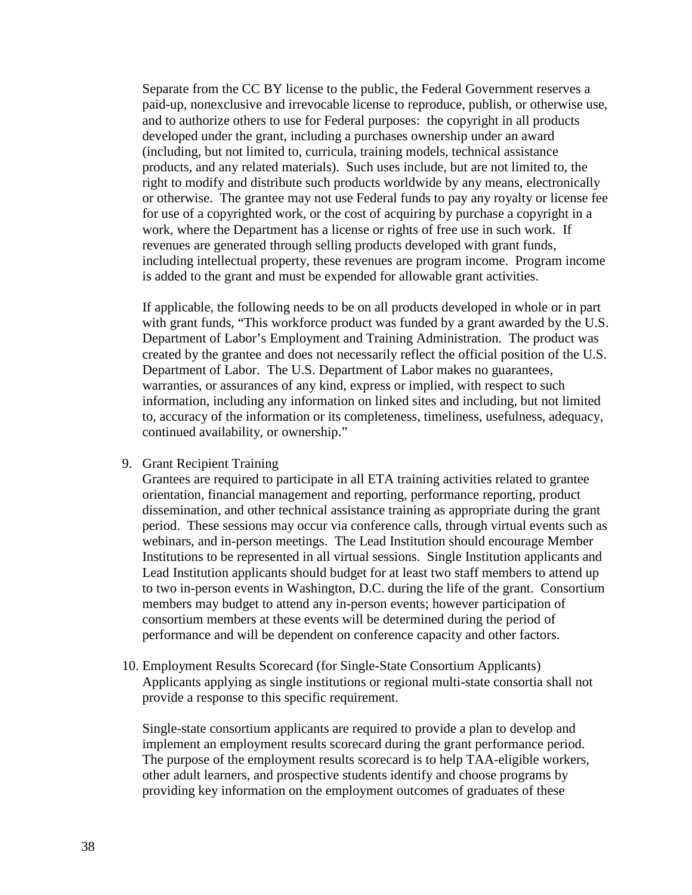Separate from the CC BY license to the public, the Federal Government reserves a paid-up, nonexclusive and irrevocable license to reproduce, publish, or otherwise use, and to authorize others to use for Federal purposes: the copyright in all products developed under the grant, including a purchases ownership under an award (including, but not limited to, curricula, training models, technical assistance products, and any related materials). Such uses include, but are not limited to, the right to modify and distribute such products worldwide by any means, electronically or otherwise. The grantee may not use Federal funds to pay any royalty or license fee for use of a copyrighted work, or the cost of acquiring by purchase a copyright in a work, where the Department has a license or rights of free use in such work. If revenues are generated through selling products developed with grant funds, including intellectual property, these revenues are program income. Program income is added to the grant and must be expended for allowable grant activities.

If applicable, the following needs to be on all products developed in whole or in part with grant funds, "This workforce product was funded by a grant awarded by the U.S. Department of Labor's Employment and Training Administration. The product was created by the grantee and does not necessarily reflect the official position of the U.S. Department of Labor. The U.S. Department of Labor makes no guarantees, warranties, or assurances of any kind, express or implied, with respect to such information, including any information on linked sites and including, but not limited to, accuracy of the information or its completeness, timeliness, usefulness, adequacy, continued availability, or ownership."

9. Grant Recipient Training
   Grantees are required to participate in all ETA training activities related to grantee orientation, financial management and reporting, performance reporting, product dissemination, and other technical assistance training as appropriate during the grant period. These sessions may occur via conference calls, through virtual events such as webinars, and in-person meetings. The Lead Institution should encourage Member Institutions to be represented in all virtual sessions. Single Institution applicants and Lead Institution applicants should budget for at least two staff members to attend up to two in-person events in Washington, D.C. during the life of the grant. Consortium members may budget to attend any in-person events; however participation of consortium members at these events will be determined during the period of performance and will be dependent on conference capacity and other factors.

10. Employment Results Scorecard (for Single-State Consortium Applicants)
    Applicants applying as single institutions or regional multi-state consortia shall not provide a response to this specific requirement.

    Single-state consortium applicants are required to provide a plan to develop and implement an employment results scorecard during the grant performance period. The purpose of the employment results scorecard is to help TAA-eligible workers, other adult learners, and prospective students identify and choose programs by providing key information on the employment outcomes of graduates of these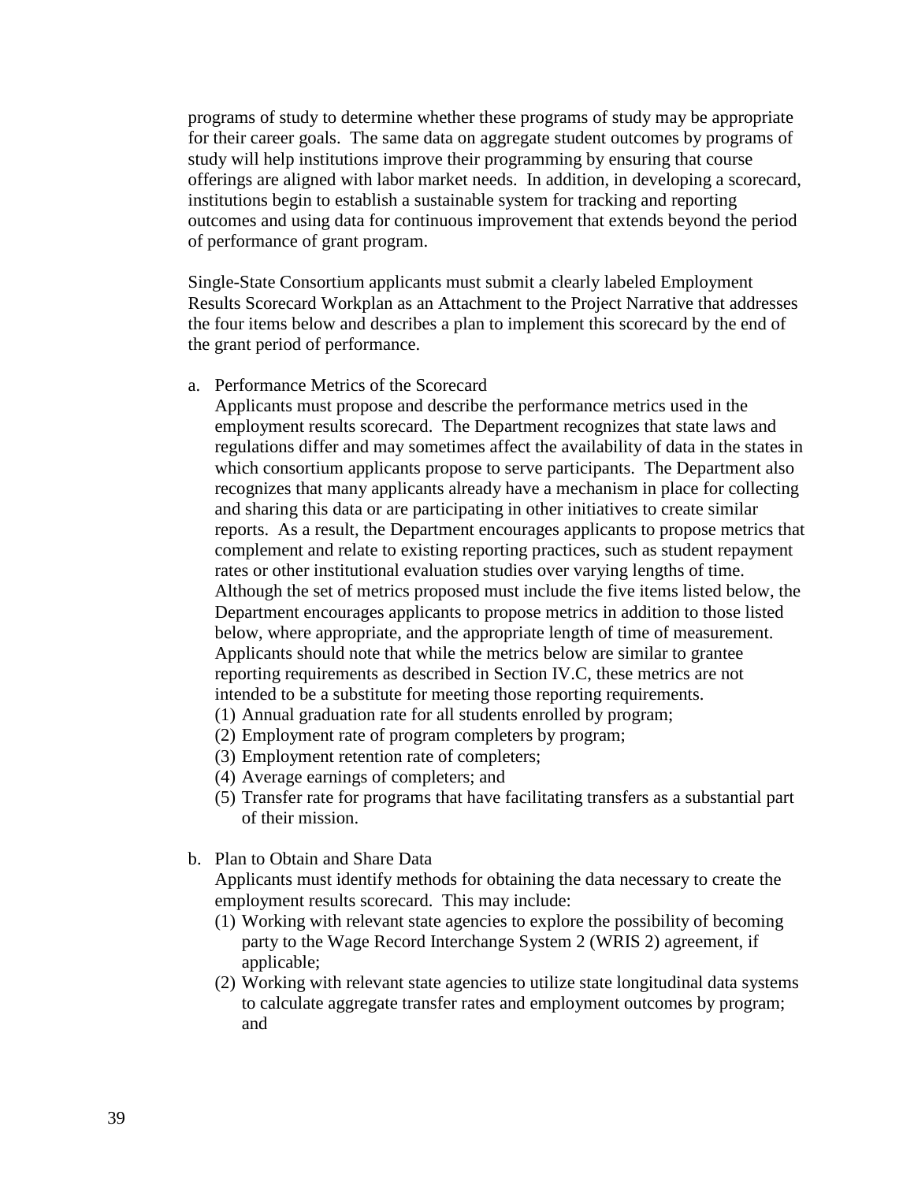programs of study to determine whether these programs of study may be appropriate for their career goals. The same data on aggregate student outcomes by programs of study will help institutions improve their programming by ensuring that course offerings are aligned with labor market needs. In addition, in developing a scorecard, institutions begin to establish a sustainable system for tracking and reporting outcomes and using data for continuous improvement that extends beyond the period of performance of grant program.

Single-State Consortium applicants must submit a clearly labeled Employment Results Scorecard Workplan as an Attachment to the Project Narrative that addresses the four items below and describes a plan to implement this scorecard by the end of the grant period of performance.

a. Performance Metrics of the Scorecard
   Applicants must propose and describe the performance metrics used in the employment results scorecard. The Department recognizes that state laws and regulations differ and may sometimes affect the availability of data in the states in which consortium applicants propose to serve participants. The Department also recognizes that many applicants already have a mechanism in place for collecting and sharing this data or are participating in other initiatives to create similar reports. As a result, the Department encourages applicants to propose metrics that complement and relate to existing reporting practices, such as student repayment rates or other institutional evaluation studies over varying lengths of time. Although the set of metrics proposed must include the five items listed below, the Department encourages applicants to propose metrics in addition to those listed below, where appropriate, and the appropriate length of time of measurement. Applicants should note that while the metrics below are similar to grantee reporting requirements as described in Section IV.C, these metrics are not intended to be a substitute for meeting those reporting requirements.
   (1) Annual graduation rate for all students enrolled by program;
   (2) Employment rate of program completers by program;
   (3) Employment retention rate of completers;
   (4) Average earnings of completers; and
   (5) Transfer rate for programs that have facilitating transfers as a substantial part of their mission.

b. Plan to Obtain and Share Data
   Applicants must identify methods for obtaining the data necessary to create the employment results scorecard. This may include:
   (1) Working with relevant state agencies to explore the possibility of becoming party to the Wage Record Interchange System 2 (WRIS 2) agreement, if applicable;
   (2) Working with relevant state agencies to utilize state longitudinal data systems to calculate aggregate transfer rates and employment outcomes by program; and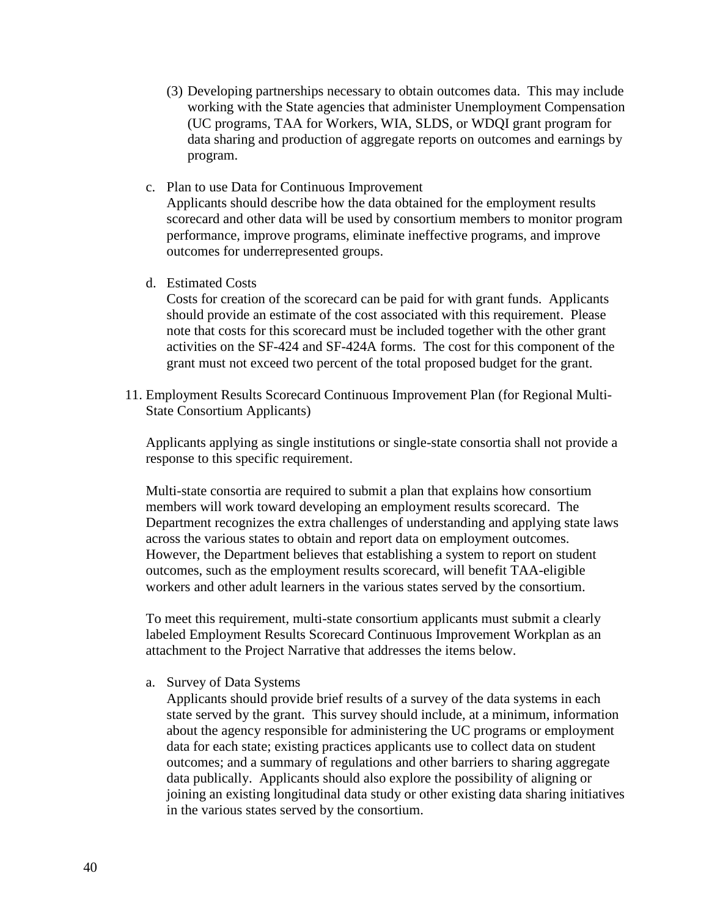(3) Developing partnerships necessary to obtain outcomes data. This may include working with the State agencies that administer Unemployment Compensation (UC programs, TAA for Workers, WIA, SLDS, or WDQI grant program for data sharing and production of aggregate reports on outcomes and earnings by program.

c. Plan to use Data for Continuous Improvement
Applicants should describe how the data obtained for the employment results scorecard and other data will be used by consortium members to monitor program performance, improve programs, eliminate ineffective programs, and improve outcomes for underrepresented groups.

d. Estimated Costs
Costs for creation of the scorecard can be paid for with grant funds. Applicants should provide an estimate of the cost associated with this requirement. Please note that costs for this scorecard must be included together with the other grant activities on the SF-424 and SF-424A forms. The cost for this component of the grant must not exceed two percent of the total proposed budget for the grant.

11. Employment Results Scorecard Continuous Improvement Plan (for Regional Multi-State Consortium Applicants)

Applicants applying as single institutions or single-state consortia shall not provide a response to this specific requirement.

Multi-state consortia are required to submit a plan that explains how consortium members will work toward developing an employment results scorecard. The Department recognizes the extra challenges of understanding and applying state laws across the various states to obtain and report data on employment outcomes. However, the Department believes that establishing a system to report on student outcomes, such as the employment results scorecard, will benefit TAA-eligible workers and other adult learners in the various states served by the consortium.

To meet this requirement, multi-state consortium applicants must submit a clearly labeled Employment Results Scorecard Continuous Improvement Workplan as an attachment to the Project Narrative that addresses the items below.

a. Survey of Data Systems
Applicants should provide brief results of a survey of the data systems in each state served by the grant. This survey should include, at a minimum, information about the agency responsible for administering the UC programs or employment data for each state; existing practices applicants use to collect data on student outcomes; and a summary of regulations and other barriers to sharing aggregate data publically. Applicants should also explore the possibility of aligning or joining an existing longitudinal data study or other existing data sharing initiatives in the various states served by the consortium.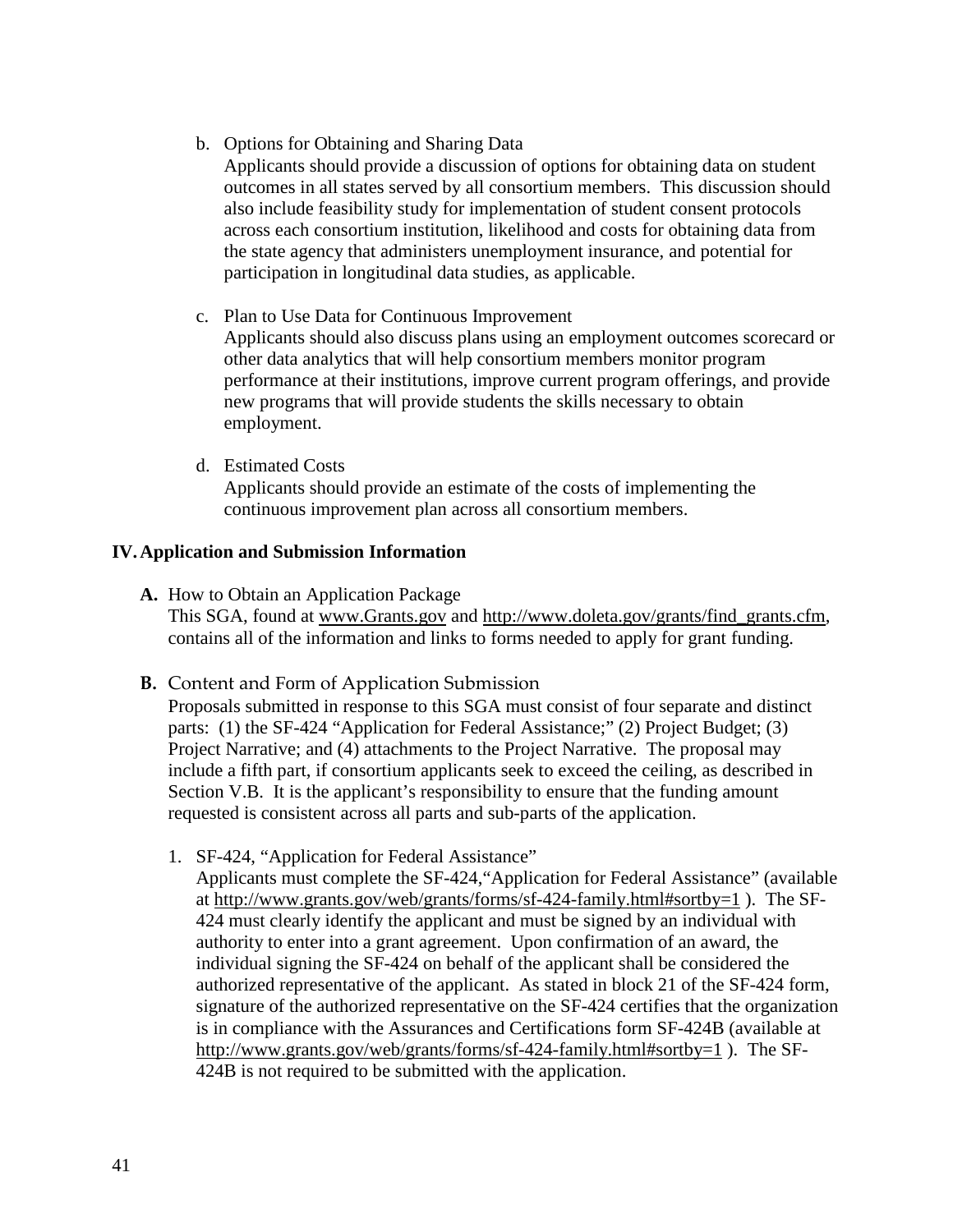b. Options for Obtaining and Sharing Data

   Applicants should provide a discussion of options for obtaining data on student outcomes in all states served by all consortium members. This discussion should also include feasibility study for implementation of student consent protocols across each consortium institution, likelihood and costs for obtaining data from the state agency that administers unemployment insurance, and potential for participation in longitudinal data studies, as applicable.

c. Plan to Use Data for Continuous Improvement

   Applicants should also discuss plans using an employment outcomes scorecard or other data analytics that will help consortium members monitor program performance at their institutions, improve current program offerings, and provide new programs that will provide students the skills necessary to obtain employment.

d. Estimated Costs

   Applicants should provide an estimate of the costs of implementing the continuous improvement plan across all consortium members.

## IV. Application and Submission Information

**A.** How to Obtain an Application Package

This SGA, found at www.Grants.gov and http://www.doleta.gov/grants/find_grants.cfm, contains all of the information and links to forms needed to apply for grant funding.

**B.** Content and Form of Application Submission

Proposals submitted in response to this SGA must consist of four separate and distinct parts: (1) the SF-424 "Application for Federal Assistance;" (2) Project Budget; (3) Project Narrative; and (4) attachments to the Project Narrative. The proposal may include a fifth part, if consortium applicants seek to exceed the ceiling, as described in Section V.B. It is the applicant's responsibility to ensure that the funding amount requested is consistent across all parts and sub-parts of the application.

1. SF-424, "Application for Federal Assistance"

   Applicants must complete the SF-424,"Application for Federal Assistance" (available at http://www.grants.gov/web/grants/forms/sf-424-family.html#sortby=1 ). The SF-424 must clearly identify the applicant and must be signed by an individual with authority to enter into a grant agreement. Upon confirmation of an award, the individual signing the SF-424 on behalf of the applicant shall be considered the authorized representative of the applicant. As stated in block 21 of the SF-424 form, signature of the authorized representative on the SF-424 certifies that the organization is in compliance with the Assurances and Certifications form SF-424B (available at http://www.grants.gov/web/grants/forms/sf-424-family.html#sortby=1 ). The SF-424B is not required to be submitted with the application.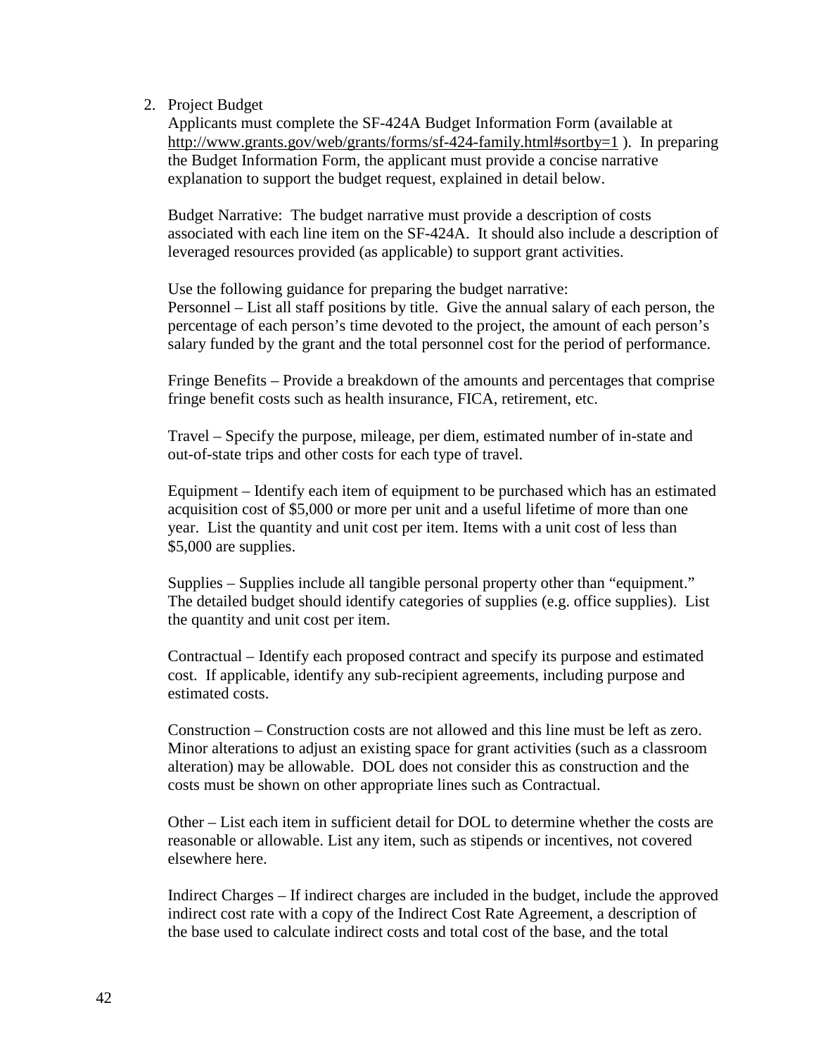2. Project Budget

   Applicants must complete the SF-424A Budget Information Form (available at http://www.grants.gov/web/grants/forms/sf-424-family.html#sortby=1 ). In preparing the Budget Information Form, the applicant must provide a concise narrative explanation to support the budget request, explained in detail below.

   Budget Narrative: The budget narrative must provide a description of costs associated with each line item on the SF-424A. It should also include a description of leveraged resources provided (as applicable) to support grant activities.

   Use the following guidance for preparing the budget narrative:
   Personnel – List all staff positions by title. Give the annual salary of each person, the percentage of each person's time devoted to the project, the amount of each person's salary funded by the grant and the total personnel cost for the period of performance.

   Fringe Benefits – Provide a breakdown of the amounts and percentages that comprise fringe benefit costs such as health insurance, FICA, retirement, etc.

   Travel – Specify the purpose, mileage, per diem, estimated number of in-state and out-of-state trips and other costs for each type of travel.

   Equipment – Identify each item of equipment to be purchased which has an estimated acquisition cost of $5,000 or more per unit and a useful lifetime of more than one year. List the quantity and unit cost per item. Items with a unit cost of less than $5,000 are supplies.

   Supplies – Supplies include all tangible personal property other than "equipment." The detailed budget should identify categories of supplies (e.g. office supplies). List the quantity and unit cost per item.

   Contractual – Identify each proposed contract and specify its purpose and estimated cost. If applicable, identify any sub-recipient agreements, including purpose and estimated costs.

   Construction – Construction costs are not allowed and this line must be left as zero. Minor alterations to adjust an existing space for grant activities (such as a classroom alteration) may be allowable. DOL does not consider this as construction and the costs must be shown on other appropriate lines such as Contractual.

   Other – List each item in sufficient detail for DOL to determine whether the costs are reasonable or allowable. List any item, such as stipends or incentives, not covered elsewhere here.

   Indirect Charges – If indirect charges are included in the budget, include the approved indirect cost rate with a copy of the Indirect Cost Rate Agreement, a description of the base used to calculate indirect costs and total cost of the base, and the total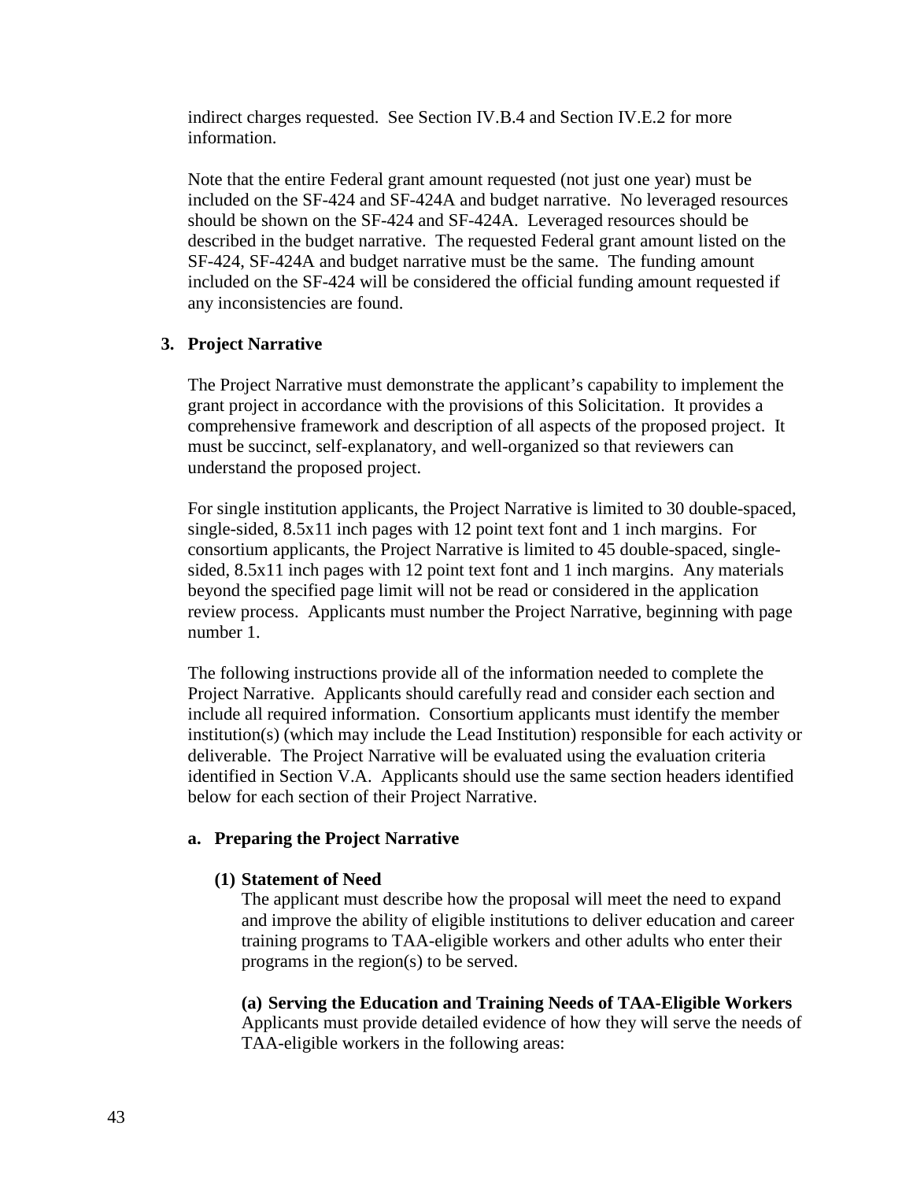indirect charges requested. See Section IV.B.4 and Section IV.E.2 for more information.

Note that the entire Federal grant amount requested (not just one year) must be included on the SF-424 and SF-424A and budget narrative. No leveraged resources should be shown on the SF-424 and SF-424A. Leveraged resources should be described in the budget narrative. The requested Federal grant amount listed on the SF-424, SF-424A and budget narrative must be the same. The funding amount included on the SF-424 will be considered the official funding amount requested if any inconsistencies are found.

### 3. Project Narrative

The Project Narrative must demonstrate the applicant's capability to implement the grant project in accordance with the provisions of this Solicitation. It provides a comprehensive framework and description of all aspects of the proposed project. It must be succinct, self-explanatory, and well-organized so that reviewers can understand the proposed project.

For single institution applicants, the Project Narrative is limited to 30 double-spaced, single-sided, 8.5x11 inch pages with 12 point text font and 1 inch margins. For consortium applicants, the Project Narrative is limited to 45 double-spaced, single-sided, 8.5x11 inch pages with 12 point text font and 1 inch margins. Any materials beyond the specified page limit will not be read or considered in the application review process. Applicants must number the Project Narrative, beginning with page number 1.

The following instructions provide all of the information needed to complete the Project Narrative. Applicants should carefully read and consider each section and include all required information. Consortium applicants must identify the member institution(s) (which may include the Lead Institution) responsible for each activity or deliverable. The Project Narrative will be evaluated using the evaluation criteria identified in Section V.A. Applicants should use the same section headers identified below for each section of their Project Narrative.

#### a. Preparing the Project Narrative

**(1) Statement of Need**

The applicant must describe how the proposal will meet the need to expand and improve the ability of eligible institutions to deliver education and career training programs to TAA-eligible workers and other adults who enter their programs in the region(s) to be served.

**(a) Serving the Education and Training Needs of TAA-Eligible Workers**

Applicants must provide detailed evidence of how they will serve the needs of TAA-eligible workers in the following areas: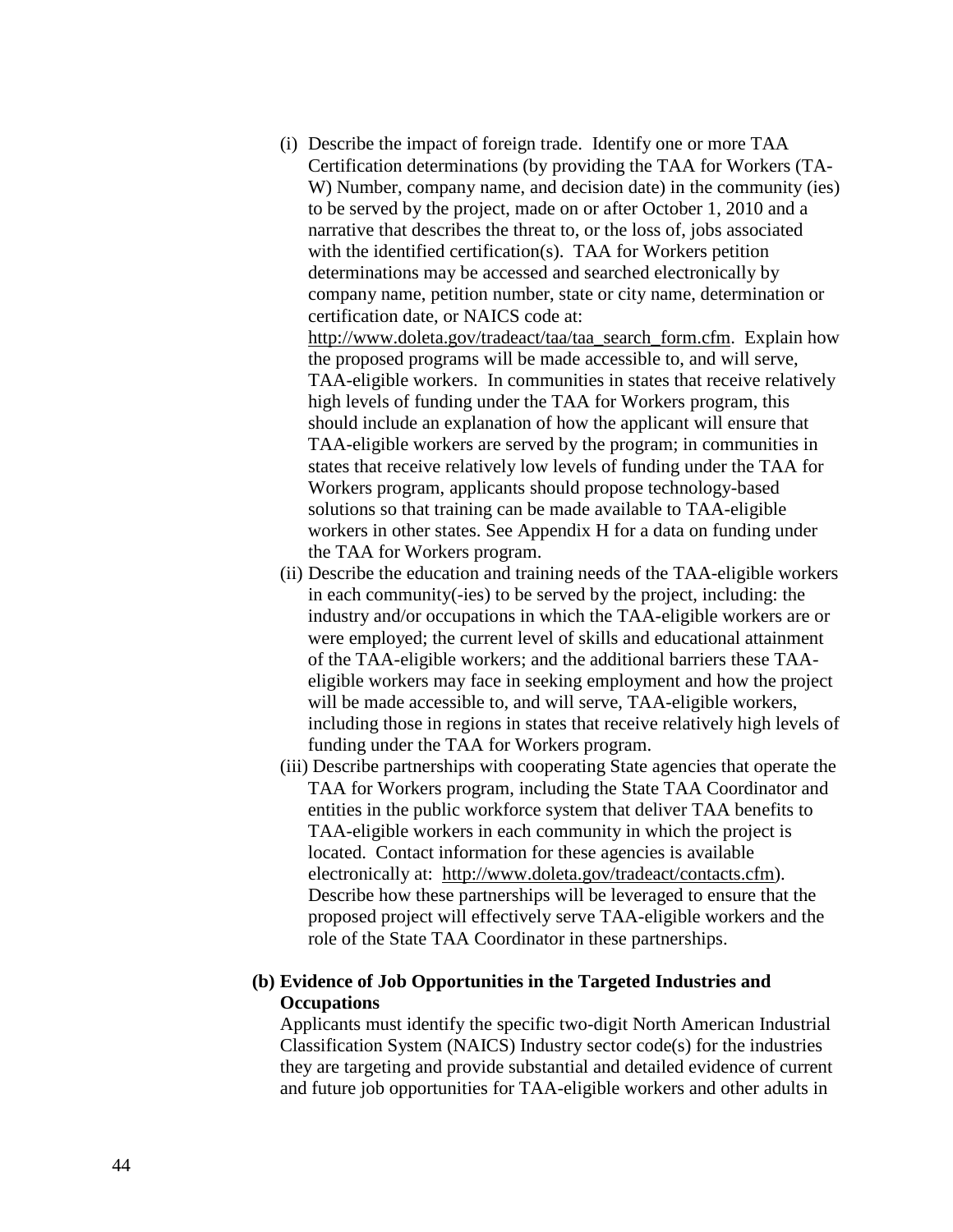(i) Describe the impact of foreign trade. Identify one or more TAA Certification determinations (by providing the TAA for Workers (TA-W) Number, company name, and decision date) in the community (ies) to be served by the project, made on or after October 1, 2010 and a narrative that describes the threat to, or the loss of, jobs associated with the identified certification(s). TAA for Workers petition determinations may be accessed and searched electronically by company name, petition number, state or city name, determination or certification date, or NAICS code at: http://www.doleta.gov/tradeact/taa/taa_search_form.cfm. Explain how the proposed programs will be made accessible to, and will serve, TAA-eligible workers. In communities in states that receive relatively high levels of funding under the TAA for Workers program, this should include an explanation of how the applicant will ensure that TAA-eligible workers are served by the program; in communities in states that receive relatively low levels of funding under the TAA for Workers program, applicants should propose technology-based solutions so that training can be made available to TAA-eligible workers in other states. See Appendix H for a data on funding under the TAA for Workers program.

(ii) Describe the education and training needs of the TAA-eligible workers in each community(-ies) to be served by the project, including: the industry and/or occupations in which the TAA-eligible workers are or were employed; the current level of skills and educational attainment of the TAA-eligible workers; and the additional barriers these TAA-eligible workers may face in seeking employment and how the project will be made accessible to, and will serve, TAA-eligible workers, including those in regions in states that receive relatively high levels of funding under the TAA for Workers program.

(iii) Describe partnerships with cooperating State agencies that operate the TAA for Workers program, including the State TAA Coordinator and entities in the public workforce system that deliver TAA benefits to TAA-eligible workers in each community in which the project is located. Contact information for these agencies is available electronically at: http://www.doleta.gov/tradeact/contacts.cfm). Describe how these partnerships will be leveraged to ensure that the proposed project will effectively serve TAA-eligible workers and the role of the State TAA Coordinator in these partnerships.

**(b) Evidence of Job Opportunities in the Targeted Industries and Occupations**

Applicants must identify the specific two-digit North American Industrial Classification System (NAICS) Industry sector code(s) for the industries they are targeting and provide substantial and detailed evidence of current and future job opportunities for TAA-eligible workers and other adults in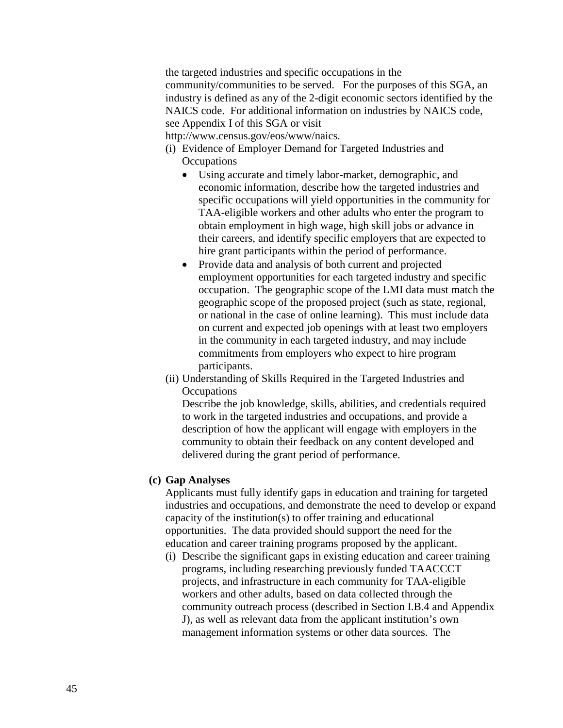the targeted industries and specific occupations in the community/communities to be served. For the purposes of this SGA, an industry is defined as any of the 2-digit economic sectors identified by the NAICS code. For additional information on industries by NAICS code, see Appendix I of this SGA or visit http://www.census.gov/eos/www/naics.

(i) Evidence of Employer Demand for Targeted Industries and Occupations

- Using accurate and timely labor-market, demographic, and economic information, describe how the targeted industries and specific occupations will yield opportunities in the community for TAA-eligible workers and other adults who enter the program to obtain employment in high wage, high skill jobs or advance in their careers, and identify specific employers that are expected to hire grant participants within the period of performance.
- Provide data and analysis of both current and projected employment opportunities for each targeted industry and specific occupation. The geographic scope of the LMI data must match the geographic scope of the proposed project (such as state, regional, or national in the case of online learning). This must include data on current and expected job openings with at least two employers in the community in each targeted industry, and may include commitments from employers who expect to hire program participants.

(ii) Understanding of Skills Required in the Targeted Industries and Occupations

Describe the job knowledge, skills, abilities, and credentials required to work in the targeted industries and occupations, and provide a description of how the applicant will engage with employers in the community to obtain their feedback on any content developed and delivered during the grant period of performance.

**(c) Gap Analyses**

Applicants must fully identify gaps in education and training for targeted industries and occupations, and demonstrate the need to develop or expand capacity of the institution(s) to offer training and educational opportunities. The data provided should support the need for the education and career training programs proposed by the applicant.

(i) Describe the significant gaps in existing education and career training programs, including researching previously funded TAACCCT projects, and infrastructure in each community for TAA-eligible workers and other adults, based on data collected through the community outreach process (described in Section I.B.4 and Appendix J), as well as relevant data from the applicant institution's own management information systems or other data sources. The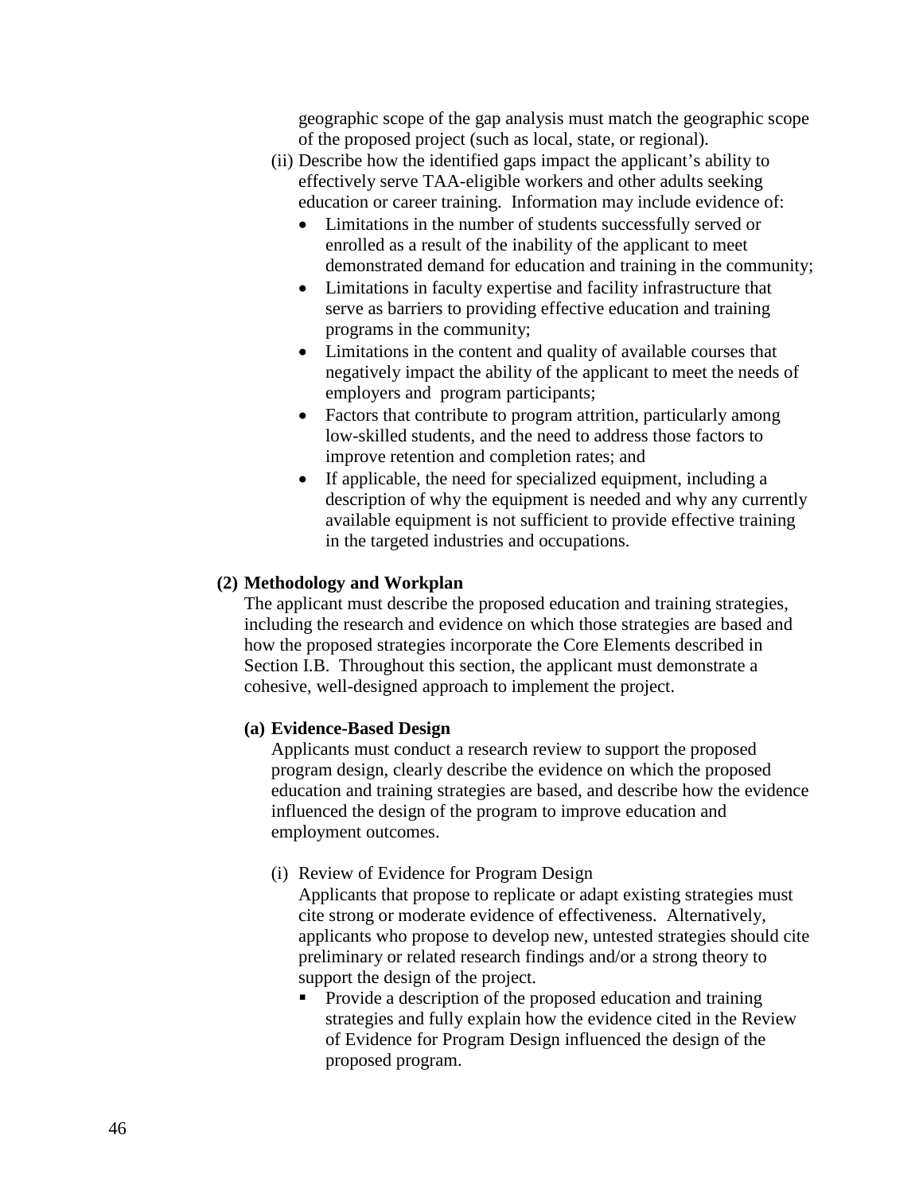geographic scope of the gap analysis must match the geographic scope of the proposed project (such as local, state, or regional).

(ii) Describe how the identified gaps impact the applicant's ability to effectively serve TAA-eligible workers and other adults seeking education or career training. Information may include evidence of:

- Limitations in the number of students successfully served or enrolled as a result of the inability of the applicant to meet demonstrated demand for education and training in the community;
- Limitations in faculty expertise and facility infrastructure that serve as barriers to providing effective education and training programs in the community;
- Limitations in the content and quality of available courses that negatively impact the ability of the applicant to meet the needs of employers and program participants;
- Factors that contribute to program attrition, particularly among low-skilled students, and the need to address those factors to improve retention and completion rates; and
- If applicable, the need for specialized equipment, including a description of why the equipment is needed and why any currently available equipment is not sufficient to provide effective training in the targeted industries and occupations.

**(2) Methodology and Workplan**

The applicant must describe the proposed education and training strategies, including the research and evidence on which those strategies are based and how the proposed strategies incorporate the Core Elements described in Section I.B. Throughout this section, the applicant must demonstrate a cohesive, well-designed approach to implement the project.

**(a) Evidence-Based Design**

Applicants must conduct a research review to support the proposed program design, clearly describe the evidence on which the proposed education and training strategies are based, and describe how the evidence influenced the design of the program to improve education and employment outcomes.

(i) Review of Evidence for Program Design

Applicants that propose to replicate or adapt existing strategies must cite strong or moderate evidence of effectiveness. Alternatively, applicants who propose to develop new, untested strategies should cite preliminary or related research findings and/or a strong theory to support the design of the project.

- Provide a description of the proposed education and training strategies and fully explain how the evidence cited in the Review of Evidence for Program Design influenced the design of the proposed program.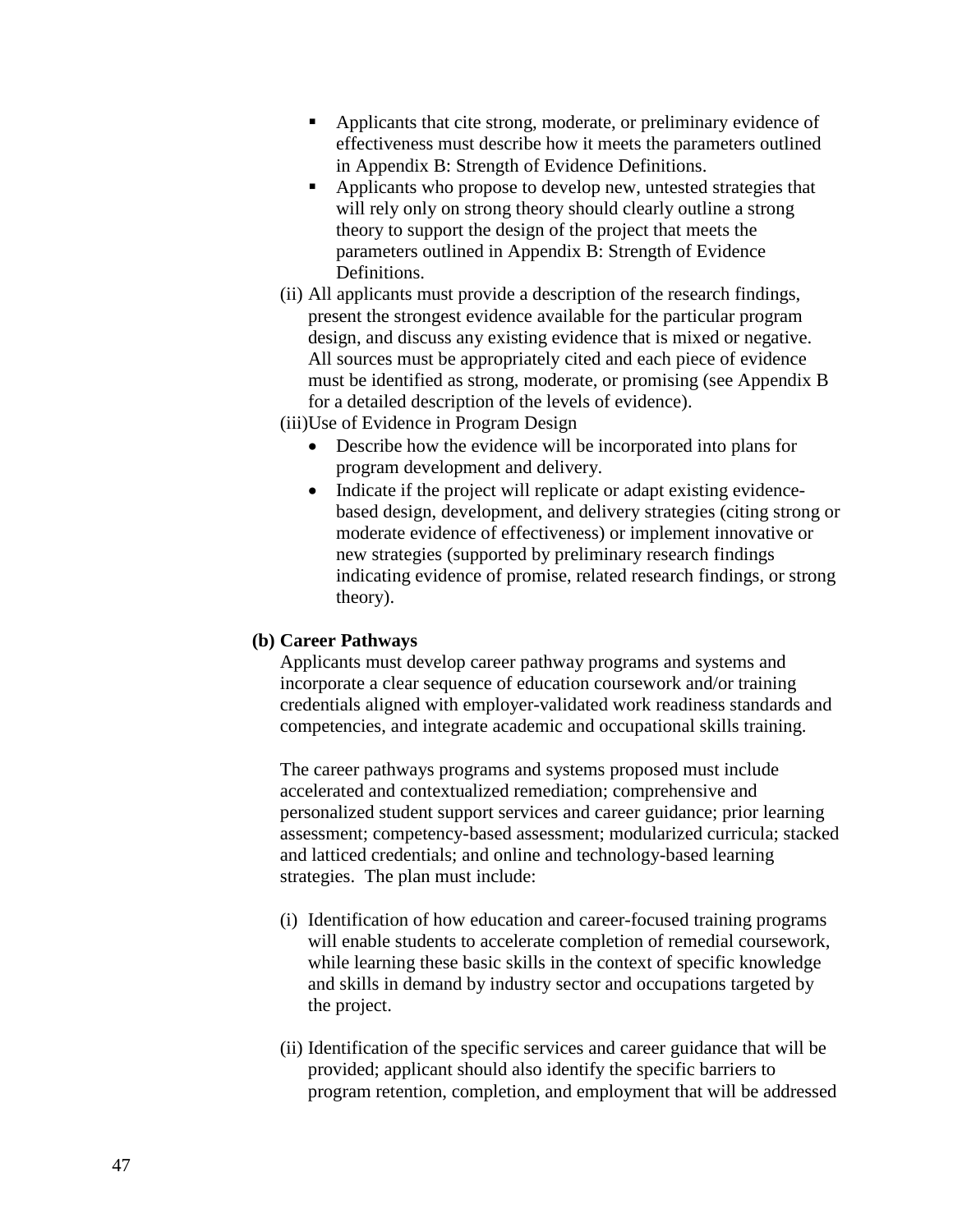- Applicants that cite strong, moderate, or preliminary evidence of effectiveness must describe how it meets the parameters outlined in Appendix B: Strength of Evidence Definitions.
- Applicants who propose to develop new, untested strategies that will rely only on strong theory should clearly outline a strong theory to support the design of the project that meets the parameters outlined in Appendix B: Strength of Evidence Definitions.

(ii) All applicants must provide a description of the research findings, present the strongest evidence available for the particular program design, and discuss any existing evidence that is mixed or negative. All sources must be appropriately cited and each piece of evidence must be identified as strong, moderate, or promising (see Appendix B for a detailed description of the levels of evidence).

(iii) Use of Evidence in Program Design

- Describe how the evidence will be incorporated into plans for program development and delivery.
- Indicate if the project will replicate or adapt existing evidence-based design, development, and delivery strategies (citing strong or moderate evidence of effectiveness) or implement innovative or new strategies (supported by preliminary research findings indicating evidence of promise, related research findings, or strong theory).

**(b) Career Pathways**

Applicants must develop career pathway programs and systems and incorporate a clear sequence of education coursework and/or training credentials aligned with employer-validated work readiness standards and competencies, and integrate academic and occupational skills training.

The career pathways programs and systems proposed must include accelerated and contextualized remediation; comprehensive and personalized student support services and career guidance; prior learning assessment; competency-based assessment; modularized curricula; stacked and latticed credentials; and online and technology-based learning strategies. The plan must include:

(i) Identification of how education and career-focused training programs will enable students to accelerate completion of remedial coursework, while learning these basic skills in the context of specific knowledge and skills in demand by industry sector and occupations targeted by the project.

(ii) Identification of the specific services and career guidance that will be provided; applicant should also identify the specific barriers to program retention, completion, and employment that will be addressed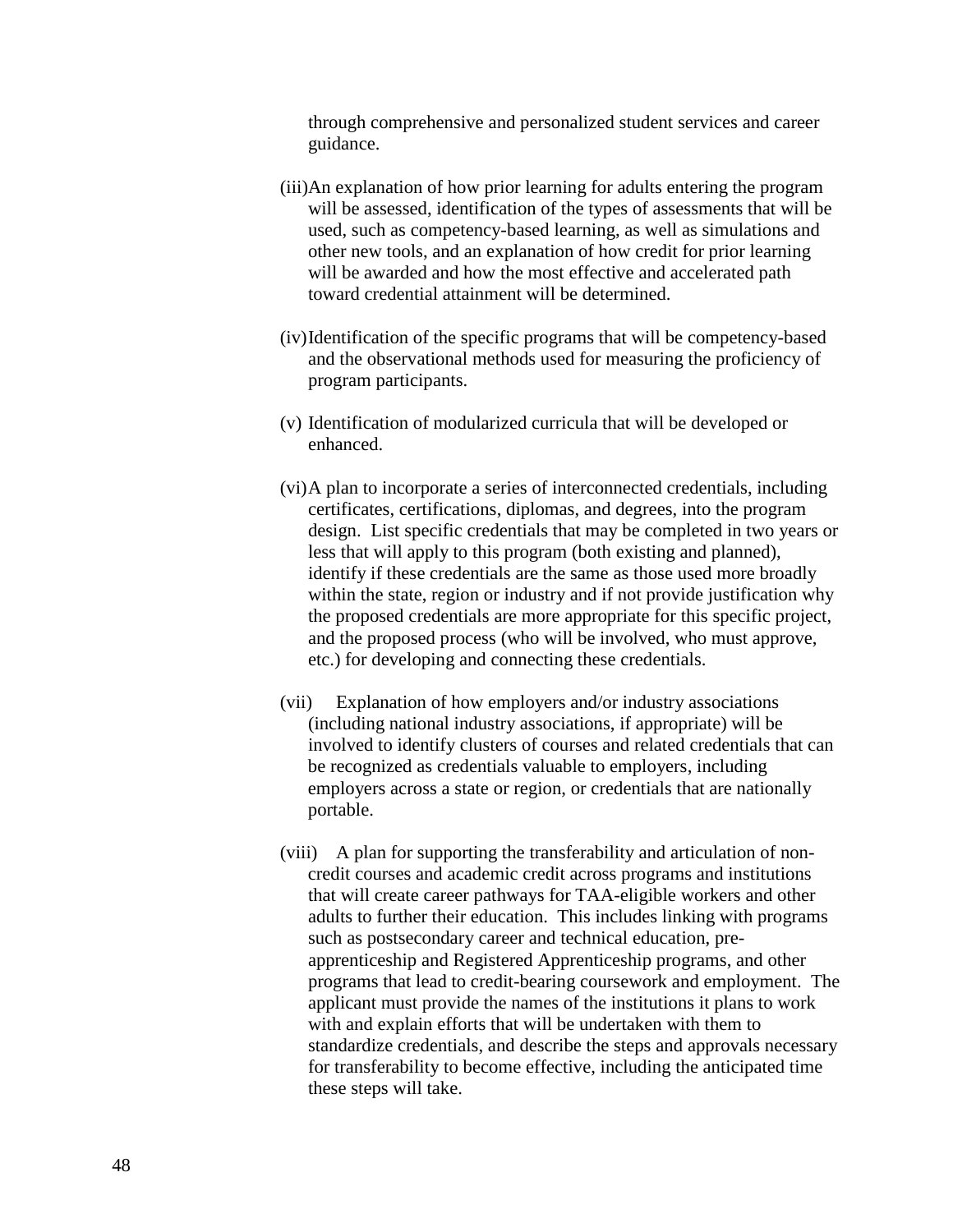through comprehensive and personalized student services and career guidance.

(iii) An explanation of how prior learning for adults entering the program will be assessed, identification of the types of assessments that will be used, such as competency-based learning, as well as simulations and other new tools, and an explanation of how credit for prior learning will be awarded and how the most effective and accelerated path toward credential attainment will be determined.

(iv) Identification of the specific programs that will be competency-based and the observational methods used for measuring the proficiency of program participants.

(v) Identification of modularized curricula that will be developed or enhanced.

(vi) A plan to incorporate a series of interconnected credentials, including certificates, certifications, diplomas, and degrees, into the program design. List specific credentials that may be completed in two years or less that will apply to this program (both existing and planned), identify if these credentials are the same as those used more broadly within the state, region or industry and if not provide justification why the proposed credentials are more appropriate for this specific project, and the proposed process (who will be involved, who must approve, etc.) for developing and connecting these credentials.

(vii) Explanation of how employers and/or industry associations (including national industry associations, if appropriate) will be involved to identify clusters of courses and related credentials that can be recognized as credentials valuable to employers, including employers across a state or region, or credentials that are nationally portable.

(viii) A plan for supporting the transferability and articulation of non-credit courses and academic credit across programs and institutions that will create career pathways for TAA-eligible workers and other adults to further their education. This includes linking with programs such as postsecondary career and technical education, pre-apprenticeship and Registered Apprenticeship programs, and other programs that lead to credit-bearing coursework and employment. The applicant must provide the names of the institutions it plans to work with and explain efforts that will be undertaken with them to standardize credentials, and describe the steps and approvals necessary for transferability to become effective, including the anticipated time these steps will take.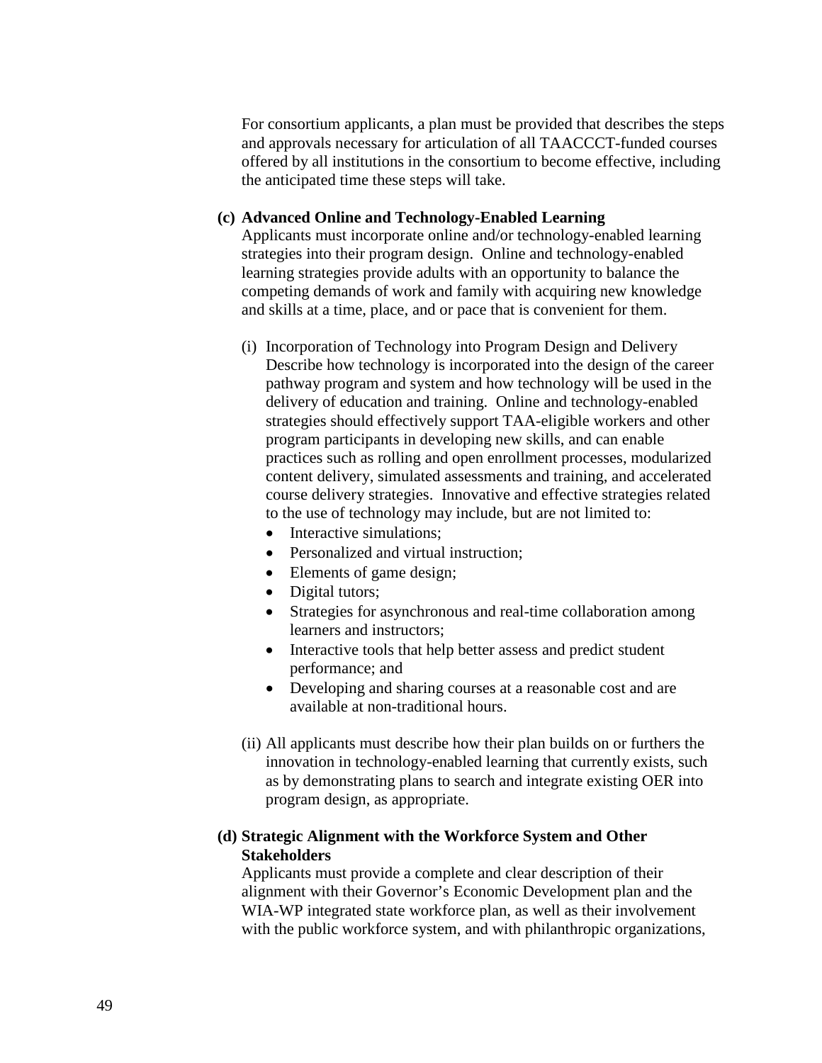For consortium applicants, a plan must be provided that describes the steps and approvals necessary for articulation of all TAACCCT-funded courses offered by all institutions in the consortium to become effective, including the anticipated time these steps will take.

**(c) Advanced Online and Technology-Enabled Learning**

Applicants must incorporate online and/or technology-enabled learning strategies into their program design. Online and technology-enabled learning strategies provide adults with an opportunity to balance the competing demands of work and family with acquiring new knowledge and skills at a time, place, and or pace that is convenient for them.

(i) Incorporation of Technology into Program Design and Delivery
Describe how technology is incorporated into the design of the career pathway program and system and how technology will be used in the delivery of education and training. Online and technology-enabled strategies should effectively support TAA-eligible workers and other program participants in developing new skills, and can enable practices such as rolling and open enrollment processes, modularized content delivery, simulated assessments and training, and accelerated course delivery strategies. Innovative and effective strategies related to the use of technology may include, but are not limited to:

- Interactive simulations;
- Personalized and virtual instruction;
- Elements of game design;
- Digital tutors;
- Strategies for asynchronous and real-time collaboration among learners and instructors;
- Interactive tools that help better assess and predict student performance; and
- Developing and sharing courses at a reasonable cost and are available at non-traditional hours.

(ii) All applicants must describe how their plan builds on or furthers the innovation in technology-enabled learning that currently exists, such as by demonstrating plans to search and integrate existing OER into program design, as appropriate.

**(d) Strategic Alignment with the Workforce System and Other Stakeholders**

Applicants must provide a complete and clear description of their alignment with their Governor's Economic Development plan and the WIA-WP integrated state workforce plan, as well as their involvement with the public workforce system, and with philanthropic organizations,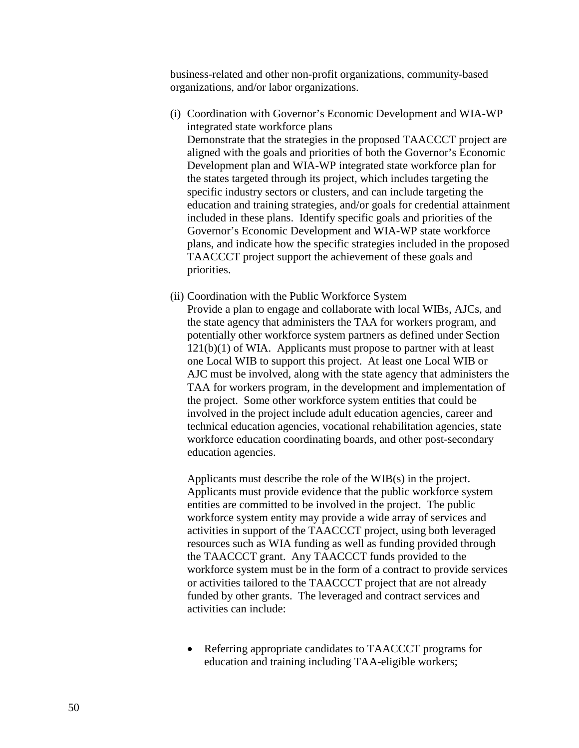business-related and other non-profit organizations, community-based organizations, and/or labor organizations.

(i) Coordination with Governor's Economic Development and WIA-WP integrated state workforce plans
Demonstrate that the strategies in the proposed TAACCCT project are aligned with the goals and priorities of both the Governor's Economic Development plan and WIA-WP integrated state workforce plan for the states targeted through its project, which includes targeting the specific industry sectors or clusters, and can include targeting the education and training strategies, and/or goals for credential attainment included in these plans. Identify specific goals and priorities of the Governor's Economic Development and WIA-WP state workforce plans, and indicate how the specific strategies included in the proposed TAACCCT project support the achievement of these goals and priorities.

(ii) Coordination with the Public Workforce System
Provide a plan to engage and collaborate with local WIBs, AJCs, and the state agency that administers the TAA for workers program, and potentially other workforce system partners as defined under Section 121(b)(1) of WIA. Applicants must propose to partner with at least one Local WIB to support this project. At least one Local WIB or AJC must be involved, along with the state agency that administers the TAA for workers program, in the development and implementation of the project. Some other workforce system entities that could be involved in the project include adult education agencies, career and technical education agencies, vocational rehabilitation agencies, state workforce education coordinating boards, and other post-secondary education agencies.

Applicants must describe the role of the WIB(s) in the project. Applicants must provide evidence that the public workforce system entities are committed to be involved in the project. The public workforce system entity may provide a wide array of services and activities in support of the TAACCCT project, using both leveraged resources such as WIA funding as well as funding provided through the TAACCCT grant. Any TAACCCT funds provided to the workforce system must be in the form of a contract to provide services or activities tailored to the TAACCCT project that are not already funded by other grants. The leveraged and contract services and activities can include:

- Referring appropriate candidates to TAACCCT programs for education and training including TAA-eligible workers;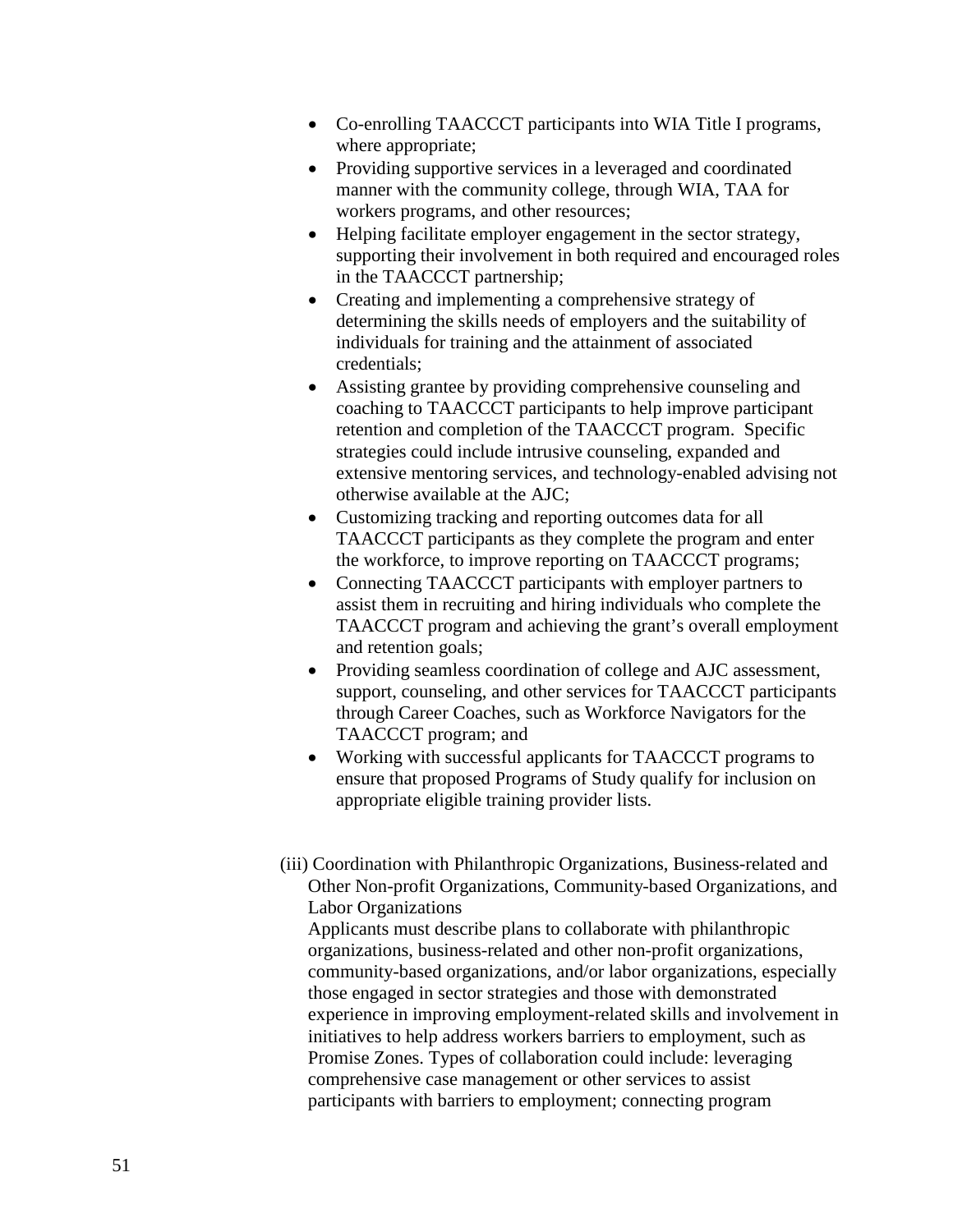- Co-enrolling TAACCCT participants into WIA Title I programs, where appropriate;
- Providing supportive services in a leveraged and coordinated manner with the community college, through WIA, TAA for workers programs, and other resources;
- Helping facilitate employer engagement in the sector strategy, supporting their involvement in both required and encouraged roles in the TAACCCT partnership;
- Creating and implementing a comprehensive strategy of determining the skills needs of employers and the suitability of individuals for training and the attainment of associated credentials;
- Assisting grantee by providing comprehensive counseling and coaching to TAACCCT participants to help improve participant retention and completion of the TAACCCT program. Specific strategies could include intrusive counseling, expanded and extensive mentoring services, and technology-enabled advising not otherwise available at the AJC;
- Customizing tracking and reporting outcomes data for all TAACCCT participants as they complete the program and enter the workforce, to improve reporting on TAACCCT programs;
- Connecting TAACCCT participants with employer partners to assist them in recruiting and hiring individuals who complete the TAACCCT program and achieving the grant's overall employment and retention goals;
- Providing seamless coordination of college and AJC assessment, support, counseling, and other services for TAACCCT participants through Career Coaches, such as Workforce Navigators for the TAACCCT program; and
- Working with successful applicants for TAACCCT programs to ensure that proposed Programs of Study qualify for inclusion on appropriate eligible training provider lists.

(iii) Coordination with Philanthropic Organizations, Business-related and Other Non-profit Organizations, Community-based Organizations, and Labor Organizations

Applicants must describe plans to collaborate with philanthropic organizations, business-related and other non-profit organizations, community-based organizations, and/or labor organizations, especially those engaged in sector strategies and those with demonstrated experience in improving employment-related skills and involvement in initiatives to help address workers barriers to employment, such as Promise Zones. Types of collaboration could include: leveraging comprehensive case management or other services to assist participants with barriers to employment; connecting program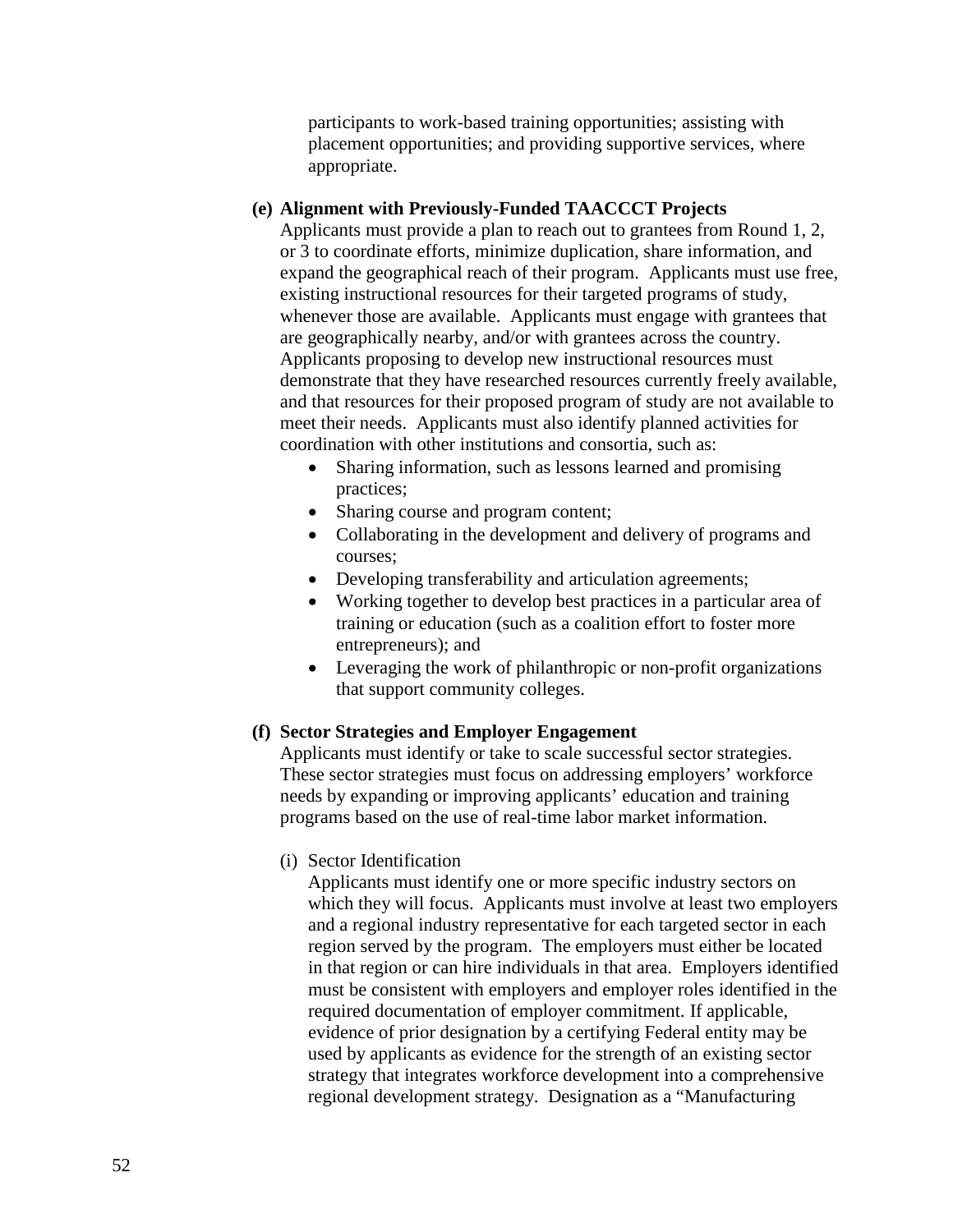participants to work-based training opportunities; assisting with placement opportunities; and providing supportive services, where appropriate.

**(e) Alignment with Previously-Funded TAACCCT Projects**

Applicants must provide a plan to reach out to grantees from Round 1, 2, or 3 to coordinate efforts, minimize duplication, share information, and expand the geographical reach of their program. Applicants must use free, existing instructional resources for their targeted programs of study, whenever those are available. Applicants must engage with grantees that are geographically nearby, and/or with grantees across the country. Applicants proposing to develop new instructional resources must demonstrate that they have researched resources currently freely available, and that resources for their proposed program of study are not available to meet their needs. Applicants must also identify planned activities for coordination with other institutions and consortia, such as:

- Sharing information, such as lessons learned and promising practices;
- Sharing course and program content;
- Collaborating in the development and delivery of programs and courses;
- Developing transferability and articulation agreements;
- Working together to develop best practices in a particular area of training or education (such as a coalition effort to foster more entrepreneurs); and
- Leveraging the work of philanthropic or non-profit organizations that support community colleges.

**(f) Sector Strategies and Employer Engagement**

Applicants must identify or take to scale successful sector strategies. These sector strategies must focus on addressing employers' workforce needs by expanding or improving applicants' education and training programs based on the use of real-time labor market information.

(i) Sector Identification

Applicants must identify one or more specific industry sectors on which they will focus. Applicants must involve at least two employers and a regional industry representative for each targeted sector in each region served by the program. The employers must either be located in that region or can hire individuals in that area. Employers identified must be consistent with employers and employer roles identified in the required documentation of employer commitment. If applicable, evidence of prior designation by a certifying Federal entity may be used by applicants as evidence for the strength of an existing sector strategy that integrates workforce development into a comprehensive regional development strategy. Designation as a "Manufacturing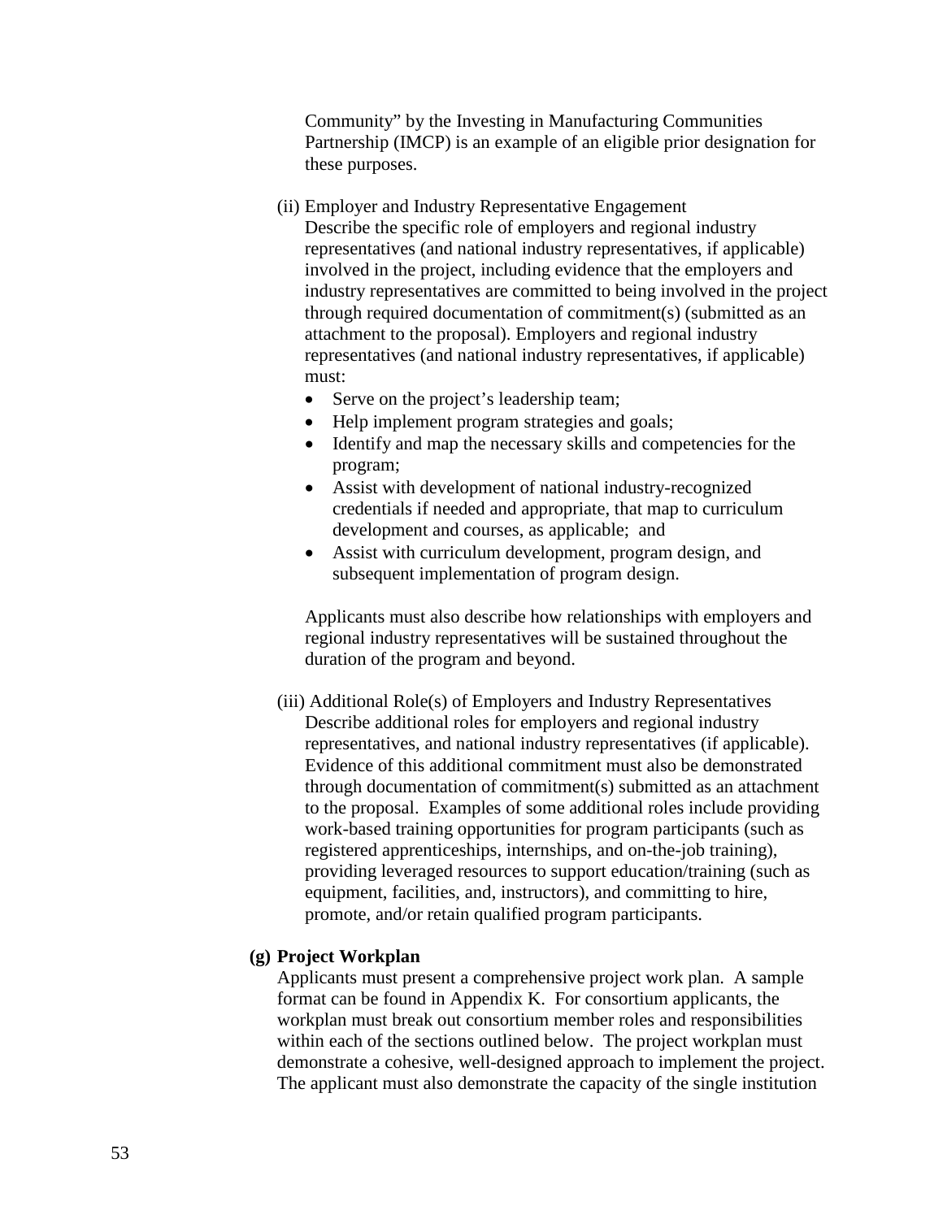Community" by the Investing in Manufacturing Communities Partnership (IMCP) is an example of an eligible prior designation for these purposes.

(ii) Employer and Industry Representative Engagement
Describe the specific role of employers and regional industry representatives (and national industry representatives, if applicable) involved in the project, including evidence that the employers and industry representatives are committed to being involved in the project through required documentation of commitment(s) (submitted as an attachment to the proposal). Employers and regional industry representatives (and national industry representatives, if applicable) must:

- Serve on the project's leadership team;
- Help implement program strategies and goals;
- Identify and map the necessary skills and competencies for the program;
- Assist with development of national industry-recognized credentials if needed and appropriate, that map to curriculum development and courses, as applicable; and
- Assist with curriculum development, program design, and subsequent implementation of program design.

Applicants must also describe how relationships with employers and regional industry representatives will be sustained throughout the duration of the program and beyond.

(iii) Additional Role(s) of Employers and Industry Representatives
Describe additional roles for employers and regional industry representatives, and national industry representatives (if applicable). Evidence of this additional commitment must also be demonstrated through documentation of commitment(s) submitted as an attachment to the proposal. Examples of some additional roles include providing work-based training opportunities for program participants (such as registered apprenticeships, internships, and on-the-job training), providing leveraged resources to support education/training (such as equipment, facilities, and, instructors), and committing to hire, promote, and/or retain qualified program participants.

**(g) Project Workplan**

Applicants must present a comprehensive project work plan. A sample format can be found in Appendix K. For consortium applicants, the workplan must break out consortium member roles and responsibilities within each of the sections outlined below. The project workplan must demonstrate a cohesive, well-designed approach to implement the project. The applicant must also demonstrate the capacity of the single institution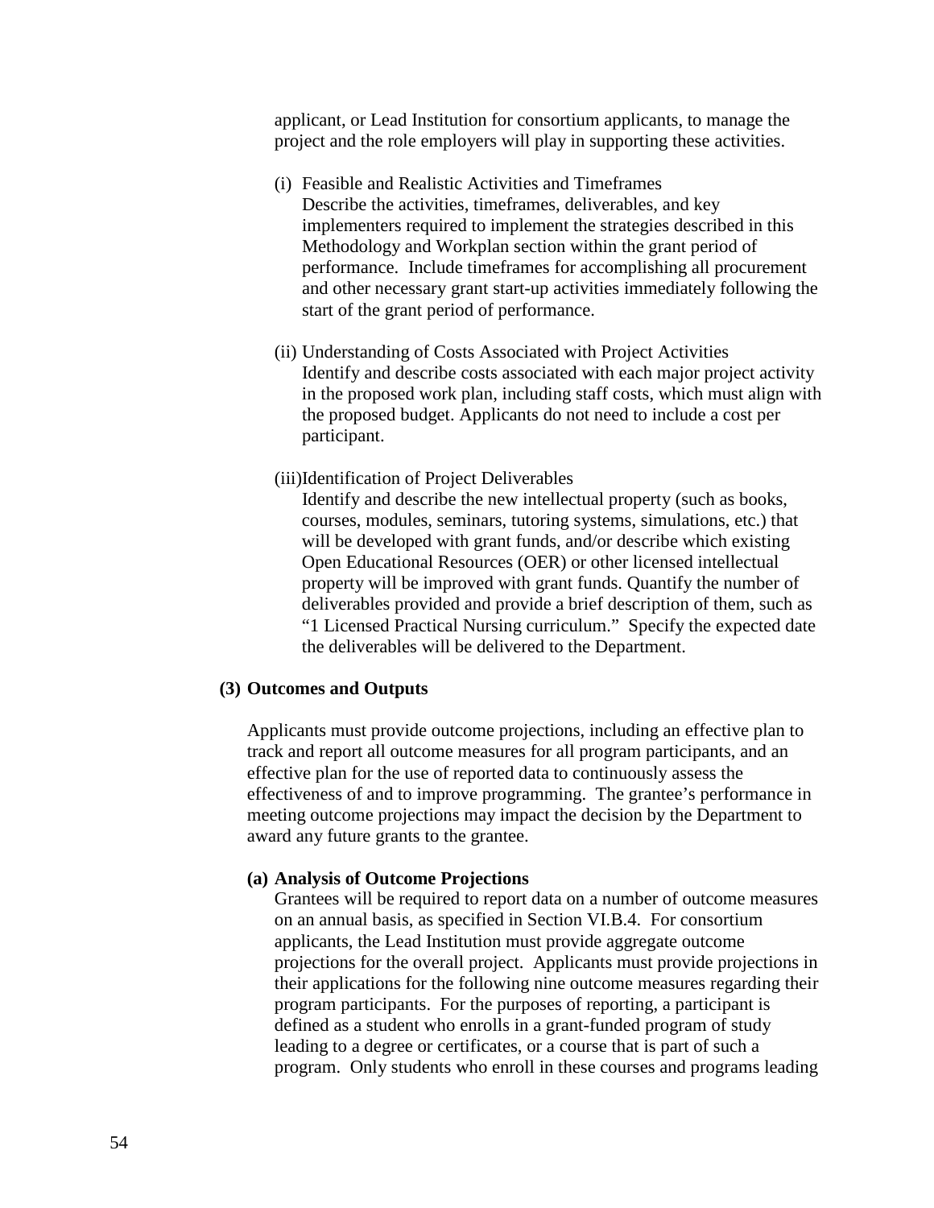applicant, or Lead Institution for consortium applicants, to manage the project and the role employers will play in supporting these activities.

(i) Feasible and Realistic Activities and Timeframes
Describe the activities, timeframes, deliverables, and key implementers required to implement the strategies described in this Methodology and Workplan section within the grant period of performance. Include timeframes for accomplishing all procurement and other necessary grant start-up activities immediately following the start of the grant period of performance.

(ii) Understanding of Costs Associated with Project Activities
Identify and describe costs associated with each major project activity in the proposed work plan, including staff costs, which must align with the proposed budget. Applicants do not need to include a cost per participant.

(iii) Identification of Project Deliverables
Identify and describe the new intellectual property (such as books, courses, modules, seminars, tutoring systems, simulations, etc.) that will be developed with grant funds, and/or describe which existing Open Educational Resources (OER) or other licensed intellectual property will be improved with grant funds. Quantify the number of deliverables provided and provide a brief description of them, such as "1 Licensed Practical Nursing curriculum." Specify the expected date the deliverables will be delivered to the Department.

**(3) Outcomes and Outputs**

Applicants must provide outcome projections, including an effective plan to track and report all outcome measures for all program participants, and an effective plan for the use of reported data to continuously assess the effectiveness of and to improve programming. The grantee's performance in meeting outcome projections may impact the decision by the Department to award any future grants to the grantee.

**(a) Analysis of Outcome Projections**
Grantees will be required to report data on a number of outcome measures on an annual basis, as specified in Section VI.B.4. For consortium applicants, the Lead Institution must provide aggregate outcome projections for the overall project. Applicants must provide projections in their applications for the following nine outcome measures regarding their program participants. For the purposes of reporting, a participant is defined as a student who enrolls in a grant-funded program of study leading to a degree or certificates, or a course that is part of such a program. Only students who enroll in these courses and programs leading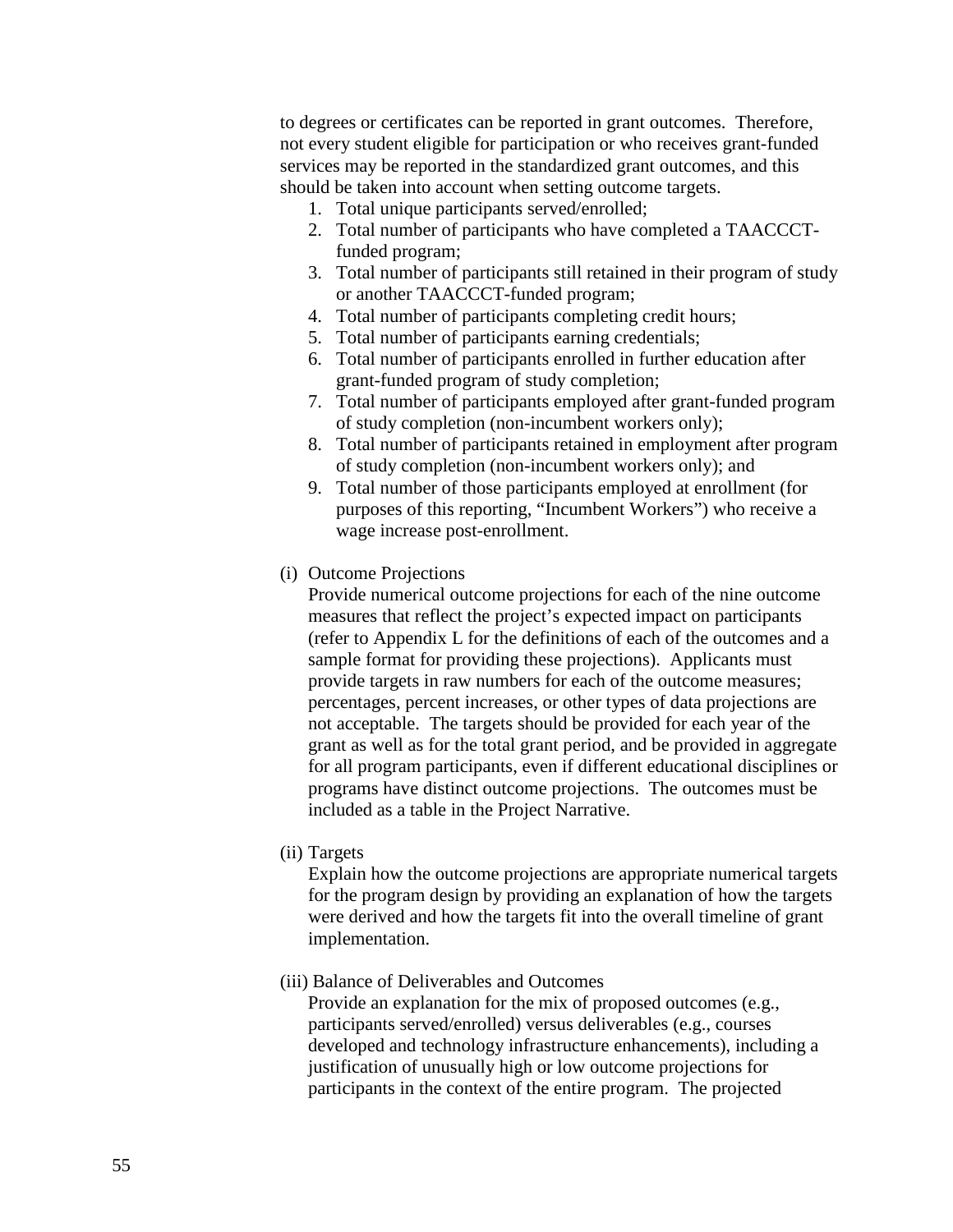to degrees or certificates can be reported in grant outcomes. Therefore, not every student eligible for participation or who receives grant-funded services may be reported in the standardized grant outcomes, and this should be taken into account when setting outcome targets.

1. Total unique participants served/enrolled;
2. Total number of participants who have completed a TAACCCT-funded program;
3. Total number of participants still retained in their program of study or another TAACCCT-funded program;
4. Total number of participants completing credit hours;
5. Total number of participants earning credentials;
6. Total number of participants enrolled in further education after grant-funded program of study completion;
7. Total number of participants employed after grant-funded program of study completion (non-incumbent workers only);
8. Total number of participants retained in employment after program of study completion (non-incumbent workers only); and
9. Total number of those participants employed at enrollment (for purposes of this reporting, "Incumbent Workers") who receive a wage increase post-enrollment.

(i) Outcome Projections

Provide numerical outcome projections for each of the nine outcome measures that reflect the project's expected impact on participants (refer to Appendix L for the definitions of each of the outcomes and a sample format for providing these projections). Applicants must provide targets in raw numbers for each of the outcome measures; percentages, percent increases, or other types of data projections are not acceptable. The targets should be provided for each year of the grant as well as for the total grant period, and be provided in aggregate for all program participants, even if different educational disciplines or programs have distinct outcome projections. The outcomes must be included as a table in the Project Narrative.

(ii) Targets

Explain how the outcome projections are appropriate numerical targets for the program design by providing an explanation of how the targets were derived and how the targets fit into the overall timeline of grant implementation.

(iii) Balance of Deliverables and Outcomes

Provide an explanation for the mix of proposed outcomes (e.g., participants served/enrolled) versus deliverables (e.g., courses developed and technology infrastructure enhancements), including a justification of unusually high or low outcome projections for participants in the context of the entire program. The projected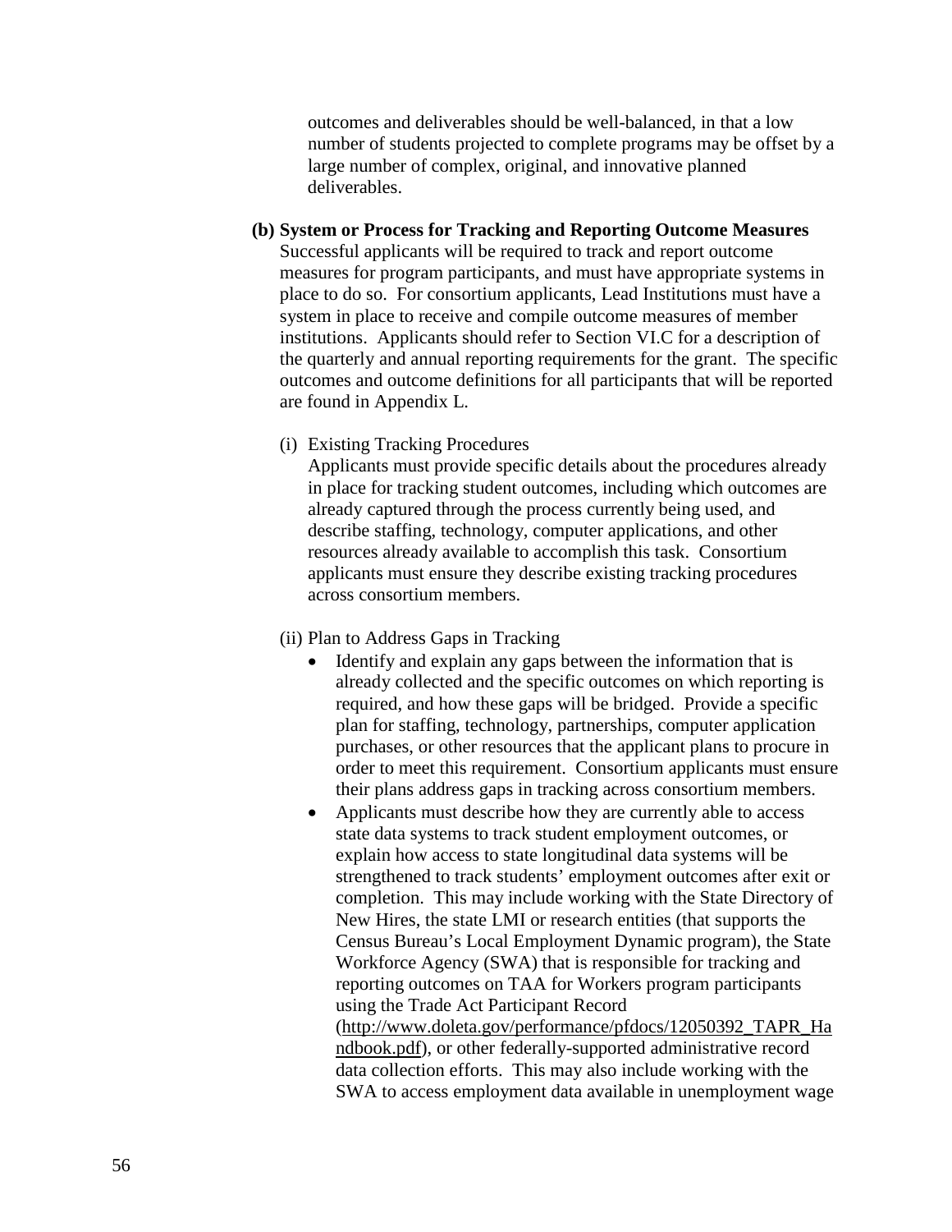outcomes and deliverables should be well-balanced, in that a low number of students projected to complete programs may be offset by a large number of complex, original, and innovative planned deliverables.

**(b) System or Process for Tracking and Reporting Outcome Measures**

Successful applicants will be required to track and report outcome measures for program participants, and must have appropriate systems in place to do so. For consortium applicants, Lead Institutions must have a system in place to receive and compile outcome measures of member institutions. Applicants should refer to Section VI.C for a description of the quarterly and annual reporting requirements for the grant. The specific outcomes and outcome definitions for all participants that will be reported are found in Appendix L.

(i) Existing Tracking Procedures

Applicants must provide specific details about the procedures already in place for tracking student outcomes, including which outcomes are already captured through the process currently being used, and describe staffing, technology, computer applications, and other resources already available to accomplish this task. Consortium applicants must ensure they describe existing tracking procedures across consortium members.

(ii) Plan to Address Gaps in Tracking

- Identify and explain any gaps between the information that is already collected and the specific outcomes on which reporting is required, and how these gaps will be bridged. Provide a specific plan for staffing, technology, partnerships, computer application purchases, or other resources that the applicant plans to procure in order to meet this requirement. Consortium applicants must ensure their plans address gaps in tracking across consortium members.
- Applicants must describe how they are currently able to access state data systems to track student employment outcomes, or explain how access to state longitudinal data systems will be strengthened to track students' employment outcomes after exit or completion. This may include working with the State Directory of New Hires, the state LMI or research entities (that supports the Census Bureau's Local Employment Dynamic program), the State Workforce Agency (SWA) that is responsible for tracking and reporting outcomes on TAA for Workers program participants using the Trade Act Participant Record (http://www.doleta.gov/performance/pfdocs/12050392_TAPR_Handbook.pdf), or other federally-supported administrative record data collection efforts. This may also include working with the SWA to access employment data available in unemployment wage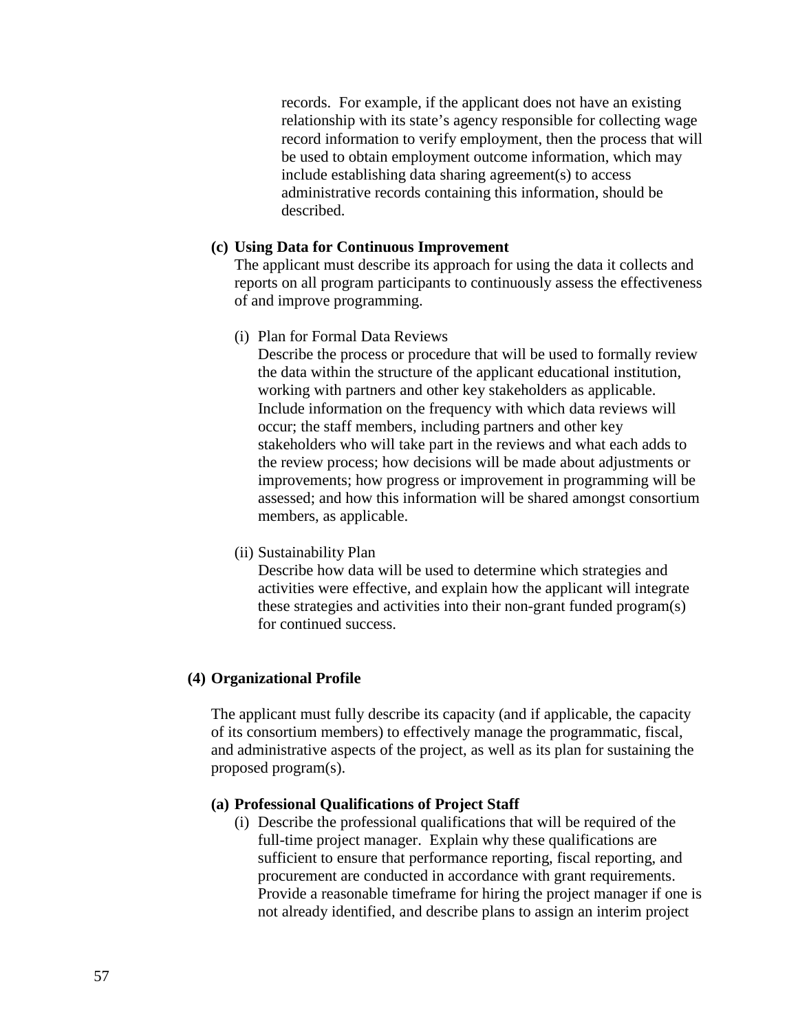records. For example, if the applicant does not have an existing relationship with its state's agency responsible for collecting wage record information to verify employment, then the process that will be used to obtain employment outcome information, which may include establishing data sharing agreement(s) to access administrative records containing this information, should be described.

**(c) Using Data for Continuous Improvement**

The applicant must describe its approach for using the data it collects and reports on all program participants to continuously assess the effectiveness of and improve programming.

(i) Plan for Formal Data Reviews

Describe the process or procedure that will be used to formally review the data within the structure of the applicant educational institution, working with partners and other key stakeholders as applicable. Include information on the frequency with which data reviews will occur; the staff members, including partners and other key stakeholders who will take part in the reviews and what each adds to the review process; how decisions will be made about adjustments or improvements; how progress or improvement in programming will be assessed; and how this information will be shared amongst consortium members, as applicable.

(ii) Sustainability Plan

Describe how data will be used to determine which strategies and activities were effective, and explain how the applicant will integrate these strategies and activities into their non-grant funded program(s) for continued success.

**(4) Organizational Profile**

The applicant must fully describe its capacity (and if applicable, the capacity of its consortium members) to effectively manage the programmatic, fiscal, and administrative aspects of the project, as well as its plan for sustaining the proposed program(s).

**(a) Professional Qualifications of Project Staff**

(i) Describe the professional qualifications that will be required of the full-time project manager. Explain why these qualifications are sufficient to ensure that performance reporting, fiscal reporting, and procurement are conducted in accordance with grant requirements. Provide a reasonable timeframe for hiring the project manager if one is not already identified, and describe plans to assign an interim project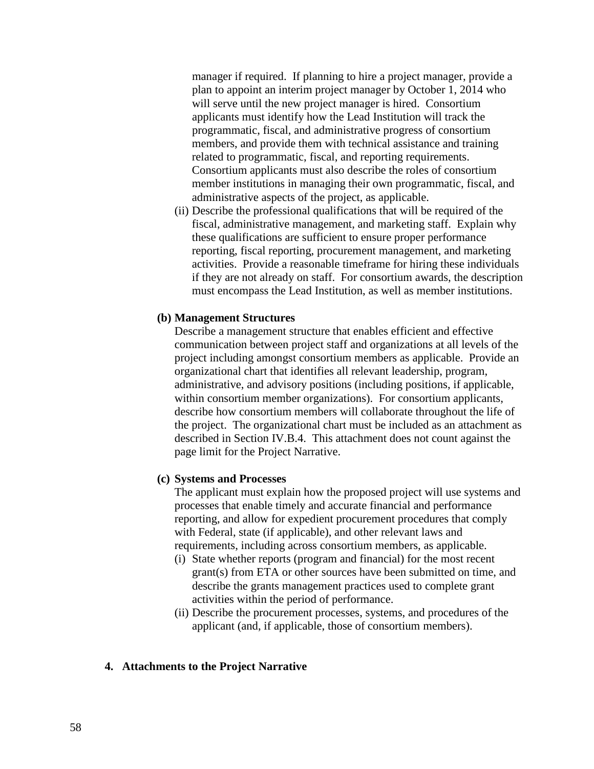manager if required. If planning to hire a project manager, provide a plan to appoint an interim project manager by October 1, 2014 who will serve until the new project manager is hired. Consortium applicants must identify how the Lead Institution will track the programmatic, fiscal, and administrative progress of consortium members, and provide them with technical assistance and training related to programmatic, fiscal, and reporting requirements. Consortium applicants must also describe the roles of consortium member institutions in managing their own programmatic, fiscal, and administrative aspects of the project, as applicable.

(ii) Describe the professional qualifications that will be required of the fiscal, administrative management, and marketing staff. Explain why these qualifications are sufficient to ensure proper performance reporting, fiscal reporting, procurement management, and marketing activities. Provide a reasonable timeframe for hiring these individuals if they are not already on staff. For consortium awards, the description must encompass the Lead Institution, as well as member institutions.

**(b) Management Structures**

Describe a management structure that enables efficient and effective communication between project staff and organizations at all levels of the project including amongst consortium members as applicable. Provide an organizational chart that identifies all relevant leadership, program, administrative, and advisory positions (including positions, if applicable, within consortium member organizations). For consortium applicants, describe how consortium members will collaborate throughout the life of the project. The organizational chart must be included as an attachment as described in Section IV.B.4. This attachment does not count against the page limit for the Project Narrative.

**(c) Systems and Processes**

The applicant must explain how the proposed project will use systems and processes that enable timely and accurate financial and performance reporting, and allow for expedient procurement procedures that comply with Federal, state (if applicable), and other relevant laws and requirements, including across consortium members, as applicable.

(i) State whether reports (program and financial) for the most recent grant(s) from ETA or other sources have been submitted on time, and describe the grants management practices used to complete grant activities within the period of performance.

(ii) Describe the procurement processes, systems, and procedures of the applicant (and, if applicable, those of consortium members).

**4. Attachments to the Project Narrative**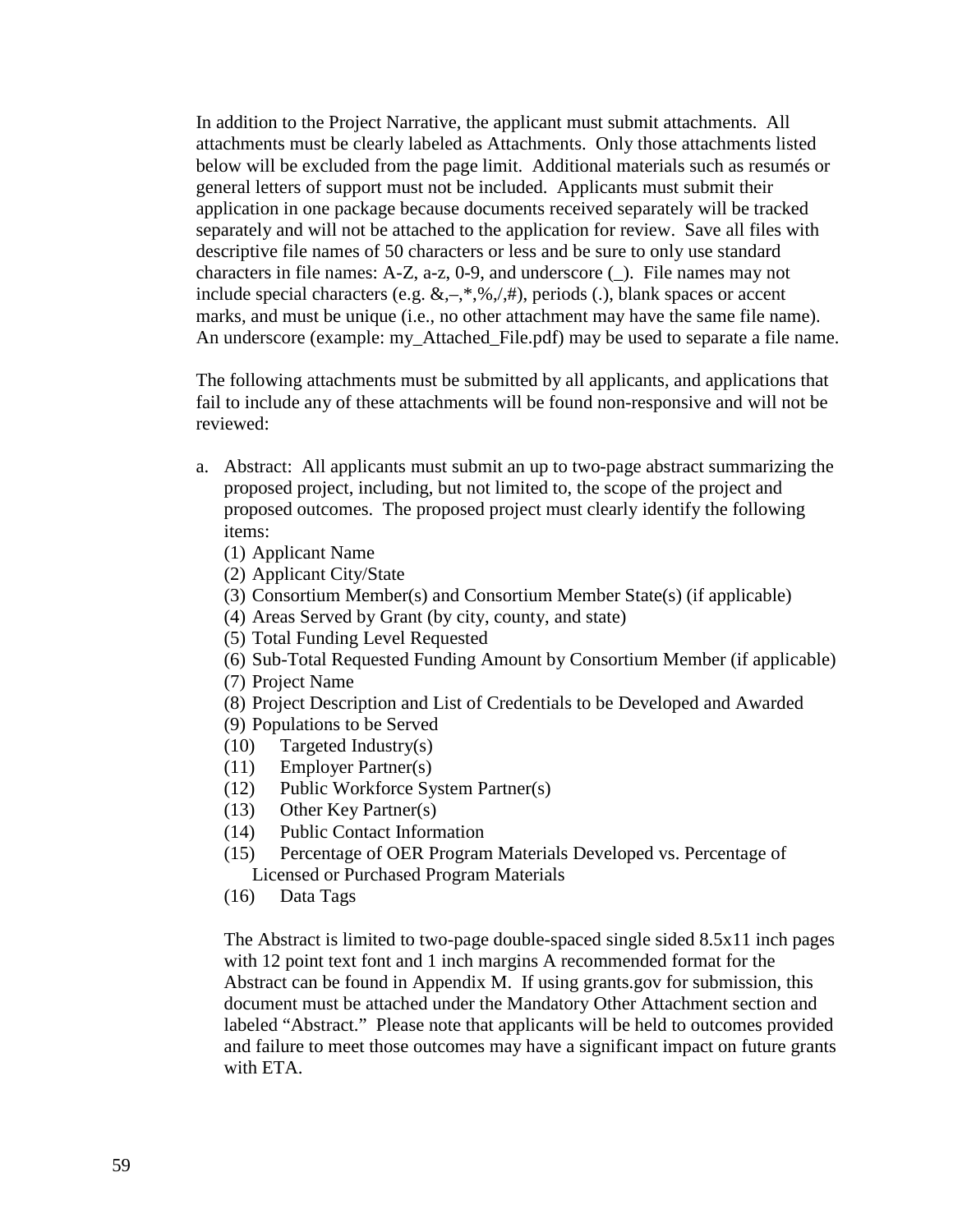In addition to the Project Narrative, the applicant must submit attachments. All attachments must be clearly labeled as Attachments. Only those attachments listed below will be excluded from the page limit. Additional materials such as resumés or general letters of support must not be included. Applicants must submit their application in one package because documents received separately will be tracked separately and will not be attached to the application for review. Save all files with descriptive file names of 50 characters or less and be sure to only use standard characters in file names: A-Z, a-z, 0-9, and underscore (_). File names may not include special characters (e.g. &,–,*,%,/,#), periods (.), blank spaces or accent marks, and must be unique (i.e., no other attachment may have the same file name). An underscore (example: my_Attached_File.pdf) may be used to separate a file name.

The following attachments must be submitted by all applicants, and applications that fail to include any of these attachments will be found non-responsive and will not be reviewed:

a. Abstract: All applicants must submit an up to two-page abstract summarizing the proposed project, including, but not limited to, the scope of the project and proposed outcomes. The proposed project must clearly identify the following items:
   (1) Applicant Name
   (2) Applicant City/State
   (3) Consortium Member(s) and Consortium Member State(s) (if applicable)
   (4) Areas Served by Grant (by city, county, and state)
   (5) Total Funding Level Requested
   (6) Sub-Total Requested Funding Amount by Consortium Member (if applicable)
   (7) Project Name
   (8) Project Description and List of Credentials to be Developed and Awarded
   (9) Populations to be Served
   (10) Targeted Industry(s)
   (11) Employer Partner(s)
   (12) Public Workforce System Partner(s)
   (13) Other Key Partner(s)
   (14) Public Contact Information
   (15) Percentage of OER Program Materials Developed vs. Percentage of Licensed or Purchased Program Materials
   (16) Data Tags

   The Abstract is limited to two-page double-spaced single sided 8.5x11 inch pages with 12 point text font and 1 inch margins A recommended format for the Abstract can be found in Appendix M. If using grants.gov for submission, this document must be attached under the Mandatory Other Attachment section and labeled "Abstract." Please note that applicants will be held to outcomes provided and failure to meet those outcomes may have a significant impact on future grants with ETA.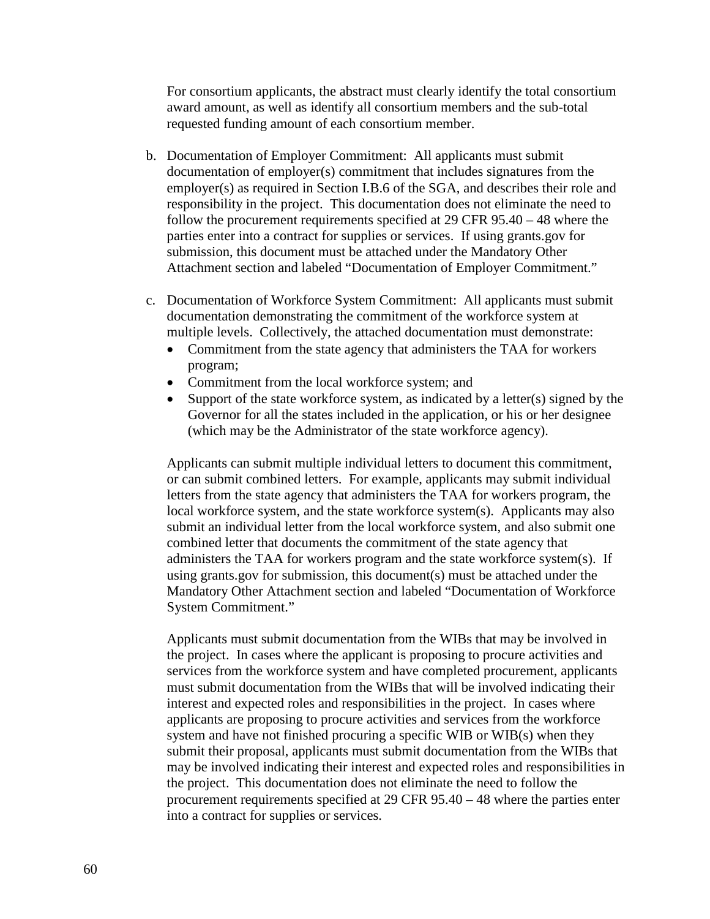For consortium applicants, the abstract must clearly identify the total consortium award amount, as well as identify all consortium members and the sub-total requested funding amount of each consortium member.

b. Documentation of Employer Commitment: All applicants must submit documentation of employer(s) commitment that includes signatures from the employer(s) as required in Section I.B.6 of the SGA, and describes their role and responsibility in the project. This documentation does not eliminate the need to follow the procurement requirements specified at 29 CFR 95.40 – 48 where the parties enter into a contract for supplies or services. If using grants.gov for submission, this document must be attached under the Mandatory Other Attachment section and labeled "Documentation of Employer Commitment."

c. Documentation of Workforce System Commitment: All applicants must submit documentation demonstrating the commitment of the workforce system at multiple levels. Collectively, the attached documentation must demonstrate:
   - Commitment from the state agency that administers the TAA for workers program;
   - Commitment from the local workforce system; and
   - Support of the state workforce system, as indicated by a letter(s) signed by the Governor for all the states included in the application, or his or her designee (which may be the Administrator of the state workforce agency).

   Applicants can submit multiple individual letters to document this commitment, or can submit combined letters. For example, applicants may submit individual letters from the state agency that administers the TAA for workers program, the local workforce system, and the state workforce system(s). Applicants may also submit an individual letter from the local workforce system, and also submit one combined letter that documents the commitment of the state agency that administers the TAA for workers program and the state workforce system(s). If using grants.gov for submission, this document(s) must be attached under the Mandatory Other Attachment section and labeled "Documentation of Workforce System Commitment."

   Applicants must submit documentation from the WIBs that may be involved in the project. In cases where the applicant is proposing to procure activities and services from the workforce system and have completed procurement, applicants must submit documentation from the WIBs that will be involved indicating their interest and expected roles and responsibilities in the project. In cases where applicants are proposing to procure activities and services from the workforce system and have not finished procuring a specific WIB or WIB(s) when they submit their proposal, applicants must submit documentation from the WIBs that may be involved indicating their interest and expected roles and responsibilities in the project. This documentation does not eliminate the need to follow the procurement requirements specified at 29 CFR 95.40 – 48 where the parties enter into a contract for supplies or services.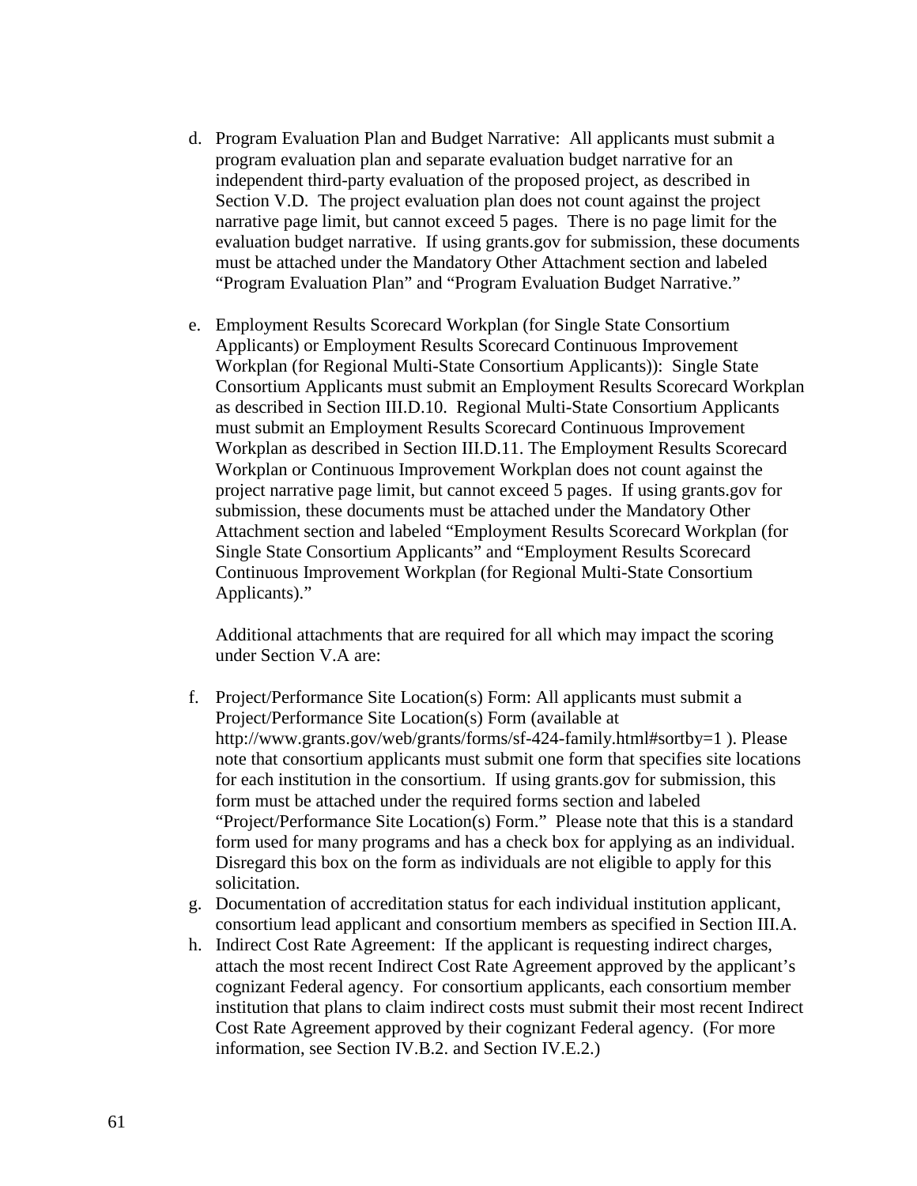d. Program Evaluation Plan and Budget Narrative: All applicants must submit a program evaluation plan and separate evaluation budget narrative for an independent third-party evaluation of the proposed project, as described in Section V.D. The project evaluation plan does not count against the project narrative page limit, but cannot exceed 5 pages. There is no page limit for the evaluation budget narrative. If using grants.gov for submission, these documents must be attached under the Mandatory Other Attachment section and labeled "Program Evaluation Plan" and "Program Evaluation Budget Narrative."

e. Employment Results Scorecard Workplan (for Single State Consortium Applicants) or Employment Results Scorecard Continuous Improvement Workplan (for Regional Multi-State Consortium Applicants)): Single State Consortium Applicants must submit an Employment Results Scorecard Workplan as described in Section III.D.10. Regional Multi-State Consortium Applicants must submit an Employment Results Scorecard Continuous Improvement Workplan as described in Section III.D.11. The Employment Results Scorecard Workplan or Continuous Improvement Workplan does not count against the project narrative page limit, but cannot exceed 5 pages. If using grants.gov for submission, these documents must be attached under the Mandatory Other Attachment section and labeled "Employment Results Scorecard Workplan (for Single State Consortium Applicants" and "Employment Results Scorecard Continuous Improvement Workplan (for Regional Multi-State Consortium Applicants)."

   Additional attachments that are required for all which may impact the scoring under Section V.A are:

f. Project/Performance Site Location(s) Form: All applicants must submit a Project/Performance Site Location(s) Form (available at http://www.grants.gov/web/grants/forms/sf-424-family.html#sortby=1 ). Please note that consortium applicants must submit one form that specifies site locations for each institution in the consortium. If using grants.gov for submission, this form must be attached under the required forms section and labeled "Project/Performance Site Location(s) Form." Please note that this is a standard form used for many programs and has a check box for applying as an individual. Disregard this box on the form as individuals are not eligible to apply for this solicitation.
g. Documentation of accreditation status for each individual institution applicant, consortium lead applicant and consortium members as specified in Section III.A.
h. Indirect Cost Rate Agreement: If the applicant is requesting indirect charges, attach the most recent Indirect Cost Rate Agreement approved by the applicant's cognizant Federal agency. For consortium applicants, each consortium member institution that plans to claim indirect costs must submit their most recent Indirect Cost Rate Agreement approved by their cognizant Federal agency. (For more information, see Section IV.B.2. and Section IV.E.2.)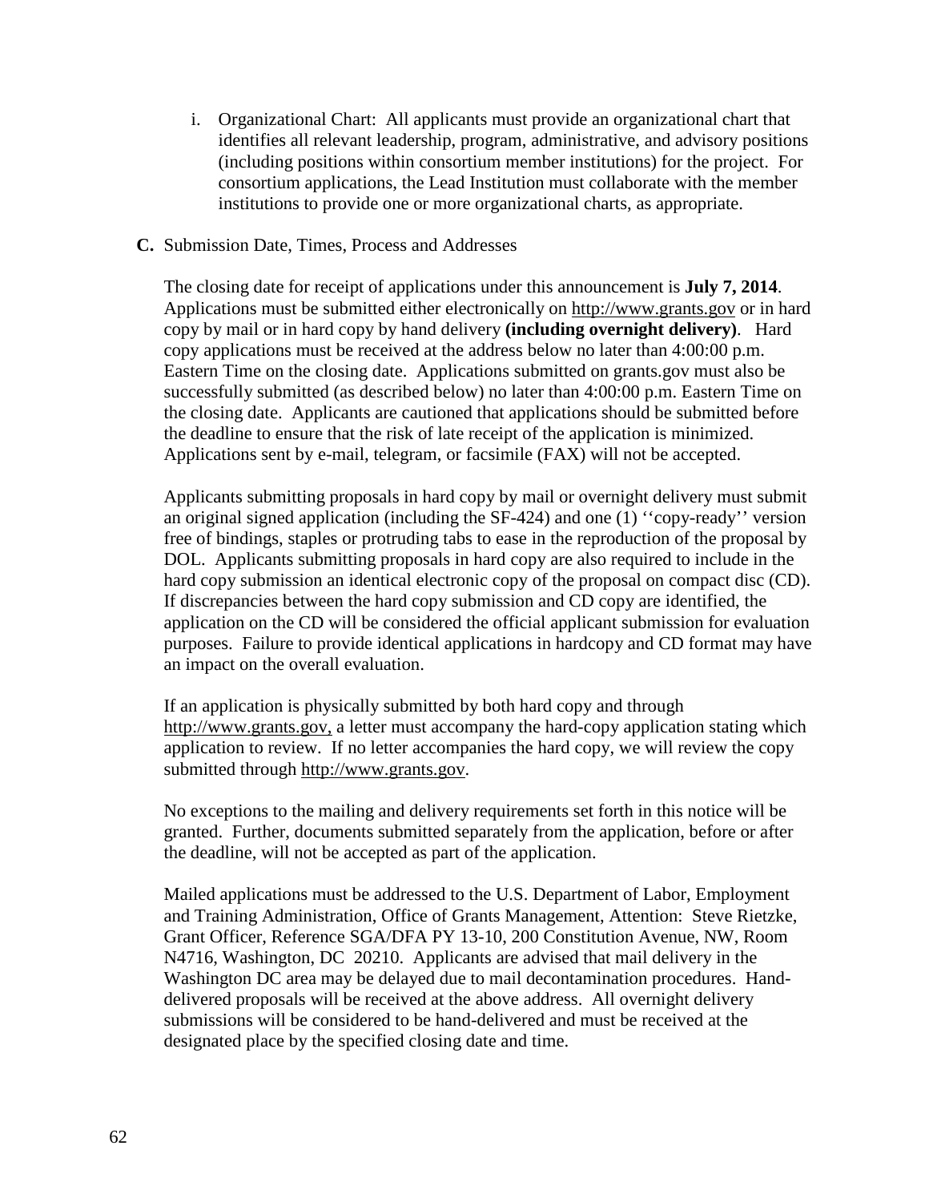i. Organizational Chart: All applicants must provide an organizational chart that identifies all relevant leadership, program, administrative, and advisory positions (including positions within consortium member institutions) for the project. For consortium applications, the Lead Institution must collaborate with the member institutions to provide one or more organizational charts, as appropriate.

**C.** Submission Date, Times, Process and Addresses

The closing date for receipt of applications under this announcement is **July 7, 2014**. Applications must be submitted either electronically on http://www.grants.gov or in hard copy by mail or in hard copy by hand delivery **(including overnight delivery)**. Hard copy applications must be received at the address below no later than 4:00:00 p.m. Eastern Time on the closing date. Applications submitted on grants.gov must also be successfully submitted (as described below) no later than 4:00:00 p.m. Eastern Time on the closing date. Applicants are cautioned that applications should be submitted before the deadline to ensure that the risk of late receipt of the application is minimized. Applications sent by e-mail, telegram, or facsimile (FAX) will not be accepted.

Applicants submitting proposals in hard copy by mail or overnight delivery must submit an original signed application (including the SF-424) and one (1) ''copy-ready'' version free of bindings, staples or protruding tabs to ease in the reproduction of the proposal by DOL. Applicants submitting proposals in hard copy are also required to include in the hard copy submission an identical electronic copy of the proposal on compact disc (CD). If discrepancies between the hard copy submission and CD copy are identified, the application on the CD will be considered the official applicant submission for evaluation purposes. Failure to provide identical applications in hardcopy and CD format may have an impact on the overall evaluation.

If an application is physically submitted by both hard copy and through http://www.grants.gov, a letter must accompany the hard-copy application stating which application to review. If no letter accompanies the hard copy, we will review the copy submitted through http://www.grants.gov.

No exceptions to the mailing and delivery requirements set forth in this notice will be granted. Further, documents submitted separately from the application, before or after the deadline, will not be accepted as part of the application.

Mailed applications must be addressed to the U.S. Department of Labor, Employment and Training Administration, Office of Grants Management, Attention: Steve Rietzke, Grant Officer, Reference SGA/DFA PY 13-10, 200 Constitution Avenue, NW, Room N4716, Washington, DC 20210. Applicants are advised that mail delivery in the Washington DC area may be delayed due to mail decontamination procedures. Hand-delivered proposals will be received at the above address. All overnight delivery submissions will be considered to be hand-delivered and must be received at the designated place by the specified closing date and time.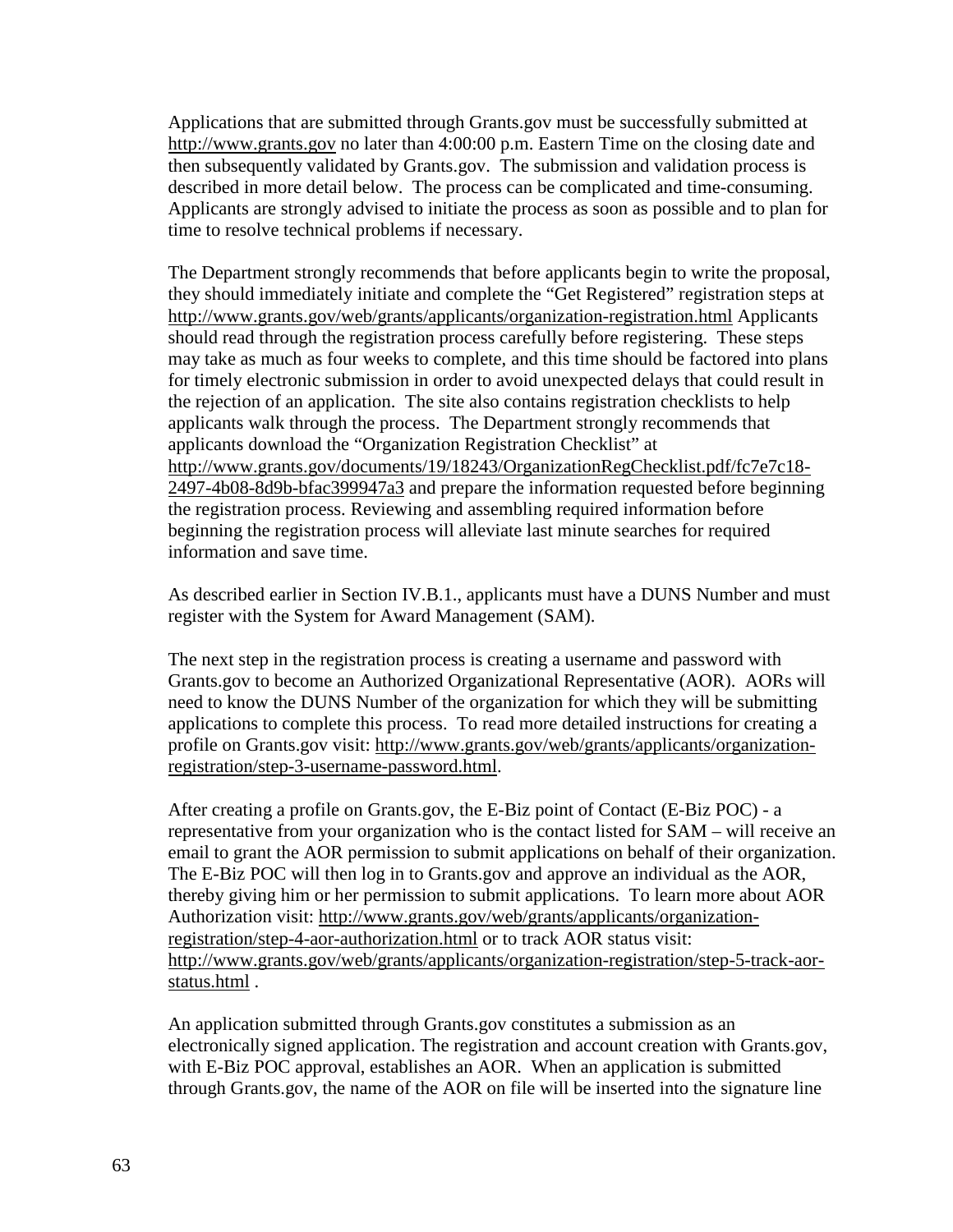Applications that are submitted through Grants.gov must be successfully submitted at http://www.grants.gov no later than 4:00:00 p.m. Eastern Time on the closing date and then subsequently validated by Grants.gov. The submission and validation process is described in more detail below. The process can be complicated and time-consuming. Applicants are strongly advised to initiate the process as soon as possible and to plan for time to resolve technical problems if necessary.

The Department strongly recommends that before applicants begin to write the proposal, they should immediately initiate and complete the "Get Registered" registration steps at http://www.grants.gov/web/grants/applicants/organization-registration.html Applicants should read through the registration process carefully before registering. These steps may take as much as four weeks to complete, and this time should be factored into plans for timely electronic submission in order to avoid unexpected delays that could result in the rejection of an application. The site also contains registration checklists to help applicants walk through the process. The Department strongly recommends that applicants download the "Organization Registration Checklist" at http://www.grants.gov/documents/19/18243/OrganizationRegChecklist.pdf/fc7e7c18-2497-4b08-8d9b-bfac399947a3 and prepare the information requested before beginning the registration process. Reviewing and assembling required information before beginning the registration process will alleviate last minute searches for required information and save time.

As described earlier in Section IV.B.1., applicants must have a DUNS Number and must register with the System for Award Management (SAM).

The next step in the registration process is creating a username and password with Grants.gov to become an Authorized Organizational Representative (AOR). AORs will need to know the DUNS Number of the organization for which they will be submitting applications to complete this process. To read more detailed instructions for creating a profile on Grants.gov visit: http://www.grants.gov/web/grants/applicants/organization-registration/step-3-username-password.html.

After creating a profile on Grants.gov, the E-Biz point of Contact (E-Biz POC) - a representative from your organization who is the contact listed for SAM – will receive an email to grant the AOR permission to submit applications on behalf of their organization. The E-Biz POC will then log in to Grants.gov and approve an individual as the AOR, thereby giving him or her permission to submit applications. To learn more about AOR Authorization visit: http://www.grants.gov/web/grants/applicants/organization-registration/step-4-aor-authorization.html or to track AOR status visit: http://www.grants.gov/web/grants/applicants/organization-registration/step-5-track-aor-status.html .

An application submitted through Grants.gov constitutes a submission as an electronically signed application. The registration and account creation with Grants.gov, with E-Biz POC approval, establishes an AOR. When an application is submitted through Grants.gov, the name of the AOR on file will be inserted into the signature line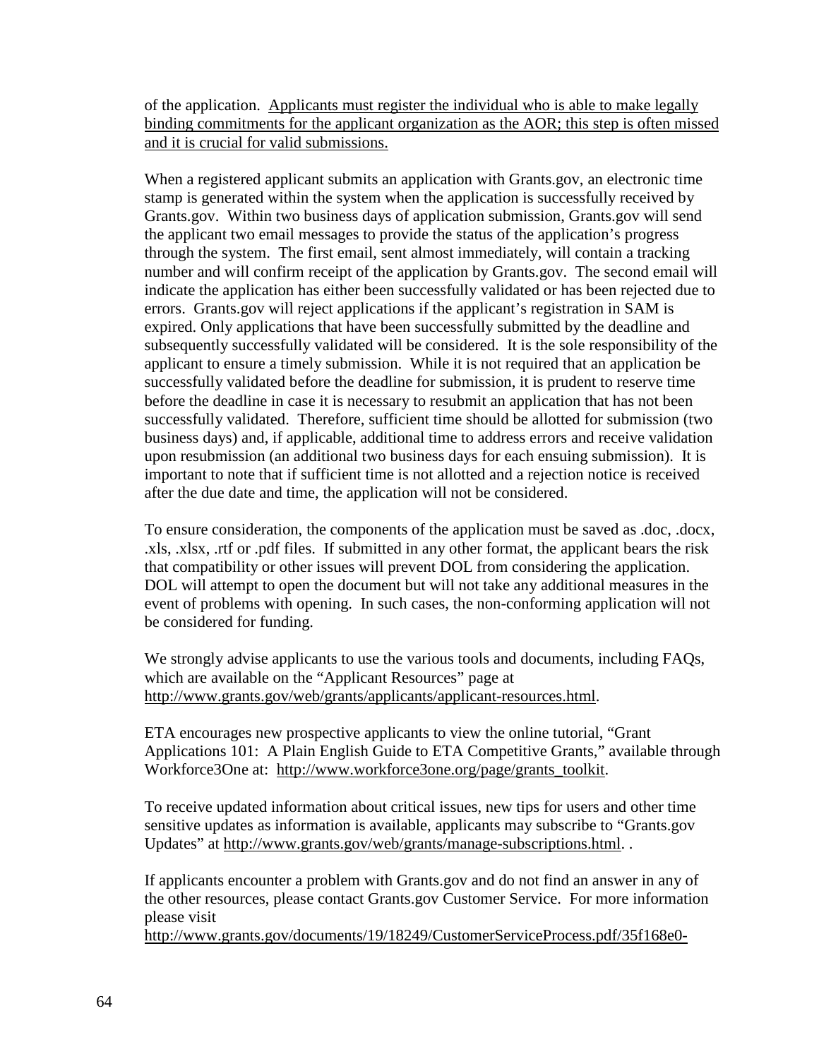of the application. Applicants must register the individual who is able to make legally binding commitments for the applicant organization as the AOR; this step is often missed and it is crucial for valid submissions.

When a registered applicant submits an application with Grants.gov, an electronic time stamp is generated within the system when the application is successfully received by Grants.gov. Within two business days of application submission, Grants.gov will send the applicant two email messages to provide the status of the application's progress through the system. The first email, sent almost immediately, will contain a tracking number and will confirm receipt of the application by Grants.gov. The second email will indicate the application has either been successfully validated or has been rejected due to errors. Grants.gov will reject applications if the applicant's registration in SAM is expired. Only applications that have been successfully submitted by the deadline and subsequently successfully validated will be considered. It is the sole responsibility of the applicant to ensure a timely submission. While it is not required that an application be successfully validated before the deadline for submission, it is prudent to reserve time before the deadline in case it is necessary to resubmit an application that has not been successfully validated. Therefore, sufficient time should be allotted for submission (two business days) and, if applicable, additional time to address errors and receive validation upon resubmission (an additional two business days for each ensuing submission). It is important to note that if sufficient time is not allotted and a rejection notice is received after the due date and time, the application will not be considered.

To ensure consideration, the components of the application must be saved as .doc, .docx, .xls, .xlsx, .rtf or .pdf files. If submitted in any other format, the applicant bears the risk that compatibility or other issues will prevent DOL from considering the application. DOL will attempt to open the document but will not take any additional measures in the event of problems with opening. In such cases, the non-conforming application will not be considered for funding.

We strongly advise applicants to use the various tools and documents, including FAQs, which are available on the "Applicant Resources" page at http://www.grants.gov/web/grants/applicants/applicant-resources.html.

ETA encourages new prospective applicants to view the online tutorial, "Grant Applications 101: A Plain English Guide to ETA Competitive Grants," available through Workforce3One at: http://www.workforce3one.org/page/grants_toolkit.

To receive updated information about critical issues, new tips for users and other time sensitive updates as information is available, applicants may subscribe to "Grants.gov Updates" at http://www.grants.gov/web/grants/manage-subscriptions.html. .

If applicants encounter a problem with Grants.gov and do not find an answer in any of the other resources, please contact Grants.gov Customer Service. For more information please visit
http://www.grants.gov/documents/19/18249/CustomerServiceProcess.pdf/35f168e0-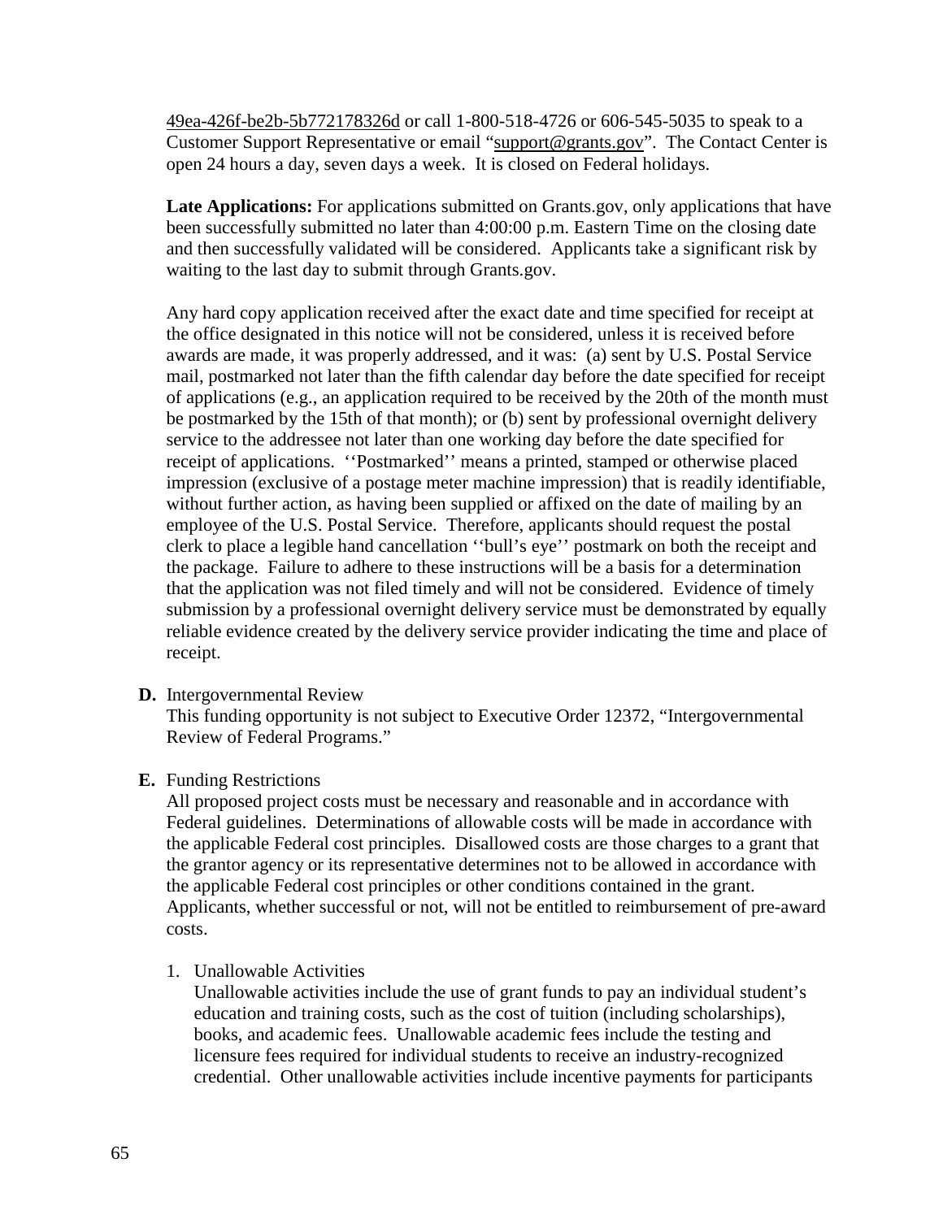49ea-426f-be2b-5b772178326d or call 1-800-518-4726 or 606-545-5035 to speak to a Customer Support Representative or email "support@grants.gov". The Contact Center is open 24 hours a day, seven days a week. It is closed on Federal holidays.

**Late Applications:** For applications submitted on Grants.gov, only applications that have been successfully submitted no later than 4:00:00 p.m. Eastern Time on the closing date and then successfully validated will be considered. Applicants take a significant risk by waiting to the last day to submit through Grants.gov.

Any hard copy application received after the exact date and time specified for receipt at the office designated in this notice will not be considered, unless it is received before awards are made, it was properly addressed, and it was: (a) sent by U.S. Postal Service mail, postmarked not later than the fifth calendar day before the date specified for receipt of applications (e.g., an application required to be received by the 20th of the month must be postmarked by the 15th of that month); or (b) sent by professional overnight delivery service to the addressee not later than one working day before the date specified for receipt of applications. ''Postmarked'' means a printed, stamped or otherwise placed impression (exclusive of a postage meter machine impression) that is readily identifiable, without further action, as having been supplied or affixed on the date of mailing by an employee of the U.S. Postal Service. Therefore, applicants should request the postal clerk to place a legible hand cancellation ''bull's eye'' postmark on both the receipt and the package. Failure to adhere to these instructions will be a basis for a determination that the application was not filed timely and will not be considered. Evidence of timely submission by a professional overnight delivery service must be demonstrated by equally reliable evidence created by the delivery service provider indicating the time and place of receipt.

**D.** Intergovernmental Review

This funding opportunity is not subject to Executive Order 12372, "Intergovernmental Review of Federal Programs."

**E.** Funding Restrictions

All proposed project costs must be necessary and reasonable and in accordance with Federal guidelines. Determinations of allowable costs will be made in accordance with the applicable Federal cost principles. Disallowed costs are those charges to a grant that the grantor agency or its representative determines not to be allowed in accordance with the applicable Federal cost principles or other conditions contained in the grant. Applicants, whether successful or not, will not be entitled to reimbursement of pre-award costs.

1. Unallowable Activities

   Unallowable activities include the use of grant funds to pay an individual student's education and training costs, such as the cost of tuition (including scholarships), books, and academic fees. Unallowable academic fees include the testing and licensure fees required for individual students to receive an industry-recognized credential. Other unallowable activities include incentive payments for participants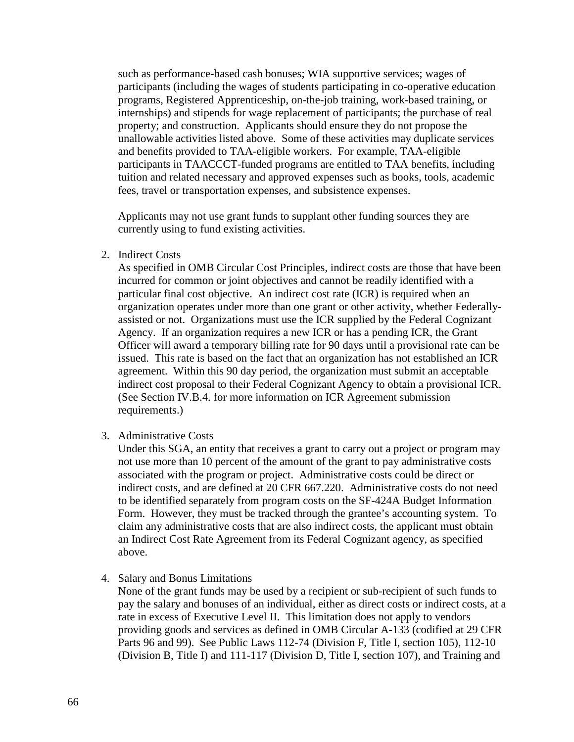such as performance-based cash bonuses; WIA supportive services; wages of participants (including the wages of students participating in co-operative education programs, Registered Apprenticeship, on-the-job training, work-based training, or internships) and stipends for wage replacement of participants; the purchase of real property; and construction. Applicants should ensure they do not propose the unallowable activities listed above. Some of these activities may duplicate services and benefits provided to TAA-eligible workers. For example, TAA-eligible participants in TAACCCT-funded programs are entitled to TAA benefits, including tuition and related necessary and approved expenses such as books, tools, academic fees, travel or transportation expenses, and subsistence expenses.

Applicants may not use grant funds to supplant other funding sources they are currently using to fund existing activities.

2. Indirect Costs

   As specified in OMB Circular Cost Principles, indirect costs are those that have been incurred for common or joint objectives and cannot be readily identified with a particular final cost objective. An indirect cost rate (ICR) is required when an organization operates under more than one grant or other activity, whether Federally-assisted or not. Organizations must use the ICR supplied by the Federal Cognizant Agency. If an organization requires a new ICR or has a pending ICR, the Grant Officer will award a temporary billing rate for 90 days until a provisional rate can be issued. This rate is based on the fact that an organization has not established an ICR agreement. Within this 90 day period, the organization must submit an acceptable indirect cost proposal to their Federal Cognizant Agency to obtain a provisional ICR. (See Section IV.B.4. for more information on ICR Agreement submission requirements.)

3. Administrative Costs

   Under this SGA, an entity that receives a grant to carry out a project or program may not use more than 10 percent of the amount of the grant to pay administrative costs associated with the program or project. Administrative costs could be direct or indirect costs, and are defined at 20 CFR 667.220. Administrative costs do not need to be identified separately from program costs on the SF-424A Budget Information Form. However, they must be tracked through the grantee's accounting system. To claim any administrative costs that are also indirect costs, the applicant must obtain an Indirect Cost Rate Agreement from its Federal Cognizant agency, as specified above.

4. Salary and Bonus Limitations

   None of the grant funds may be used by a recipient or sub-recipient of such funds to pay the salary and bonuses of an individual, either as direct costs or indirect costs, at a rate in excess of Executive Level II. This limitation does not apply to vendors providing goods and services as defined in OMB Circular A-133 (codified at 29 CFR Parts 96 and 99). See Public Laws 112-74 (Division F, Title I, section 105), 112-10 (Division B, Title I) and 111-117 (Division D, Title I, section 107), and Training and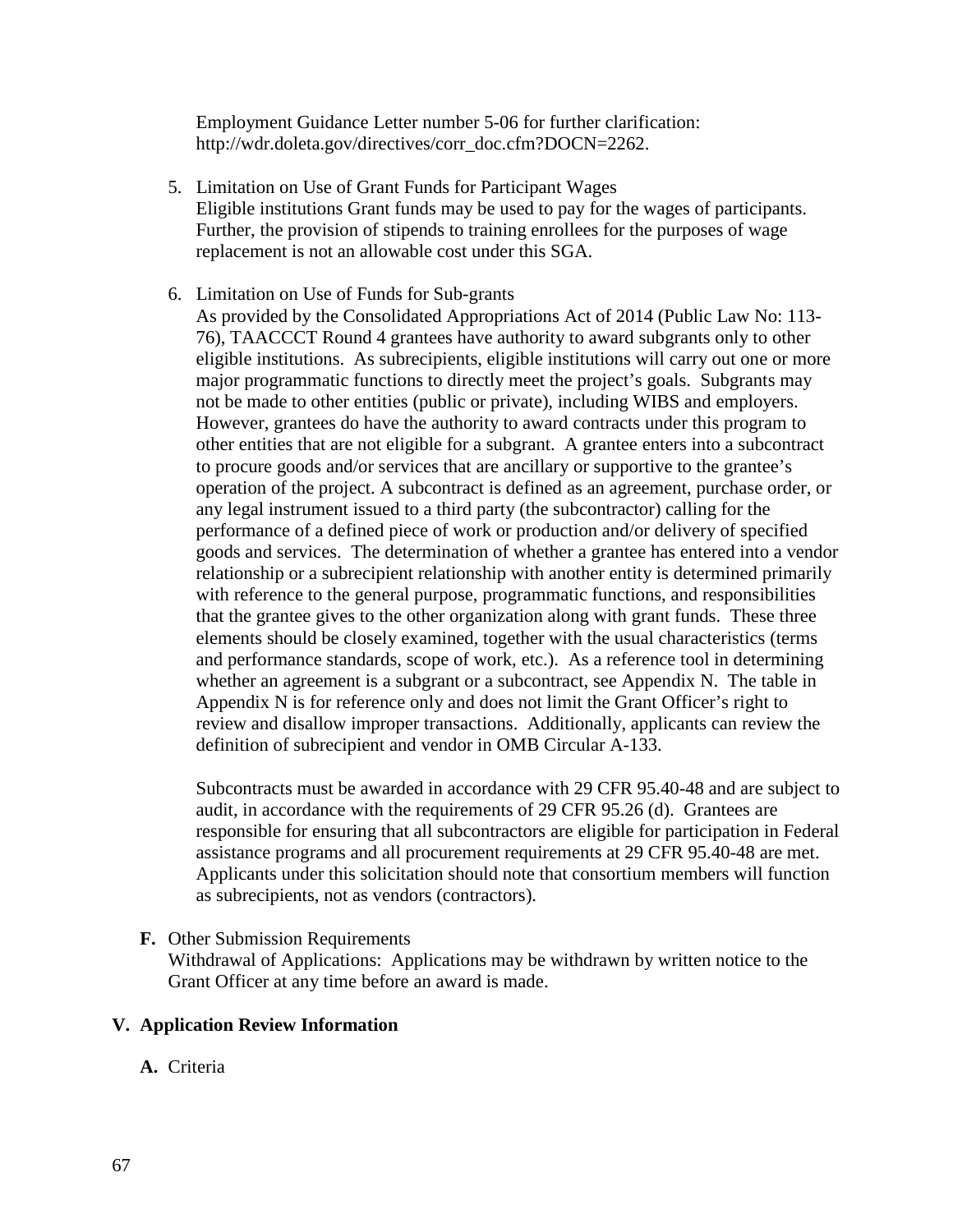Employment Guidance Letter number 5-06 for further clarification: http://wdr.doleta.gov/directives/corr_doc.cfm?DOCN=2262.

5. Limitation on Use of Grant Funds for Participant Wages
   Eligible institutions Grant funds may be used to pay for the wages of participants. Further, the provision of stipends to training enrollees for the purposes of wage replacement is not an allowable cost under this SGA.

6. Limitation on Use of Funds for Sub-grants
   As provided by the Consolidated Appropriations Act of 2014 (Public Law No: 113-76), TAACCCT Round 4 grantees have authority to award subgrants only to other eligible institutions. As subrecipients, eligible institutions will carry out one or more major programmatic functions to directly meet the project's goals. Subgrants may not be made to other entities (public or private), including WIBS and employers. However, grantees do have the authority to award contracts under this program to other entities that are not eligible for a subgrant. A grantee enters into a subcontract to procure goods and/or services that are ancillary or supportive to the grantee's operation of the project. A subcontract is defined as an agreement, purchase order, or any legal instrument issued to a third party (the subcontractor) calling for the performance of a defined piece of work or production and/or delivery of specified goods and services. The determination of whether a grantee has entered into a vendor relationship or a subrecipient relationship with another entity is determined primarily with reference to the general purpose, programmatic functions, and responsibilities that the grantee gives to the other organization along with grant funds. These three elements should be closely examined, together with the usual characteristics (terms and performance standards, scope of work, etc.). As a reference tool in determining whether an agreement is a subgrant or a subcontract, see Appendix N. The table in Appendix N is for reference only and does not limit the Grant Officer's right to review and disallow improper transactions. Additionally, applicants can review the definition of subrecipient and vendor in OMB Circular A-133.

   Subcontracts must be awarded in accordance with 29 CFR 95.40-48 and are subject to audit, in accordance with the requirements of 29 CFR 95.26 (d). Grantees are responsible for ensuring that all subcontractors are eligible for participation in Federal assistance programs and all procurement requirements at 29 CFR 95.40-48 are met. Applicants under this solicitation should note that consortium members will function as subrecipients, not as vendors (contractors).

**F.** Other Submission Requirements
Withdrawal of Applications: Applications may be withdrawn by written notice to the Grant Officer at any time before an award is made.

## V. Application Review Information

**A.** Criteria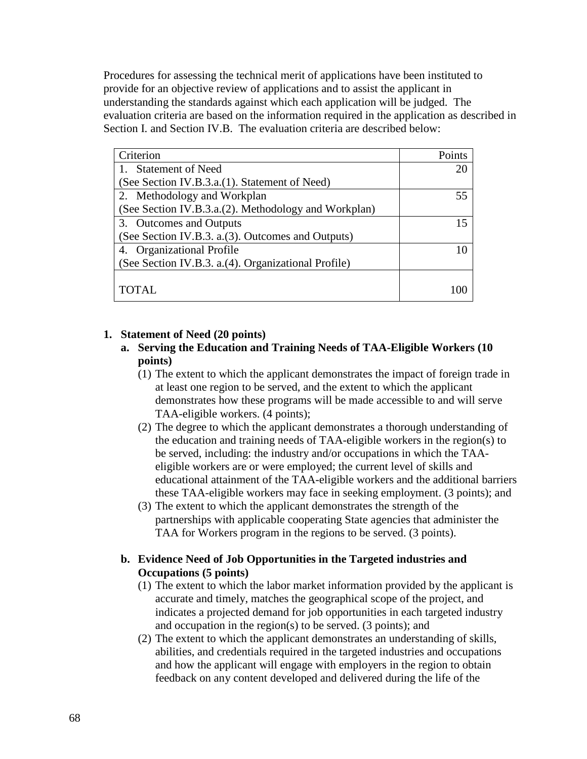Procedures for assessing the technical merit of applications have been instituted to provide for an objective review of applications and to assist the applicant in understanding the standards against which each application will be judged. The evaluation criteria are based on the information required in the application as described in Section I. and Section IV.B. The evaluation criteria are described below:

| Criterion | Points |
|---|---|
| 1. Statement of Need<br>(See Section IV.B.3.a.(1). Statement of Need) | 20 |
| 2. Methodology and Workplan<br>(See Section IV.B.3.a.(2). Methodology and Workplan) | 55 |
| 3. Outcomes and Outputs<br>(See Section IV.B.3. a.(3). Outcomes and Outputs) | 15 |
| 4. Organizational Profile<br>(See Section IV.B.3. a.(4). Organizational Profile) | 10 |
| TOTAL | 100 |

1. **Statement of Need (20 points)**
   a. **Serving the Education and Training Needs of TAA-Eligible Workers (10 points)**
      (1) The extent to which the applicant demonstrates the impact of foreign trade in at least one region to be served, and the extent to which the applicant demonstrates how these programs will be made accessible to and will serve TAA-eligible workers. (4 points);
      (2) The degree to which the applicant demonstrates a thorough understanding of the education and training needs of TAA-eligible workers in the region(s) to be served, including: the industry and/or occupations in which the TAA-eligible workers are or were employed; the current level of skills and educational attainment of the TAA-eligible workers and the additional barriers these TAA-eligible workers may face in seeking employment. (3 points); and
      (3) The extent to which the applicant demonstrates the strength of the partnerships with applicable cooperating State agencies that administer the TAA for Workers program in the regions to be served. (3 points).

   b. **Evidence Need of Job Opportunities in the Targeted industries and Occupations (5 points)**
      (1) The extent to which the labor market information provided by the applicant is accurate and timely, matches the geographical scope of the project, and indicates a projected demand for job opportunities in each targeted industry and occupation in the region(s) to be served. (3 points); and
      (2) The extent to which the applicant demonstrates an understanding of skills, abilities, and credentials required in the targeted industries and occupations and how the applicant will engage with employers in the region to obtain feedback on any content developed and delivered during the life of the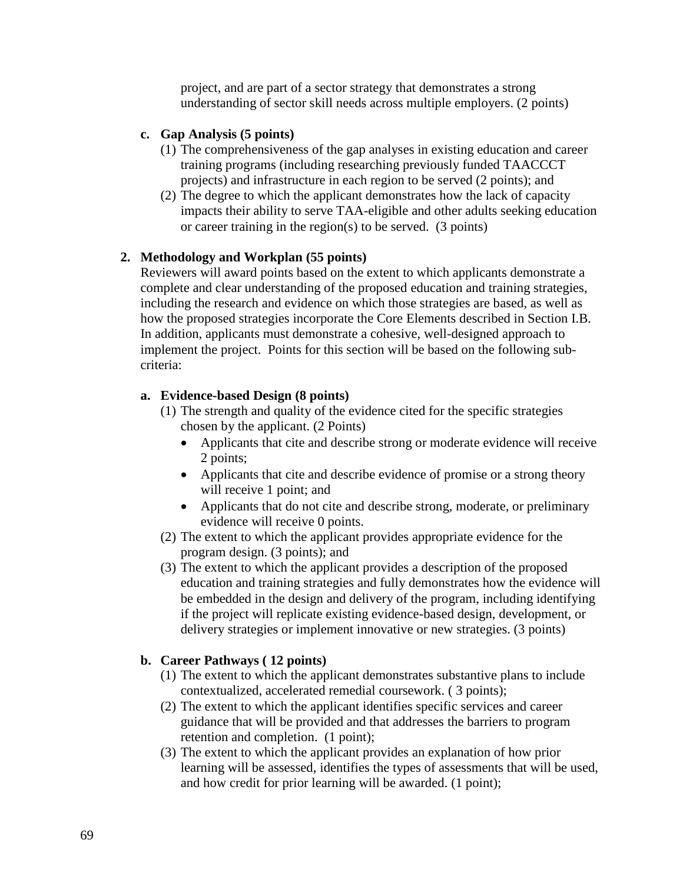project, and are part of a sector strategy that demonstrates a strong understanding of sector skill needs across multiple employers. (2 points)

**c. Gap Analysis (5 points)**

(1) The comprehensiveness of the gap analyses in existing education and career training programs (including researching previously funded TAACCCT projects) and infrastructure in each region to be served (2 points); and

(2) The degree to which the applicant demonstrates how the lack of capacity impacts their ability to serve TAA-eligible and other adults seeking education or career training in the region(s) to be served. (3 points)

**2. Methodology and Workplan (55 points)**

Reviewers will award points based on the extent to which applicants demonstrate a complete and clear understanding of the proposed education and training strategies, including the research and evidence on which those strategies are based, as well as how the proposed strategies incorporate the Core Elements described in Section I.B. In addition, applicants must demonstrate a cohesive, well-designed approach to implement the project. Points for this section will be based on the following sub-criteria:

**a. Evidence-based Design (8 points)**

(1) The strength and quality of the evidence cited for the specific strategies chosen by the applicant. (2 Points)

- Applicants that cite and describe strong or moderate evidence will receive 2 points;
- Applicants that cite and describe evidence of promise or a strong theory will receive 1 point; and
- Applicants that do not cite and describe strong, moderate, or preliminary evidence will receive 0 points.

(2) The extent to which the applicant provides appropriate evidence for the program design. (3 points); and

(3) The extent to which the applicant provides a description of the proposed education and training strategies and fully demonstrates how the evidence will be embedded in the design and delivery of the program, including identifying if the project will replicate existing evidence-based design, development, or delivery strategies or implement innovative or new strategies. (3 points)

**b. Career Pathways ( 12 points)**

(1) The extent to which the applicant demonstrates substantive plans to include contextualized, accelerated remedial coursework. ( 3 points);

(2) The extent to which the applicant identifies specific services and career guidance that will be provided and that addresses the barriers to program retention and completion. (1 point);

(3) The extent to which the applicant provides an explanation of how prior learning will be assessed, identifies the types of assessments that will be used, and how credit for prior learning will be awarded. (1 point);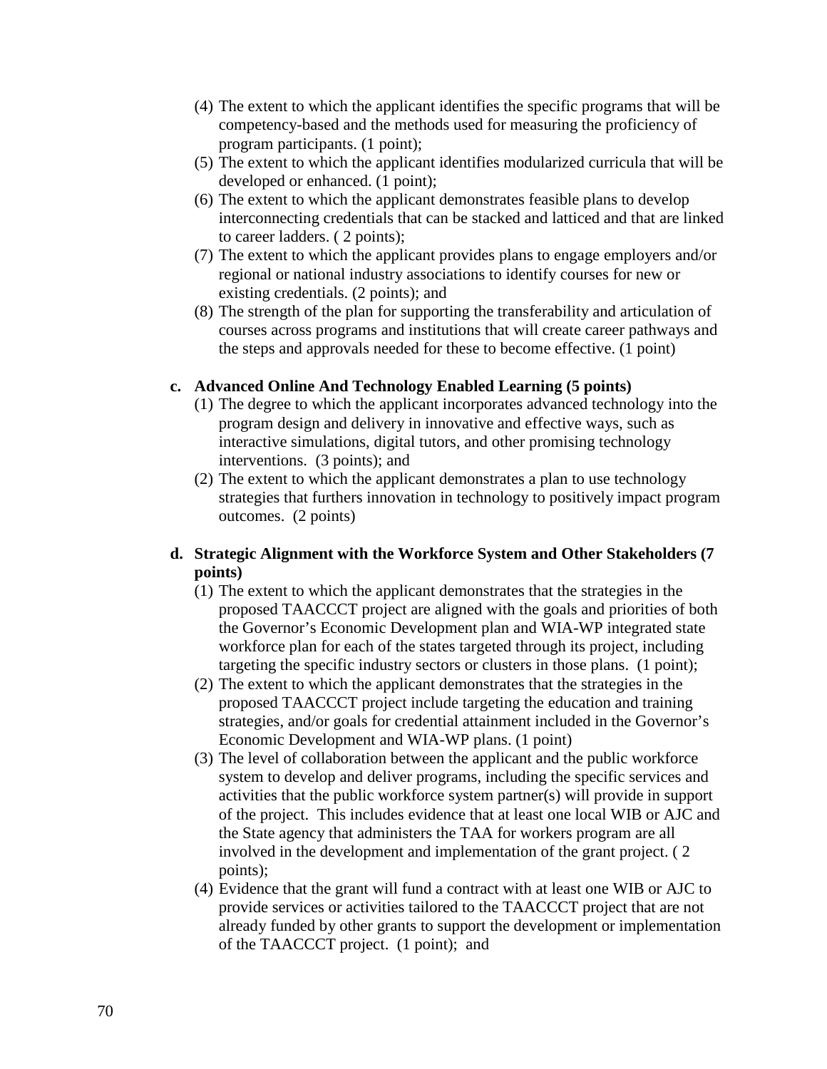(4) The extent to which the applicant identifies the specific programs that will be competency-based and the methods used for measuring the proficiency of program participants. (1 point);

(5) The extent to which the applicant identifies modularized curricula that will be developed or enhanced. (1 point);

(6) The extent to which the applicant demonstrates feasible plans to develop interconnecting credentials that can be stacked and latticed and that are linked to career ladders. ( 2 points);

(7) The extent to which the applicant provides plans to engage employers and/or regional or national industry associations to identify courses for new or existing credentials. (2 points); and

(8) The strength of the plan for supporting the transferability and articulation of courses across programs and institutions that will create career pathways and the steps and approvals needed for these to become effective. (1 point)

**c. Advanced Online And Technology Enabled Learning (5 points)**

(1) The degree to which the applicant incorporates advanced technology into the program design and delivery in innovative and effective ways, such as interactive simulations, digital tutors, and other promising technology interventions. (3 points); and

(2) The extent to which the applicant demonstrates a plan to use technology strategies that furthers innovation in technology to positively impact program outcomes. (2 points)

**d. Strategic Alignment with the Workforce System and Other Stakeholders (7 points)**

(1) The extent to which the applicant demonstrates that the strategies in the proposed TAACCCT project are aligned with the goals and priorities of both the Governor's Economic Development plan and WIA-WP integrated state workforce plan for each of the states targeted through its project, including targeting the specific industry sectors or clusters in those plans. (1 point);

(2) The extent to which the applicant demonstrates that the strategies in the proposed TAACCCT project include targeting the education and training strategies, and/or goals for credential attainment included in the Governor's Economic Development and WIA-WP plans. (1 point)

(3) The level of collaboration between the applicant and the public workforce system to develop and deliver programs, including the specific services and activities that the public workforce system partner(s) will provide in support of the project. This includes evidence that at least one local WIB or AJC and the State agency that administers the TAA for workers program are all involved in the development and implementation of the grant project. ( 2 points);

(4) Evidence that the grant will fund a contract with at least one WIB or AJC to provide services or activities tailored to the TAACCCT project that are not already funded by other grants to support the development or implementation of the TAACCCT project. (1 point); and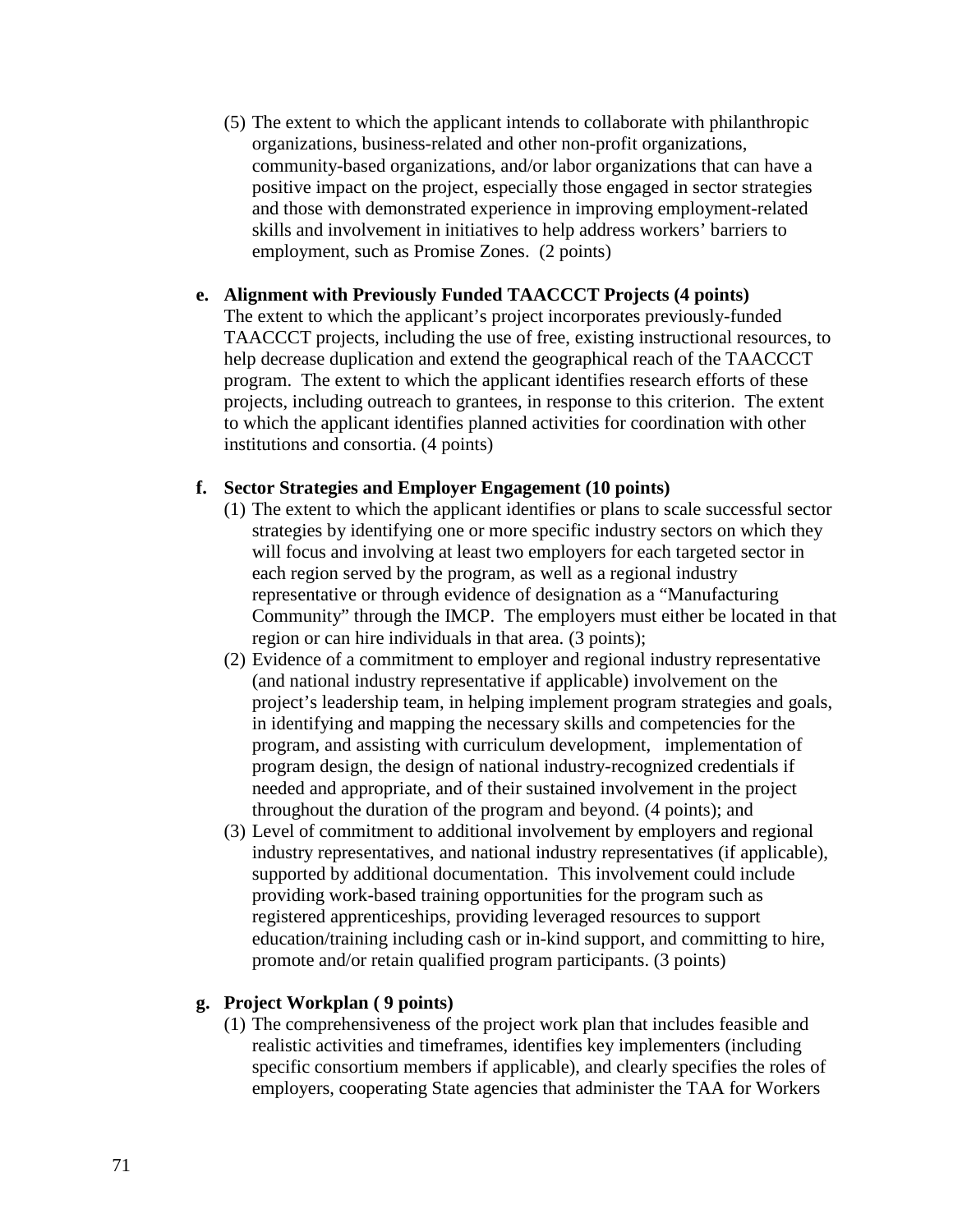(5) The extent to which the applicant intends to collaborate with philanthropic organizations, business-related and other non-profit organizations, community-based organizations, and/or labor organizations that can have a positive impact on the project, especially those engaged in sector strategies and those with demonstrated experience in improving employment-related skills and involvement in initiatives to help address workers' barriers to employment, such as Promise Zones. (2 points)

**e. Alignment with Previously Funded TAACCCT Projects (4 points)**

The extent to which the applicant's project incorporates previously-funded TAACCCT projects, including the use of free, existing instructional resources, to help decrease duplication and extend the geographical reach of the TAACCCT program. The extent to which the applicant identifies research efforts of these projects, including outreach to grantees, in response to this criterion. The extent to which the applicant identifies planned activities for coordination with other institutions and consortia. (4 points)

**f. Sector Strategies and Employer Engagement (10 points)**

(1) The extent to which the applicant identifies or plans to scale successful sector strategies by identifying one or more specific industry sectors on which they will focus and involving at least two employers for each targeted sector in each region served by the program, as well as a regional industry representative or through evidence of designation as a "Manufacturing Community" through the IMCP. The employers must either be located in that region or can hire individuals in that area. (3 points);

(2) Evidence of a commitment to employer and regional industry representative (and national industry representative if applicable) involvement on the project's leadership team, in helping implement program strategies and goals, in identifying and mapping the necessary skills and competencies for the program, and assisting with curriculum development, implementation of program design, the design of national industry-recognized credentials if needed and appropriate, and of their sustained involvement in the project throughout the duration of the program and beyond. (4 points); and

(3) Level of commitment to additional involvement by employers and regional industry representatives, and national industry representatives (if applicable), supported by additional documentation. This involvement could include providing work-based training opportunities for the program such as registered apprenticeships, providing leveraged resources to support education/training including cash or in-kind support, and committing to hire, promote and/or retain qualified program participants. (3 points)

**g. Project Workplan ( 9 points)**

(1) The comprehensiveness of the project work plan that includes feasible and realistic activities and timeframes, identifies key implementers (including specific consortium members if applicable), and clearly specifies the roles of employers, cooperating State agencies that administer the TAA for Workers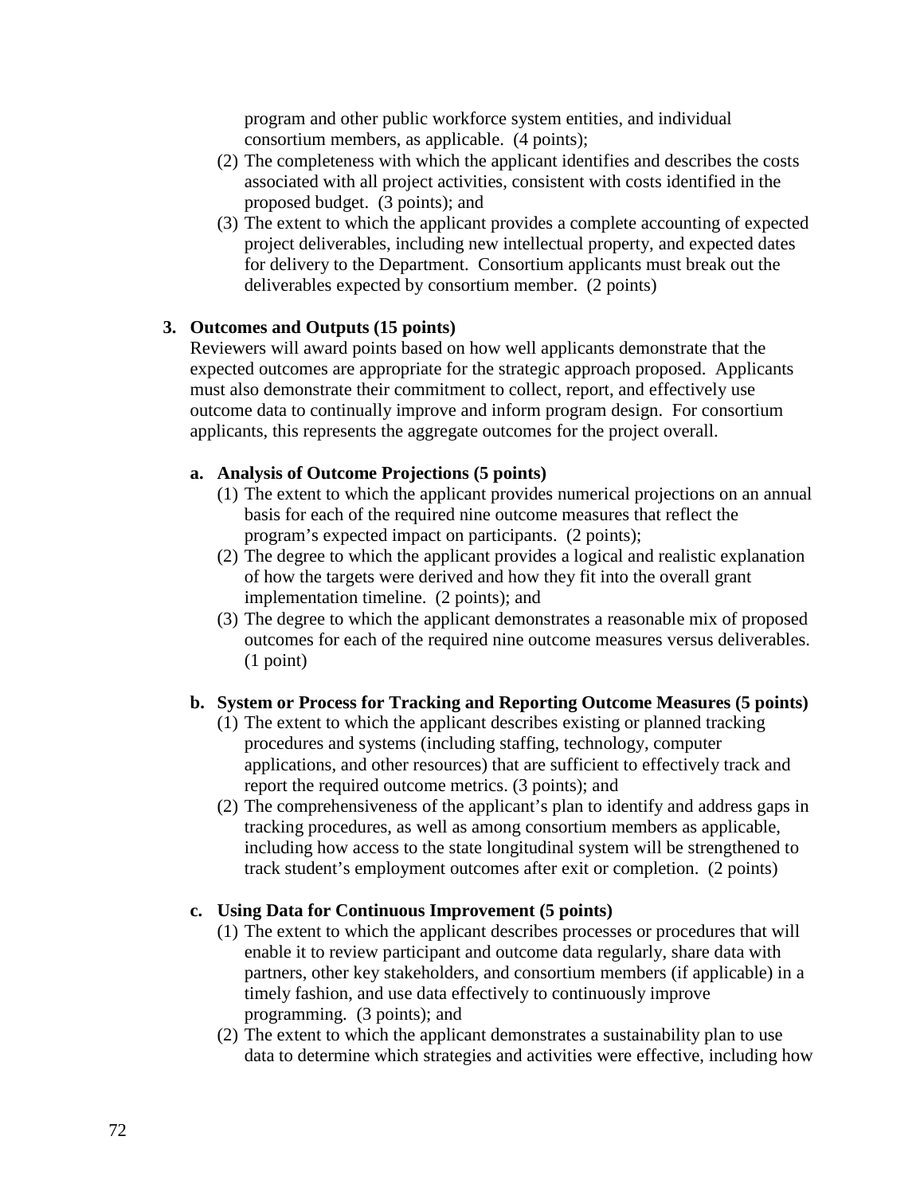program and other public workforce system entities, and individual consortium members, as applicable. (4 points);

(2) The completeness with which the applicant identifies and describes the costs associated with all project activities, consistent with costs identified in the proposed budget. (3 points); and

(3) The extent to which the applicant provides a complete accounting of expected project deliverables, including new intellectual property, and expected dates for delivery to the Department. Consortium applicants must break out the deliverables expected by consortium member. (2 points)

**3. Outcomes and Outputs (15 points)**

Reviewers will award points based on how well applicants demonstrate that the expected outcomes are appropriate for the strategic approach proposed. Applicants must also demonstrate their commitment to collect, report, and effectively use outcome data to continually improve and inform program design. For consortium applicants, this represents the aggregate outcomes for the project overall.

**a. Analysis of Outcome Projections (5 points)**

(1) The extent to which the applicant provides numerical projections on an annual basis for each of the required nine outcome measures that reflect the program's expected impact on participants. (2 points);

(2) The degree to which the applicant provides a logical and realistic explanation of how the targets were derived and how they fit into the overall grant implementation timeline. (2 points); and

(3) The degree to which the applicant demonstrates a reasonable mix of proposed outcomes for each of the required nine outcome measures versus deliverables. (1 point)

**b. System or Process for Tracking and Reporting Outcome Measures (5 points)**

(1) The extent to which the applicant describes existing or planned tracking procedures and systems (including staffing, technology, computer applications, and other resources) that are sufficient to effectively track and report the required outcome metrics. (3 points); and

(2) The comprehensiveness of the applicant's plan to identify and address gaps in tracking procedures, as well as among consortium members as applicable, including how access to the state longitudinal system will be strengthened to track student's employment outcomes after exit or completion. (2 points)

**c. Using Data for Continuous Improvement (5 points)**

(1) The extent to which the applicant describes processes or procedures that will enable it to review participant and outcome data regularly, share data with partners, other key stakeholders, and consortium members (if applicable) in a timely fashion, and use data effectively to continuously improve programming. (3 points); and

(2) The extent to which the applicant demonstrates a sustainability plan to use data to determine which strategies and activities were effective, including how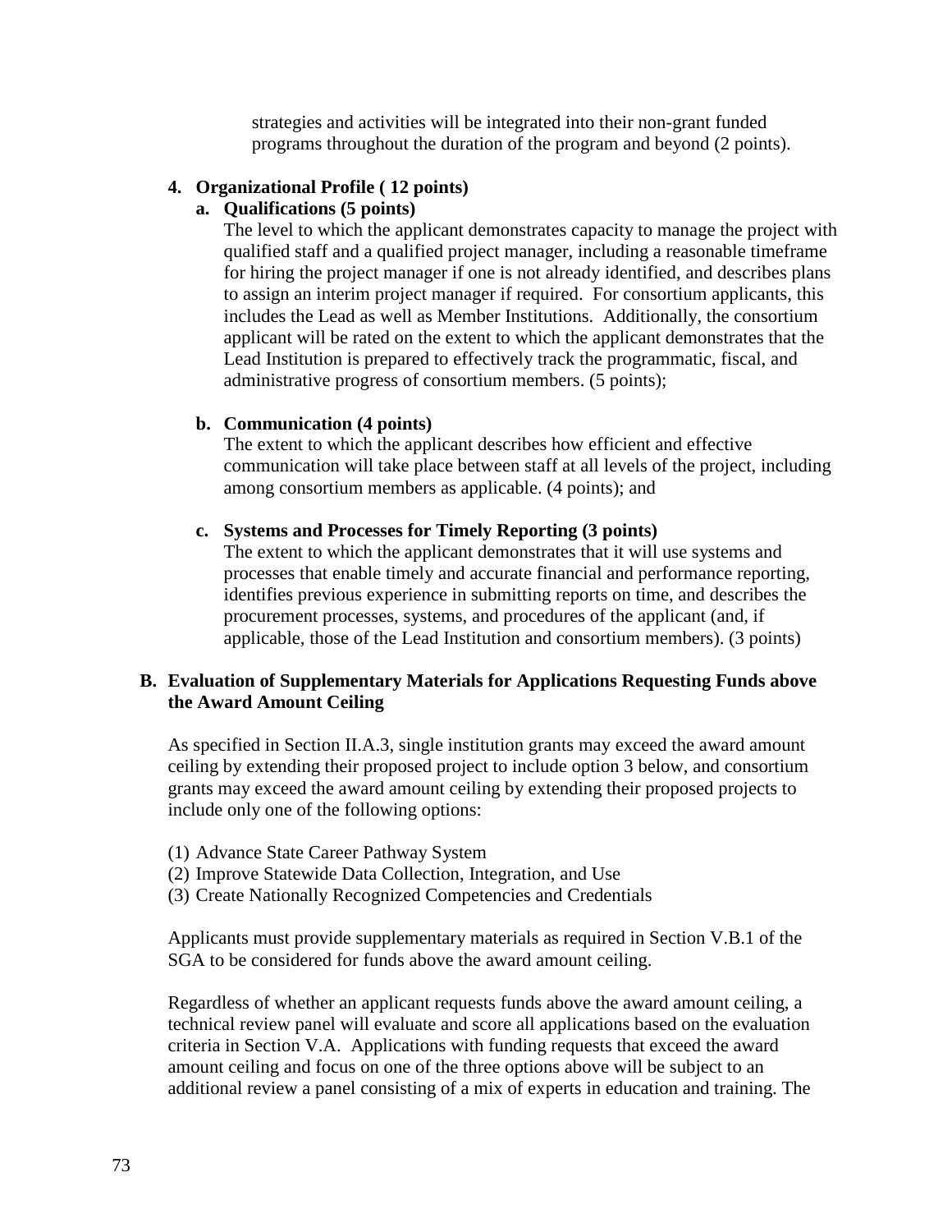strategies and activities will be integrated into their non-grant funded programs throughout the duration of the program and beyond (2 points).

4. **Organizational Profile ( 12 points)**

   a. **Qualifications (5 points)**
   The level to which the applicant demonstrates capacity to manage the project with qualified staff and a qualified project manager, including a reasonable timeframe for hiring the project manager if one is not already identified, and describes plans to assign an interim project manager if required. For consortium applicants, this includes the Lead as well as Member Institutions. Additionally, the consortium applicant will be rated on the extent to which the applicant demonstrates that the Lead Institution is prepared to effectively track the programmatic, fiscal, and administrative progress of consortium members. (5 points);

   b. **Communication (4 points)**
   The extent to which the applicant describes how efficient and effective communication will take place between staff at all levels of the project, including among consortium members as applicable. (4 points); and

   c. **Systems and Processes for Timely Reporting (3 points)**
   The extent to which the applicant demonstrates that it will use systems and processes that enable timely and accurate financial and performance reporting, identifies previous experience in submitting reports on time, and describes the procurement processes, systems, and procedures of the applicant (and, if applicable, those of the Lead Institution and consortium members). (3 points)

**B. Evaluation of Supplementary Materials for Applications Requesting Funds above the Award Amount Ceiling**

As specified in Section II.A.3, single institution grants may exceed the award amount ceiling by extending their proposed project to include option 3 below, and consortium grants may exceed the award amount ceiling by extending their proposed projects to include only one of the following options:

(1) Advance State Career Pathway System
(2) Improve Statewide Data Collection, Integration, and Use
(3) Create Nationally Recognized Competencies and Credentials

Applicants must provide supplementary materials as required in Section V.B.1 of the SGA to be considered for funds above the award amount ceiling.

Regardless of whether an applicant requests funds above the award amount ceiling, a technical review panel will evaluate and score all applications based on the evaluation criteria in Section V.A. Applications with funding requests that exceed the award amount ceiling and focus on one of the three options above will be subject to an additional review a panel consisting of a mix of experts in education and training. The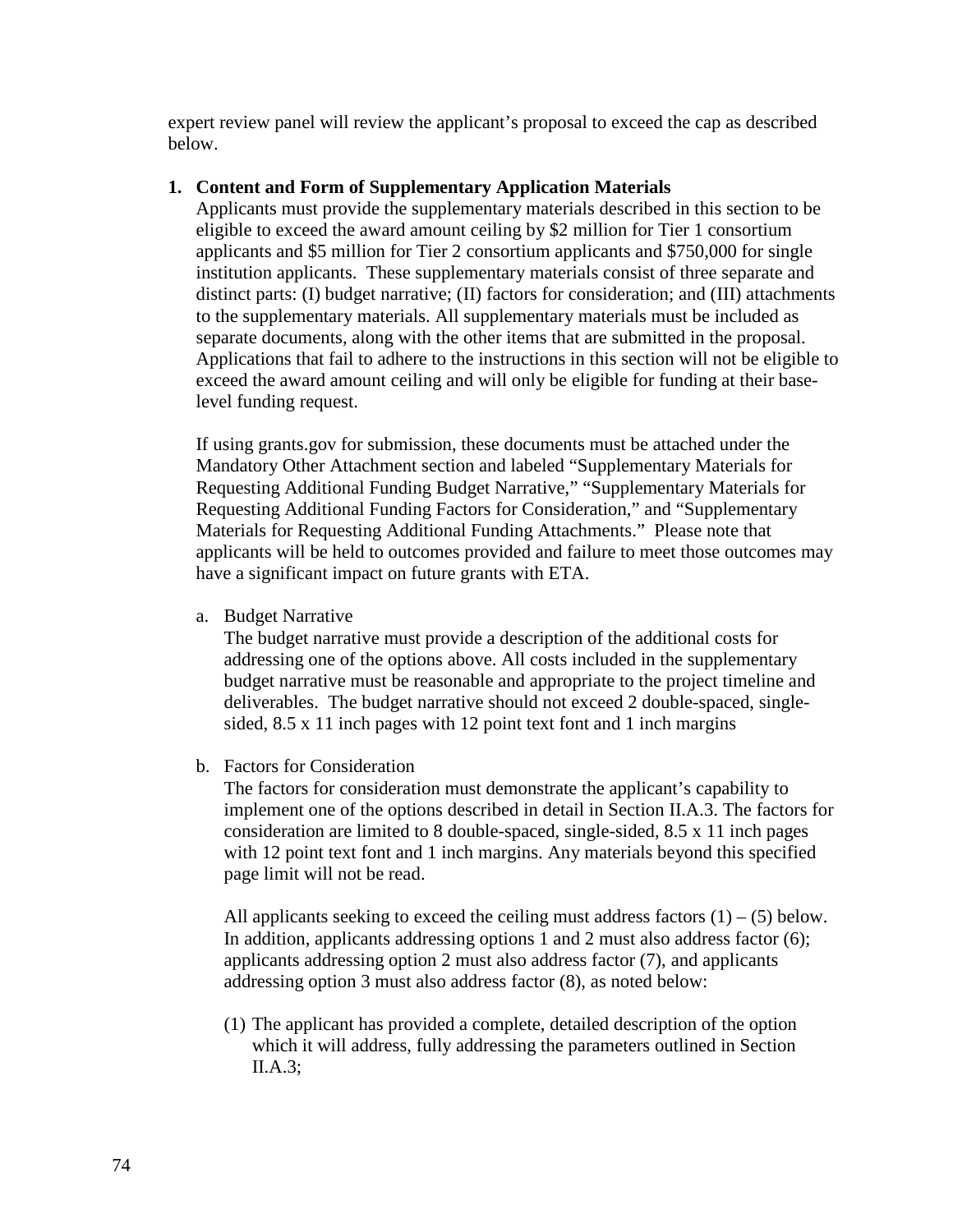expert review panel will review the applicant's proposal to exceed the cap as described below.

1. **Content and Form of Supplementary Application Materials**
   
   Applicants must provide the supplementary materials described in this section to be eligible to exceed the award amount ceiling by $2 million for Tier 1 consortium applicants and $5 million for Tier 2 consortium applicants and $750,000 for single institution applicants. These supplementary materials consist of three separate and distinct parts: (I) budget narrative; (II) factors for consideration; and (III) attachments to the supplementary materials. All supplementary materials must be included as separate documents, along with the other items that are submitted in the proposal. Applications that fail to adhere to the instructions in this section will not be eligible to exceed the award amount ceiling and will only be eligible for funding at their base-level funding request.

   If using grants.gov for submission, these documents must be attached under the Mandatory Other Attachment section and labeled "Supplementary Materials for Requesting Additional Funding Budget Narrative," "Supplementary Materials for Requesting Additional Funding Factors for Consideration," and "Supplementary Materials for Requesting Additional Funding Attachments." Please note that applicants will be held to outcomes provided and failure to meet those outcomes may have a significant impact on future grants with ETA.

   a. Budget Narrative
   
      The budget narrative must provide a description of the additional costs for addressing one of the options above. All costs included in the supplementary budget narrative must be reasonable and appropriate to the project timeline and deliverables. The budget narrative should not exceed 2 double-spaced, single-sided, 8.5 x 11 inch pages with 12 point text font and 1 inch margins

   b. Factors for Consideration
   
      The factors for consideration must demonstrate the applicant's capability to implement one of the options described in detail in Section II.A.3. The factors for consideration are limited to 8 double-spaced, single-sided, 8.5 x 11 inch pages with 12 point text font and 1 inch margins. Any materials beyond this specified page limit will not be read.

      All applicants seeking to exceed the ceiling must address factors (1) – (5) below. In addition, applicants addressing options 1 and 2 must also address factor (6); applicants addressing option 2 must also address factor (7), and applicants addressing option 3 must also address factor (8), as noted below:

      (1) The applicant has provided a complete, detailed description of the option which it will address, fully addressing the parameters outlined in Section II.A.3;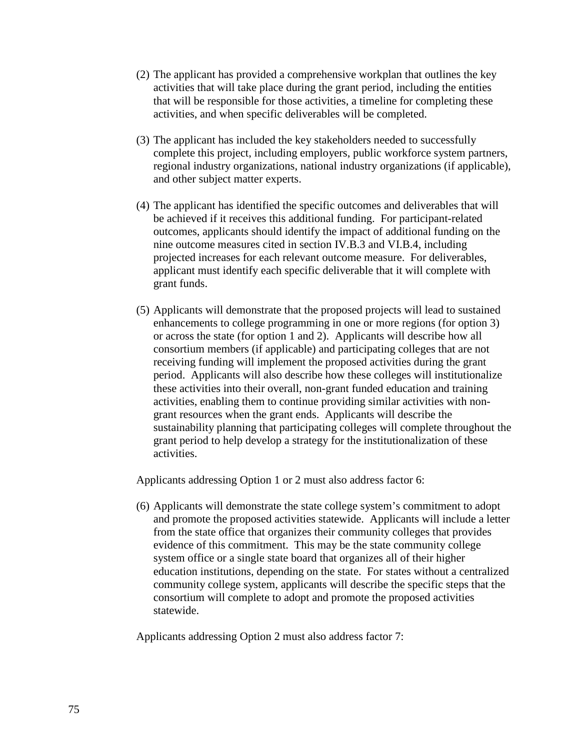(2) The applicant has provided a comprehensive workplan that outlines the key activities that will take place during the grant period, including the entities that will be responsible for those activities, a timeline for completing these activities, and when specific deliverables will be completed.

(3) The applicant has included the key stakeholders needed to successfully complete this project, including employers, public workforce system partners, regional industry organizations, national industry organizations (if applicable), and other subject matter experts.

(4) The applicant has identified the specific outcomes and deliverables that will be achieved if it receives this additional funding. For participant-related outcomes, applicants should identify the impact of additional funding on the nine outcome measures cited in section IV.B.3 and VI.B.4, including projected increases for each relevant outcome measure. For deliverables, applicant must identify each specific deliverable that it will complete with grant funds.

(5) Applicants will demonstrate that the proposed projects will lead to sustained enhancements to college programming in one or more regions (for option 3) or across the state (for option 1 and 2). Applicants will describe how all consortium members (if applicable) and participating colleges that are not receiving funding will implement the proposed activities during the grant period. Applicants will also describe how these colleges will institutionalize these activities into their overall, non-grant funded education and training activities, enabling them to continue providing similar activities with non-grant resources when the grant ends. Applicants will describe the sustainability planning that participating colleges will complete throughout the grant period to help develop a strategy for the institutionalization of these activities.

Applicants addressing Option 1 or 2 must also address factor 6:

(6) Applicants will demonstrate the state college system's commitment to adopt and promote the proposed activities statewide. Applicants will include a letter from the state office that organizes their community colleges that provides evidence of this commitment. This may be the state community college system office or a single state board that organizes all of their higher education institutions, depending on the state. For states without a centralized community college system, applicants will describe the specific steps that the consortium will complete to adopt and promote the proposed activities statewide.

Applicants addressing Option 2 must also address factor 7: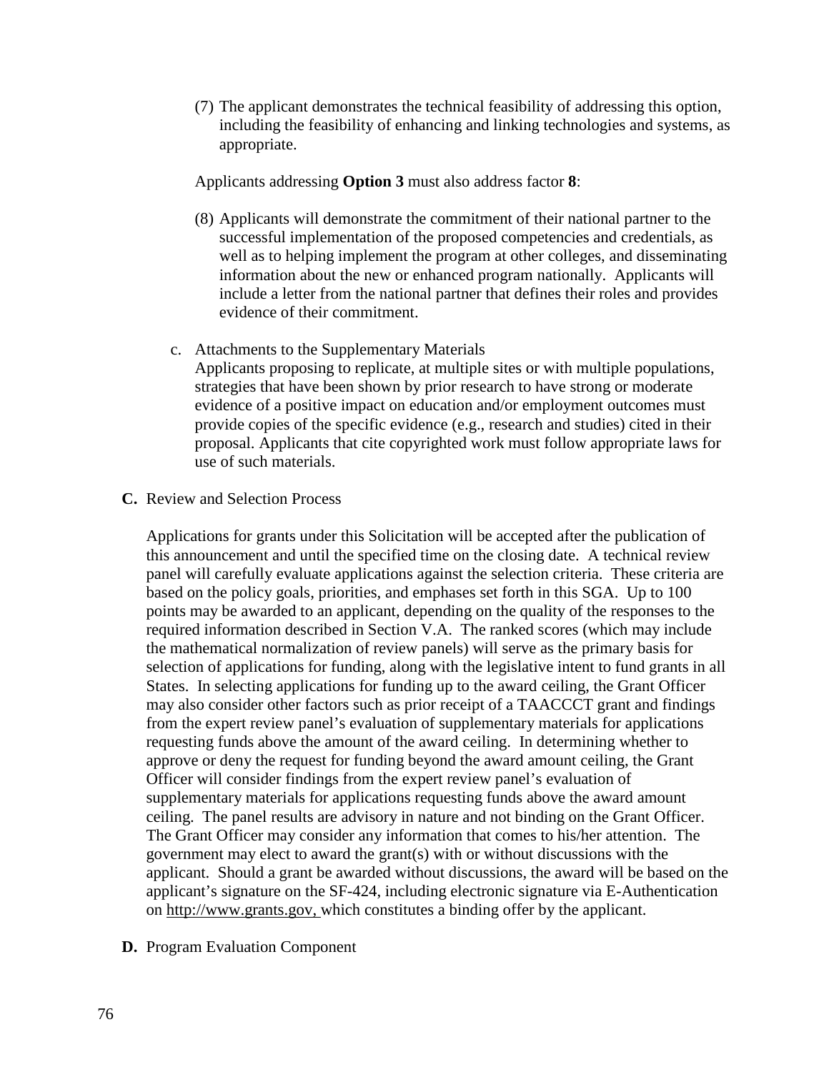(7) The applicant demonstrates the technical feasibility of addressing this option, including the feasibility of enhancing and linking technologies and systems, as appropriate.

Applicants addressing **Option 3** must also address factor **8**:

(8) Applicants will demonstrate the commitment of their national partner to the successful implementation of the proposed competencies and credentials, as well as to helping implement the program at other colleges, and disseminating information about the new or enhanced program nationally. Applicants will include a letter from the national partner that defines their roles and provides evidence of their commitment.

c. Attachments to the Supplementary Materials
Applicants proposing to replicate, at multiple sites or with multiple populations, strategies that have been shown by prior research to have strong or moderate evidence of a positive impact on education and/or employment outcomes must provide copies of the specific evidence (e.g., research and studies) cited in their proposal. Applicants that cite copyrighted work must follow appropriate laws for use of such materials.

**C.** Review and Selection Process

Applications for grants under this Solicitation will be accepted after the publication of this announcement and until the specified time on the closing date. A technical review panel will carefully evaluate applications against the selection criteria. These criteria are based on the policy goals, priorities, and emphases set forth in this SGA. Up to 100 points may be awarded to an applicant, depending on the quality of the responses to the required information described in Section V.A. The ranked scores (which may include the mathematical normalization of review panels) will serve as the primary basis for selection of applications for funding, along with the legislative intent to fund grants in all States. In selecting applications for funding up to the award ceiling, the Grant Officer may also consider other factors such as prior receipt of a TAACCCT grant and findings from the expert review panel's evaluation of supplementary materials for applications requesting funds above the amount of the award ceiling. In determining whether to approve or deny the request for funding beyond the award amount ceiling, the Grant Officer will consider findings from the expert review panel's evaluation of supplementary materials for applications requesting funds above the award amount ceiling. The panel results are advisory in nature and not binding on the Grant Officer. The Grant Officer may consider any information that comes to his/her attention. The government may elect to award the grant(s) with or without discussions with the applicant. Should a grant be awarded without discussions, the award will be based on the applicant's signature on the SF-424, including electronic signature via E-Authentication on http://www.grants.gov, which constitutes a binding offer by the applicant.

**D.** Program Evaluation Component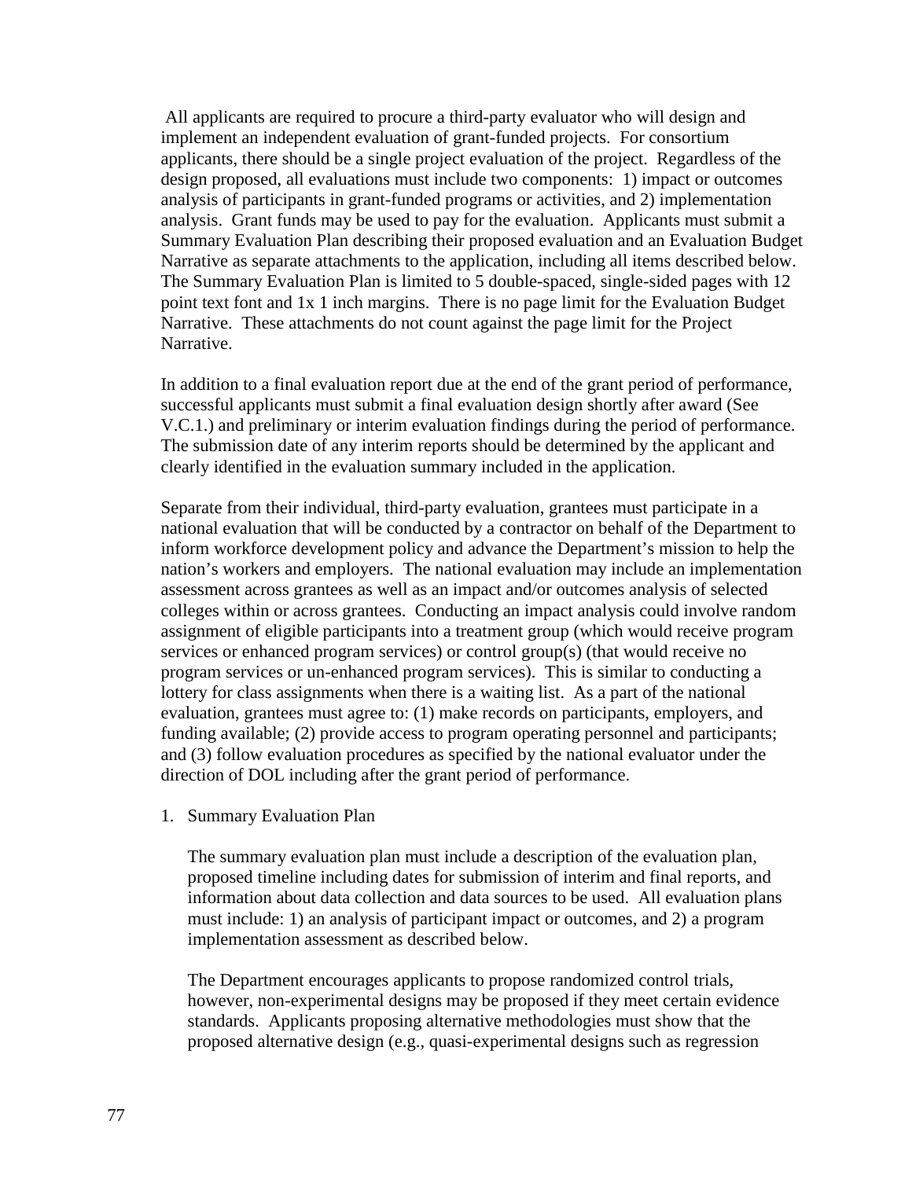All applicants are required to procure a third-party evaluator who will design and implement an independent evaluation of grant-funded projects. For consortium applicants, there should be a single project evaluation of the project. Regardless of the design proposed, all evaluations must include two components: 1) impact or outcomes analysis of participants in grant-funded programs or activities, and 2) implementation analysis. Grant funds may be used to pay for the evaluation. Applicants must submit a Summary Evaluation Plan describing their proposed evaluation and an Evaluation Budget Narrative as separate attachments to the application, including all items described below. The Summary Evaluation Plan is limited to 5 double-spaced, single-sided pages with 12 point text font and 1x 1 inch margins. There is no page limit for the Evaluation Budget Narrative. These attachments do not count against the page limit for the Project Narrative.

In addition to a final evaluation report due at the end of the grant period of performance, successful applicants must submit a final evaluation design shortly after award (See V.C.1.) and preliminary or interim evaluation findings during the period of performance. The submission date of any interim reports should be determined by the applicant and clearly identified in the evaluation summary included in the application.

Separate from their individual, third-party evaluation, grantees must participate in a national evaluation that will be conducted by a contractor on behalf of the Department to inform workforce development policy and advance the Department's mission to help the nation's workers and employers. The national evaluation may include an implementation assessment across grantees as well as an impact and/or outcomes analysis of selected colleges within or across grantees. Conducting an impact analysis could involve random assignment of eligible participants into a treatment group (which would receive program services or enhanced program services) or control group(s) (that would receive no program services or un-enhanced program services). This is similar to conducting a lottery for class assignments when there is a waiting list. As a part of the national evaluation, grantees must agree to: (1) make records on participants, employers, and funding available; (2) provide access to program operating personnel and participants; and (3) follow evaluation procedures as specified by the national evaluator under the direction of DOL including after the grant period of performance.

1. Summary Evaluation Plan

   The summary evaluation plan must include a description of the evaluation plan, proposed timeline including dates for submission of interim and final reports, and information about data collection and data sources to be used. All evaluation plans must include: 1) an analysis of participant impact or outcomes, and 2) a program implementation assessment as described below.

   The Department encourages applicants to propose randomized control trials, however, non-experimental designs may be proposed if they meet certain evidence standards. Applicants proposing alternative methodologies must show that the proposed alternative design (e.g., quasi-experimental designs such as regression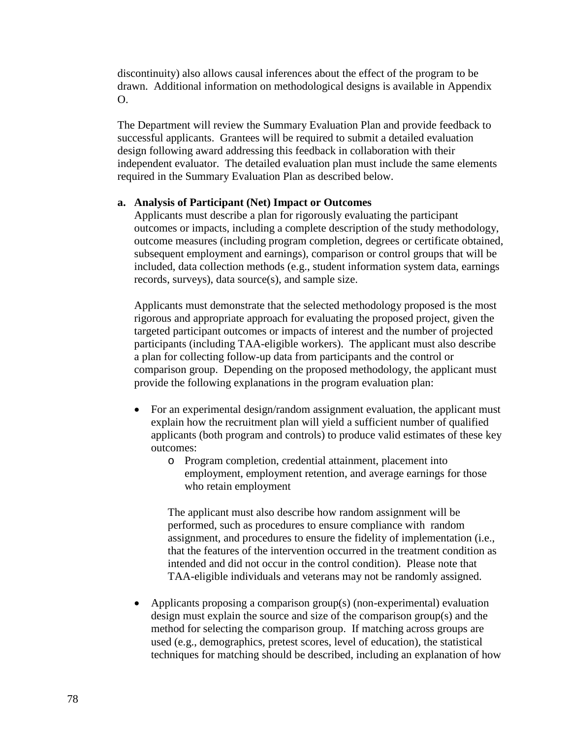discontinuity) also allows causal inferences about the effect of the program to be drawn. Additional information on methodological designs is available in Appendix O.

The Department will review the Summary Evaluation Plan and provide feedback to successful applicants. Grantees will be required to submit a detailed evaluation design following award addressing this feedback in collaboration with their independent evaluator. The detailed evaluation plan must include the same elements required in the Summary Evaluation Plan as described below.

**a. Analysis of Participant (Net) Impact or Outcomes**

Applicants must describe a plan for rigorously evaluating the participant outcomes or impacts, including a complete description of the study methodology, outcome measures (including program completion, degrees or certificate obtained, subsequent employment and earnings), comparison or control groups that will be included, data collection methods (e.g., student information system data, earnings records, surveys), data source(s), and sample size.

Applicants must demonstrate that the selected methodology proposed is the most rigorous and appropriate approach for evaluating the proposed project, given the targeted participant outcomes or impacts of interest and the number of projected participants (including TAA-eligible workers). The applicant must also describe a plan for collecting follow-up data from participants and the control or comparison group. Depending on the proposed methodology, the applicant must provide the following explanations in the program evaluation plan:

- For an experimental design/random assignment evaluation, the applicant must explain how the recruitment plan will yield a sufficient number of qualified applicants (both program and controls) to produce valid estimates of these key outcomes:
  - Program completion, credential attainment, placement into employment, employment retention, and average earnings for those who retain employment

  The applicant must also describe how random assignment will be performed, such as procedures to ensure compliance with random assignment, and procedures to ensure the fidelity of implementation (i.e., that the features of the intervention occurred in the treatment condition as intended and did not occur in the control condition). Please note that TAA-eligible individuals and veterans may not be randomly assigned.

- Applicants proposing a comparison group(s) (non-experimental) evaluation design must explain the source and size of the comparison group(s) and the method for selecting the comparison group. If matching across groups are used (e.g., demographics, pretest scores, level of education), the statistical techniques for matching should be described, including an explanation of how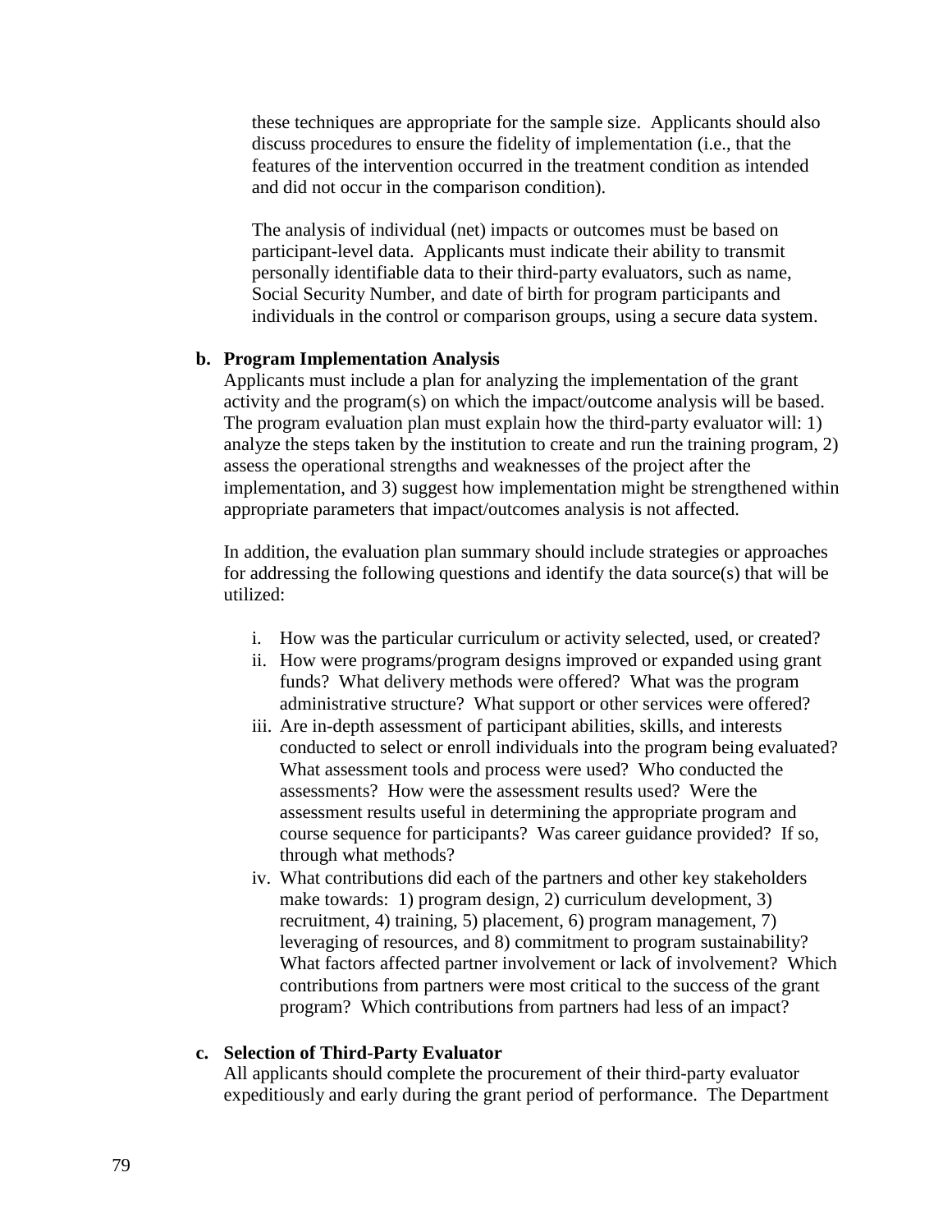these techniques are appropriate for the sample size. Applicants should also discuss procedures to ensure the fidelity of implementation (i.e., that the features of the intervention occurred in the treatment condition as intended and did not occur in the comparison condition).

The analysis of individual (net) impacts or outcomes must be based on participant-level data. Applicants must indicate their ability to transmit personally identifiable data to their third-party evaluators, such as name, Social Security Number, and date of birth for program participants and individuals in the control or comparison groups, using a secure data system.

**b. Program Implementation Analysis**

Applicants must include a plan for analyzing the implementation of the grant activity and the program(s) on which the impact/outcome analysis will be based. The program evaluation plan must explain how the third-party evaluator will: 1) analyze the steps taken by the institution to create and run the training program, 2) assess the operational strengths and weaknesses of the project after the implementation, and 3) suggest how implementation might be strengthened within appropriate parameters that impact/outcomes analysis is not affected.

In addition, the evaluation plan summary should include strategies or approaches for addressing the following questions and identify the data source(s) that will be utilized:

i. How was the particular curriculum or activity selected, used, or created?
ii. How were programs/program designs improved or expanded using grant funds? What delivery methods were offered? What was the program administrative structure? What support or other services were offered?
iii. Are in-depth assessment of participant abilities, skills, and interests conducted to select or enroll individuals into the program being evaluated? What assessment tools and process were used? Who conducted the assessments? How were the assessment results used? Were the assessment results useful in determining the appropriate program and course sequence for participants? Was career guidance provided? If so, through what methods?
iv. What contributions did each of the partners and other key stakeholders make towards: 1) program design, 2) curriculum development, 3) recruitment, 4) training, 5) placement, 6) program management, 7) leveraging of resources, and 8) commitment to program sustainability? What factors affected partner involvement or lack of involvement? Which contributions from partners were most critical to the success of the grant program? Which contributions from partners had less of an impact?

**c. Selection of Third-Party Evaluator**

All applicants should complete the procurement of their third-party evaluator expeditiously and early during the grant period of performance. The Department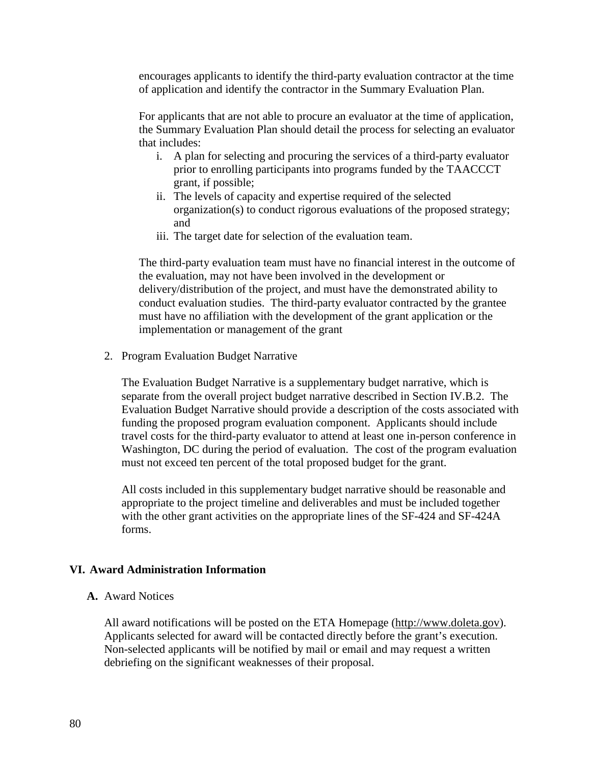encourages applicants to identify the third-party evaluation contractor at the time of application and identify the contractor in the Summary Evaluation Plan.

For applicants that are not able to procure an evaluator at the time of application, the Summary Evaluation Plan should detail the process for selecting an evaluator that includes:

i. A plan for selecting and procuring the services of a third-party evaluator prior to enrolling participants into programs funded by the TAACCCT grant, if possible;
ii. The levels of capacity and expertise required of the selected organization(s) to conduct rigorous evaluations of the proposed strategy; and
iii. The target date for selection of the evaluation team.

The third-party evaluation team must have no financial interest in the outcome of the evaluation, may not have been involved in the development or delivery/distribution of the project, and must have the demonstrated ability to conduct evaluation studies. The third-party evaluator contracted by the grantee must have no affiliation with the development of the grant application or the implementation or management of the grant

2. Program Evaluation Budget Narrative

The Evaluation Budget Narrative is a supplementary budget narrative, which is separate from the overall project budget narrative described in Section IV.B.2. The Evaluation Budget Narrative should provide a description of the costs associated with funding the proposed program evaluation component. Applicants should include travel costs for the third-party evaluator to attend at least one in-person conference in Washington, DC during the period of evaluation. The cost of the program evaluation must not exceed ten percent of the total proposed budget for the grant.

All costs included in this supplementary budget narrative should be reasonable and appropriate to the project timeline and deliverables and must be included together with the other grant activities on the appropriate lines of the SF-424 and SF-424A forms.

## VI. Award Administration Information

### A. Award Notices

All award notifications will be posted on the ETA Homepage (http://www.doleta.gov). Applicants selected for award will be contacted directly before the grant's execution. Non-selected applicants will be notified by mail or email and may request a written debriefing on the significant weaknesses of their proposal.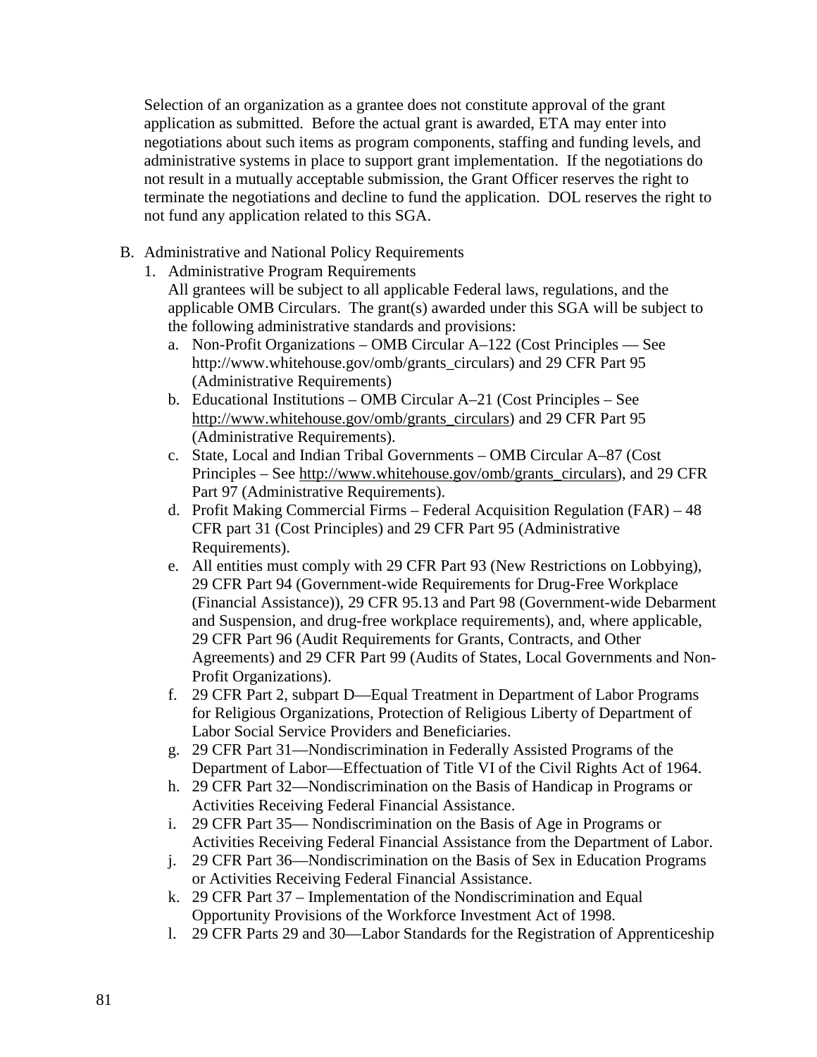Selection of an organization as a grantee does not constitute approval of the grant application as submitted. Before the actual grant is awarded, ETA may enter into negotiations about such items as program components, staffing and funding levels, and administrative systems in place to support grant implementation. If the negotiations do not result in a mutually acceptable submission, the Grant Officer reserves the right to terminate the negotiations and decline to fund the application. DOL reserves the right to not fund any application related to this SGA.

B. Administrative and National Policy Requirements
   1. Administrative Program Requirements
      All grantees will be subject to all applicable Federal laws, regulations, and the applicable OMB Circulars. The grant(s) awarded under this SGA will be subject to the following administrative standards and provisions:
      a. Non-Profit Organizations – OMB Circular A–122 (Cost Principles — See http://www.whitehouse.gov/omb/grants_circulars) and 29 CFR Part 95 (Administrative Requirements)
      b. Educational Institutions – OMB Circular A–21 (Cost Principles – See http://www.whitehouse.gov/omb/grants_circulars) and 29 CFR Part 95 (Administrative Requirements).
      c. State, Local and Indian Tribal Governments – OMB Circular A–87 (Cost Principles – See http://www.whitehouse.gov/omb/grants_circulars), and 29 CFR Part 97 (Administrative Requirements).
      d. Profit Making Commercial Firms – Federal Acquisition Regulation (FAR) – 48 CFR part 31 (Cost Principles) and 29 CFR Part 95 (Administrative Requirements).
      e. All entities must comply with 29 CFR Part 93 (New Restrictions on Lobbying), 29 CFR Part 94 (Government-wide Requirements for Drug-Free Workplace (Financial Assistance)), 29 CFR 95.13 and Part 98 (Government-wide Debarment and Suspension, and drug-free workplace requirements), and, where applicable, 29 CFR Part 96 (Audit Requirements for Grants, Contracts, and Other Agreements) and 29 CFR Part 99 (Audits of States, Local Governments and Non-Profit Organizations).
      f. 29 CFR Part 2, subpart D—Equal Treatment in Department of Labor Programs for Religious Organizations, Protection of Religious Liberty of Department of Labor Social Service Providers and Beneficiaries.
      g. 29 CFR Part 31—Nondiscrimination in Federally Assisted Programs of the Department of Labor—Effectuation of Title VI of the Civil Rights Act of 1964.
      h. 29 CFR Part 32—Nondiscrimination on the Basis of Handicap in Programs or Activities Receiving Federal Financial Assistance.
      i. 29 CFR Part 35— Nondiscrimination on the Basis of Age in Programs or Activities Receiving Federal Financial Assistance from the Department of Labor.
      j. 29 CFR Part 36—Nondiscrimination on the Basis of Sex in Education Programs or Activities Receiving Federal Financial Assistance.
      k. 29 CFR Part 37 – Implementation of the Nondiscrimination and Equal Opportunity Provisions of the Workforce Investment Act of 1998.
      l. 29 CFR Parts 29 and 30—Labor Standards for the Registration of Apprenticeship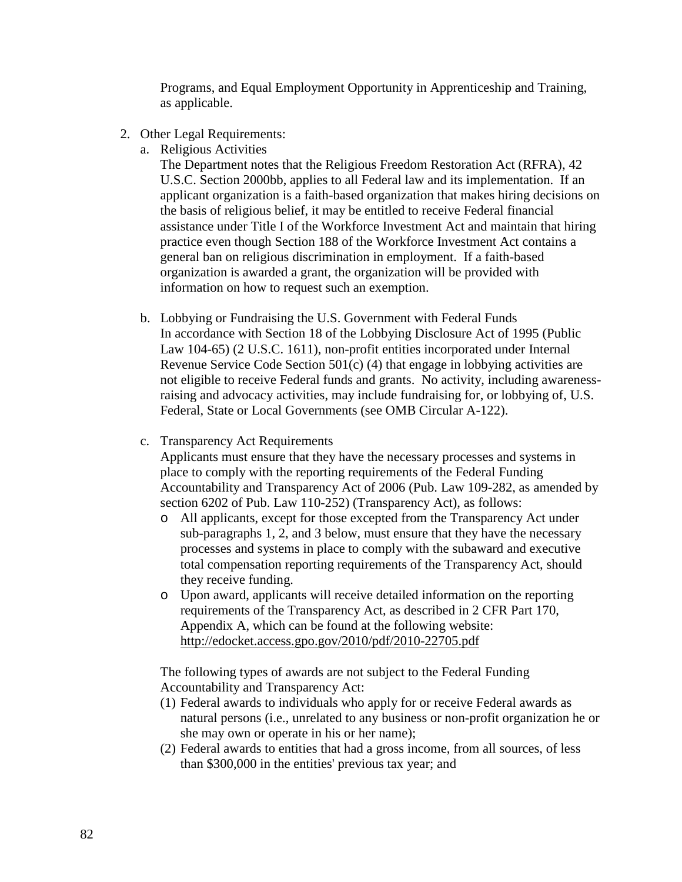Programs, and Equal Employment Opportunity in Apprenticeship and Training, as applicable.

2. Other Legal Requirements:
   a. Religious Activities
   
      The Department notes that the Religious Freedom Restoration Act (RFRA), 42 U.S.C. Section 2000bb, applies to all Federal law and its implementation. If an applicant organization is a faith-based organization that makes hiring decisions on the basis of religious belief, it may be entitled to receive Federal financial assistance under Title I of the Workforce Investment Act and maintain that hiring practice even though Section 188 of the Workforce Investment Act contains a general ban on religious discrimination in employment. If a faith-based organization is awarded a grant, the organization will be provided with information on how to request such an exemption.

   b. Lobbying or Fundraising the U.S. Government with Federal Funds
   
      In accordance with Section 18 of the Lobbying Disclosure Act of 1995 (Public Law 104-65) (2 U.S.C. 1611), non-profit entities incorporated under Internal Revenue Service Code Section 501(c) (4) that engage in lobbying activities are not eligible to receive Federal funds and grants. No activity, including awareness-raising and advocacy activities, may include fundraising for, or lobbying of, U.S. Federal, State or Local Governments (see OMB Circular A-122).

   c. Transparency Act Requirements
   
      Applicants must ensure that they have the necessary processes and systems in place to comply with the reporting requirements of the Federal Funding Accountability and Transparency Act of 2006 (Pub. Law 109-282, as amended by section 6202 of Pub. Law 110-252) (Transparency Act), as follows:
      
      - All applicants, except for those excepted from the Transparency Act under sub-paragraphs 1, 2, and 3 below, must ensure that they have the necessary processes and systems in place to comply with the subaward and executive total compensation reporting requirements of the Transparency Act, should they receive funding.
      - Upon award, applicants will receive detailed information on the reporting requirements of the Transparency Act, as described in 2 CFR Part 170, Appendix A, which can be found at the following website: http://edocket.access.gpo.gov/2010/pdf/2010-22705.pdf

      The following types of awards are not subject to the Federal Funding Accountability and Transparency Act:
      
      (1) Federal awards to individuals who apply for or receive Federal awards as natural persons (i.e., unrelated to any business or non-profit organization he or she may own or operate in his or her name);
      
      (2) Federal awards to entities that had a gross income, from all sources, of less than $300,000 in the entities' previous tax year; and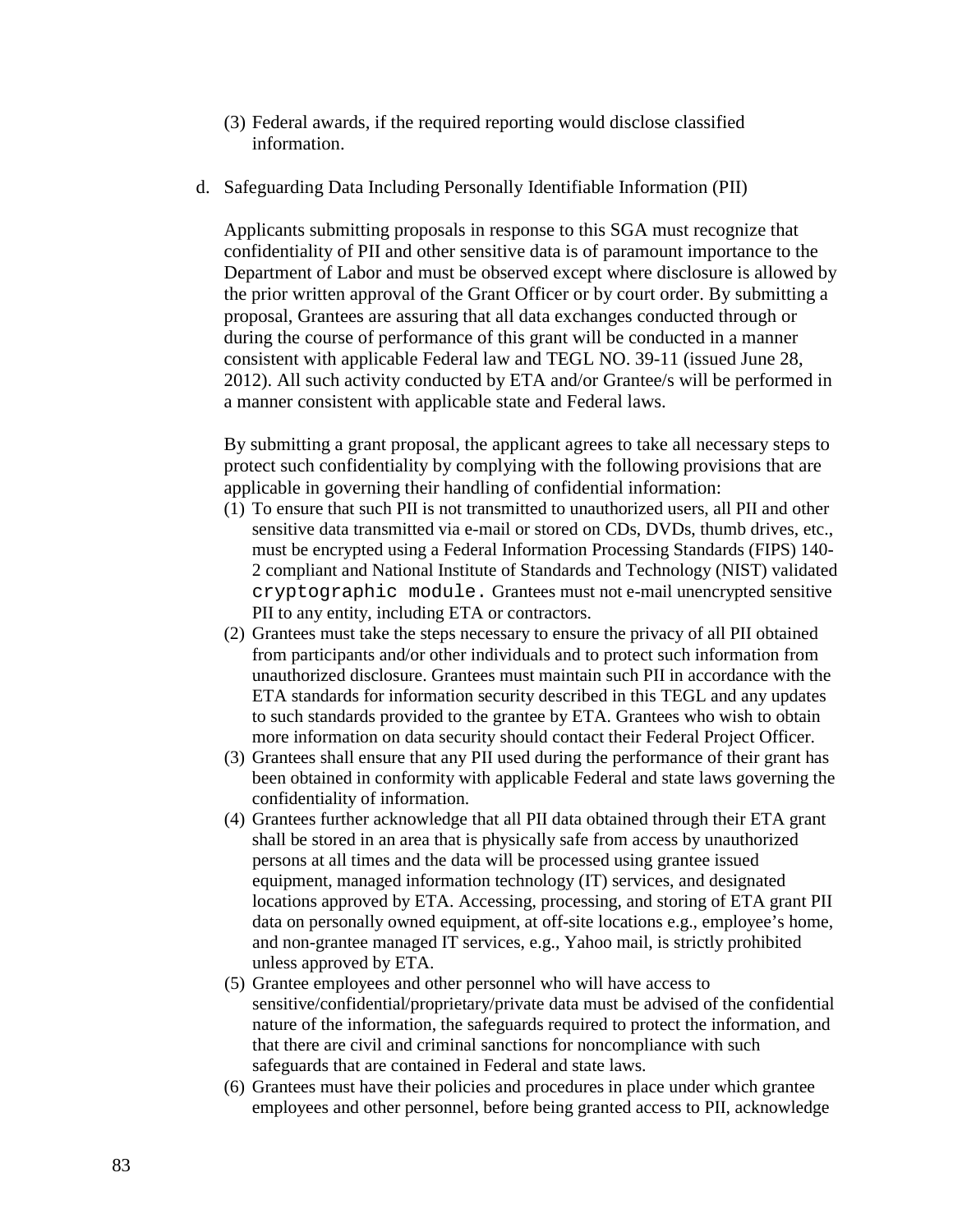(3) Federal awards, if the required reporting would disclose classified information.

d. Safeguarding Data Including Personally Identifiable Information (PII)

Applicants submitting proposals in response to this SGA must recognize that confidentiality of PII and other sensitive data is of paramount importance to the Department of Labor and must be observed except where disclosure is allowed by the prior written approval of the Grant Officer or by court order. By submitting a proposal, Grantees are assuring that all data exchanges conducted through or during the course of performance of this grant will be conducted in a manner consistent with applicable Federal law and TEGL NO. 39-11 (issued June 28, 2012). All such activity conducted by ETA and/or Grantee/s will be performed in a manner consistent with applicable state and Federal laws.

By submitting a grant proposal, the applicant agrees to take all necessary steps to protect such confidentiality by complying with the following provisions that are applicable in governing their handling of confidential information:

(1) To ensure that such PII is not transmitted to unauthorized users, all PII and other sensitive data transmitted via e-mail or stored on CDs, DVDs, thumb drives, etc., must be encrypted using a Federal Information Processing Standards (FIPS) 140-2 compliant and National Institute of Standards and Technology (NIST) validated cryptographic module. Grantees must not e-mail unencrypted sensitive PII to any entity, including ETA or contractors.
(2) Grantees must take the steps necessary to ensure the privacy of all PII obtained from participants and/or other individuals and to protect such information from unauthorized disclosure. Grantees must maintain such PII in accordance with the ETA standards for information security described in this TEGL and any updates to such standards provided to the grantee by ETA. Grantees who wish to obtain more information on data security should contact their Federal Project Officer.
(3) Grantees shall ensure that any PII used during the performance of their grant has been obtained in conformity with applicable Federal and state laws governing the confidentiality of information.
(4) Grantees further acknowledge that all PII data obtained through their ETA grant shall be stored in an area that is physically safe from access by unauthorized persons at all times and the data will be processed using grantee issued equipment, managed information technology (IT) services, and designated locations approved by ETA. Accessing, processing, and storing of ETA grant PII data on personally owned equipment, at off-site locations e.g., employee's home, and non-grantee managed IT services, e.g., Yahoo mail, is strictly prohibited unless approved by ETA.
(5) Grantee employees and other personnel who will have access to sensitive/confidential/proprietary/private data must be advised of the confidential nature of the information, the safeguards required to protect the information, and that there are civil and criminal sanctions for noncompliance with such safeguards that are contained in Federal and state laws.
(6) Grantees must have their policies and procedures in place under which grantee employees and other personnel, before being granted access to PII, acknowledge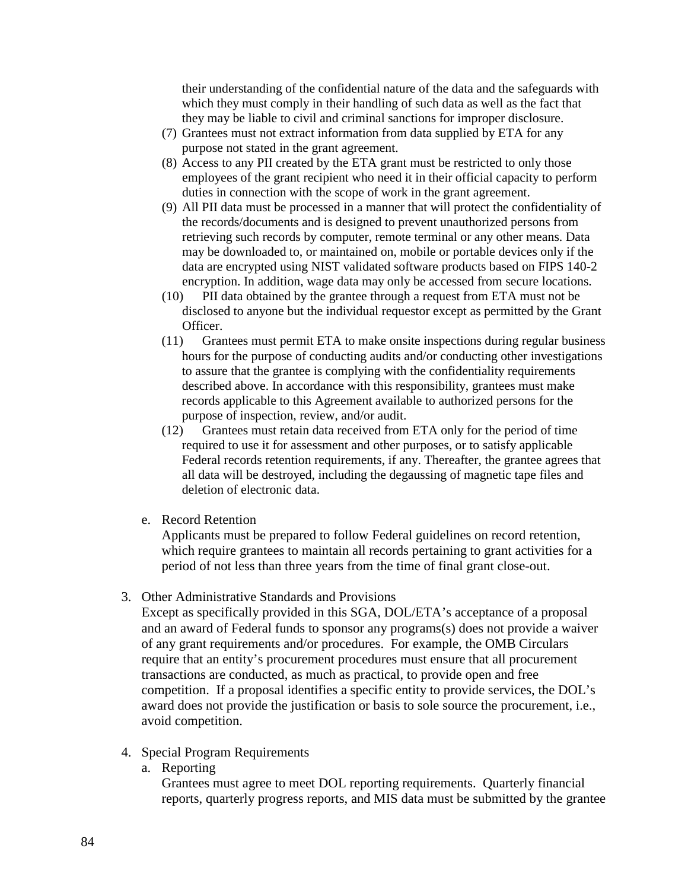their understanding of the confidential nature of the data and the safeguards with which they must comply in their handling of such data as well as the fact that they may be liable to civil and criminal sanctions for improper disclosure.

(7) Grantees must not extract information from data supplied by ETA for any purpose not stated in the grant agreement.

(8) Access to any PII created by the ETA grant must be restricted to only those employees of the grant recipient who need it in their official capacity to perform duties in connection with the scope of work in the grant agreement.

(9) All PII data must be processed in a manner that will protect the confidentiality of the records/documents and is designed to prevent unauthorized persons from retrieving such records by computer, remote terminal or any other means. Data may be downloaded to, or maintained on, mobile or portable devices only if the data are encrypted using NIST validated software products based on FIPS 140-2 encryption. In addition, wage data may only be accessed from secure locations.

(10) PII data obtained by the grantee through a request from ETA must not be disclosed to anyone but the individual requestor except as permitted by the Grant Officer.

(11) Grantees must permit ETA to make onsite inspections during regular business hours for the purpose of conducting audits and/or conducting other investigations to assure that the grantee is complying with the confidentiality requirements described above. In accordance with this responsibility, grantees must make records applicable to this Agreement available to authorized persons for the purpose of inspection, review, and/or audit.

(12) Grantees must retain data received from ETA only for the period of time required to use it for assessment and other purposes, or to satisfy applicable Federal records retention requirements, if any. Thereafter, the grantee agrees that all data will be destroyed, including the degaussing of magnetic tape files and deletion of electronic data.

e. Record Retention

Applicants must be prepared to follow Federal guidelines on record retention, which require grantees to maintain all records pertaining to grant activities for a period of not less than three years from the time of final grant close-out.

3. Other Administrative Standards and Provisions

Except as specifically provided in this SGA, DOL/ETA's acceptance of a proposal and an award of Federal funds to sponsor any programs(s) does not provide a waiver of any grant requirements and/or procedures. For example, the OMB Circulars require that an entity's procurement procedures must ensure that all procurement transactions are conducted, as much as practical, to provide open and free competition. If a proposal identifies a specific entity to provide services, the DOL's award does not provide the justification or basis to sole source the procurement, i.e., avoid competition.

4. Special Program Requirements

a. Reporting

Grantees must agree to meet DOL reporting requirements. Quarterly financial reports, quarterly progress reports, and MIS data must be submitted by the grantee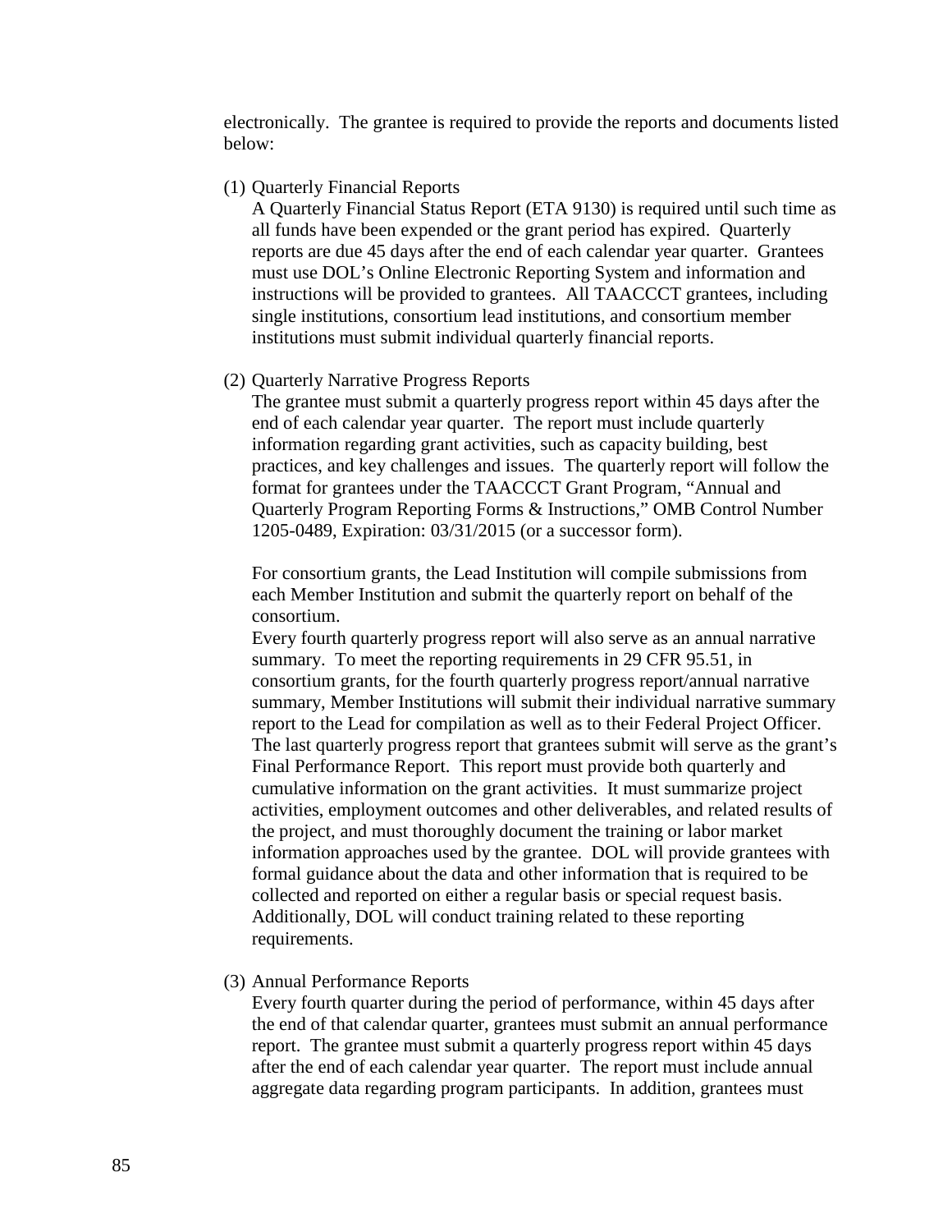electronically.  The grantee is required to provide the reports and documents listed below:

(1) Quarterly Financial Reports
A Quarterly Financial Status Report (ETA 9130) is required until such time as all funds have been expended or the grant period has expired.  Quarterly reports are due 45 days after the end of each calendar year quarter.  Grantees must use DOL's Online Electronic Reporting System and information and instructions will be provided to grantees.  All TAACCCT grantees, including single institutions, consortium lead institutions, and consortium member institutions must submit individual quarterly financial reports.

(2) Quarterly Narrative Progress Reports
The grantee must submit a quarterly progress report within 45 days after the end of each calendar year quarter.  The report must include quarterly information regarding grant activities, such as capacity building, best practices, and key challenges and issues.  The quarterly report will follow the format for grantees under the TAACCCT Grant Program, "Annual and Quarterly Program Reporting Forms & Instructions," OMB Control Number 1205-0489, Expiration: 03/31/2015 (or a successor form).

For consortium grants, the Lead Institution will compile submissions from each Member Institution and submit the quarterly report on behalf of the consortium.
Every fourth quarterly progress report will also serve as an annual narrative summary.  To meet the reporting requirements in 29 CFR 95.51, in consortium grants, for the fourth quarterly progress report/annual narrative summary, Member Institutions will submit their individual narrative summary report to the Lead for compilation as well as to their Federal Project Officer. The last quarterly progress report that grantees submit will serve as the grant's Final Performance Report.  This report must provide both quarterly and cumulative information on the grant activities.  It must summarize project activities, employment outcomes and other deliverables, and related results of the project, and must thoroughly document the training or labor market information approaches used by the grantee.  DOL will provide grantees with formal guidance about the data and other information that is required to be collected and reported on either a regular basis or special request basis. Additionally, DOL will conduct training related to these reporting requirements.

(3) Annual Performance Reports
Every fourth quarter during the period of performance, within 45 days after the end of that calendar quarter, grantees must submit an annual performance report.  The grantee must submit a quarterly progress report within 45 days after the end of each calendar year quarter.  The report must include annual aggregate data regarding program participants.  In addition, grantees must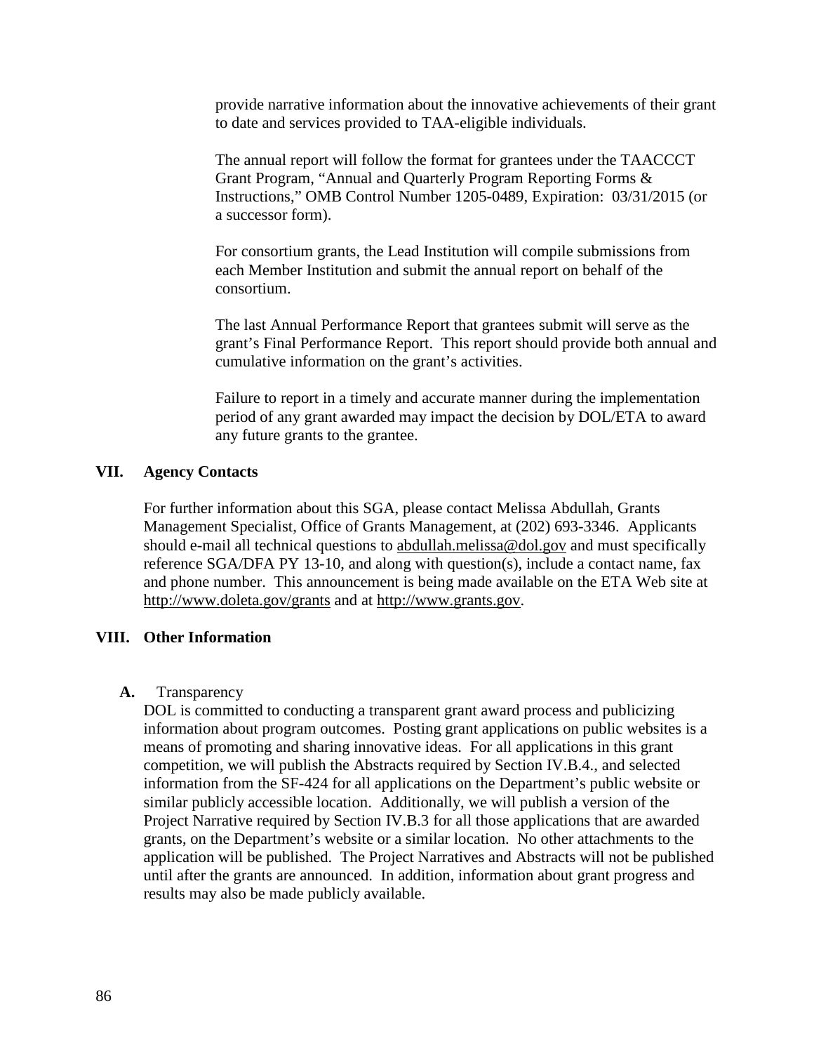provide narrative information about the innovative achievements of their grant to date and services provided to TAA-eligible individuals.

The annual report will follow the format for grantees under the TAACCCT Grant Program, "Annual and Quarterly Program Reporting Forms & Instructions," OMB Control Number 1205-0489, Expiration: 03/31/2015 (or a successor form).

For consortium grants, the Lead Institution will compile submissions from each Member Institution and submit the annual report on behalf of the consortium.

The last Annual Performance Report that grantees submit will serve as the grant's Final Performance Report. This report should provide both annual and cumulative information on the grant's activities.

Failure to report in a timely and accurate manner during the implementation period of any grant awarded may impact the decision by DOL/ETA to award any future grants to the grantee.

## VII. Agency Contacts

For further information about this SGA, please contact Melissa Abdullah, Grants Management Specialist, Office of Grants Management, at (202) 693-3346. Applicants should e-mail all technical questions to abdullah.melissa@dol.gov and must specifically reference SGA/DFA PY 13-10, and along with question(s), include a contact name, fax and phone number. This announcement is being made available on the ETA Web site at http://www.doleta.gov/grants and at http://www.grants.gov.

## VIII. Other Information

**A.** Transparency

DOL is committed to conducting a transparent grant award process and publicizing information about program outcomes. Posting grant applications on public websites is a means of promoting and sharing innovative ideas. For all applications in this grant competition, we will publish the Abstracts required by Section IV.B.4., and selected information from the SF-424 for all applications on the Department's public website or similar publicly accessible location. Additionally, we will publish a version of the Project Narrative required by Section IV.B.3 for all those applications that are awarded grants, on the Department's website or a similar location. No other attachments to the application will be published. The Project Narratives and Abstracts will not be published until after the grants are announced. In addition, information about grant progress and results may also be made publicly available.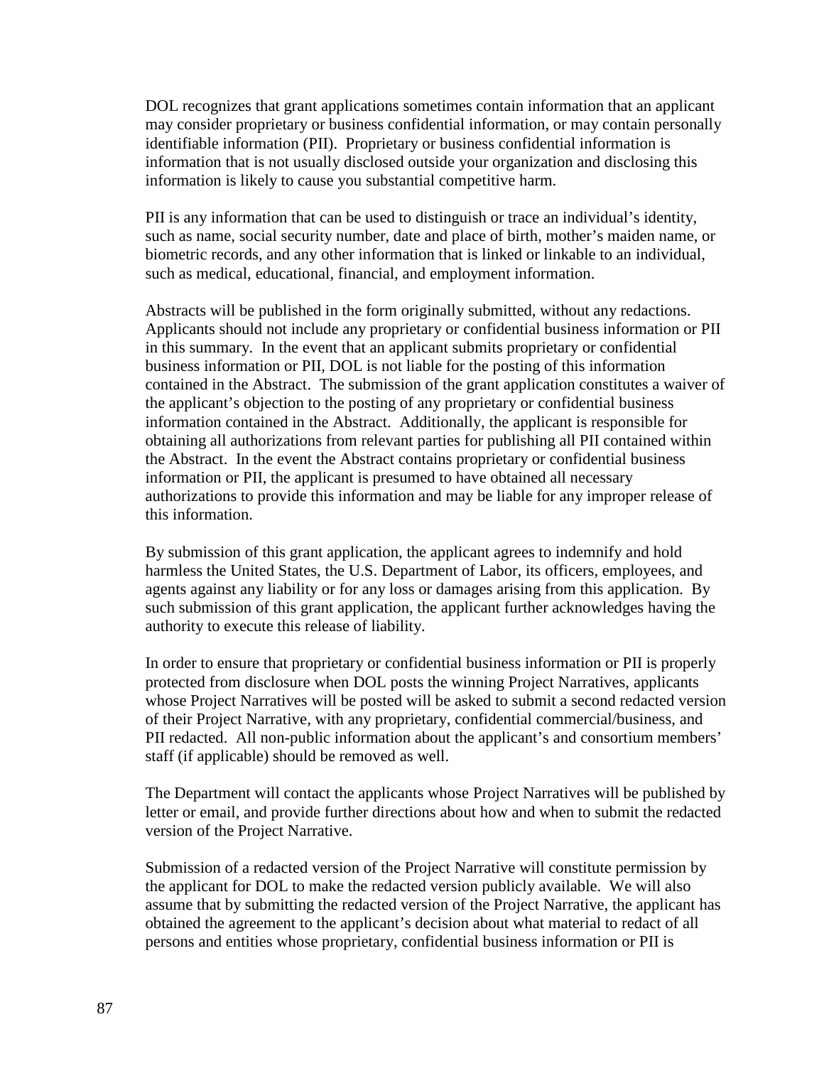DOL recognizes that grant applications sometimes contain information that an applicant may consider proprietary or business confidential information, or may contain personally identifiable information (PII). Proprietary or business confidential information is information that is not usually disclosed outside your organization and disclosing this information is likely to cause you substantial competitive harm.

PII is any information that can be used to distinguish or trace an individual's identity, such as name, social security number, date and place of birth, mother's maiden name, or biometric records, and any other information that is linked or linkable to an individual, such as medical, educational, financial, and employment information.

Abstracts will be published in the form originally submitted, without any redactions. Applicants should not include any proprietary or confidential business information or PII in this summary. In the event that an applicant submits proprietary or confidential business information or PII, DOL is not liable for the posting of this information contained in the Abstract. The submission of the grant application constitutes a waiver of the applicant's objection to the posting of any proprietary or confidential business information contained in the Abstract. Additionally, the applicant is responsible for obtaining all authorizations from relevant parties for publishing all PII contained within the Abstract. In the event the Abstract contains proprietary or confidential business information or PII, the applicant is presumed to have obtained all necessary authorizations to provide this information and may be liable for any improper release of this information.

By submission of this grant application, the applicant agrees to indemnify and hold harmless the United States, the U.S. Department of Labor, its officers, employees, and agents against any liability or for any loss or damages arising from this application. By such submission of this grant application, the applicant further acknowledges having the authority to execute this release of liability.

In order to ensure that proprietary or confidential business information or PII is properly protected from disclosure when DOL posts the winning Project Narratives, applicants whose Project Narratives will be posted will be asked to submit a second redacted version of their Project Narrative, with any proprietary, confidential commercial/business, and PII redacted. All non-public information about the applicant's and consortium members' staff (if applicable) should be removed as well.

The Department will contact the applicants whose Project Narratives will be published by letter or email, and provide further directions about how and when to submit the redacted version of the Project Narrative.

Submission of a redacted version of the Project Narrative will constitute permission by the applicant for DOL to make the redacted version publicly available. We will also assume that by submitting the redacted version of the Project Narrative, the applicant has obtained the agreement to the applicant's decision about what material to redact of all persons and entities whose proprietary, confidential business information or PII is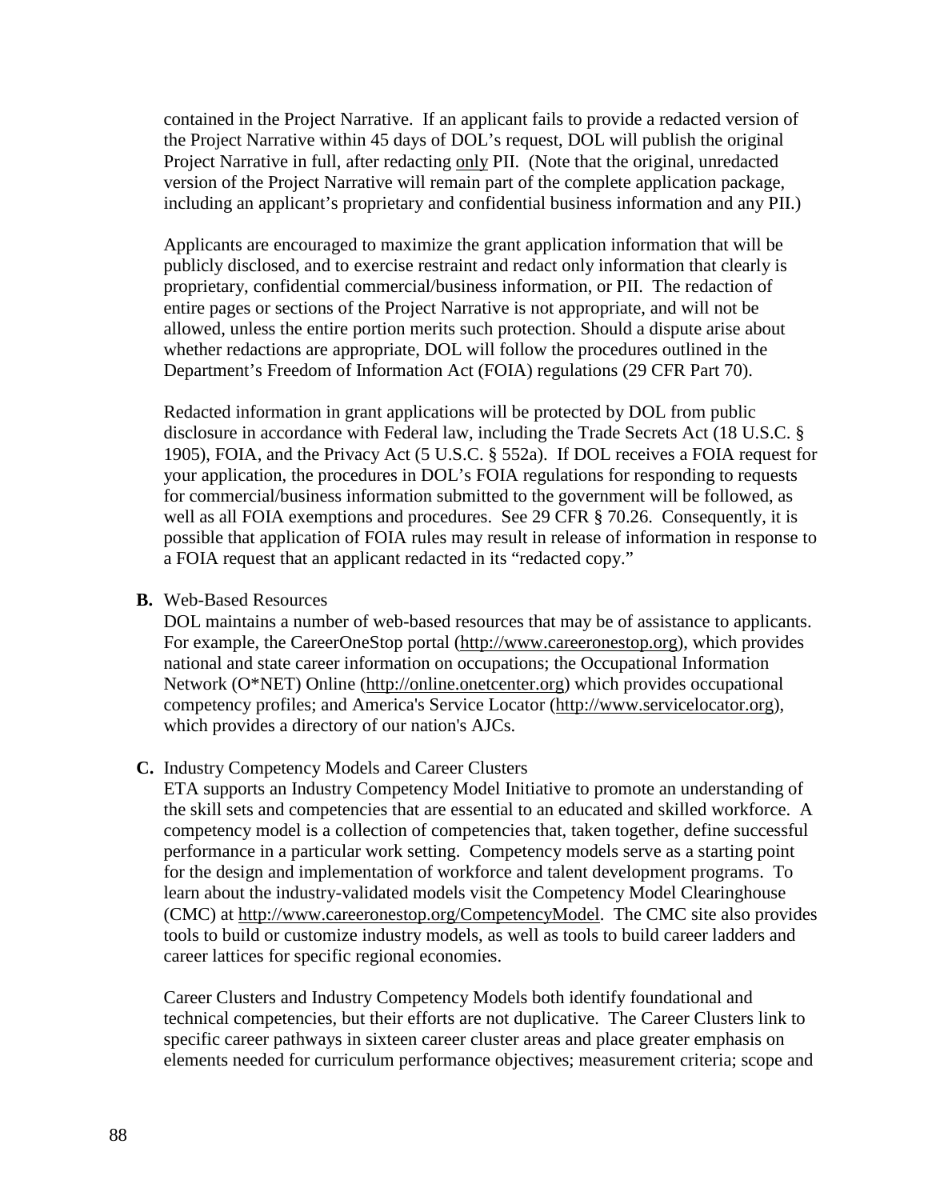contained in the Project Narrative. If an applicant fails to provide a redacted version of the Project Narrative within 45 days of DOL's request, DOL will publish the original Project Narrative in full, after redacting <u>only</u> PII. (Note that the original, unredacted version of the Project Narrative will remain part of the complete application package, including an applicant's proprietary and confidential business information and any PII.)

Applicants are encouraged to maximize the grant application information that will be publicly disclosed, and to exercise restraint and redact only information that clearly is proprietary, confidential commercial/business information, or PII. The redaction of entire pages or sections of the Project Narrative is not appropriate, and will not be allowed, unless the entire portion merits such protection. Should a dispute arise about whether redactions are appropriate, DOL will follow the procedures outlined in the Department's Freedom of Information Act (FOIA) regulations (29 CFR Part 70).

Redacted information in grant applications will be protected by DOL from public disclosure in accordance with Federal law, including the Trade Secrets Act (18 U.S.C. § 1905), FOIA, and the Privacy Act (5 U.S.C. § 552a). If DOL receives a FOIA request for your application, the procedures in DOL's FOIA regulations for responding to requests for commercial/business information submitted to the government will be followed, as well as all FOIA exemptions and procedures. See 29 CFR § 70.26. Consequently, it is possible that application of FOIA rules may result in release of information in response to a FOIA request that an applicant redacted in its "redacted copy."

**B.** Web-Based Resources

DOL maintains a number of web-based resources that may be of assistance to applicants. For example, the CareerOneStop portal (http://www.careeronestop.org), which provides national and state career information on occupations; the Occupational Information Network (O*NET) Online (http://online.onetcenter.org) which provides occupational competency profiles; and America's Service Locator (http://www.servicelocator.org), which provides a directory of our nation's AJCs.

**C.** Industry Competency Models and Career Clusters

ETA supports an Industry Competency Model Initiative to promote an understanding of the skill sets and competencies that are essential to an educated and skilled workforce. A competency model is a collection of competencies that, taken together, define successful performance in a particular work setting. Competency models serve as a starting point for the design and implementation of workforce and talent development programs. To learn about the industry-validated models visit the Competency Model Clearinghouse (CMC) at http://www.careeronestop.org/CompetencyModel. The CMC site also provides tools to build or customize industry models, as well as tools to build career ladders and career lattices for specific regional economies.

Career Clusters and Industry Competency Models both identify foundational and technical competencies, but their efforts are not duplicative. The Career Clusters link to specific career pathways in sixteen career cluster areas and place greater emphasis on elements needed for curriculum performance objectives; measurement criteria; scope and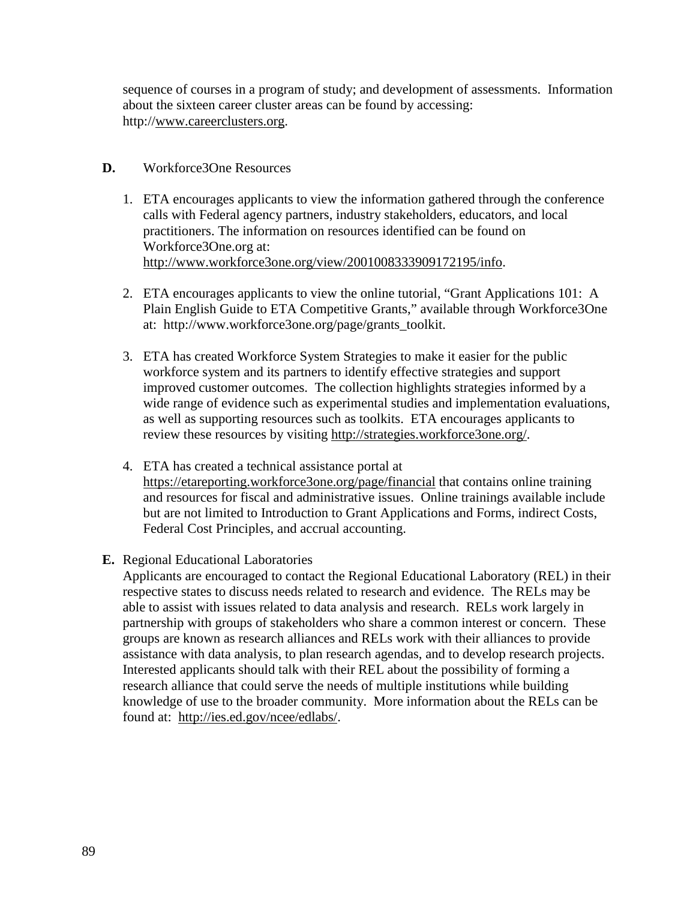sequence of courses in a program of study; and development of assessments. Information about the sixteen career cluster areas can be found by accessing: http://www.careerclusters.org.

**D.** Workforce3One Resources

1. ETA encourages applicants to view the information gathered through the conference calls with Federal agency partners, industry stakeholders, educators, and local practitioners. The information on resources identified can be found on Workforce3One.org at: http://www.workforce3one.org/view/2001008333909172195/info.

2. ETA encourages applicants to view the online tutorial, "Grant Applications 101: A Plain English Guide to ETA Competitive Grants," available through Workforce3One at: http://www.workforce3one.org/page/grants_toolkit.

3. ETA has created Workforce System Strategies to make it easier for the public workforce system and its partners to identify effective strategies and support improved customer outcomes. The collection highlights strategies informed by a wide range of evidence such as experimental studies and implementation evaluations, as well as supporting resources such as toolkits. ETA encourages applicants to review these resources by visiting http://strategies.workforce3one.org/.

4. ETA has created a technical assistance portal at https://etareporting.workforce3one.org/page/financial that contains online training and resources for fiscal and administrative issues. Online trainings available include but are not limited to Introduction to Grant Applications and Forms, indirect Costs, Federal Cost Principles, and accrual accounting.

**E.** Regional Educational Laboratories

Applicants are encouraged to contact the Regional Educational Laboratory (REL) in their respective states to discuss needs related to research and evidence. The RELs may be able to assist with issues related to data analysis and research. RELs work largely in partnership with groups of stakeholders who share a common interest or concern. These groups are known as research alliances and RELs work with their alliances to provide assistance with data analysis, to plan research agendas, and to develop research projects. Interested applicants should talk with their REL about the possibility of forming a research alliance that could serve the needs of multiple institutions while building knowledge of use to the broader community. More information about the RELs can be found at: http://ies.ed.gov/ncee/edlabs/.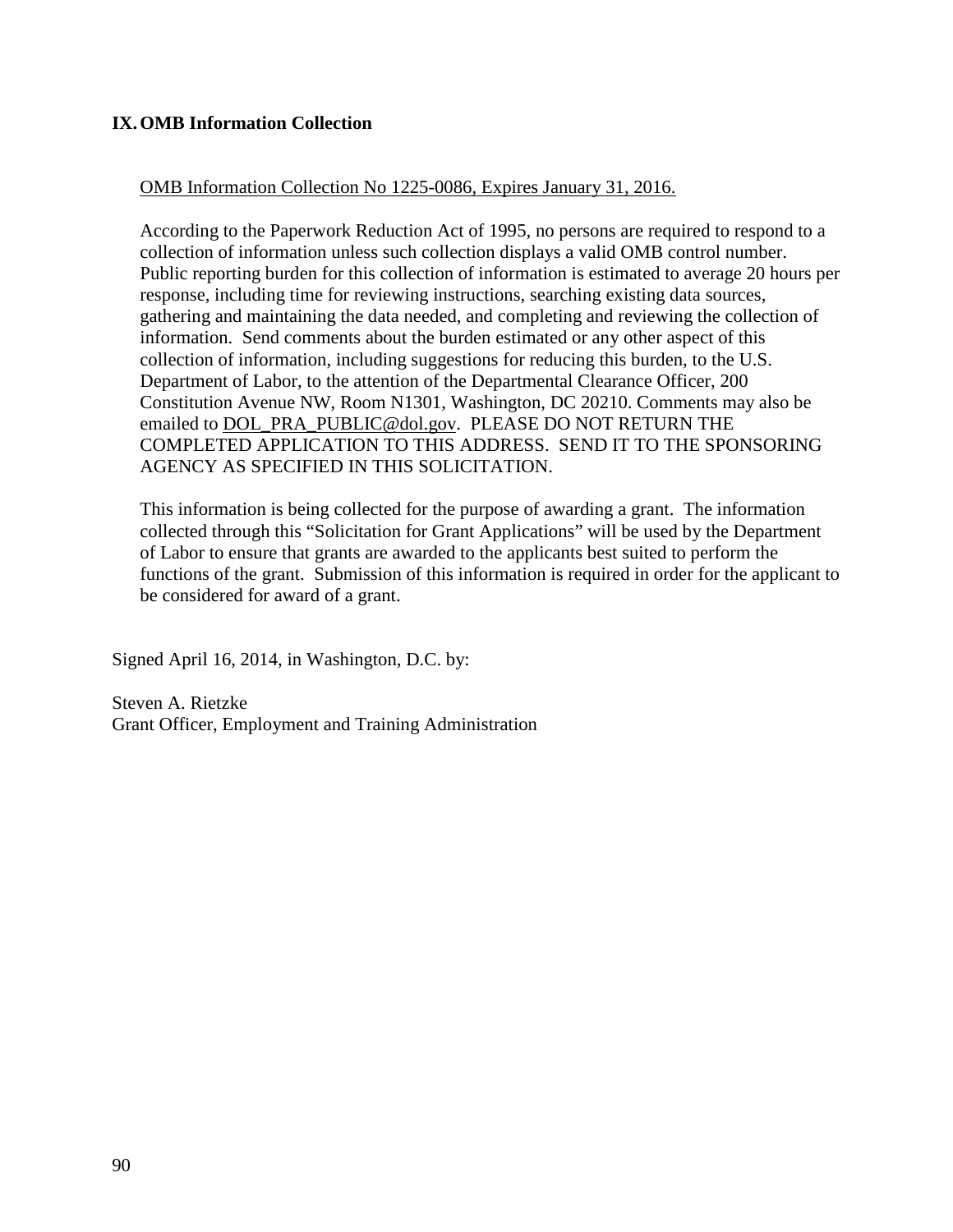## IX. OMB Information Collection

OMB Information Collection No 1225-0086, Expires January 31, 2016.

According to the Paperwork Reduction Act of 1995, no persons are required to respond to a collection of information unless such collection displays a valid OMB control number. Public reporting burden for this collection of information is estimated to average 20 hours per response, including time for reviewing instructions, searching existing data sources, gathering and maintaining the data needed, and completing and reviewing the collection of information. Send comments about the burden estimated or any other aspect of this collection of information, including suggestions for reducing this burden, to the U.S. Department of Labor, to the attention of the Departmental Clearance Officer, 200 Constitution Avenue NW, Room N1301, Washington, DC 20210. Comments may also be emailed to DOL_PRA_PUBLIC@dol.gov. PLEASE DO NOT RETURN THE COMPLETED APPLICATION TO THIS ADDRESS. SEND IT TO THE SPONSORING AGENCY AS SPECIFIED IN THIS SOLICITATION.

This information is being collected for the purpose of awarding a grant. The information collected through this "Solicitation for Grant Applications" will be used by the Department of Labor to ensure that grants are awarded to the applicants best suited to perform the functions of the grant. Submission of this information is required in order for the applicant to be considered for award of a grant.

Signed April 16, 2014, in Washington, D.C. by:

Steven A. Rietzke
Grant Officer, Employment and Training Administration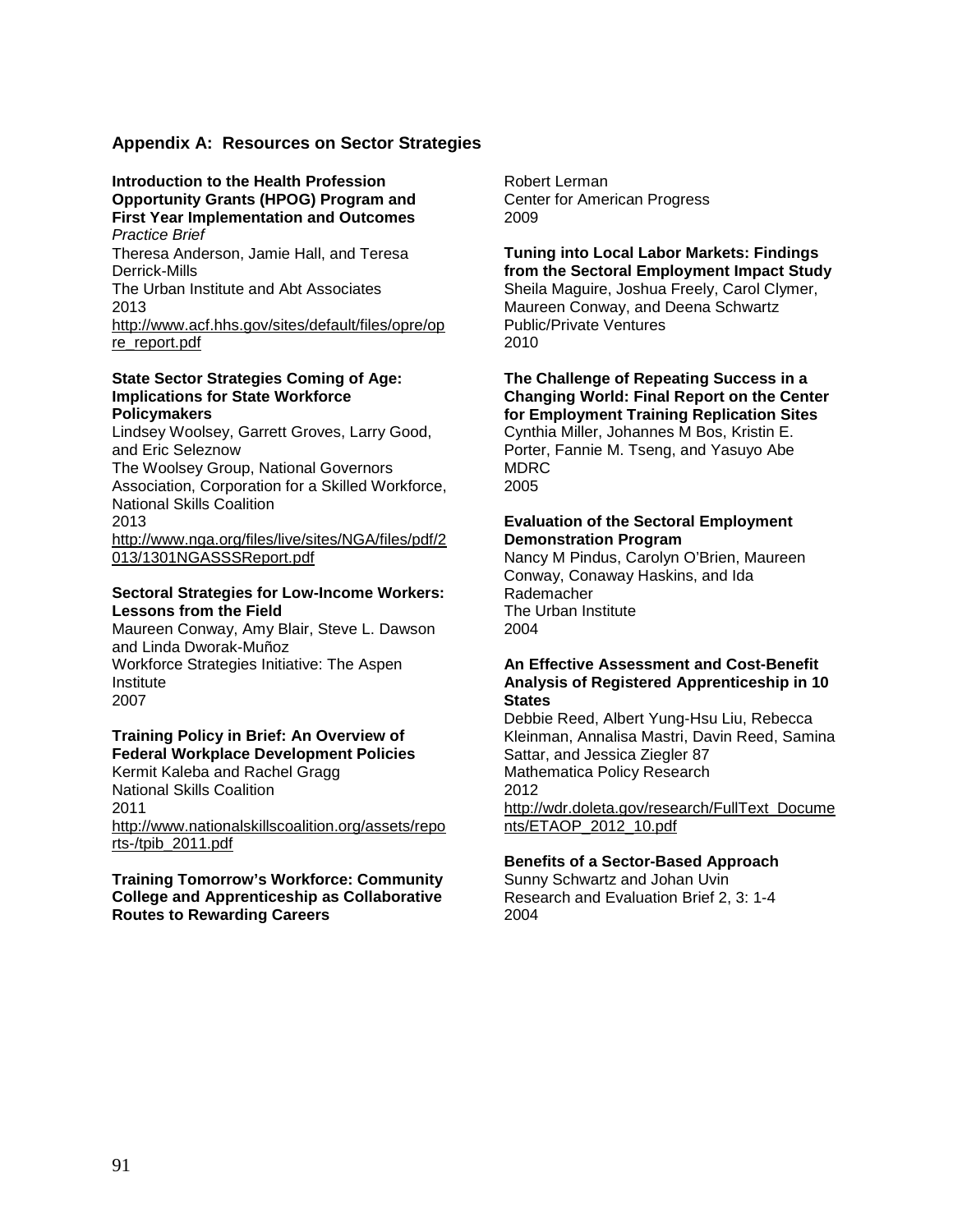## Appendix A: Resources on Sector Strategies

**Introduction to the Health Profession Opportunity Grants (HPOG) Program and First Year Implementation and Outcomes**
*Practice Brief*
Theresa Anderson, Jamie Hall, and Teresa Derrick-Mills
The Urban Institute and Abt Associates
2013
http://www.acf.hhs.gov/sites/default/files/opre/opre_report.pdf

**State Sector Strategies Coming of Age: Implications for State Workforce Policymakers**
Lindsey Woolsey, Garrett Groves, Larry Good, and Eric Seleznow
The Woolsey Group, National Governors Association, Corporation for a Skilled Workforce, National Skills Coalition
2013
http://www.nga.org/files/live/sites/NGA/files/pdf/2013/1301NGASSSReport.pdf

**Sectoral Strategies for Low-Income Workers: Lessons from the Field**
Maureen Conway, Amy Blair, Steve L. Dawson and Linda Dworak-Muñoz
Workforce Strategies Initiative: The Aspen Institute
2007

**Training Policy in Brief: An Overview of Federal Workplace Development Policies**
Kermit Kaleba and Rachel Gragg
National Skills Coalition
2011
http://www.nationalskillscoalition.org/assets/reports-/tpib_2011.pdf

**Training Tomorrow's Workforce: Community College and Apprenticeship as Collaborative Routes to Rewarding Careers**
Robert Lerman
Center for American Progress
2009

**Tuning into Local Labor Markets: Findings from the Sectoral Employment Impact Study**
Sheila Maguire, Joshua Freely, Carol Clymer, Maureen Conway, and Deena Schwartz
Public/Private Ventures
2010

**The Challenge of Repeating Success in a Changing World: Final Report on the Center for Employment Training Replication Sites**
Cynthia Miller, Johannes M Bos, Kristin E. Porter, Fannie M. Tseng, and Yasuyo Abe
MDRC
2005

**Evaluation of the Sectoral Employment Demonstration Program**
Nancy M Pindus, Carolyn O'Brien, Maureen Conway, Conaway Haskins, and Ida Rademacher
The Urban Institute
2004

**An Effective Assessment and Cost-Benefit Analysis of Registered Apprenticeship in 10 States**
Debbie Reed, Albert Yung-Hsu Liu, Rebecca Kleinman, Annalisa Mastri, Davin Reed, Samina Sattar, and Jessica Ziegler 87
Mathematica Policy Research
2012
http://wdr.doleta.gov/research/FullText_Documents/ETAOP_2012_10.pdf

**Benefits of a Sector-Based Approach**
Sunny Schwartz and Johan Uvin
Research and Evaluation Brief 2, 3: 1-4
2004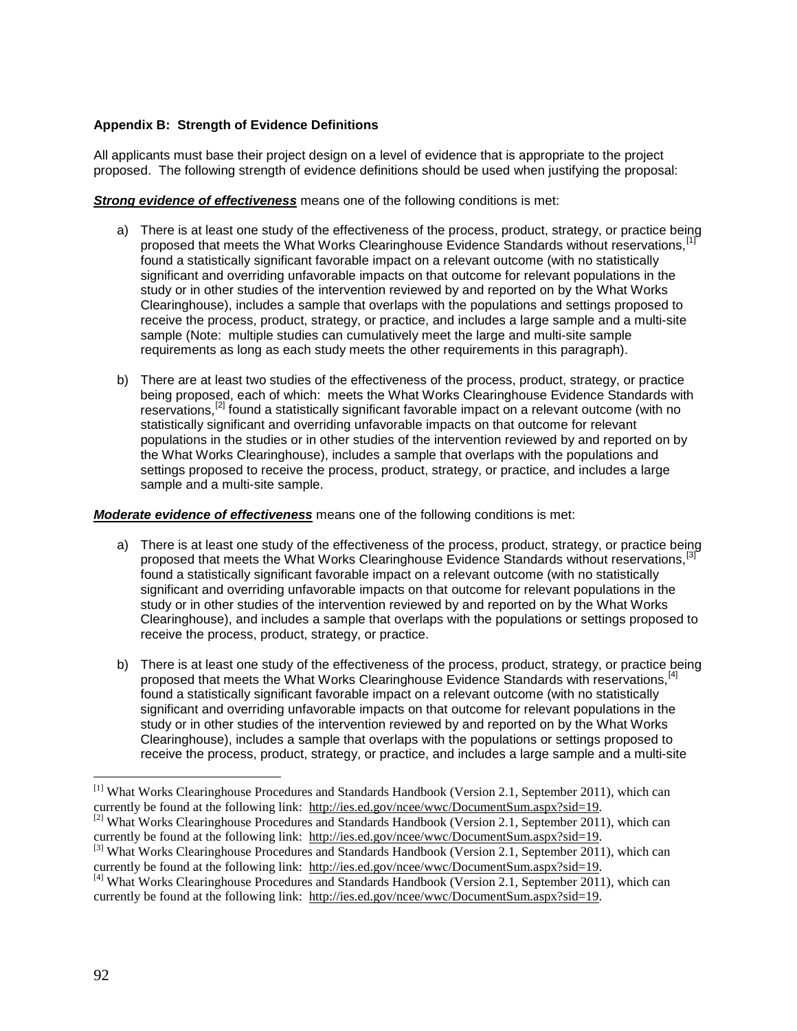**Appendix B: Strength of Evidence Definitions**

All applicants must base their project design on a level of evidence that is appropriate to the project proposed. The following strength of evidence definitions should be used when justifying the proposal:

***Strong evidence of effectiveness*** means one of the following conditions is met:

a) There is at least one study of the effectiveness of the process, product, strategy, or practice being proposed that meets the What Works Clearinghouse Evidence Standards without reservations,[1] found a statistically significant favorable impact on a relevant outcome (with no statistically significant and overriding unfavorable impacts on that outcome for relevant populations in the study or in other studies of the intervention reviewed by and reported on by the What Works Clearinghouse), includes a sample that overlaps with the populations and settings proposed to receive the process, product, strategy, or practice, and includes a large sample and a multi-site sample (Note: multiple studies can cumulatively meet the large and multi-site sample requirements as long as each study meets the other requirements in this paragraph).

b) There are at least two studies of the effectiveness of the process, product, strategy, or practice being proposed, each of which: meets the What Works Clearinghouse Evidence Standards with reservations,[2] found a statistically significant favorable impact on a relevant outcome (with no statistically significant and overriding unfavorable impacts on that outcome for relevant populations in the studies or in other studies of the intervention reviewed by and reported on by the What Works Clearinghouse), includes a sample that overlaps with the populations and settings proposed to receive the process, product, strategy, or practice, and includes a large sample and a multi-site sample.

***Moderate evidence of effectiveness*** means one of the following conditions is met:

a) There is at least one study of the effectiveness of the process, product, strategy, or practice being proposed that meets the What Works Clearinghouse Evidence Standards without reservations,[3] found a statistically significant favorable impact on a relevant outcome (with no statistically significant and overriding unfavorable impacts on that outcome for relevant populations in the study or in other studies of the intervention reviewed by and reported on by the What Works Clearinghouse), and includes a sample that overlaps with the populations or settings proposed to receive the process, product, strategy, or practice.

b) There is at least one study of the effectiveness of the process, product, strategy, or practice being proposed that meets the What Works Clearinghouse Evidence Standards with reservations,[4] found a statistically significant favorable impact on a relevant outcome (with no statistically significant and overriding unfavorable impacts on that outcome for relevant populations in the study or in other studies of the intervention reviewed by and reported on by the What Works Clearinghouse), includes a sample that overlaps with the populations or settings proposed to receive the process, product, strategy, or practice, and includes a large sample and a multi-site

---

[1] What Works Clearinghouse Procedures and Standards Handbook (Version 2.1, September 2011), which can currently be found at the following link: http://ies.ed.gov/ncee/wwc/DocumentSum.aspx?sid=19.

[2] What Works Clearinghouse Procedures and Standards Handbook (Version 2.1, September 2011), which can currently be found at the following link: http://ies.ed.gov/ncee/wwc/DocumentSum.aspx?sid=19.

[3] What Works Clearinghouse Procedures and Standards Handbook (Version 2.1, September 2011), which can currently be found at the following link: http://ies.ed.gov/ncee/wwc/DocumentSum.aspx?sid=19.

[4] What Works Clearinghouse Procedures and Standards Handbook (Version 2.1, September 2011), which can currently be found at the following link: http://ies.ed.gov/ncee/wwc/DocumentSum.aspx?sid=19.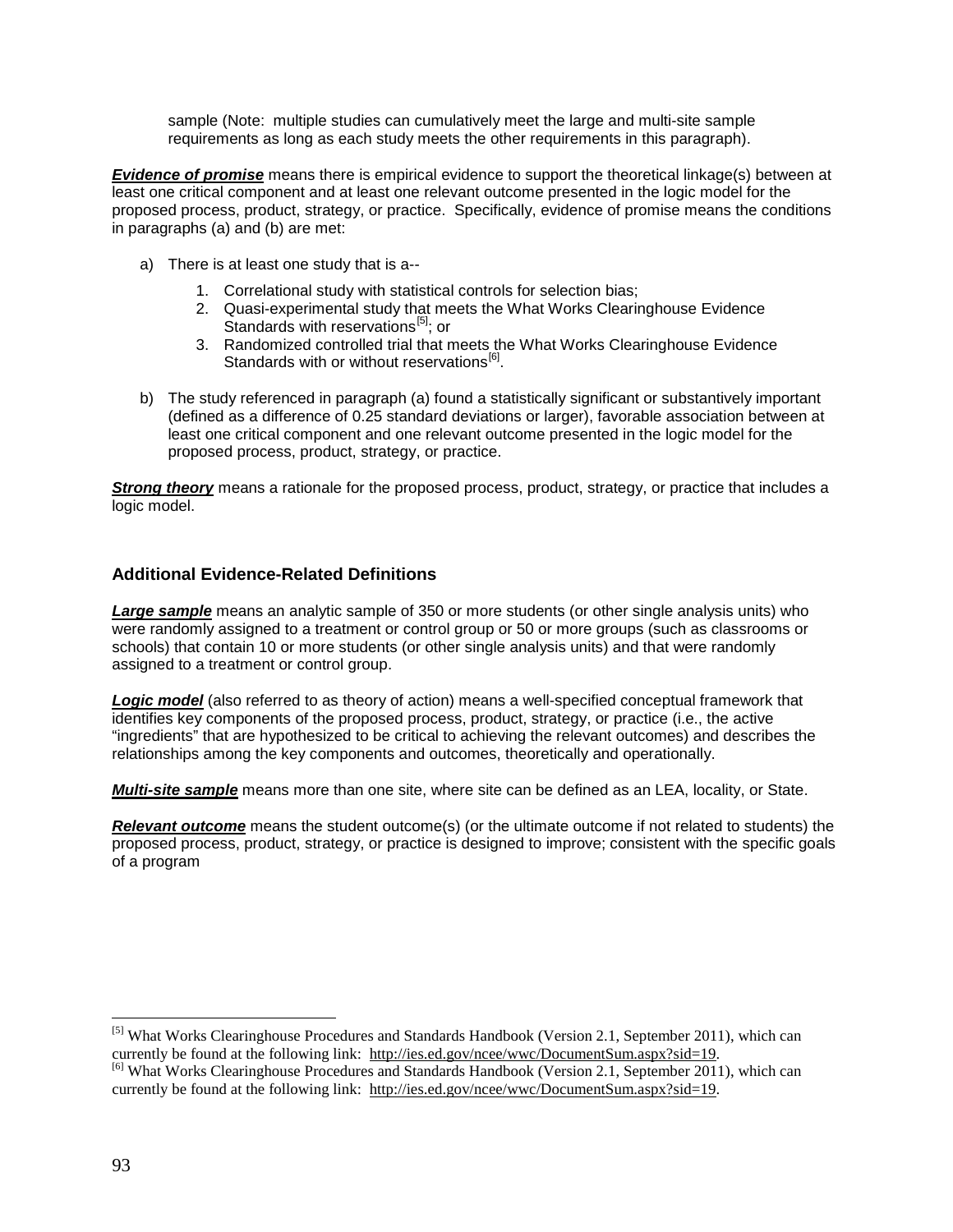sample (Note: multiple studies can cumulatively meet the large and multi-site sample requirements as long as each study meets the other requirements in this paragraph).

***Evidence of promise*** means there is empirical evidence to support the theoretical linkage(s) between at least one critical component and at least one relevant outcome presented in the logic model for the proposed process, product, strategy, or practice. Specifically, evidence of promise means the conditions in paragraphs (a) and (b) are met:

a) There is at least one study that is a--

   1. Correlational study with statistical controls for selection bias;
   2. Quasi-experimental study that meets the What Works Clearinghouse Evidence Standards with reservations[5]; or
   3. Randomized controlled trial that meets the What Works Clearinghouse Evidence Standards with or without reservations[6].

b) The study referenced in paragraph (a) found a statistically significant or substantively important (defined as a difference of 0.25 standard deviations or larger), favorable association between at least one critical component and one relevant outcome presented in the logic model for the proposed process, product, strategy, or practice.

***Strong theory*** means a rationale for the proposed process, product, strategy, or practice that includes a logic model.

### Additional Evidence-Related Definitions

***Large sample*** means an analytic sample of 350 or more students (or other single analysis units) who were randomly assigned to a treatment or control group or 50 or more groups (such as classrooms or schools) that contain 10 or more students (or other single analysis units) and that were randomly assigned to a treatment or control group.

***Logic model*** (also referred to as theory of action) means a well-specified conceptual framework that identifies key components of the proposed process, product, strategy, or practice (i.e., the active "ingredients" that are hypothesized to be critical to achieving the relevant outcomes) and describes the relationships among the key components and outcomes, theoretically and operationally.

***Multi-site sample*** means more than one site, where site can be defined as an LEA, locality, or State.

***Relevant outcome*** means the student outcome(s) (or the ultimate outcome if not related to students) the proposed process, product, strategy, or practice is designed to improve; consistent with the specific goals of a program

---

[5] What Works Clearinghouse Procedures and Standards Handbook (Version 2.1, September 2011), which can currently be found at the following link: http://ies.ed.gov/ncee/wwc/DocumentSum.aspx?sid=19.

[6] What Works Clearinghouse Procedures and Standards Handbook (Version 2.1, September 2011), which can currently be found at the following link: http://ies.ed.gov/ncee/wwc/DocumentSum.aspx?sid=19.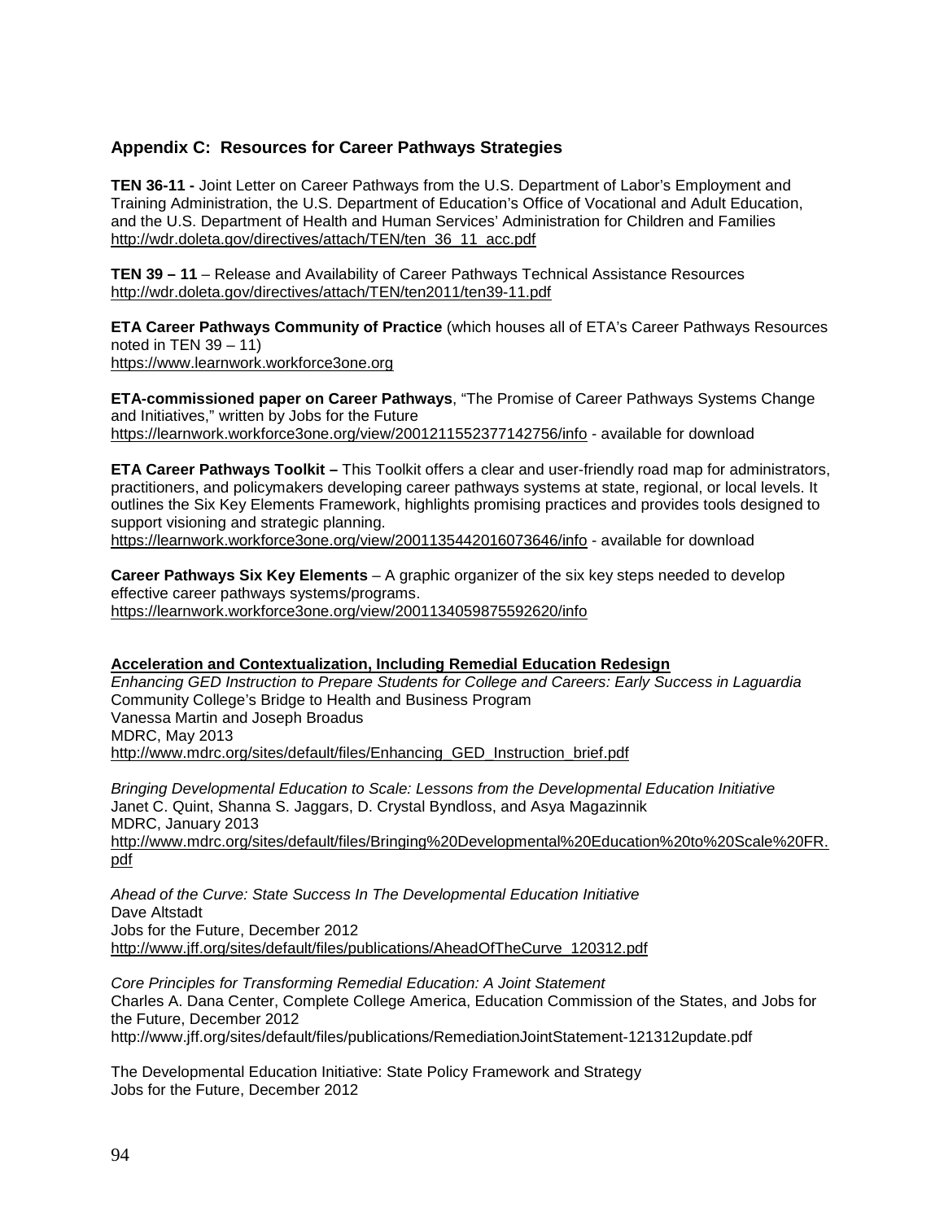## Appendix C: Resources for Career Pathways Strategies

**TEN 36-11 -** Joint Letter on Career Pathways from the U.S. Department of Labor's Employment and Training Administration, the U.S. Department of Education's Office of Vocational and Adult Education, and the U.S. Department of Health and Human Services' Administration for Children and Families
http://wdr.doleta.gov/directives/attach/TEN/ten_36_11_acc.pdf

**TEN 39 – 11** – Release and Availability of Career Pathways Technical Assistance Resources
http://wdr.doleta.gov/directives/attach/TEN/ten2011/ten39-11.pdf

**ETA Career Pathways Community of Practice** (which houses all of ETA's Career Pathways Resources noted in TEN 39 – 11)
https://www.learnwork.workforce3one.org

**ETA-commissioned paper on Career Pathways**, "The Promise of Career Pathways Systems Change and Initiatives," written by Jobs for the Future
https://learnwork.workforce3one.org/view/2001211552377142756/info - available for download

**ETA Career Pathways Toolkit –** This Toolkit offers a clear and user-friendly road map for administrators, practitioners, and policymakers developing career pathways systems at state, regional, or local levels. It outlines the Six Key Elements Framework, highlights promising practices and provides tools designed to support visioning and strategic planning.
https://learnwork.workforce3one.org/view/2001135442016073646/info - available for download

**Career Pathways Six Key Elements** – A graphic organizer of the six key steps needed to develop effective career pathways systems/programs.
https://learnwork.workforce3one.org/view/2001134059875592620/info

**Acceleration and Contextualization, Including Remedial Education Redesign**

*Enhancing GED Instruction to Prepare Students for College and Careers: Early Success in Laguardia* Community College's Bridge to Health and Business Program
Vanessa Martin and Joseph Broadus
MDRC, May 2013
http://www.mdrc.org/sites/default/files/Enhancing_GED_Instruction_brief.pdf

*Bringing Developmental Education to Scale: Lessons from the Developmental Education Initiative*
Janet C. Quint, Shanna S. Jaggars, D. Crystal Byndloss, and Asya Magazinnik
MDRC, January 2013
http://www.mdrc.org/sites/default/files/Bringing%20Developmental%20Education%20to%20Scale%20FR.pdf

*Ahead of the Curve: State Success In The Developmental Education Initiative*
Dave Altstadt
Jobs for the Future, December 2012
http://www.jff.org/sites/default/files/publications/AheadOfTheCurve_120312.pdf

*Core Principles for Transforming Remedial Education: A Joint Statement*
Charles A. Dana Center, Complete College America, Education Commission of the States, and Jobs for the Future, December 2012
http://www.jff.org/sites/default/files/publications/RemediationJointStatement-121312update.pdf

The Developmental Education Initiative: State Policy Framework and Strategy
Jobs for the Future, December 2012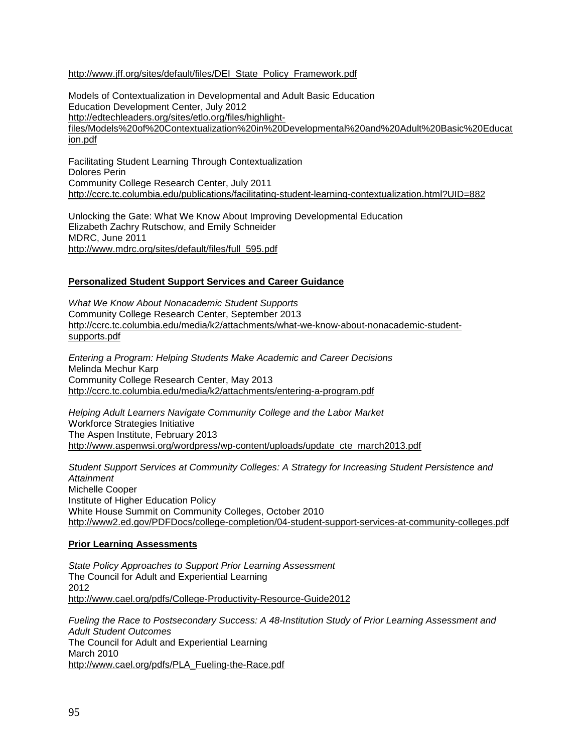http://www.jff.org/sites/default/files/DEI_State_Policy_Framework.pdf

Models of Contextualization in Developmental and Adult Basic Education
Education Development Center, July 2012
http://edtechleaders.org/sites/etlo.org/files/highlight-files/Models%20of%20Contextualization%20in%20Developmental%20and%20Adult%20Basic%20Education.pdf

Facilitating Student Learning Through Contextualization
Dolores Perin
Community College Research Center, July 2011
http://ccrc.tc.columbia.edu/publications/facilitating-student-learning-contextualization.html?UID=882

Unlocking the Gate: What We Know About Improving Developmental Education
Elizabeth Zachry Rutschow, and Emily Schneider
MDRC, June 2011
http://www.mdrc.org/sites/default/files/full_595.pdf

**Personalized Student Support Services and Career Guidance**

*What We Know About Nonacademic Student Supports*
Community College Research Center, September 2013
http://ccrc.tc.columbia.edu/media/k2/attachments/what-we-know-about-nonacademic-student-supports.pdf

*Entering a Program: Helping Students Make Academic and Career Decisions*
Melinda Mechur Karp
Community College Research Center, May 2013
http://ccrc.tc.columbia.edu/media/k2/attachments/entering-a-program.pdf

*Helping Adult Learners Navigate Community College and the Labor Market*
Workforce Strategies Initiative
The Aspen Institute, February 2013
http://www.aspenwsi.org/wordpress/wp-content/uploads/update_cte_march2013.pdf

*Student Support Services at Community Colleges: A Strategy for Increasing Student Persistence and Attainment*
Michelle Cooper
Institute of Higher Education Policy
White House Summit on Community Colleges, October 2010
http://www2.ed.gov/PDFDocs/college-completion/04-student-support-services-at-community-colleges.pdf

**Prior Learning Assessments**

*State Policy Approaches to Support Prior Learning Assessment*
The Council for Adult and Experiential Learning
2012
http://www.cael.org/pdfs/College-Productivity-Resource-Guide2012

*Fueling the Race to Postsecondary Success: A 48-Institution Study of Prior Learning Assessment and Adult Student Outcomes*
The Council for Adult and Experiential Learning
March 2010
http://www.cael.org/pdfs/PLA_Fueling-the-Race.pdf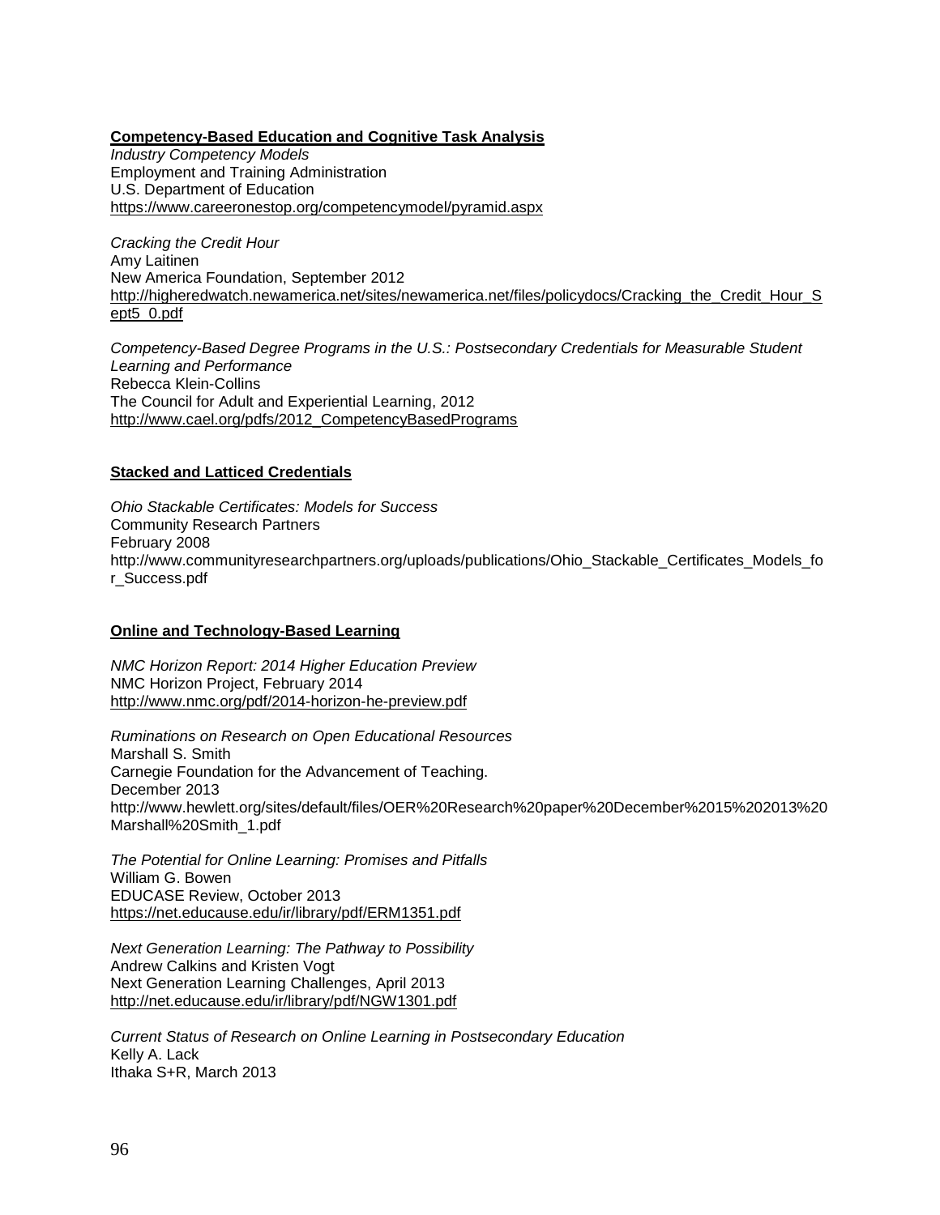**Competency-Based Education and Cognitive Task Analysis**

*Industry Competency Models*
Employment and Training Administration
U.S. Department of Education
https://www.careeronestop.org/competencymodel/pyramid.aspx

*Cracking the Credit Hour*
Amy Laitinen
New America Foundation, September 2012
http://higheredwatch.newamerica.net/sites/newamerica.net/files/policydocs/Cracking_the_Credit_Hour_Sept5_0.pdf

*Competency-Based Degree Programs in the U.S.: Postsecondary Credentials for Measurable Student Learning and Performance*
Rebecca Klein-Collins
The Council for Adult and Experiential Learning, 2012
http://www.cael.org/pdfs/2012_CompetencyBasedPrograms

**Stacked and Latticed Credentials**

*Ohio Stackable Certificates: Models for Success*
Community Research Partners
February 2008
http://www.communityresearchpartners.org/uploads/publications/Ohio_Stackable_Certificates_Models_for_Success.pdf

**Online and Technology-Based Learning**

*NMC Horizon Report: 2014 Higher Education Preview*
NMC Horizon Project, February 2014
http://www.nmc.org/pdf/2014-horizon-he-preview.pdf

*Ruminations on Research on Open Educational Resources*
Marshall S. Smith
Carnegie Foundation for the Advancement of Teaching.
December 2013
http://www.hewlett.org/sites/default/files/OER%20Research%20paper%20December%2015%202013%20Marshall%20Smith_1.pdf

*The Potential for Online Learning: Promises and Pitfalls*
William G. Bowen
EDUCASE Review, October 2013
https://net.educause.edu/ir/library/pdf/ERM1351.pdf

*Next Generation Learning: The Pathway to Possibility*
Andrew Calkins and Kristen Vogt
Next Generation Learning Challenges, April 2013
http://net.educause.edu/ir/library/pdf/NGW1301.pdf

*Current Status of Research on Online Learning in Postsecondary Education*
Kelly A. Lack
Ithaka S+R, March 2013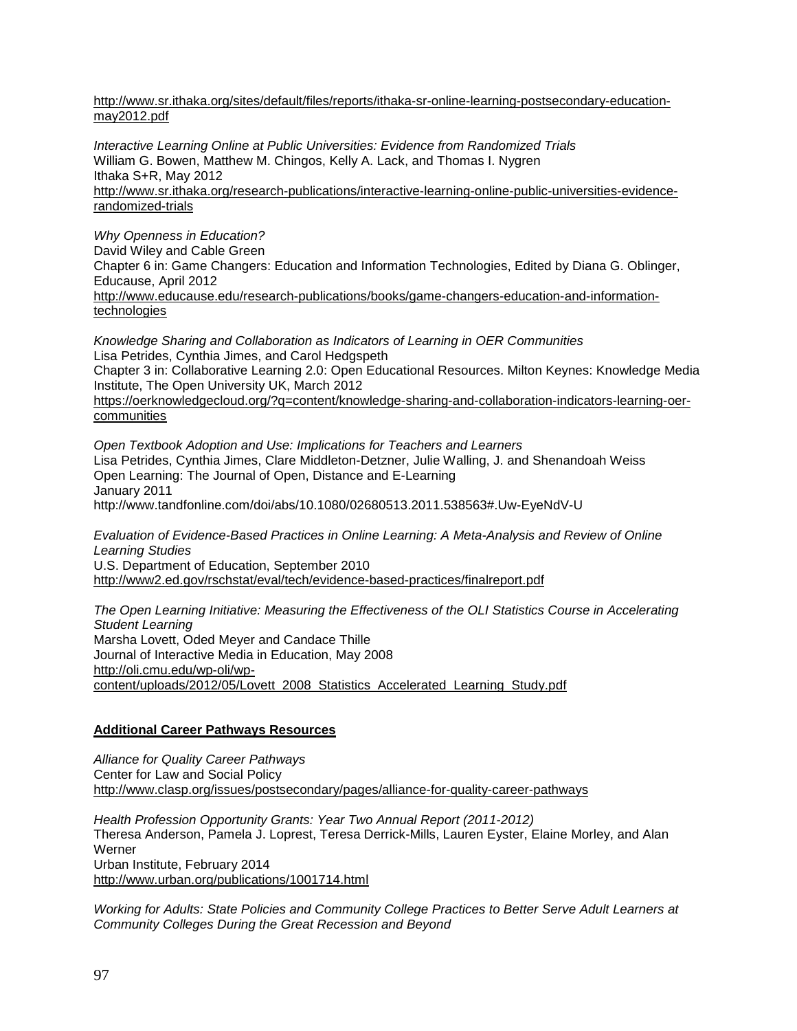http://www.sr.ithaka.org/sites/default/files/reports/ithaka-sr-online-learning-postsecondary-education-may2012.pdf

*Interactive Learning Online at Public Universities: Evidence from Randomized Trials*
William G. Bowen, Matthew M. Chingos, Kelly A. Lack, and Thomas I. Nygren
Ithaka S+R, May 2012
http://www.sr.ithaka.org/research-publications/interactive-learning-online-public-universities-evidence-randomized-trials

*Why Openness in Education?*
David Wiley and Cable Green
Chapter 6 in: Game Changers: Education and Information Technologies, Edited by Diana G. Oblinger, Educause, April 2012
http://www.educause.edu/research-publications/books/game-changers-education-and-information-technologies

*Knowledge Sharing and Collaboration as Indicators of Learning in OER Communities*
Lisa Petrides, Cynthia Jimes, and Carol Hedgspeth
Chapter 3 in: Collaborative Learning 2.0: Open Educational Resources. Milton Keynes: Knowledge Media Institute, The Open University UK, March 2012
https://oerknowledgecloud.org/?q=content/knowledge-sharing-and-collaboration-indicators-learning-oer-communities

*Open Textbook Adoption and Use: Implications for Teachers and Learners*
Lisa Petrides, Cynthia Jimes, Clare Middleton-Detzner, Julie Walling, J. and Shenandoah Weiss
Open Learning: The Journal of Open, Distance and E-Learning
January 2011
http://www.tandfonline.com/doi/abs/10.1080/02680513.2011.538563#.Uw-EyeNdV-U

*Evaluation of Evidence-Based Practices in Online Learning: A Meta-Analysis and Review of Online Learning Studies*
U.S. Department of Education, September 2010
http://www2.ed.gov/rschstat/eval/tech/evidence-based-practices/finalreport.pdf

*The Open Learning Initiative: Measuring the Effectiveness of the OLI Statistics Course in Accelerating Student Learning*
Marsha Lovett, Oded Meyer and Candace Thille
Journal of Interactive Media in Education, May 2008
http://oli.cmu.edu/wp-oli/wp-content/uploads/2012/05/Lovett_2008_Statistics_Accelerated_Learning_Study.pdf

**Additional Career Pathways Resources**

*Alliance for Quality Career Pathways*
Center for Law and Social Policy
http://www.clasp.org/issues/postsecondary/pages/alliance-for-quality-career-pathways

*Health Profession Opportunity Grants: Year Two Annual Report (2011-2012)*
Theresa Anderson, Pamela J. Loprest, Teresa Derrick-Mills, Lauren Eyster, Elaine Morley, and Alan Werner
Urban Institute, February 2014
http://www.urban.org/publications/1001714.html

*Working for Adults: State Policies and Community College Practices to Better Serve Adult Learners at Community Colleges During the Great Recession and Beyond*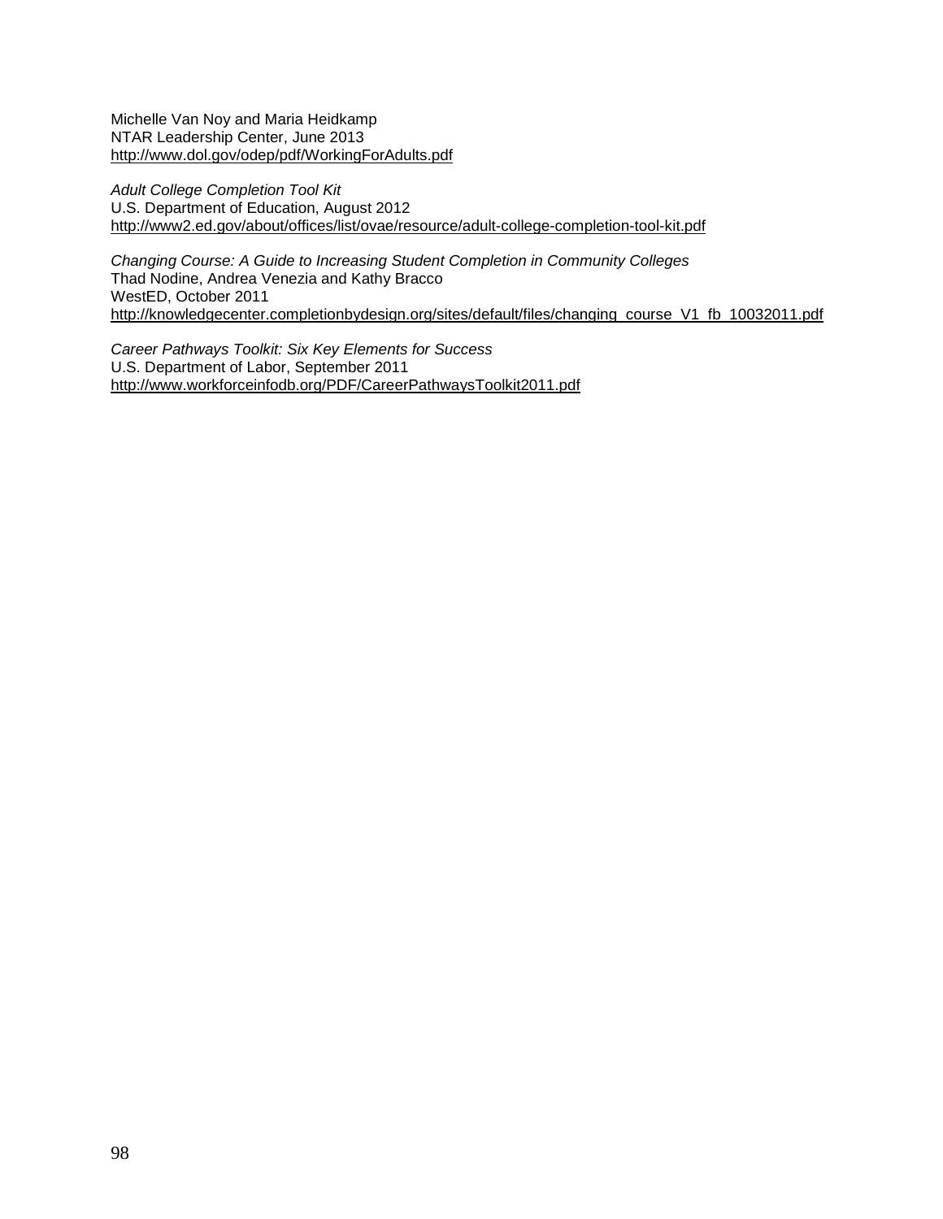Michelle Van Noy and Maria Heidkamp  
NTAR Leadership Center, June 2013  
http://www.dol.gov/odep/pdf/WorkingForAdults.pdf

*Adult College Completion Tool Kit*  
U.S. Department of Education, August 2012  
http://www2.ed.gov/about/offices/list/ovae/resource/adult-college-completion-tool-kit.pdf

*Changing Course: A Guide to Increasing Student Completion in Community Colleges*  
Thad Nodine, Andrea Venezia and Kathy Bracco  
WestED, October 2011  
http://knowledgecenter.completionbydesign.org/sites/default/files/changing_course_V1_fb_10032011.pdf

*Career Pathways Toolkit: Six Key Elements for Success*  
U.S. Department of Labor, September 2011  
http://www.workforceinfodb.org/PDF/CareerPathwaysToolkit2011.pdf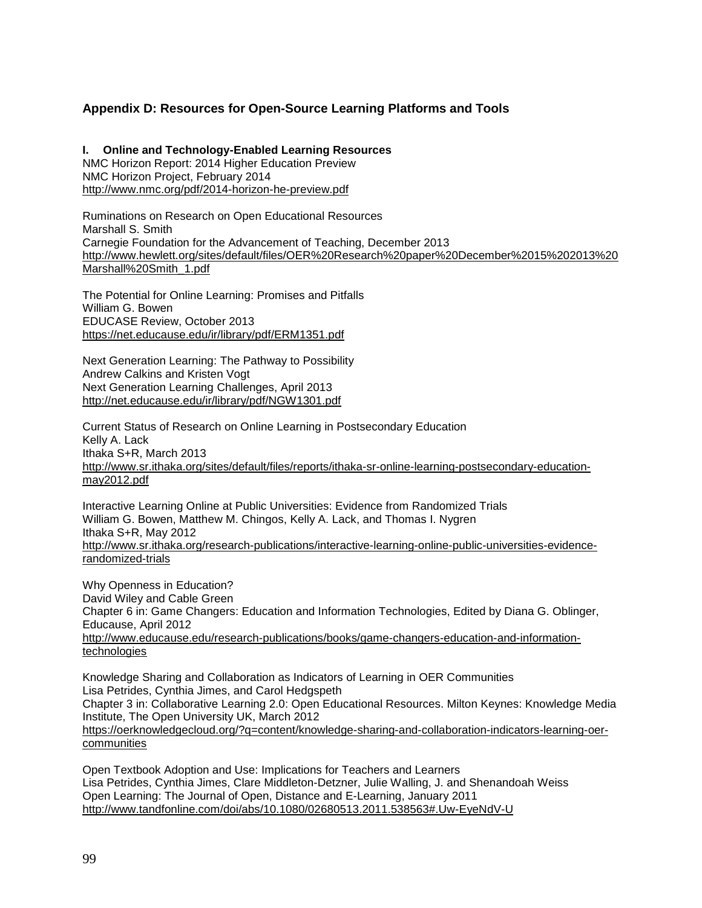## Appendix D: Resources for Open-Source Learning Platforms and Tools

### I. Online and Technology-Enabled Learning Resources

NMC Horizon Report: 2014 Higher Education Preview
NMC Horizon Project, February 2014
http://www.nmc.org/pdf/2014-horizon-he-preview.pdf

Ruminations on Research on Open Educational Resources
Marshall S. Smith
Carnegie Foundation for the Advancement of Teaching, December 2013
http://www.hewlett.org/sites/default/files/OER%20Research%20paper%20December%2015%202013%20Marshall%20Smith_1.pdf

The Potential for Online Learning: Promises and Pitfalls
William G. Bowen
EDUCASE Review, October 2013
https://net.educause.edu/ir/library/pdf/ERM1351.pdf

Next Generation Learning: The Pathway to Possibility
Andrew Calkins and Kristen Vogt
Next Generation Learning Challenges, April 2013
http://net.educause.edu/ir/library/pdf/NGW1301.pdf

Current Status of Research on Online Learning in Postsecondary Education
Kelly A. Lack
Ithaka S+R, March 2013
http://www.sr.ithaka.org/sites/default/files/reports/ithaka-sr-online-learning-postsecondary-education-may2012.pdf

Interactive Learning Online at Public Universities: Evidence from Randomized Trials
William G. Bowen, Matthew M. Chingos, Kelly A. Lack, and Thomas I. Nygren
Ithaka S+R, May 2012
http://www.sr.ithaka.org/research-publications/interactive-learning-online-public-universities-evidence-randomized-trials

Why Openness in Education?
David Wiley and Cable Green
Chapter 6 in: Game Changers: Education and Information Technologies, Edited by Diana G. Oblinger, Educause, April 2012
http://www.educause.edu/research-publications/books/game-changers-education-and-information-technologies

Knowledge Sharing and Collaboration as Indicators of Learning in OER Communities
Lisa Petrides, Cynthia Jimes, and Carol Hedgspeth
Chapter 3 in: Collaborative Learning 2.0: Open Educational Resources. Milton Keynes: Knowledge Media Institute, The Open University UK, March 2012
https://oerknowledgecloud.org/?q=content/knowledge-sharing-and-collaboration-indicators-learning-oer-communities

Open Textbook Adoption and Use: Implications for Teachers and Learners
Lisa Petrides, Cynthia Jimes, Clare Middleton-Detzner, Julie Walling, J. and Shenandoah Weiss
Open Learning: The Journal of Open, Distance and E-Learning, January 2011
http://www.tandfonline.com/doi/abs/10.1080/02680513.2011.538563#.Uw-EyeNdV-U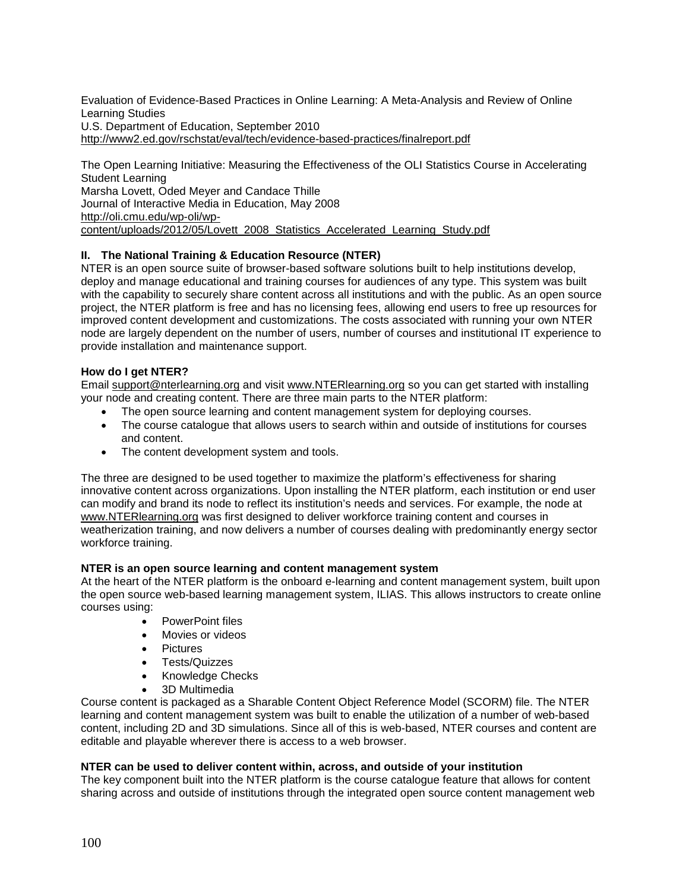Evaluation of Evidence-Based Practices in Online Learning: A Meta-Analysis and Review of Online Learning Studies
U.S. Department of Education, September 2010
http://www2.ed.gov/rschstat/eval/tech/evidence-based-practices/finalreport.pdf

The Open Learning Initiative: Measuring the Effectiveness of the OLI Statistics Course in Accelerating Student Learning
Marsha Lovett, Oded Meyer and Candace Thille
Journal of Interactive Media in Education, May 2008
http://oli.cmu.edu/wp-oli/wp-content/uploads/2012/05/Lovett_2008_Statistics_Accelerated_Learning_Study.pdf

## II. The National Training & Education Resource (NTER)

NTER is an open source suite of browser-based software solutions built to help institutions develop, deploy and manage educational and training courses for audiences of any type. This system was built with the capability to securely share content across all institutions and with the public. As an open source project, the NTER platform is free and has no licensing fees, allowing end users to free up resources for improved content development and customizations. The costs associated with running your own NTER node are largely dependent on the number of users, number of courses and institutional IT experience to provide installation and maintenance support.

### How do I get NTER?

Email support@nterlearning.org and visit www.NTERlearning.org so you can get started with installing your node and creating content. There are three main parts to the NTER platform:

- The open source learning and content management system for deploying courses.
- The course catalogue that allows users to search within and outside of institutions for courses and content.
- The content development system and tools.

The three are designed to be used together to maximize the platform's effectiveness for sharing innovative content across organizations. Upon installing the NTER platform, each institution or end user can modify and brand its node to reflect its institution's needs and services. For example, the node at www.NTERlearning.org was first designed to deliver workforce training content and courses in weatherization training, and now delivers a number of courses dealing with predominantly energy sector workforce training.

### NTER is an open source learning and content management system

At the heart of the NTER platform is the onboard e-learning and content management system, built upon the open source web-based learning management system, ILIAS. This allows instructors to create online courses using:

- PowerPoint files
- Movies or videos
- Pictures
- Tests/Quizzes
- Knowledge Checks
- 3D Multimedia

Course content is packaged as a Sharable Content Object Reference Model (SCORM) file. The NTER learning and content management system was built to enable the utilization of a number of web-based content, including 2D and 3D simulations. Since all of this is web-based, NTER courses and content are editable and playable wherever there is access to a web browser.

### NTER can be used to deliver content within, across, and outside of your institution

The key component built into the NTER platform is the course catalogue feature that allows for content sharing across and outside of institutions through the integrated open source content management web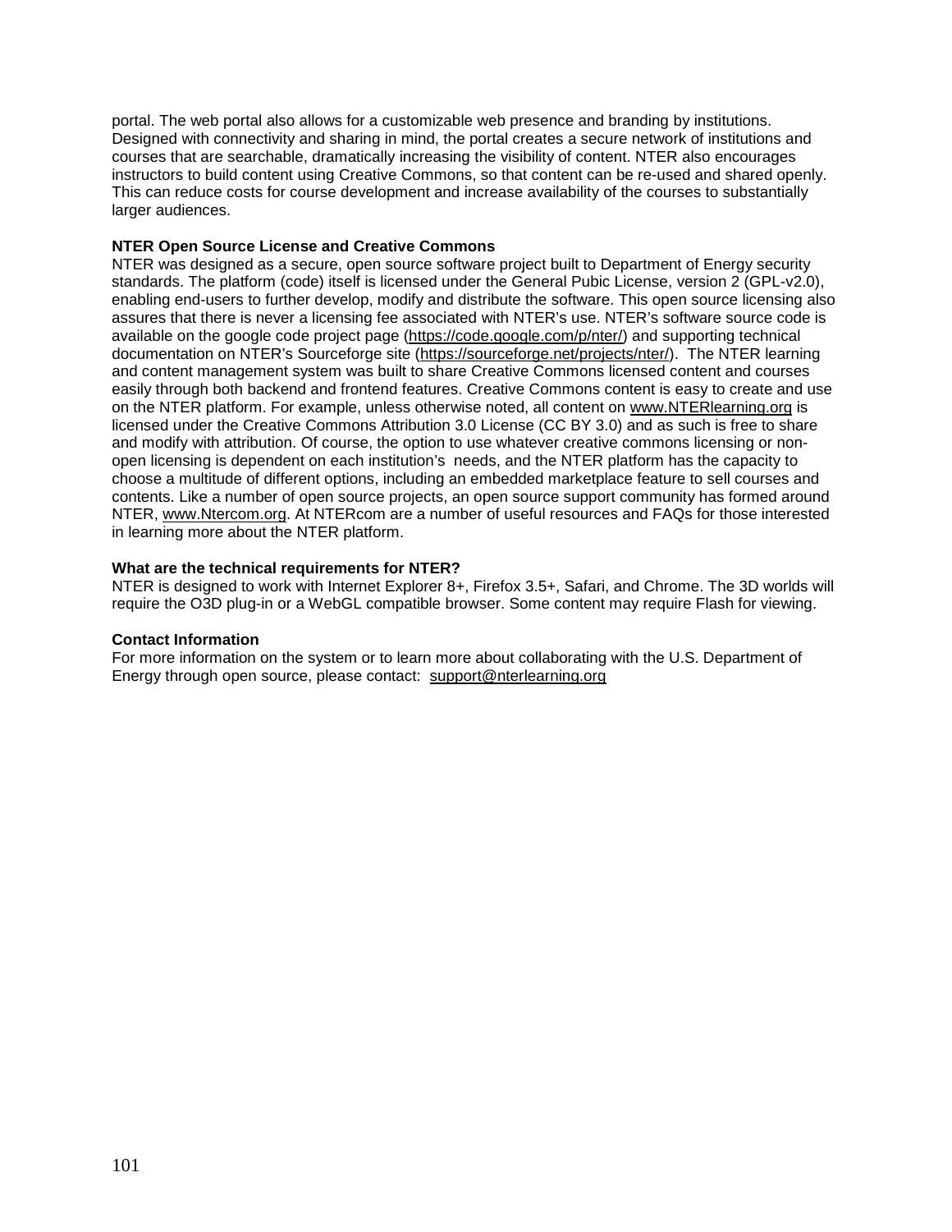portal. The web portal also allows for a customizable web presence and branding by institutions. Designed with connectivity and sharing in mind, the portal creates a secure network of institutions and courses that are searchable, dramatically increasing the visibility of content. NTER also encourages instructors to build content using Creative Commons, so that content can be re-used and shared openly. This can reduce costs for course development and increase availability of the courses to substantially larger audiences.

**NTER Open Source License and Creative Commons**

NTER was designed as a secure, open source software project built to Department of Energy security standards. The platform (code) itself is licensed under the General Pubic License, version 2 (GPL-v2.0), enabling end-users to further develop, modify and distribute the software. This open source licensing also assures that there is never a licensing fee associated with NTER's use. NTER's software source code is available on the google code project page (https://code.google.com/p/nter/) and supporting technical documentation on NTER's Sourceforge site (https://sourceforge.net/projects/nter/). The NTER learning and content management system was built to share Creative Commons licensed content and courses easily through both backend and frontend features. Creative Commons content is easy to create and use on the NTER platform. For example, unless otherwise noted, all content on www.NTERlearning.org is licensed under the Creative Commons Attribution 3.0 License (CC BY 3.0) and as such is free to share and modify with attribution. Of course, the option to use whatever creative commons licensing or non-open licensing is dependent on each institution's needs, and the NTER platform has the capacity to choose a multitude of different options, including an embedded marketplace feature to sell courses and contents. Like a number of open source projects, an open source support community has formed around NTER, www.Ntercom.org. At NTERcom are a number of useful resources and FAQs for those interested in learning more about the NTER platform.

**What are the technical requirements for NTER?**

NTER is designed to work with Internet Explorer 8+, Firefox 3.5+, Safari, and Chrome. The 3D worlds will require the O3D plug-in or a WebGL compatible browser. Some content may require Flash for viewing.

**Contact Information**

For more information on the system or to learn more about collaborating with the U.S. Department of Energy through open source, please contact: support@nterlearning.org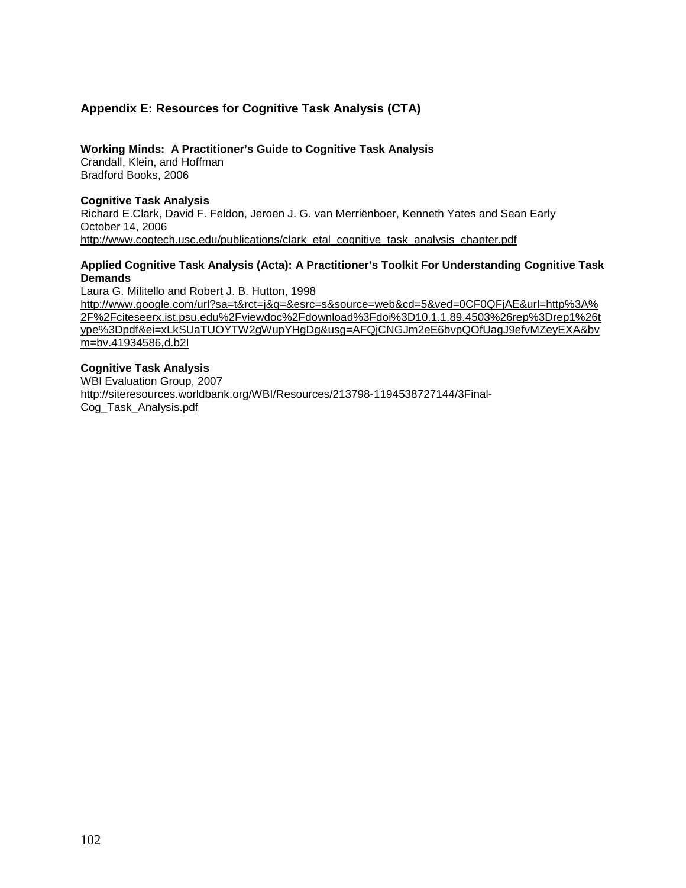## Appendix E: Resources for Cognitive Task Analysis (CTA)

**Working Minds: A Practitioner's Guide to Cognitive Task Analysis**
Crandall, Klein, and Hoffman
Bradford Books, 2006

**Cognitive Task Analysis**
Richard E.Clark, David F. Feldon, Jeroen J. G. van Merriënboer, Kenneth Yates and Sean Early
October 14, 2006
http://www.cogtech.usc.edu/publications/clark_etal_cognitive_task_analysis_chapter.pdf

**Applied Cognitive Task Analysis (Acta): A Practitioner's Toolkit For Understanding Cognitive Task Demands**
Laura G. Militello and Robert J. B. Hutton, 1998
http://www.google.com/url?sa=t&rct=j&q=&esrc=s&source=web&cd=5&ved=0CF0QFjAE&url=http%3A%2F%2Fciteseerx.ist.psu.edu%2Fviewdoc%2Fdownload%3Fdoi%3D10.1.1.89.4503%26rep%3Drep1%26type%3Dpdf&ei=xLkSUaTUOYTW2gWupYHgDg&usg=AFQjCNGJm2eE6bvpQOfUagJ9efvMZeyEXA&bvm=bv.41934586,d.b2I

**Cognitive Task Analysis**
WBI Evaluation Group, 2007
http://siteresources.worldbank.org/WBI/Resources/213798-1194538727144/3Final-Cog_Task_Analysis.pdf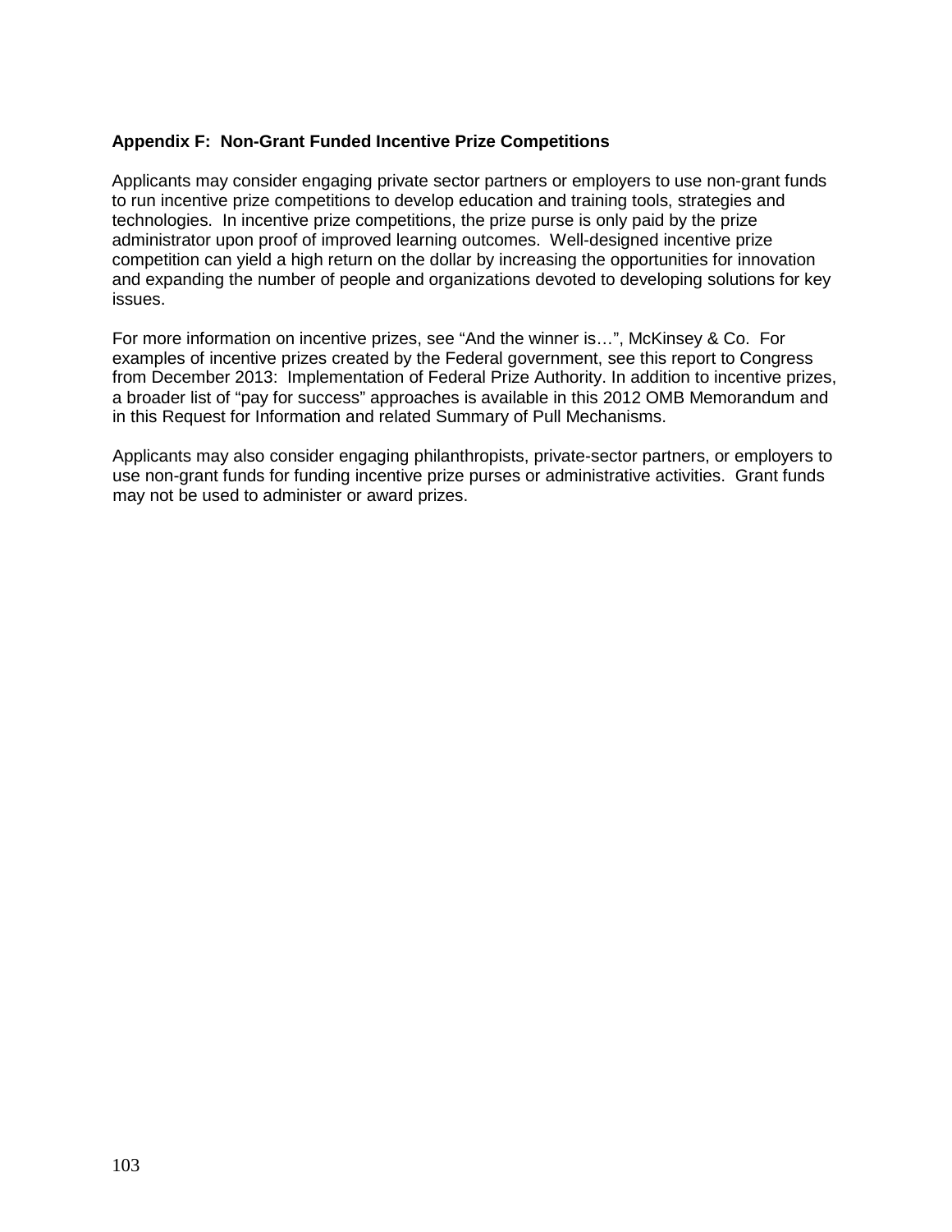### Appendix F: Non-Grant Funded Incentive Prize Competitions

Applicants may consider engaging private sector partners or employers to use non-grant funds to run incentive prize competitions to develop education and training tools, strategies and technologies. In incentive prize competitions, the prize purse is only paid by the prize administrator upon proof of improved learning outcomes. Well-designed incentive prize competition can yield a high return on the dollar by increasing the opportunities for innovation and expanding the number of people and organizations devoted to developing solutions for key issues.

For more information on incentive prizes, see "And the winner is…", McKinsey & Co. For examples of incentive prizes created by the Federal government, see this report to Congress from December 2013: Implementation of Federal Prize Authority. In addition to incentive prizes, a broader list of "pay for success" approaches is available in this 2012 OMB Memorandum and in this Request for Information and related Summary of Pull Mechanisms.

Applicants may also consider engaging philanthropists, private-sector partners, or employers to use non-grant funds for funding incentive prize purses or administrative activities. Grant funds may not be used to administer or award prizes.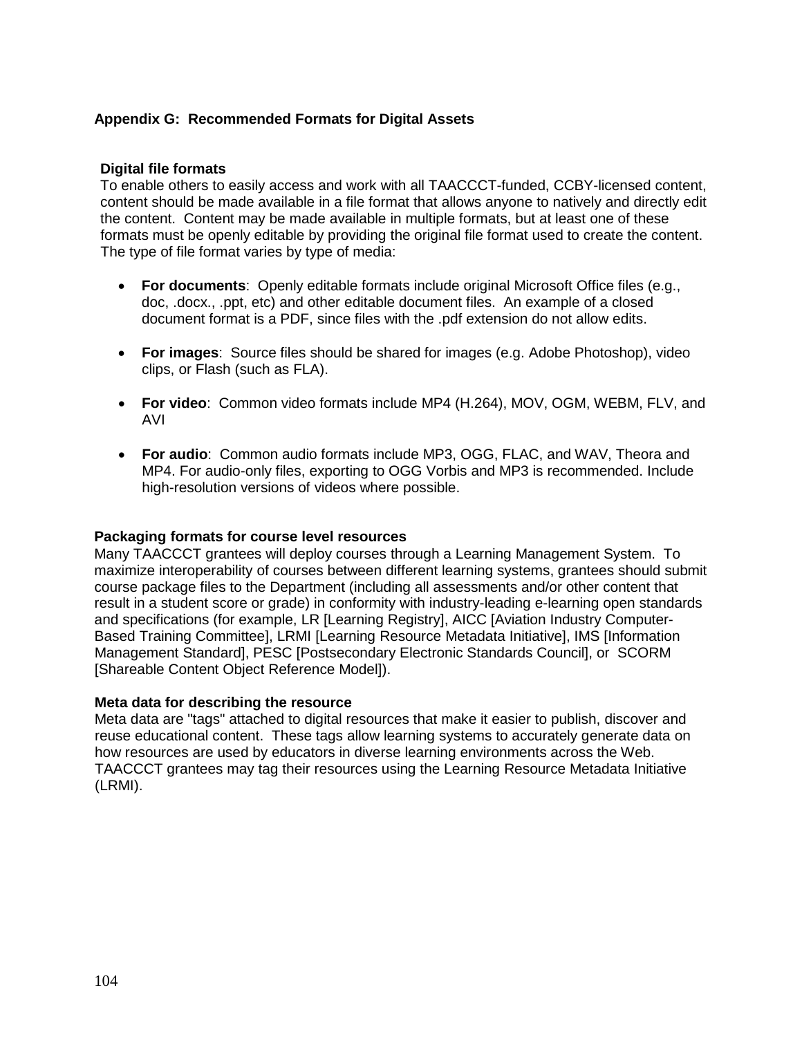## Appendix G: Recommended Formats for Digital Assets

### Digital file formats

To enable others to easily access and work with all TAACCCT-funded, CCBY-licensed content, content should be made available in a file format that allows anyone to natively and directly edit the content. Content may be made available in multiple formats, but at least one of these formats must be openly editable by providing the original file format used to create the content. The type of file format varies by type of media:

- **For documents**: Openly editable formats include original Microsoft Office files (e.g., doc, .docx., .ppt, etc) and other editable document files. An example of a closed document format is a PDF, since files with the .pdf extension do not allow edits.
- **For images**: Source files should be shared for images (e.g. Adobe Photoshop), video clips, or Flash (such as FLA).
- **For video**: Common video formats include MP4 (H.264), MOV, OGM, WEBM, FLV, and AVI
- **For audio**: Common audio formats include MP3, OGG, FLAC, and WAV, Theora and MP4. For audio-only files, exporting to OGG Vorbis and MP3 is recommended. Include high-resolution versions of videos where possible.

### Packaging formats for course level resources

Many TAACCCT grantees will deploy courses through a Learning Management System. To maximize interoperability of courses between different learning systems, grantees should submit course package files to the Department (including all assessments and/or other content that result in a student score or grade) in conformity with industry-leading e-learning open standards and specifications (for example, LR [Learning Registry], AICC [Aviation Industry Computer-Based Training Committee], LRMI [Learning Resource Metadata Initiative], IMS [Information Management Standard], PESC [Postsecondary Electronic Standards Council], or SCORM [Shareable Content Object Reference Model]).

### Meta data for describing the resource

Meta data are "tags" attached to digital resources that make it easier to publish, discover and reuse educational content. These tags allow learning systems to accurately generate data on how resources are used by educators in diverse learning environments across the Web. TAACCCT grantees may tag their resources using the Learning Resource Metadata Initiative (LRMI).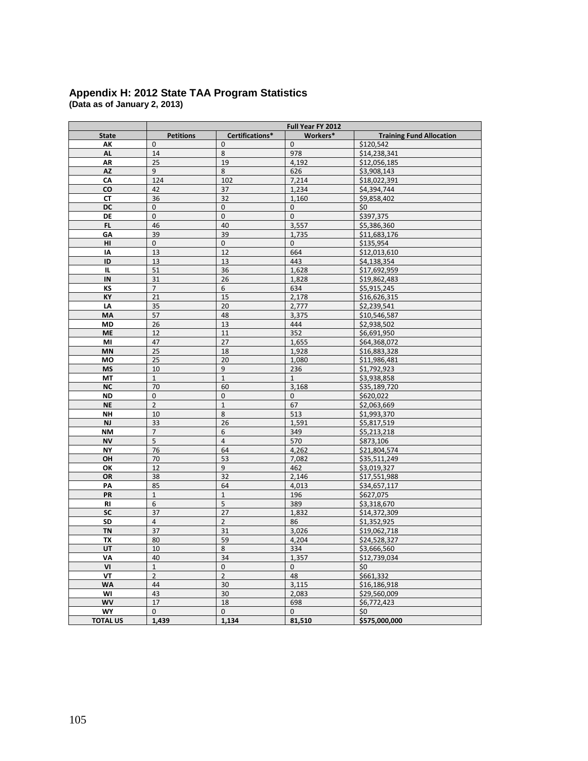## Appendix H: 2012 State TAA Program Statistics

**(Data as of January 2, 2013)**

| | Full Year FY 2012 | | | |
|---|---|---|---|---|
| **State** | **Petitions** | **Certifications*** | **Workers*** | **Training Fund Allocation** |
| AK | 0 | 0 | 0 | $120,542 |
| AL | 14 | 8 | 978 | $14,238,341 |
| AR | 25 | 19 | 4,192 | $12,056,185 |
| AZ | 9 | 8 | 626 | $3,908,143 |
| CA | 124 | 102 | 7,214 | $18,022,391 |
| CO | 42 | 37 | 1,234 | $4,394,744 |
| CT | 36 | 32 | 1,160 | $9,858,402 |
| DC | 0 | 0 | 0 | $0 |
| DE | 0 | 0 | 0 | $397,375 |
| FL | 46 | 40 | 3,557 | $5,386,360 |
| GA | 39 | 39 | 1,735 | $11,683,176 |
| HI | 0 | 0 | 0 | $135,954 |
| IA | 13 | 12 | 664 | $12,013,610 |
| ID | 13 | 13 | 443 | $4,138,354 |
| IL | 51 | 36 | 1,628 | $17,692,959 |
| IN | 31 | 26 | 1,828 | $19,862,483 |
| KS | 7 | 6 | 634 | $5,915,245 |
| KY | 21 | 15 | 2,178 | $16,626,315 |
| LA | 35 | 20 | 2,777 | $2,239,541 |
| MA | 57 | 48 | 3,375 | $10,546,587 |
| MD | 26 | 13 | 444 | $2,938,502 |
| ME | 12 | 11 | 352 | $6,691,950 |
| MI | 47 | 27 | 1,655 | $64,368,072 |
| MN | 25 | 18 | 1,928 | $16,883,328 |
| MO | 25 | 20 | 1,080 | $11,986,481 |
| MS | 10 | 9 | 236 | $1,792,923 |
| MT | 1 | 1 | 1 | $3,938,858 |
| NC | 70 | 60 | 3,168 | $35,189,720 |
| ND | 0 | 0 | 0 | $620,022 |
| NE | 2 | 1 | 67 | $2,063,669 |
| NH | 10 | 8 | 513 | $1,993,370 |
| NJ | 33 | 26 | 1,591 | $5,817,519 |
| NM | 7 | 6 | 349 | $5,213,218 |
| NV | 5 | 4 | 570 | $873,106 |
| NY | 76 | 64 | 4,262 | $21,804,574 |
| OH | 70 | 53 | 7,082 | $35,511,249 |
| OK | 12 | 9 | 462 | $3,019,327 |
| OR | 38 | 32 | 2,146 | $17,551,988 |
| PA | 85 | 64 | 4,013 | $34,657,117 |
| PR | 1 | 1 | 196 | $627,075 |
| RI | 6 | 5 | 389 | $3,318,670 |
| SC | 37 | 27 | 1,832 | $14,372,309 |
| SD | 4 | 2 | 86 | $1,352,925 |
| TN | 37 | 31 | 3,026 | $19,062,718 |
| TX | 80 | 59 | 4,204 | $24,528,327 |
| UT | 10 | 8 | 334 | $3,666,560 |
| VA | 40 | 34 | 1,357 | $12,739,034 |
| VI | 1 | 0 | 0 | $0 |
| VT | 2 | 2 | 48 | $661,332 |
| WA | 44 | 30 | 3,115 | $16,186,918 |
| WI | 43 | 30 | 2,083 | $29,560,009 |
| WV | 17 | 18 | 698 | $6,772,423 |
| WY | 0 | 0 | 0 | $0 |
| **TOTAL US** | **1,439** | **1,134** | **81,510** | **$575,000,000** |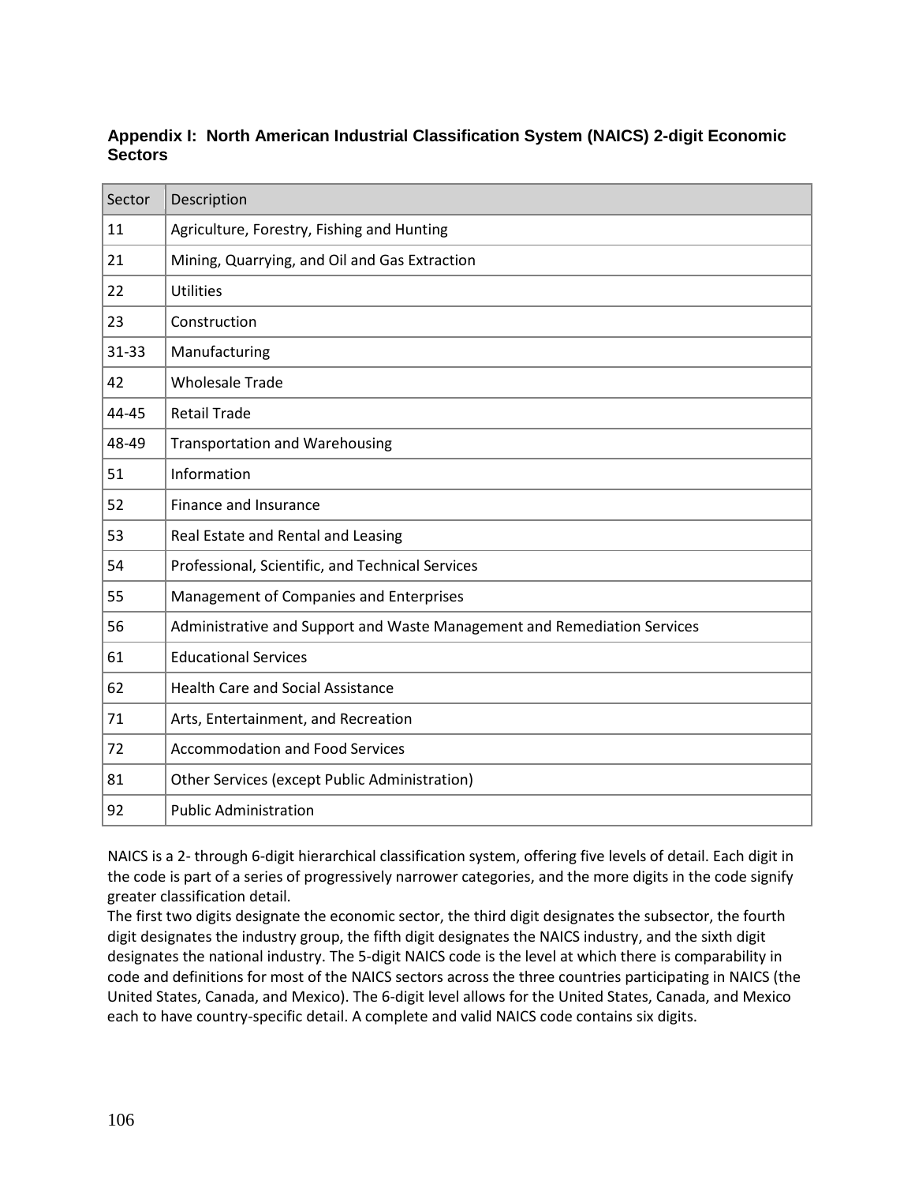## Appendix I: North American Industrial Classification System (NAICS) 2-digit Economic Sectors

| Sector | Description |
|---|---|
| 11 | Agriculture, Forestry, Fishing and Hunting |
| 21 | Mining, Quarrying, and Oil and Gas Extraction |
| 22 | Utilities |
| 23 | Construction |
| 31-33 | Manufacturing |
| 42 | Wholesale Trade |
| 44-45 | Retail Trade |
| 48-49 | Transportation and Warehousing |
| 51 | Information |
| 52 | Finance and Insurance |
| 53 | Real Estate and Rental and Leasing |
| 54 | Professional, Scientific, and Technical Services |
| 55 | Management of Companies and Enterprises |
| 56 | Administrative and Support and Waste Management and Remediation Services |
| 61 | Educational Services |
| 62 | Health Care and Social Assistance |
| 71 | Arts, Entertainment, and Recreation |
| 72 | Accommodation and Food Services |
| 81 | Other Services (except Public Administration) |
| 92 | Public Administration |

NAICS is a 2- through 6-digit hierarchical classification system, offering five levels of detail. Each digit in the code is part of a series of progressively narrower categories, and the more digits in the code signify greater classification detail.

The first two digits designate the economic sector, the third digit designates the subsector, the fourth digit designates the industry group, the fifth digit designates the NAICS industry, and the sixth digit designates the national industry. The 5-digit NAICS code is the level at which there is comparability in code and definitions for most of the NAICS sectors across the three countries participating in NAICS (the United States, Canada, and Mexico). The 6-digit level allows for the United States, Canada, and Mexico each to have country-specific detail. A complete and valid NAICS code contains six digits.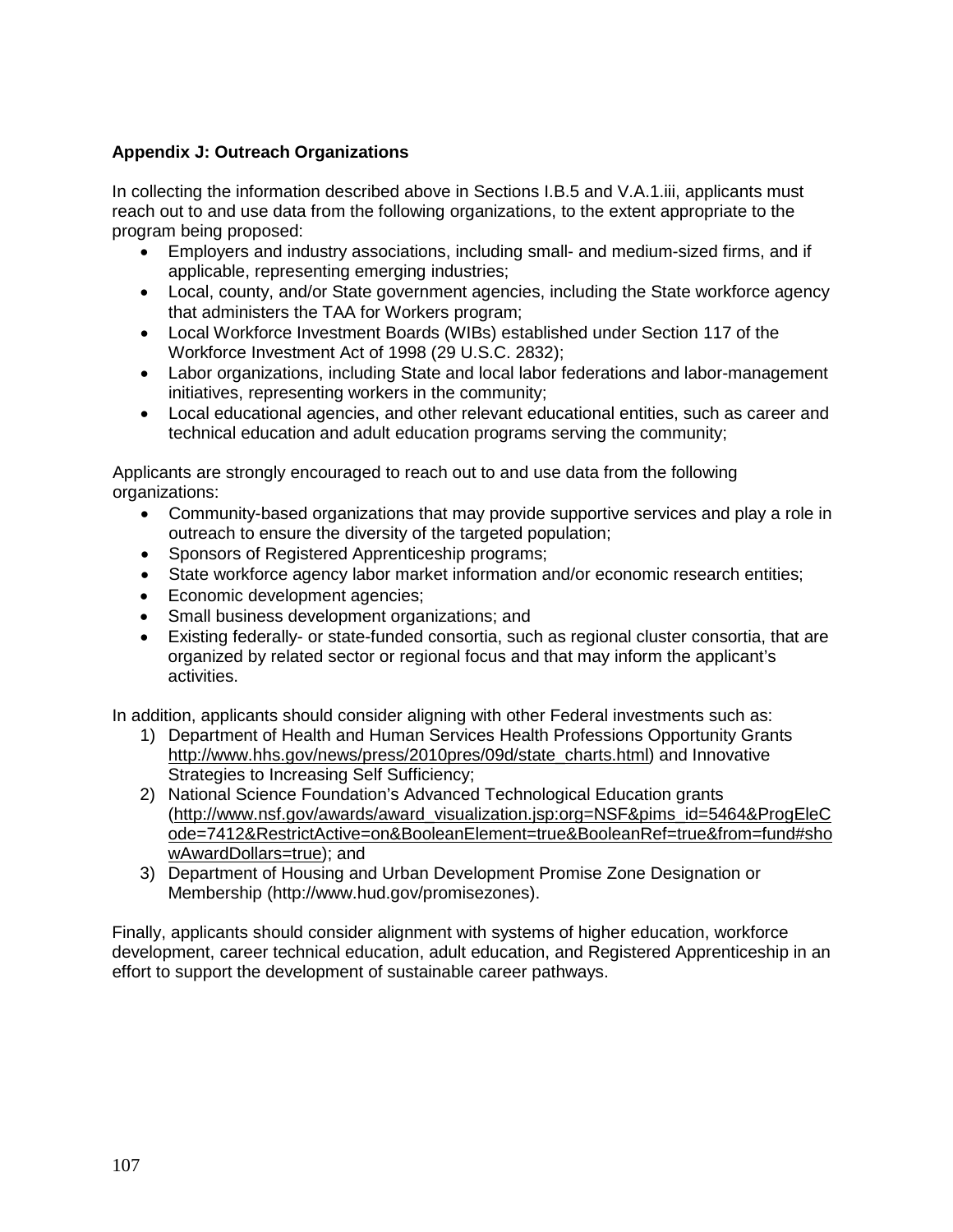**Appendix J: Outreach Organizations**

In collecting the information described above in Sections I.B.5 and V.A.1.iii, applicants must reach out to and use data from the following organizations, to the extent appropriate to the program being proposed:

- Employers and industry associations, including small- and medium-sized firms, and if applicable, representing emerging industries;
- Local, county, and/or State government agencies, including the State workforce agency that administers the TAA for Workers program;
- Local Workforce Investment Boards (WIBs) established under Section 117 of the Workforce Investment Act of 1998 (29 U.S.C. 2832);
- Labor organizations, including State and local labor federations and labor-management initiatives, representing workers in the community;
- Local educational agencies, and other relevant educational entities, such as career and technical education and adult education programs serving the community;

Applicants are strongly encouraged to reach out to and use data from the following organizations:

- Community-based organizations that may provide supportive services and play a role in outreach to ensure the diversity of the targeted population;
- Sponsors of Registered Apprenticeship programs;
- State workforce agency labor market information and/or economic research entities;
- Economic development agencies;
- Small business development organizations; and
- Existing federally- or state-funded consortia, such as regional cluster consortia, that are organized by related sector or regional focus and that may inform the applicant's activities.

In addition, applicants should consider aligning with other Federal investments such as:

1) Department of Health and Human Services Health Professions Opportunity Grants http://www.hhs.gov/news/press/2010pres/09d/state_charts.html) and Innovative Strategies to Increasing Self Sufficiency;
2) National Science Foundation's Advanced Technological Education grants (http://www.nsf.gov/awards/award_visualization.jsp:org=NSF&pims_id=5464&ProgEleCode=7412&RestrictActive=on&BooleanElement=true&BooleanRef=true&from=fund#showAwardDollars=true); and
3) Department of Housing and Urban Development Promise Zone Designation or Membership (http://www.hud.gov/promisezones).

Finally, applicants should consider alignment with systems of higher education, workforce development, career technical education, adult education, and Registered Apprenticeship in an effort to support the development of sustainable career pathways.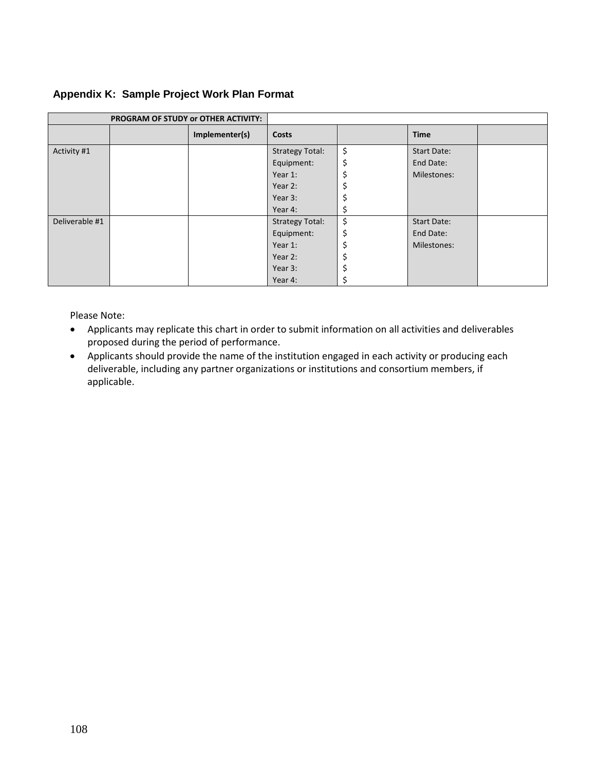## Appendix K: Sample Project Work Plan Format

| PROGRAM OF STUDY or OTHER ACTIVITY: | | | | | | |
|---|---|---|---|---|---|---|
| | | **Implementer(s)** | **Costs** | | **Time** | |
| Activity #1 | | | Strategy Total:<br>Equipment:<br>Year 1:<br>Year 2:<br>Year 3:<br>Year 4: | $<br>$<br>$<br>$<br>$<br>$ | Start Date:<br>End Date:<br>Milestones: | |
| Deliverable #1 | | | Strategy Total:<br>Equipment:<br>Year 1:<br>Year 2:<br>Year 3:<br>Year 4: | $<br>$<br>$<br>$<br>$<br>$ | Start Date:<br>End Date:<br>Milestones: | |

Please Note:

- Applicants may replicate this chart in order to submit information on all activities and deliverables proposed during the period of performance.
- Applicants should provide the name of the institution engaged in each activity or producing each deliverable, including any partner organizations or institutions and consortium members, if applicable.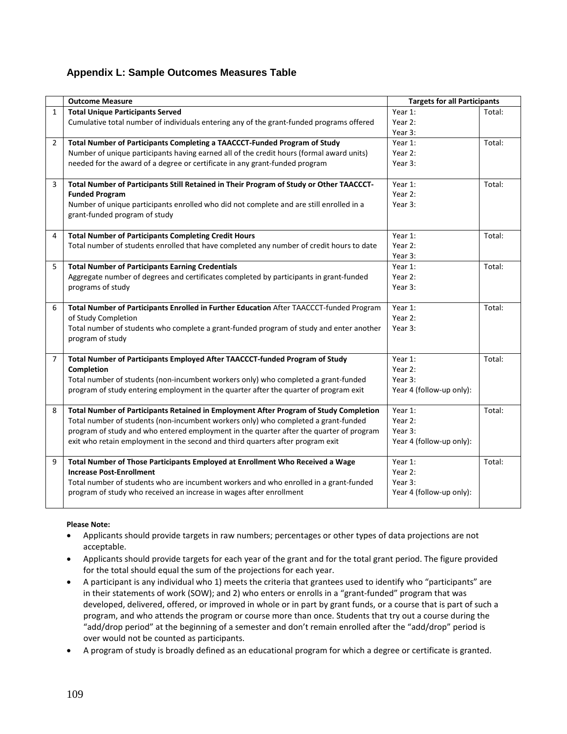## Appendix L: Sample Outcomes Measures Table

| | Outcome Measure | Targets for all Participants | |
|---|---|---|---|
| 1 | **Total Unique Participants Served**<br>Cumulative total number of individuals entering any of the grant-funded programs offered | Year 1:<br>Year 2:<br>Year 3: | Total: |
| 2 | **Total Number of Participants Completing a TAACCCT-Funded Program of Study**<br>Number of unique participants having earned all of the credit hours (formal award units) needed for the award of a degree or certificate in any grant-funded program | Year 1:<br>Year 2:<br>Year 3: | Total: |
| 3 | **Total Number of Participants Still Retained in Their Program of Study or Other TAACCCT-Funded Program**<br>Number of unique participants enrolled who did not complete and are still enrolled in a grant-funded program of study | Year 1:<br>Year 2:<br>Year 3: | Total: |
| 4 | **Total Number of Participants Completing Credit Hours**<br>Total number of students enrolled that have completed any number of credit hours to date | Year 1:<br>Year 2:<br>Year 3: | Total: |
| 5 | **Total Number of Participants Earning Credentials**<br>Aggregate number of degrees and certificates completed by participants in grant-funded programs of study | Year 1:<br>Year 2:<br>Year 3: | Total: |
| 6 | **Total Number of Participants Enrolled in Further Education** After TAACCCT-funded Program of Study Completion<br>Total number of students who complete a grant-funded program of study and enter another program of study | Year 1:<br>Year 2:<br>Year 3: | Total: |
| 7 | **Total Number of Participants Employed After TAACCCT-funded Program of Study Completion**<br>Total number of students (non-incumbent workers only) who completed a grant-funded program of study entering employment in the quarter after the quarter of program exit | Year 1:<br>Year 2:<br>Year 3:<br>Year 4 (follow-up only): | Total: |
| 8 | **Total Number of Participants Retained in Employment After Program of Study Completion**<br>Total number of students (non-incumbent workers only) who completed a grant-funded program of study and who entered employment in the quarter after the quarter of program exit who retain employment in the second and third quarters after program exit | Year 1:<br>Year 2:<br>Year 3:<br>Year 4 (follow-up only): | Total: |
| 9 | **Total Number of Those Participants Employed at Enrollment Who Received a Wage Increase Post-Enrollment**<br>Total number of students who are incumbent workers and who enrolled in a grant-funded program of study who received an increase in wages after enrollment | Year 1:<br>Year 2:<br>Year 3:<br>Year 4 (follow-up only): | Total: |

**Please Note:**

- Applicants should provide targets in raw numbers; percentages or other types of data projections are not acceptable.
- Applicants should provide targets for each year of the grant and for the total grant period. The figure provided for the total should equal the sum of the projections for each year.
- A participant is any individual who 1) meets the criteria that grantees used to identify who "participants" are in their statements of work (SOW); and 2) who enters or enrolls in a "grant-funded" program that was developed, delivered, offered, or improved in whole or in part by grant funds, or a course that is part of such a program, and who attends the program or course more than once. Students that try out a course during the "add/drop period" at the beginning of a semester and don't remain enrolled after the "add/drop" period is over would not be counted as participants.
- A program of study is broadly defined as an educational program for which a degree or certificate is granted.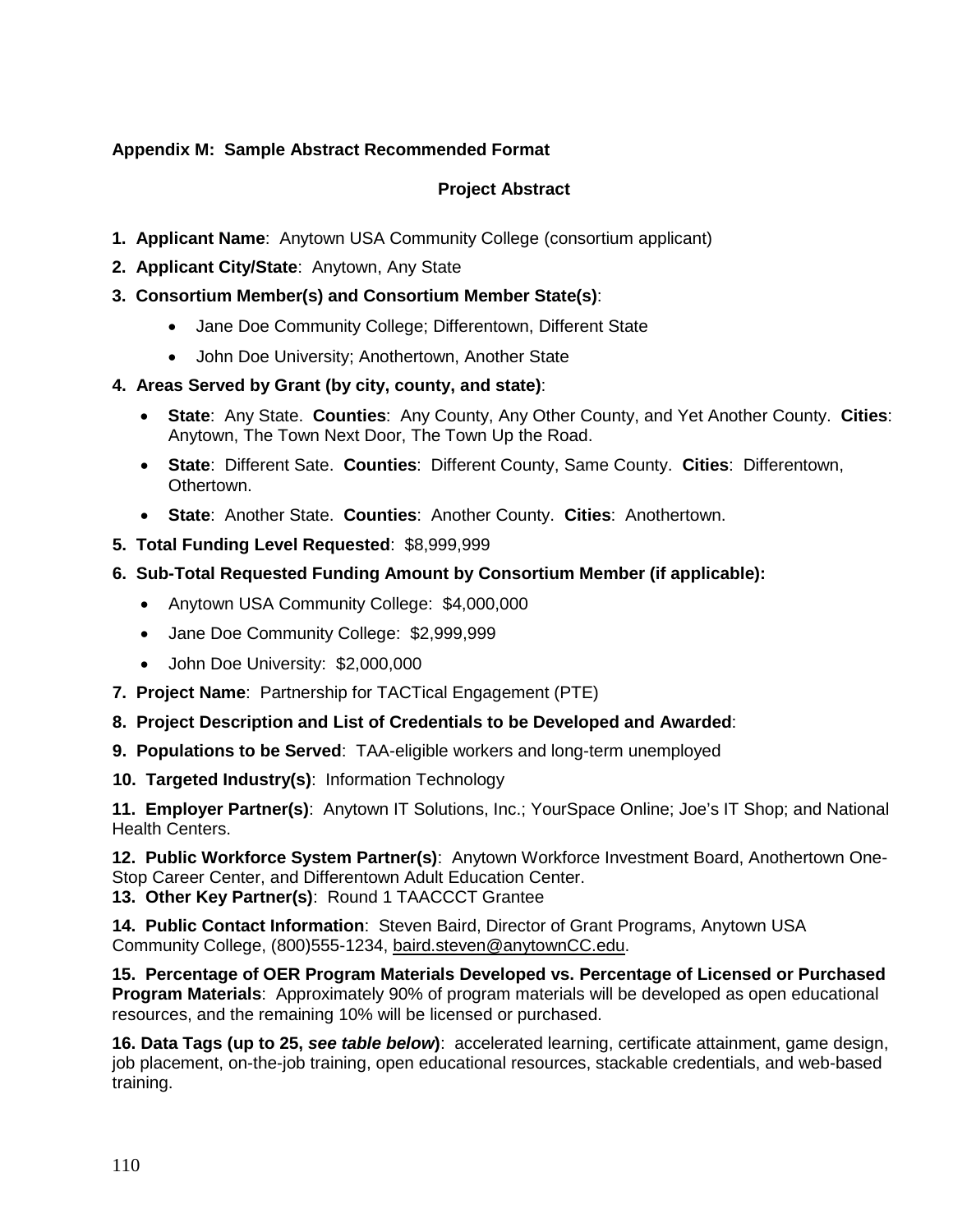**Appendix M: Sample Abstract Recommended Format**

**Project Abstract**

1. **Applicant Name**: Anytown USA Community College (consortium applicant)
2. **Applicant City/State**: Anytown, Any State
3. **Consortium Member(s) and Consortium Member State(s)**:
   - Jane Doe Community College; Differentown, Different State
   - John Doe University; Anothertown, Another State
4. **Areas Served by Grant (by city, county, and state)**:
   - **State**: Any State. **Counties**: Any County, Any Other County, and Yet Another County. **Cities**: Anytown, The Town Next Door, The Town Up the Road.
   - **State**: Different Sate. **Counties**: Different County, Same County. **Cities**: Differentown, Othertown.
   - **State**: Another State. **Counties**: Another County. **Cities**: Anothertown.
5. **Total Funding Level Requested**: $8,999,999
6. **Sub-Total Requested Funding Amount by Consortium Member (if applicable):**
   - Anytown USA Community College: $4,000,000
   - Jane Doe Community College: $2,999,999
   - John Doe University: $2,000,000
7. **Project Name**: Partnership for TACTical Engagement (PTE)
8. **Project Description and List of Credentials to be Developed and Awarded**:
9. **Populations to be Served**: TAA-eligible workers and long-term unemployed
10. **Targeted Industry(s)**: Information Technology
11. **Employer Partner(s)**: Anytown IT Solutions, Inc.; YourSpace Online; Joe's IT Shop; and National Health Centers.
12. **Public Workforce System Partner(s)**: Anytown Workforce Investment Board, Anothertown One-Stop Career Center, and Differentown Adult Education Center.
13. **Other Key Partner(s)**: Round 1 TAACCCT Grantee
14. **Public Contact Information**: Steven Baird, Director of Grant Programs, Anytown USA Community College, (800)555-1234, baird.steven@anytownCC.edu.
15. **Percentage of OER Program Materials Developed vs. Percentage of Licensed or Purchased Program Materials**: Approximately 90% of program materials will be developed as open educational resources, and the remaining 10% will be licensed or purchased.
16. **Data Tags (up to 25, *see table below*)**: accelerated learning, certificate attainment, game design, job placement, on-the-job training, open educational resources, stackable credentials, and web-based training.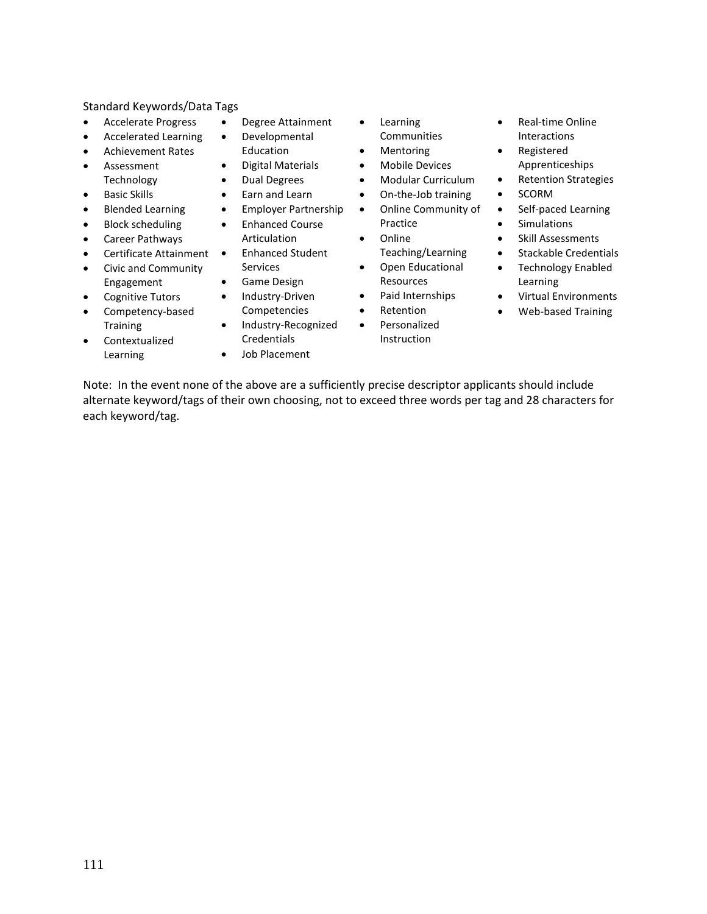Standard Keywords/Data Tags

- Accelerate Progress
- Accelerated Learning
- Achievement Rates
- Assessment Technology
- Basic Skills
- Blended Learning
- Block scheduling
- Career Pathways
- Certificate Attainment
- Civic and Community Engagement
- Cognitive Tutors
- Competency-based Training
- Contextualized Learning
- Degree Attainment
- Developmental Education
- Digital Materials
- Dual Degrees
- Earn and Learn
- Employer Partnership
- Enhanced Course Articulation
- Enhanced Student Services
- Game Design
- Industry-Driven Competencies
- Industry-Recognized Credentials
- Job Placement
- Learning Communities
- Mentoring
- Mobile Devices
- Modular Curriculum
- On-the-Job training
- Online Community of Practice
- Online Teaching/Learning
- Open Educational Resources
- Paid Internships
- Retention
- Personalized Instruction
- Real-time Online Interactions
- Registered Apprenticeships
- Retention Strategies
- SCORM
- Self-paced Learning
- Simulations
- Skill Assessments
- Stackable Credentials
- Technology Enabled Learning
- Virtual Environments
- Web-based Training

Note: In the event none of the above are a sufficiently precise descriptor applicants should include alternate keyword/tags of their own choosing, not to exceed three words per tag and 28 characters for each keyword/tag.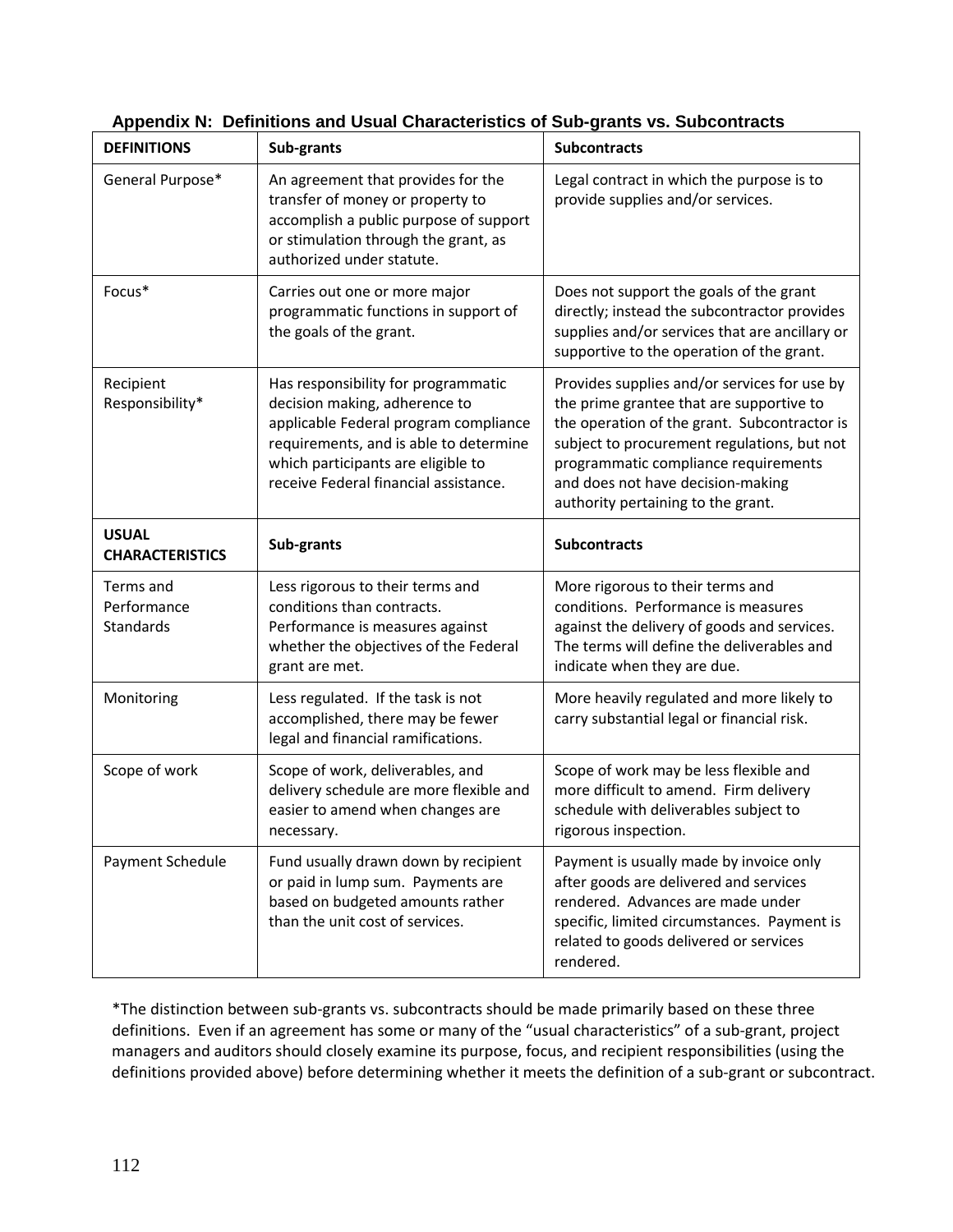## Appendix N: Definitions and Usual Characteristics of Sub-grants vs. Subcontracts

| **DEFINITIONS** | **Sub-grants** | **Subcontracts** |
|---|---|---|
| General Purpose* | An agreement that provides for the transfer of money or property to accomplish a public purpose of support or stimulation through the grant, as authorized under statute. | Legal contract in which the purpose is to provide supplies and/or services. |
| Focus* | Carries out one or more major programmatic functions in support of the goals of the grant. | Does not support the goals of the grant directly; instead the subcontractor provides supplies and/or services that are ancillary or supportive to the operation of the grant. |
| Recipient Responsibility* | Has responsibility for programmatic decision making, adherence to applicable Federal program compliance requirements, and is able to determine which participants are eligible to receive Federal financial assistance. | Provides supplies and/or services for use by the prime grantee that are supportive to the operation of the grant. Subcontractor is subject to procurement regulations, but not programmatic compliance requirements and does not have decision-making authority pertaining to the grant. |
| **USUAL CHARACTERISTICS** | **Sub-grants** | **Subcontracts** |
| Terms and Performance Standards | Less rigorous to their terms and conditions than contracts. Performance is measures against whether the objectives of the Federal grant are met. | More rigorous to their terms and conditions. Performance is measures against the delivery of goods and services. The terms will define the deliverables and indicate when they are due. |
| Monitoring | Less regulated. If the task is not accomplished, there may be fewer legal and financial ramifications. | More heavily regulated and more likely to carry substantial legal or financial risk. |
| Scope of work | Scope of work, deliverables, and delivery schedule are more flexible and easier to amend when changes are necessary. | Scope of work may be less flexible and more difficult to amend. Firm delivery schedule with deliverables subject to rigorous inspection. |
| Payment Schedule | Fund usually drawn down by recipient or paid in lump sum. Payments are based on budgeted amounts rather than the unit cost of services. | Payment is usually made by invoice only after goods are delivered and services rendered. Advances are made under specific, limited circumstances. Payment is related to goods delivered or services rendered. |

*The distinction between sub-grants vs. subcontracts should be made primarily based on these three definitions. Even if an agreement has some or many of the "usual characteristics" of a sub-grant, project managers and auditors should closely examine its purpose, focus, and recipient responsibilities (using the definitions provided above) before determining whether it meets the definition of a sub-grant or subcontract.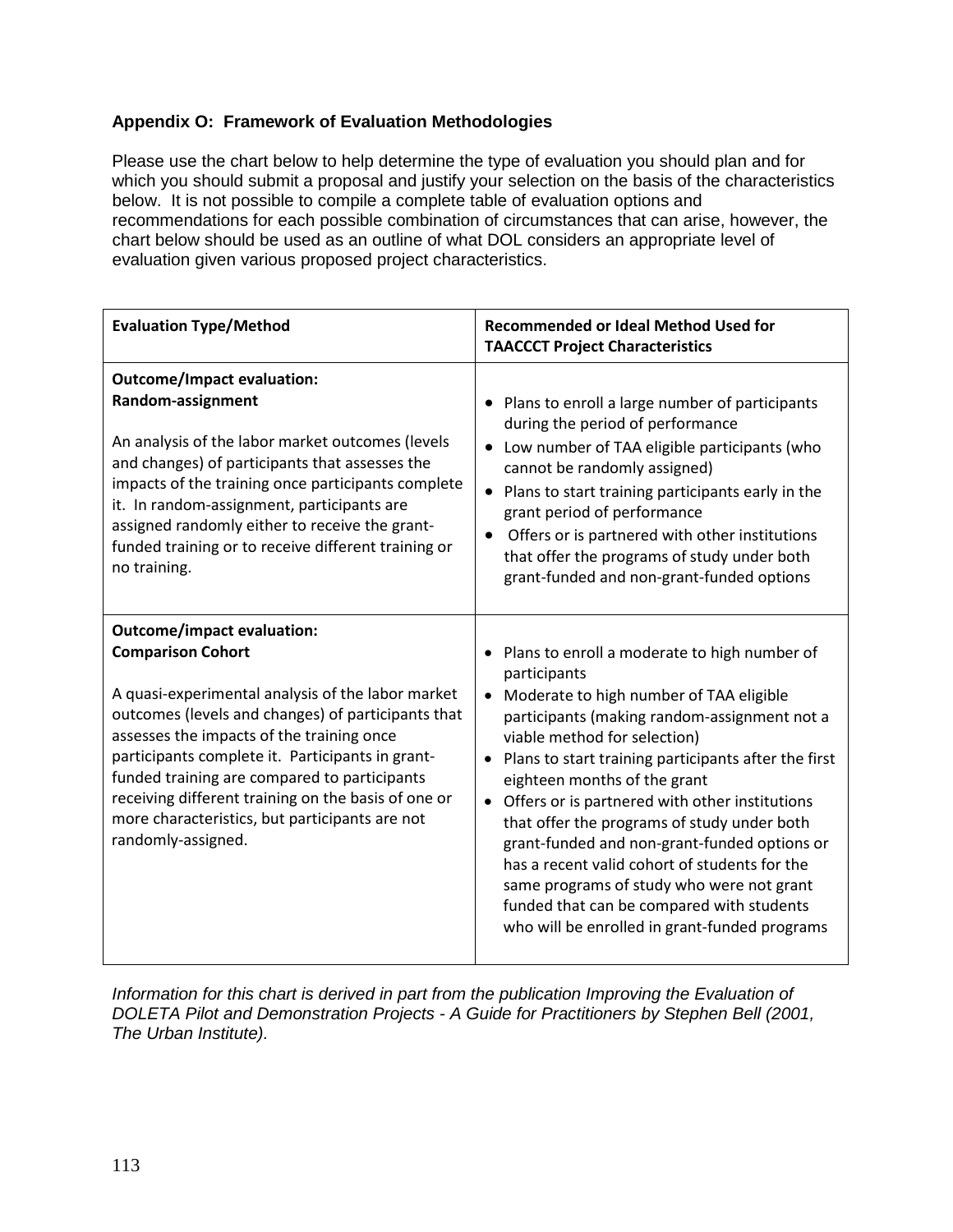### Appendix O: Framework of Evaluation Methodologies

Please use the chart below to help determine the type of evaluation you should plan and for which you should submit a proposal and justify your selection on the basis of the characteristics below. It is not possible to compile a complete table of evaluation options and recommendations for each possible combination of circumstances that can arise, however, the chart below should be used as an outline of what DOL considers an appropriate level of evaluation given various proposed project characteristics.

| Evaluation Type/Method | Recommended or Ideal Method Used for TAACCCT Project Characteristics |
|---|---|
| **Outcome/Impact evaluation: Random-assignment**<br><br>An analysis of the labor market outcomes (levels and changes) of participants that assesses the impacts of the training once participants complete it. In random-assignment, participants are assigned randomly either to receive the grant-funded training or to receive different training or no training. | • Plans to enroll a large number of participants during the period of performance<br>• Low number of TAA eligible participants (who cannot be randomly assigned)<br>• Plans to start training participants early in the grant period of performance<br>• Offers or is partnered with other institutions that offer the programs of study under both grant-funded and non-grant-funded options |
| **Outcome/impact evaluation: Comparison Cohort**<br><br>A quasi-experimental analysis of the labor market outcomes (levels and changes) of participants that assesses the impacts of the training once participants complete it. Participants in grant-funded training are compared to participants receiving different training on the basis of one or more characteristics, but participants are not randomly-assigned. | • Plans to enroll a moderate to high number of participants<br>• Moderate to high number of TAA eligible participants (making random-assignment not a viable method for selection)<br>• Plans to start training participants after the first eighteen months of the grant<br>• Offers or is partnered with other institutions that offer the programs of study under both grant-funded and non-grant-funded options or has a recent valid cohort of students for the same programs of study who were not grant funded that can be compared with students who will be enrolled in grant-funded programs |

*Information for this chart is derived in part from the publication Improving the Evaluation of DOLETA Pilot and Demonstration Projects - A Guide for Practitioners by Stephen Bell (2001, The Urban Institute).*